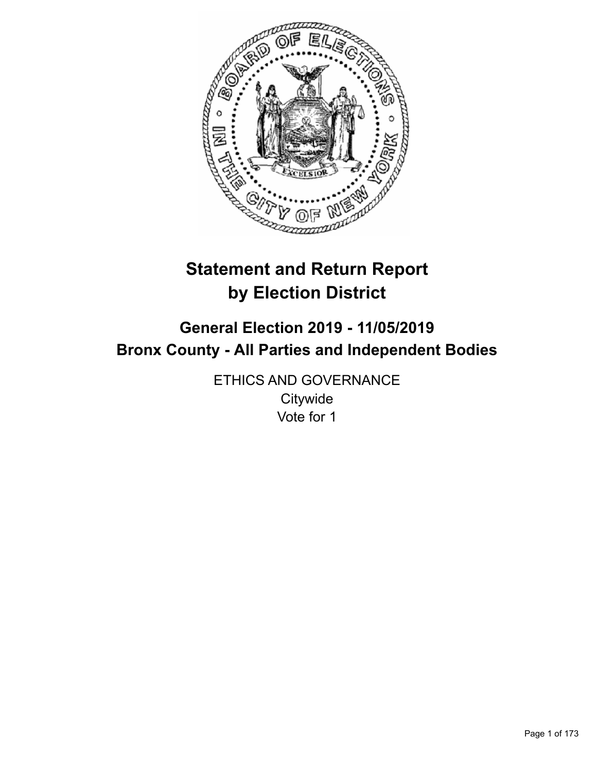# Statement and Return Report by Election District

## General Election 2019 - 11/05/2019
## Bronx County - All Parties and Independent Bodies

ETHICS AND GOVERNANCE
Citywide
Vote for 1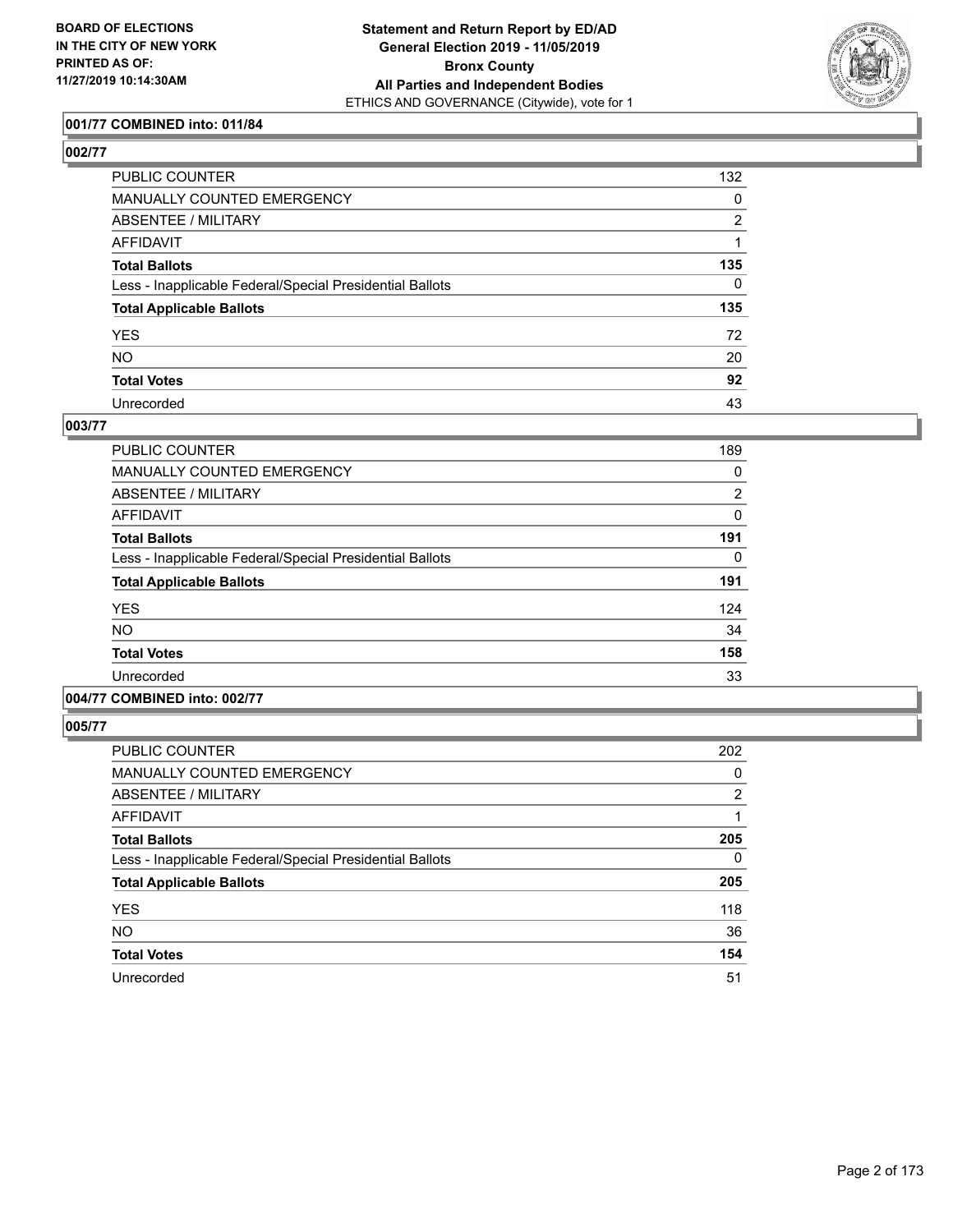### 001/77 COMBINED into: 011/84

### 002/77

| | |
|---|---|
| PUBLIC COUNTER | 132 |
| MANUALLY COUNTED EMERGENCY | 0 |
| ABSENTEE / MILITARY | 2 |
| AFFIDAVIT | 1 |
| **Total Ballots** | **135** |
| Less - Inapplicable Federal/Special Presidential Ballots | 0 |
| **Total Applicable Ballots** | **135** |
| YES | 72 |
| NO | 20 |
| **Total Votes** | **92** |
| Unrecorded | 43 |

### 003/77

| | |
|---|---|
| PUBLIC COUNTER | 189 |
| MANUALLY COUNTED EMERGENCY | 0 |
| ABSENTEE / MILITARY | 2 |
| AFFIDAVIT | 0 |
| **Total Ballots** | **191** |
| Less - Inapplicable Federal/Special Presidential Ballots | 0 |
| **Total Applicable Ballots** | **191** |
| YES | 124 |
| NO | 34 |
| **Total Votes** | **158** |
| Unrecorded | 33 |

### 004/77 COMBINED into: 002/77

### 005/77

| | |
|---|---|
| PUBLIC COUNTER | 202 |
| MANUALLY COUNTED EMERGENCY | 0 |
| ABSENTEE / MILITARY | 2 |
| AFFIDAVIT | 1 |
| **Total Ballots** | **205** |
| Less - Inapplicable Federal/Special Presidential Ballots | 0 |
| **Total Applicable Ballots** | **205** |
| YES | 118 |
| NO | 36 |
| **Total Votes** | **154** |
| Unrecorded | 51 |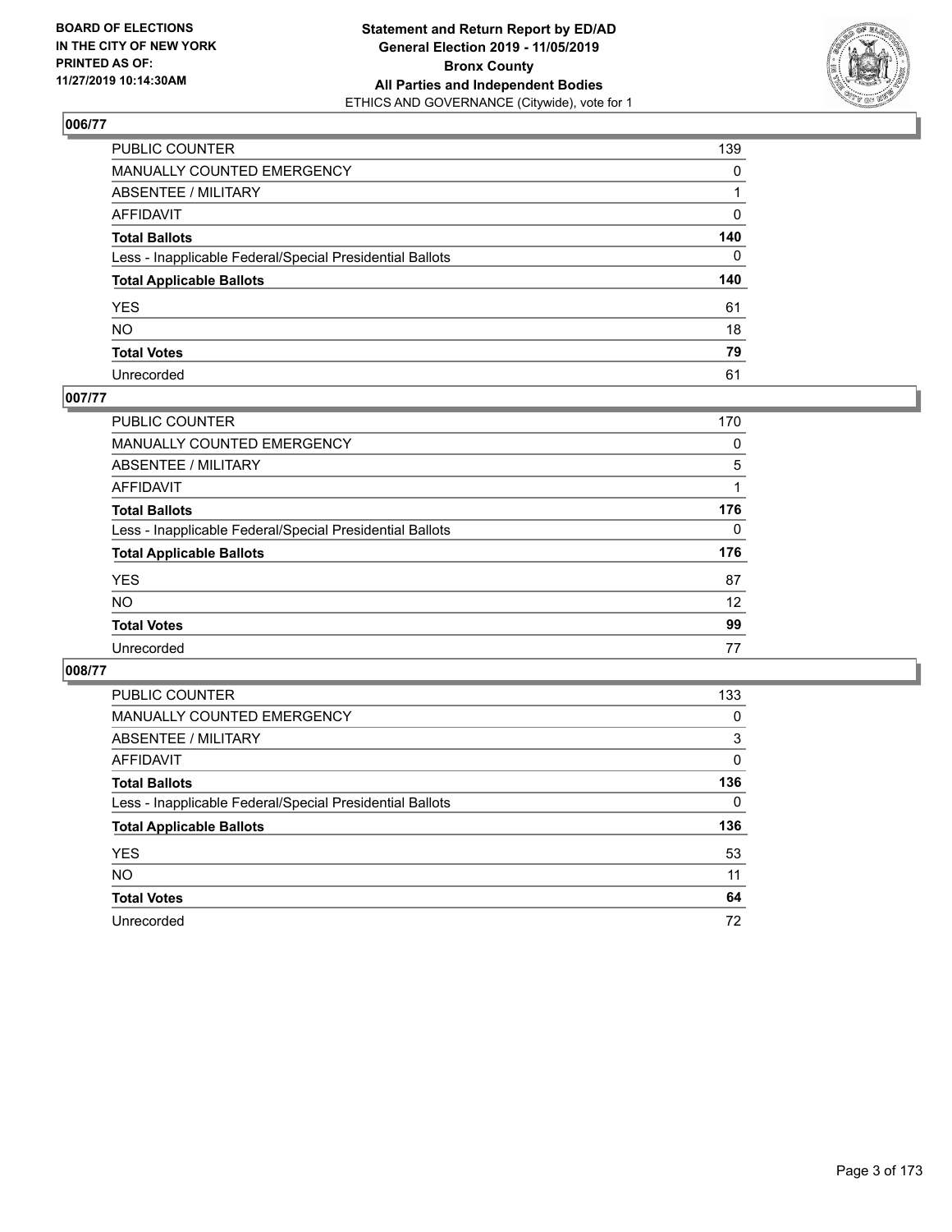## 006/77

| | |
|---|---|
| PUBLIC COUNTER | 139 |
| MANUALLY COUNTED EMERGENCY | 0 |
| ABSENTEE / MILITARY | 1 |
| AFFIDAVIT | 0 |
| **Total Ballots** | **140** |
| Less - Inapplicable Federal/Special Presidential Ballots | 0 |
| **Total Applicable Ballots** | **140** |
| YES | 61 |
| NO | 18 |
| **Total Votes** | **79** |
| Unrecorded | 61 |

## 007/77

| | |
|---|---|
| PUBLIC COUNTER | 170 |
| MANUALLY COUNTED EMERGENCY | 0 |
| ABSENTEE / MILITARY | 5 |
| AFFIDAVIT | 1 |
| **Total Ballots** | **176** |
| Less - Inapplicable Federal/Special Presidential Ballots | 0 |
| **Total Applicable Ballots** | **176** |
| YES | 87 |
| NO | 12 |
| **Total Votes** | **99** |
| Unrecorded | 77 |

## 008/77

| | |
|---|---|
| PUBLIC COUNTER | 133 |
| MANUALLY COUNTED EMERGENCY | 0 |
| ABSENTEE / MILITARY | 3 |
| AFFIDAVIT | 0 |
| **Total Ballots** | **136** |
| Less - Inapplicable Federal/Special Presidential Ballots | 0 |
| **Total Applicable Ballots** | **136** |
| YES | 53 |
| NO | 11 |
| **Total Votes** | **64** |
| Unrecorded | 72 |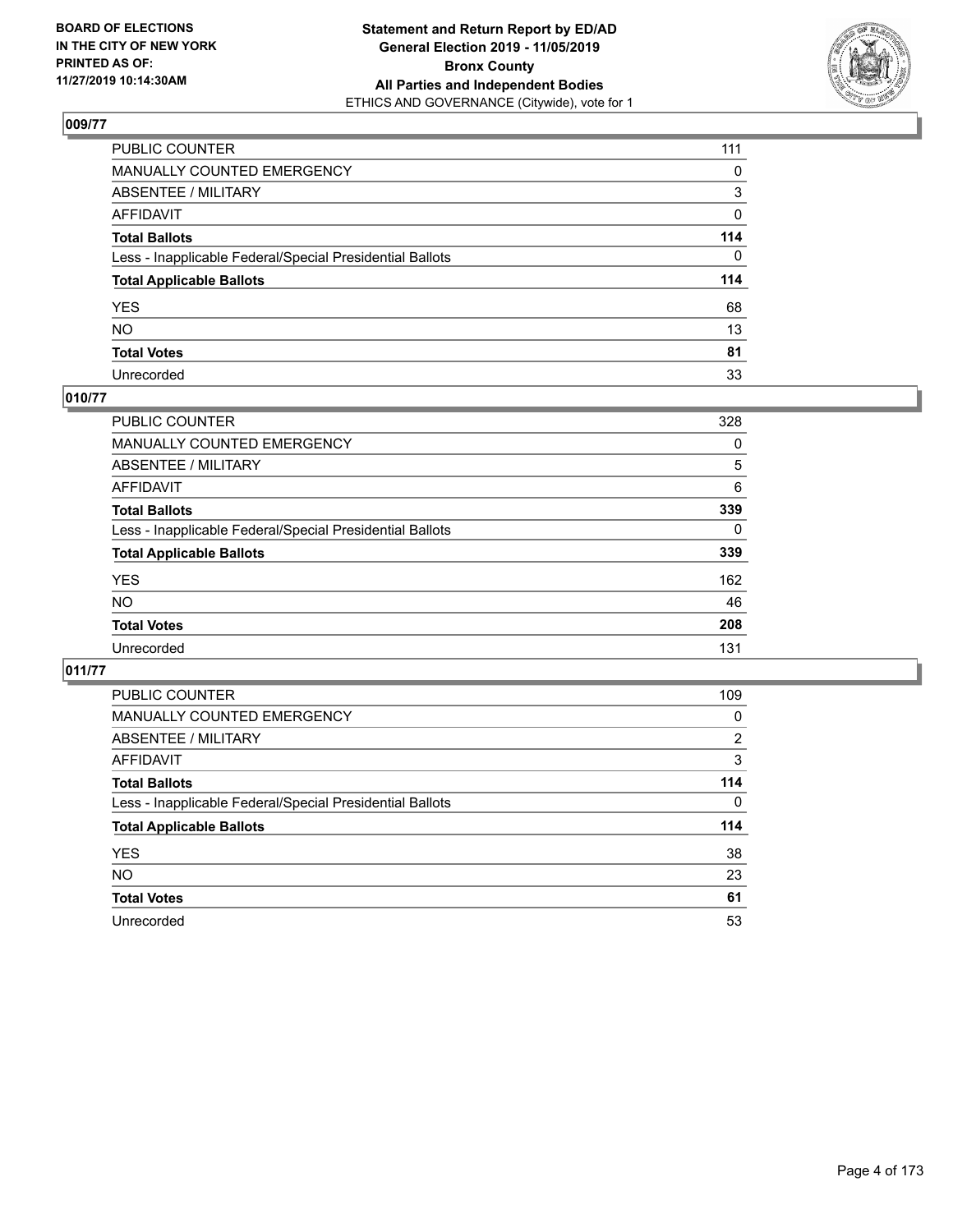**BOARD OF ELECTIONS IN THE CITY OF NEW YORK PRINTED AS OF: 11/27/2019 10:14:30AM**

**Statement and Return Report by ED/AD General Election 2019 - 11/05/2019 Bronx County All Parties and Independent Bodies**
ETHICS AND GOVERNANCE (Citywide), vote for 1

### 009/77

| | |
|---|---|
| PUBLIC COUNTER | 111 |
| MANUALLY COUNTED EMERGENCY | 0 |
| ABSENTEE / MILITARY | 3 |
| AFFIDAVIT | 0 |
| **Total Ballots** | **114** |
| Less - Inapplicable Federal/Special Presidential Ballots | 0 |
| **Total Applicable Ballots** | **114** |
| YES | 68 |
| NO | 13 |
| **Total Votes** | **81** |
| Unrecorded | 33 |

### 010/77

| | |
|---|---|
| PUBLIC COUNTER | 328 |
| MANUALLY COUNTED EMERGENCY | 0 |
| ABSENTEE / MILITARY | 5 |
| AFFIDAVIT | 6 |
| **Total Ballots** | **339** |
| Less - Inapplicable Federal/Special Presidential Ballots | 0 |
| **Total Applicable Ballots** | **339** |
| YES | 162 |
| NO | 46 |
| **Total Votes** | **208** |
| Unrecorded | 131 |

### 011/77

| | |
|---|---|
| PUBLIC COUNTER | 109 |
| MANUALLY COUNTED EMERGENCY | 0 |
| ABSENTEE / MILITARY | 2 |
| AFFIDAVIT | 3 |
| **Total Ballots** | **114** |
| Less - Inapplicable Federal/Special Presidential Ballots | 0 |
| **Total Applicable Ballots** | **114** |
| YES | 38 |
| NO | 23 |
| **Total Votes** | **61** |
| Unrecorded | 53 |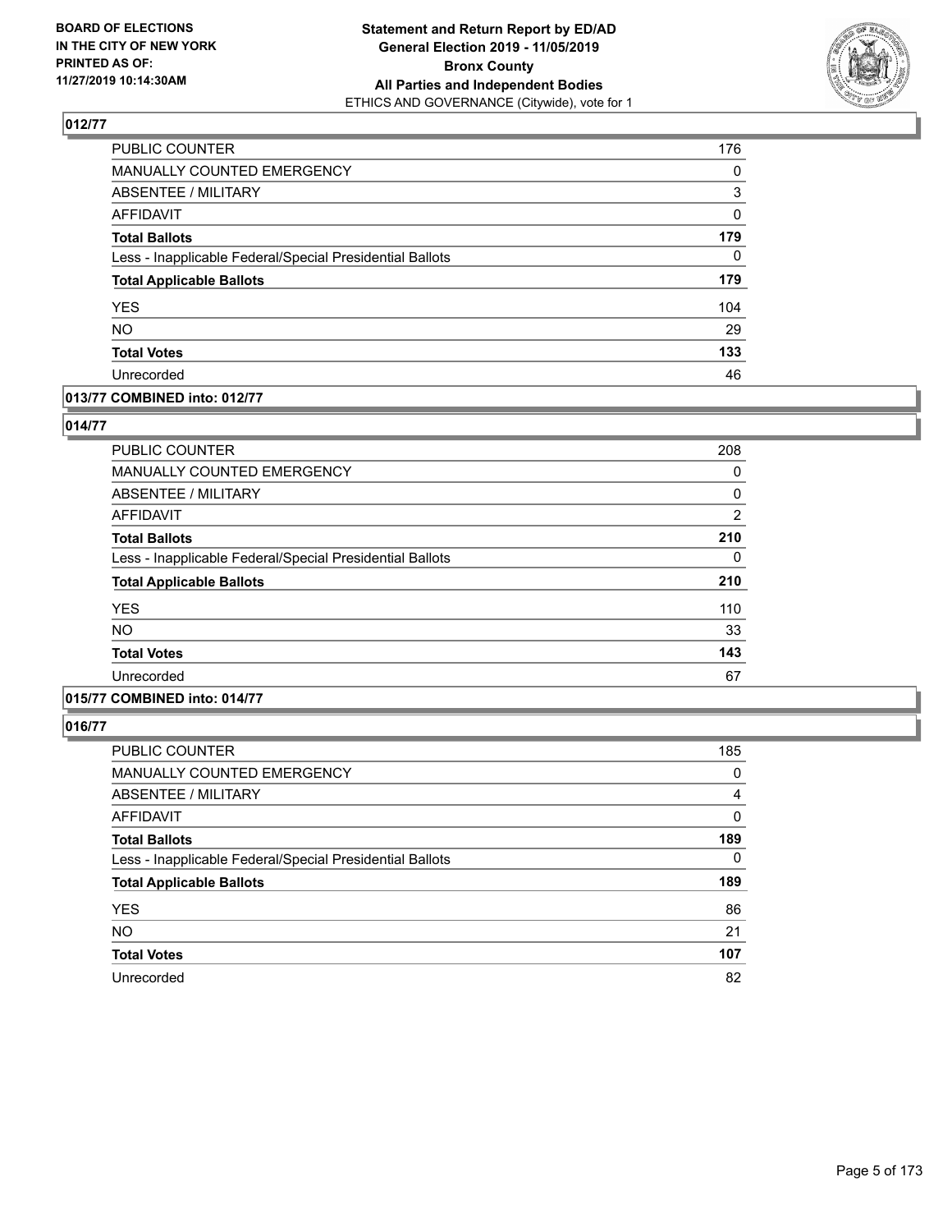## 012/77

| | |
|---|---|
| PUBLIC COUNTER | 176 |
| MANUALLY COUNTED EMERGENCY | 0 |
| ABSENTEE / MILITARY | 3 |
| AFFIDAVIT | 0 |
| **Total Ballots** | **179** |
| Less - Inapplicable Federal/Special Presidential Ballots | 0 |
| **Total Applicable Ballots** | **179** |
| YES | 104 |
| NO | 29 |
| **Total Votes** | **133** |
| Unrecorded | 46 |

## 013/77 COMBINED into: 012/77

## 014/77

| | |
|---|---|
| PUBLIC COUNTER | 208 |
| MANUALLY COUNTED EMERGENCY | 0 |
| ABSENTEE / MILITARY | 0 |
| AFFIDAVIT | 2 |
| **Total Ballots** | **210** |
| Less - Inapplicable Federal/Special Presidential Ballots | 0 |
| **Total Applicable Ballots** | **210** |
| YES | 110 |
| NO | 33 |
| **Total Votes** | **143** |
| Unrecorded | 67 |

## 015/77 COMBINED into: 014/77

## 016/77

| | |
|---|---|
| PUBLIC COUNTER | 185 |
| MANUALLY COUNTED EMERGENCY | 0 |
| ABSENTEE / MILITARY | 4 |
| AFFIDAVIT | 0 |
| **Total Ballots** | **189** |
| Less - Inapplicable Federal/Special Presidential Ballots | 0 |
| **Total Applicable Ballots** | **189** |
| YES | 86 |
| NO | 21 |
| **Total Votes** | **107** |
| Unrecorded | 82 |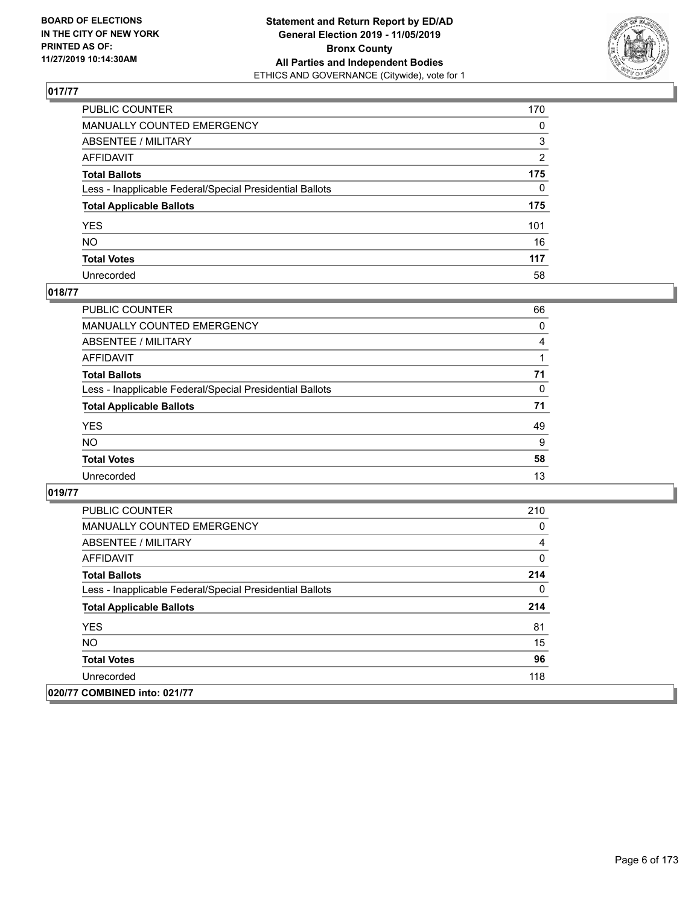**BOARD OF ELECTIONS IN THE CITY OF NEW YORK PRINTED AS OF: 11/27/2019 10:14:30AM**

**Statement and Return Report by ED/AD General Election 2019 - 11/05/2019 Bronx County All Parties and Independent Bodies**
ETHICS AND GOVERNANCE (Citywide), vote for 1

## 017/77

| | |
|---|---|
| PUBLIC COUNTER | 170 |
| MANUALLY COUNTED EMERGENCY | 0 |
| ABSENTEE / MILITARY | 3 |
| AFFIDAVIT | 2 |
| **Total Ballots** | **175** |
| Less - Inapplicable Federal/Special Presidential Ballots | 0 |
| **Total Applicable Ballots** | **175** |
| YES | 101 |
| NO | 16 |
| **Total Votes** | **117** |
| Unrecorded | 58 |

## 018/77

| | |
|---|---|
| PUBLIC COUNTER | 66 |
| MANUALLY COUNTED EMERGENCY | 0 |
| ABSENTEE / MILITARY | 4 |
| AFFIDAVIT | 1 |
| **Total Ballots** | **71** |
| Less - Inapplicable Federal/Special Presidential Ballots | 0 |
| **Total Applicable Ballots** | **71** |
| YES | 49 |
| NO | 9 |
| **Total Votes** | **58** |
| Unrecorded | 13 |

## 019/77

| | |
|---|---|
| PUBLIC COUNTER | 210 |
| MANUALLY COUNTED EMERGENCY | 0 |
| ABSENTEE / MILITARY | 4 |
| AFFIDAVIT | 0 |
| **Total Ballots** | **214** |
| Less - Inapplicable Federal/Special Presidential Ballots | 0 |
| **Total Applicable Ballots** | **214** |
| YES | 81 |
| NO | 15 |
| **Total Votes** | **96** |
| Unrecorded | 118 |

## 020/77 COMBINED into: 021/77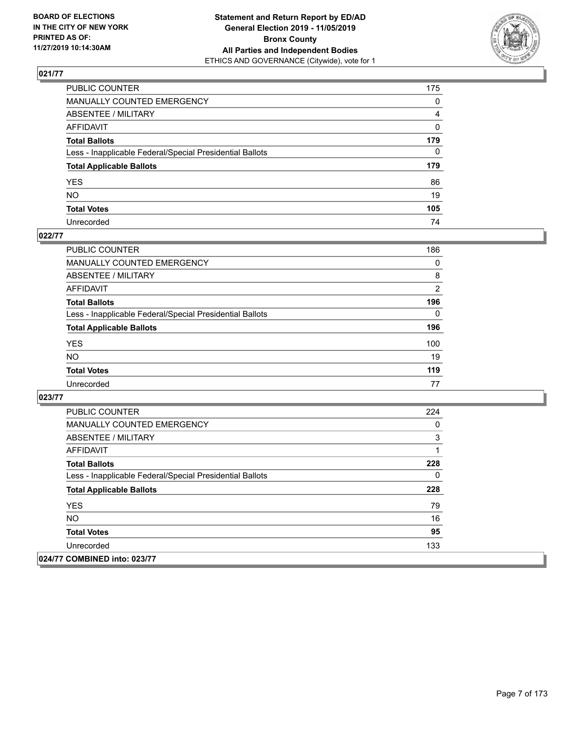## 021/77

| | |
|---|---|
| PUBLIC COUNTER | 175 |
| MANUALLY COUNTED EMERGENCY | 0 |
| ABSENTEE / MILITARY | 4 |
| AFFIDAVIT | 0 |
| **Total Ballots** | **179** |
| Less - Inapplicable Federal/Special Presidential Ballots | 0 |
| **Total Applicable Ballots** | **179** |
| YES | 86 |
| NO | 19 |
| **Total Votes** | **105** |
| Unrecorded | 74 |

## 022/77

| | |
|---|---|
| PUBLIC COUNTER | 186 |
| MANUALLY COUNTED EMERGENCY | 0 |
| ABSENTEE / MILITARY | 8 |
| AFFIDAVIT | 2 |
| **Total Ballots** | **196** |
| Less - Inapplicable Federal/Special Presidential Ballots | 0 |
| **Total Applicable Ballots** | **196** |
| YES | 100 |
| NO | 19 |
| **Total Votes** | **119** |
| Unrecorded | 77 |

## 023/77

| | |
|---|---|
| PUBLIC COUNTER | 224 |
| MANUALLY COUNTED EMERGENCY | 0 |
| ABSENTEE / MILITARY | 3 |
| AFFIDAVIT | 1 |
| **Total Ballots** | **228** |
| Less - Inapplicable Federal/Special Presidential Ballots | 0 |
| **Total Applicable Ballots** | **228** |
| YES | 79 |
| NO | 16 |
| **Total Votes** | **95** |
| Unrecorded | 133 |

## 024/77 COMBINED into: 023/77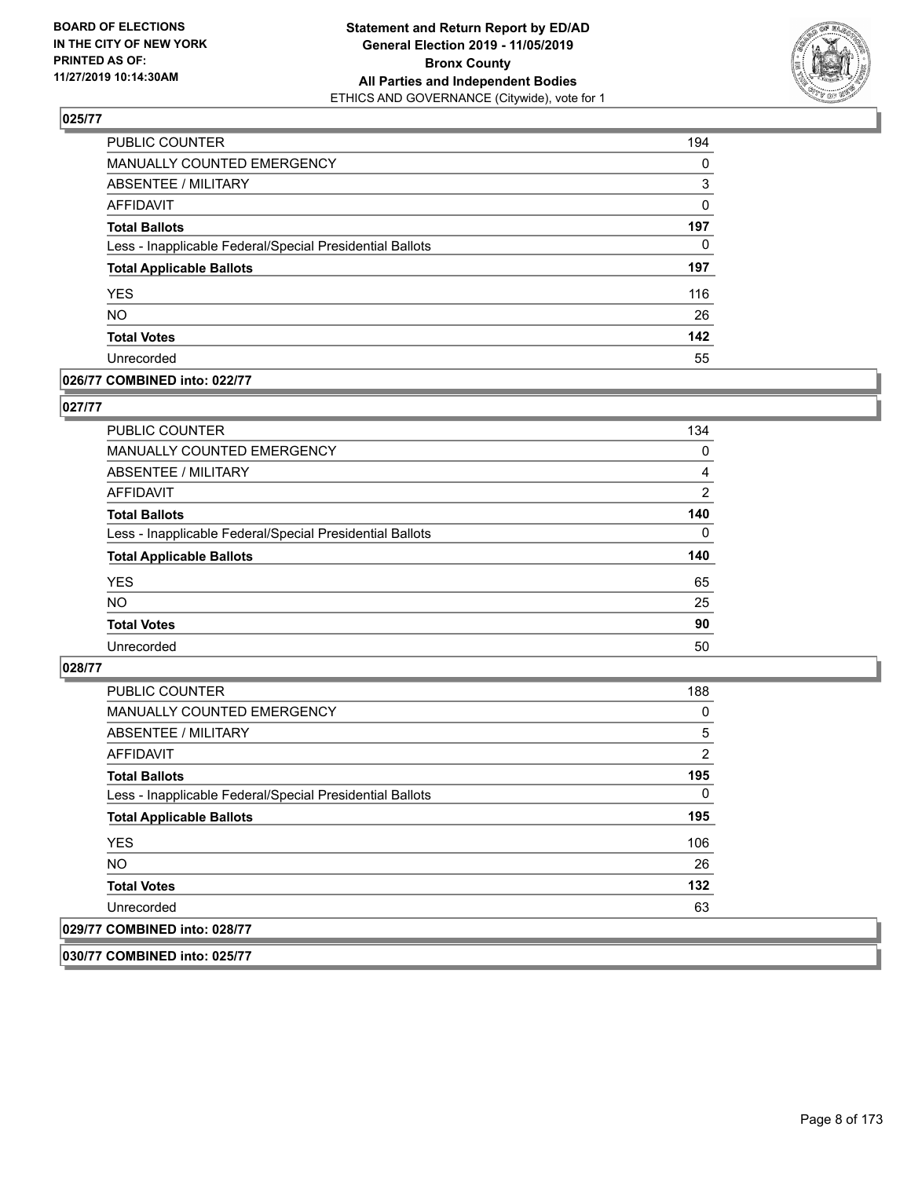### 025/77

| | |
|---|---|
| PUBLIC COUNTER | 194 |
| MANUALLY COUNTED EMERGENCY | 0 |
| ABSENTEE / MILITARY | 3 |
| AFFIDAVIT | 0 |
| **Total Ballots** | **197** |
| Less - Inapplicable Federal/Special Presidential Ballots | 0 |
| **Total Applicable Ballots** | **197** |
| YES | 116 |
| NO | 26 |
| **Total Votes** | **142** |
| Unrecorded | 55 |

### 026/77 COMBINED into: 022/77

### 027/77

| | |
|---|---|
| PUBLIC COUNTER | 134 |
| MANUALLY COUNTED EMERGENCY | 0 |
| ABSENTEE / MILITARY | 4 |
| AFFIDAVIT | 2 |
| **Total Ballots** | **140** |
| Less - Inapplicable Federal/Special Presidential Ballots | 0 |
| **Total Applicable Ballots** | **140** |
| YES | 65 |
| NO | 25 |
| **Total Votes** | **90** |
| Unrecorded | 50 |

### 028/77

| | |
|---|---|
| PUBLIC COUNTER | 188 |
| MANUALLY COUNTED EMERGENCY | 0 |
| ABSENTEE / MILITARY | 5 |
| AFFIDAVIT | 2 |
| **Total Ballots** | **195** |
| Less - Inapplicable Federal/Special Presidential Ballots | 0 |
| **Total Applicable Ballots** | **195** |
| YES | 106 |
| NO | 26 |
| **Total Votes** | **132** |
| Unrecorded | 63 |

### 029/77 COMBINED into: 028/77

### 030/77 COMBINED into: 025/77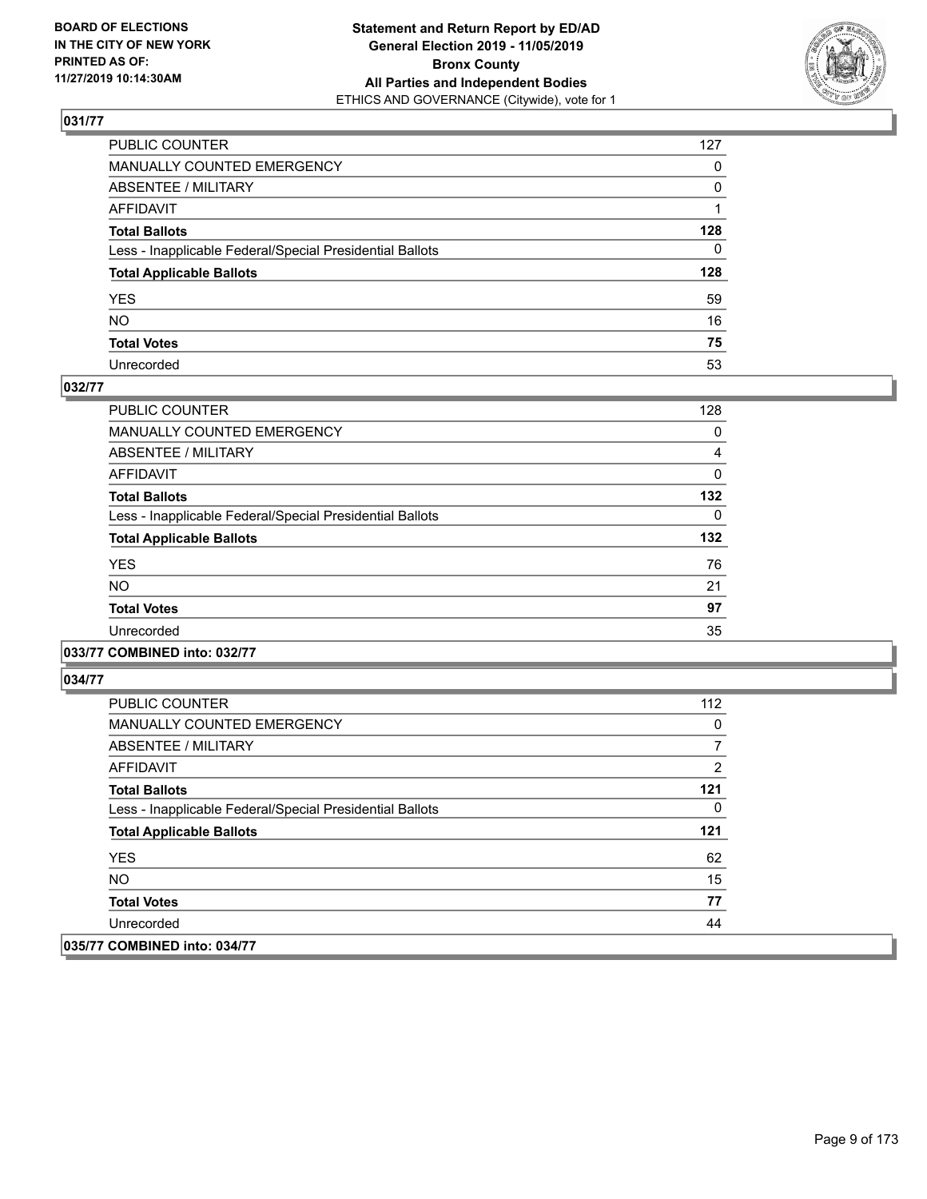BOARD OF ELECTIONS
IN THE CITY OF NEW YORK
PRINTED AS OF:
11/27/2019 10:14:30AM

**Statement and Return Report by ED/AD**
**General Election 2019 - 11/05/2019**
**Bronx County**
**All Parties and Independent Bodies**
ETHICS AND GOVERNANCE (Citywide), vote for 1

## 031/77

| | |
|---|---|
| PUBLIC COUNTER | 127 |
| MANUALLY COUNTED EMERGENCY | 0 |
| ABSENTEE / MILITARY | 0 |
| AFFIDAVIT | 1 |
| **Total Ballots** | **128** |
| Less - Inapplicable Federal/Special Presidential Ballots | 0 |
| **Total Applicable Ballots** | **128** |
| YES | 59 |
| NO | 16 |
| **Total Votes** | **75** |
| Unrecorded | 53 |

## 032/77

| | |
|---|---|
| PUBLIC COUNTER | 128 |
| MANUALLY COUNTED EMERGENCY | 0 |
| ABSENTEE / MILITARY | 4 |
| AFFIDAVIT | 0 |
| **Total Ballots** | **132** |
| Less - Inapplicable Federal/Special Presidential Ballots | 0 |
| **Total Applicable Ballots** | **132** |
| YES | 76 |
| NO | 21 |
| **Total Votes** | **97** |
| Unrecorded | 35 |

## 033/77 COMBINED into: 032/77

## 034/77

| | |
|---|---|
| PUBLIC COUNTER | 112 |
| MANUALLY COUNTED EMERGENCY | 0 |
| ABSENTEE / MILITARY | 7 |
| AFFIDAVIT | 2 |
| **Total Ballots** | **121** |
| Less - Inapplicable Federal/Special Presidential Ballots | 0 |
| **Total Applicable Ballots** | **121** |
| YES | 62 |
| NO | 15 |
| **Total Votes** | **77** |
| Unrecorded | 44 |

## 035/77 COMBINED into: 034/77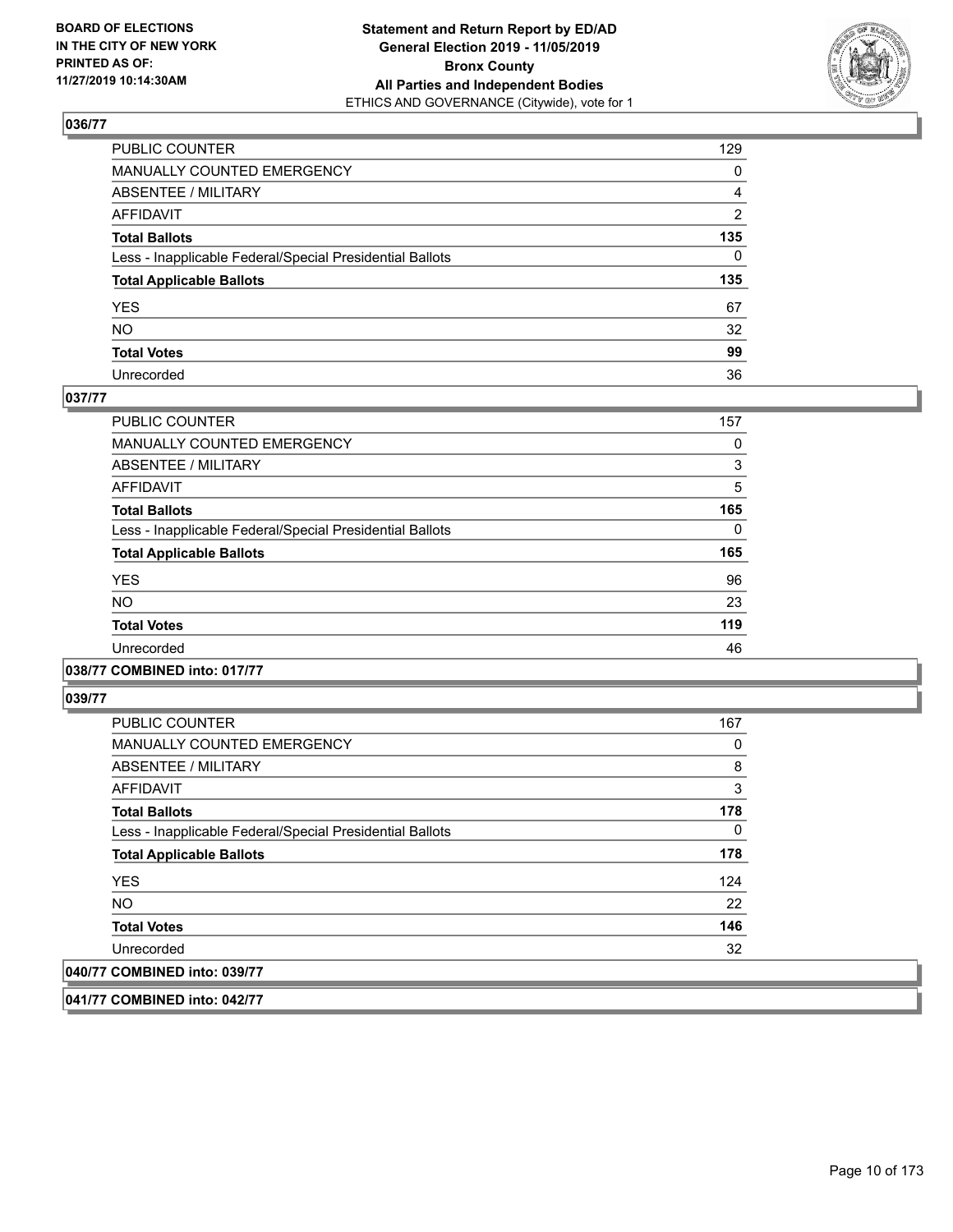### 036/77

| | |
|---|---|
| PUBLIC COUNTER | 129 |
| MANUALLY COUNTED EMERGENCY | 0 |
| ABSENTEE / MILITARY | 4 |
| AFFIDAVIT | 2 |
| **Total Ballots** | **135** |
| Less - Inapplicable Federal/Special Presidential Ballots | 0 |
| **Total Applicable Ballots** | **135** |
| YES | 67 |
| NO | 32 |
| **Total Votes** | **99** |
| Unrecorded | 36 |

### 037/77

| | |
|---|---|
| PUBLIC COUNTER | 157 |
| MANUALLY COUNTED EMERGENCY | 0 |
| ABSENTEE / MILITARY | 3 |
| AFFIDAVIT | 5 |
| **Total Ballots** | **165** |
| Less - Inapplicable Federal/Special Presidential Ballots | 0 |
| **Total Applicable Ballots** | **165** |
| YES | 96 |
| NO | 23 |
| **Total Votes** | **119** |
| Unrecorded | 46 |

### 038/77 COMBINED into: 017/77

### 039/77

| | |
|---|---|
| PUBLIC COUNTER | 167 |
| MANUALLY COUNTED EMERGENCY | 0 |
| ABSENTEE / MILITARY | 8 |
| AFFIDAVIT | 3 |
| **Total Ballots** | **178** |
| Less - Inapplicable Federal/Special Presidential Ballots | 0 |
| **Total Applicable Ballots** | **178** |
| YES | 124 |
| NO | 22 |
| **Total Votes** | **146** |
| Unrecorded | 32 |

### 040/77 COMBINED into: 039/77

### 041/77 COMBINED into: 042/77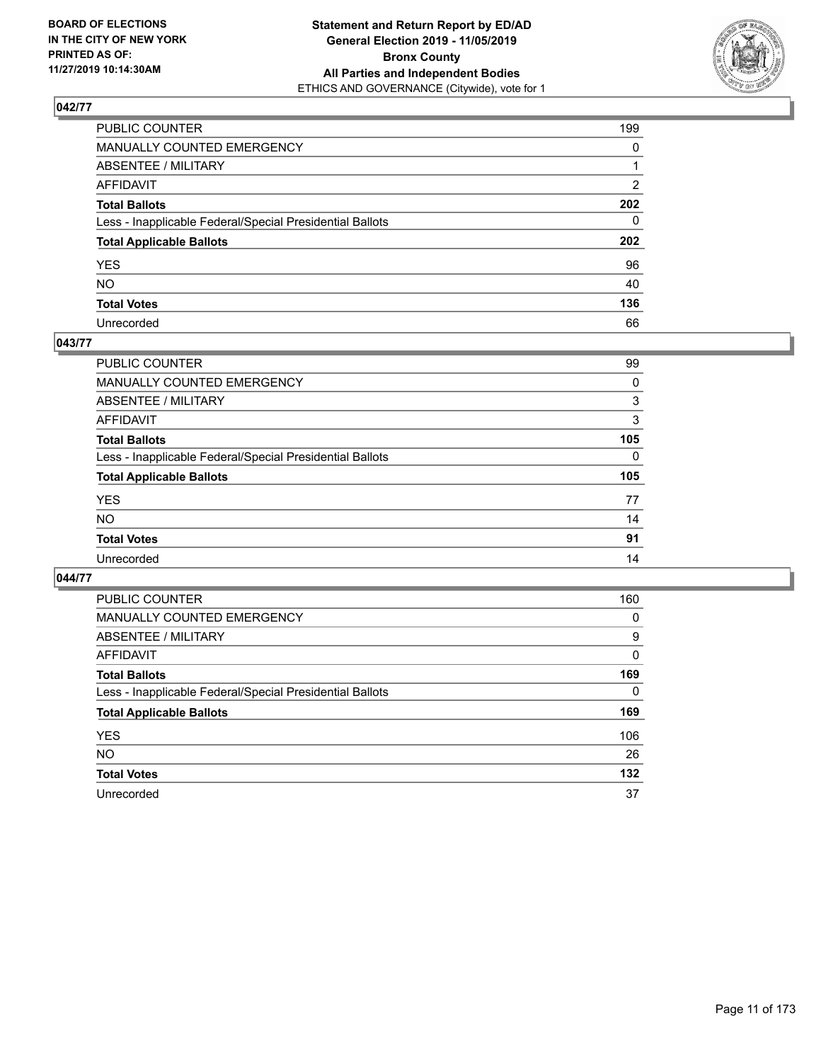**BOARD OF ELECTIONS IN THE CITY OF NEW YORK PRINTED AS OF: 11/27/2019 10:14:30AM**

**Statement and Return Report by ED/AD General Election 2019 - 11/05/2019 Bronx County All Parties and Independent Bodies**

ETHICS AND GOVERNANCE (Citywide), vote for 1

## 042/77

| | |
|---|---|
| PUBLIC COUNTER | 199 |
| MANUALLY COUNTED EMERGENCY | 0 |
| ABSENTEE / MILITARY | 1 |
| AFFIDAVIT | 2 |
| **Total Ballots** | **202** |
| Less - Inapplicable Federal/Special Presidential Ballots | 0 |
| **Total Applicable Ballots** | **202** |
| YES | 96 |
| NO | 40 |
| **Total Votes** | **136** |
| Unrecorded | 66 |

## 043/77

| | |
|---|---|
| PUBLIC COUNTER | 99 |
| MANUALLY COUNTED EMERGENCY | 0 |
| ABSENTEE / MILITARY | 3 |
| AFFIDAVIT | 3 |
| **Total Ballots** | **105** |
| Less - Inapplicable Federal/Special Presidential Ballots | 0 |
| **Total Applicable Ballots** | **105** |
| YES | 77 |
| NO | 14 |
| **Total Votes** | **91** |
| Unrecorded | 14 |

## 044/77

| | |
|---|---|
| PUBLIC COUNTER | 160 |
| MANUALLY COUNTED EMERGENCY | 0 |
| ABSENTEE / MILITARY | 9 |
| AFFIDAVIT | 0 |
| **Total Ballots** | **169** |
| Less - Inapplicable Federal/Special Presidential Ballots | 0 |
| **Total Applicable Ballots** | **169** |
| YES | 106 |
| NO | 26 |
| **Total Votes** | **132** |
| Unrecorded | 37 |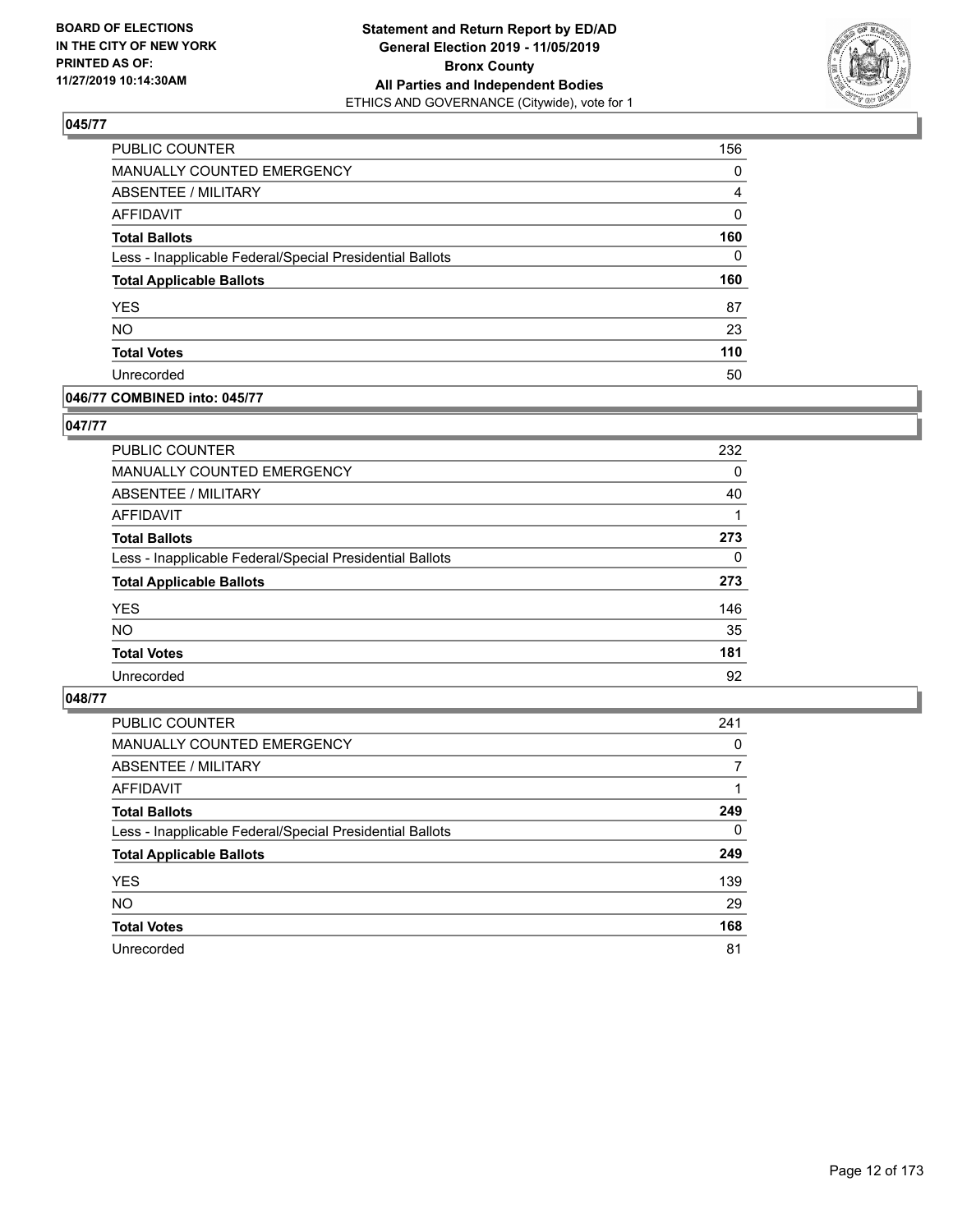## 045/77

| | |
|---|---|
| PUBLIC COUNTER | 156 |
| MANUALLY COUNTED EMERGENCY | 0 |
| ABSENTEE / MILITARY | 4 |
| AFFIDAVIT | 0 |
| **Total Ballots** | **160** |
| Less - Inapplicable Federal/Special Presidential Ballots | 0 |
| **Total Applicable Ballots** | **160** |
| YES | 87 |
| NO | 23 |
| **Total Votes** | **110** |
| Unrecorded | 50 |

## 046/77 COMBINED into: 045/77

## 047/77

| | |
|---|---|
| PUBLIC COUNTER | 232 |
| MANUALLY COUNTED EMERGENCY | 0 |
| ABSENTEE / MILITARY | 40 |
| AFFIDAVIT | 1 |
| **Total Ballots** | **273** |
| Less - Inapplicable Federal/Special Presidential Ballots | 0 |
| **Total Applicable Ballots** | **273** |
| YES | 146 |
| NO | 35 |
| **Total Votes** | **181** |
| Unrecorded | 92 |

## 048/77

| | |
|---|---|
| PUBLIC COUNTER | 241 |
| MANUALLY COUNTED EMERGENCY | 0 |
| ABSENTEE / MILITARY | 7 |
| AFFIDAVIT | 1 |
| **Total Ballots** | **249** |
| Less - Inapplicable Federal/Special Presidential Ballots | 0 |
| **Total Applicable Ballots** | **249** |
| YES | 139 |
| NO | 29 |
| **Total Votes** | **168** |
| Unrecorded | 81 |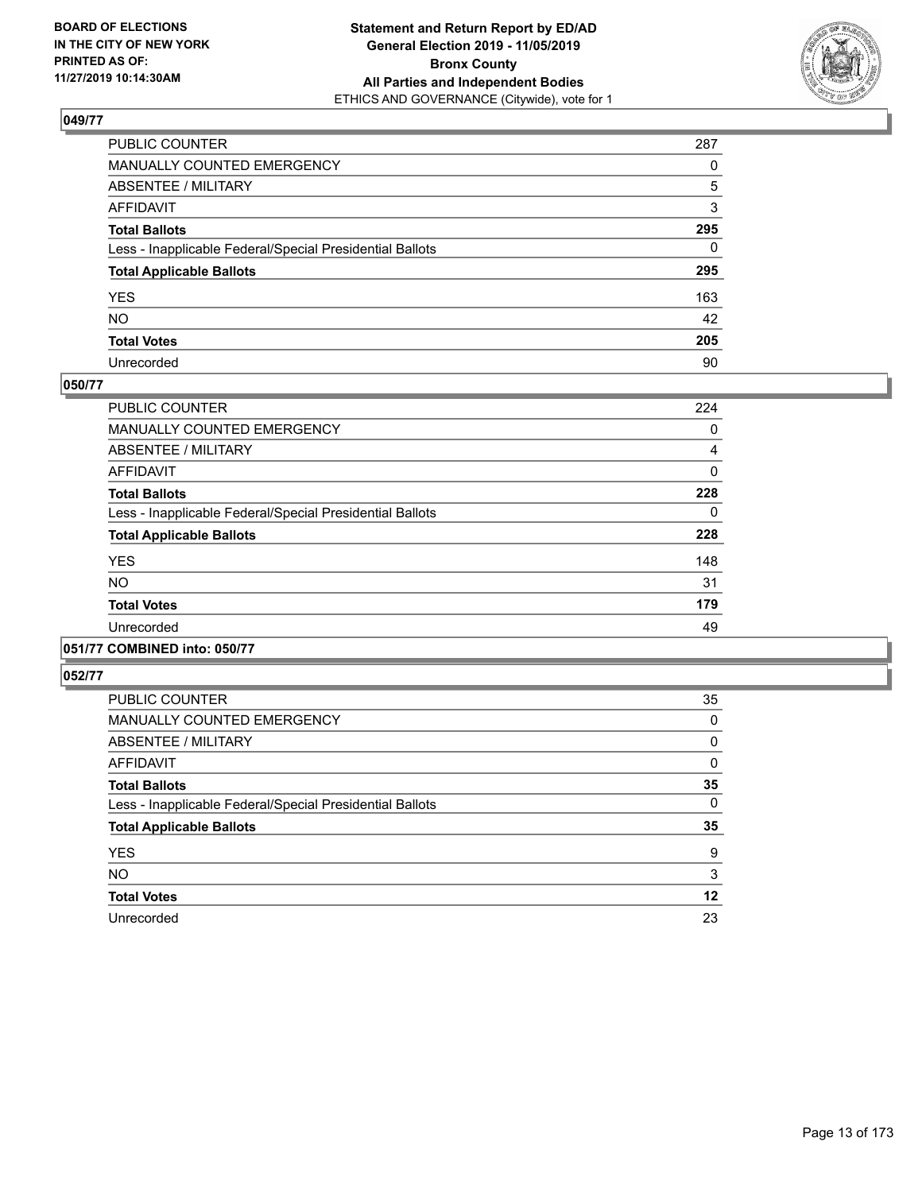## 049/77

| | |
|---|---|
| PUBLIC COUNTER | 287 |
| MANUALLY COUNTED EMERGENCY | 0 |
| ABSENTEE / MILITARY | 5 |
| AFFIDAVIT | 3 |
| **Total Ballots** | **295** |
| Less - Inapplicable Federal/Special Presidential Ballots | 0 |
| **Total Applicable Ballots** | **295** |
| YES | 163 |
| NO | 42 |
| **Total Votes** | **205** |
| Unrecorded | 90 |

## 050/77

| | |
|---|---|
| PUBLIC COUNTER | 224 |
| MANUALLY COUNTED EMERGENCY | 0 |
| ABSENTEE / MILITARY | 4 |
| AFFIDAVIT | 0 |
| **Total Ballots** | **228** |
| Less - Inapplicable Federal/Special Presidential Ballots | 0 |
| **Total Applicable Ballots** | **228** |
| YES | 148 |
| NO | 31 |
| **Total Votes** | **179** |
| Unrecorded | 49 |

## 051/77 COMBINED into: 050/77

## 052/77

| | |
|---|---|
| PUBLIC COUNTER | 35 |
| MANUALLY COUNTED EMERGENCY | 0 |
| ABSENTEE / MILITARY | 0 |
| AFFIDAVIT | 0 |
| **Total Ballots** | **35** |
| Less - Inapplicable Federal/Special Presidential Ballots | 0 |
| **Total Applicable Ballots** | **35** |
| YES | 9 |
| NO | 3 |
| **Total Votes** | **12** |
| Unrecorded | 23 |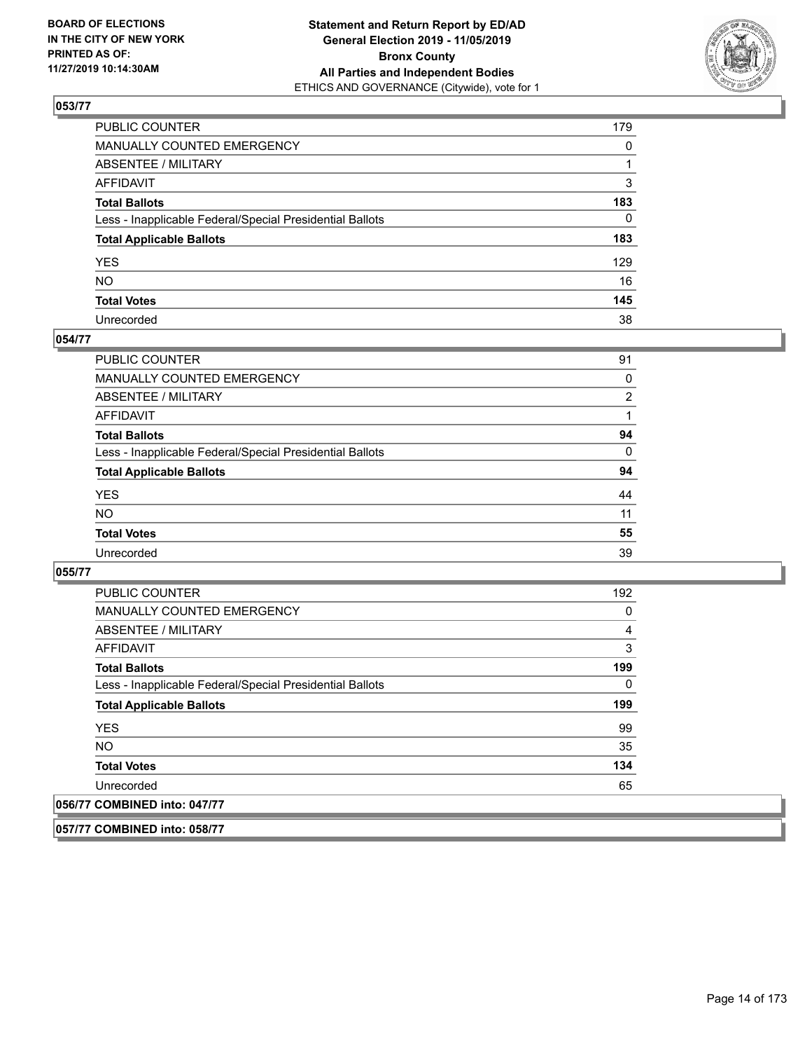## 053/77

| | |
|---|---|
| PUBLIC COUNTER | 179 |
| MANUALLY COUNTED EMERGENCY | 0 |
| ABSENTEE / MILITARY | 1 |
| AFFIDAVIT | 3 |
| **Total Ballots** | **183** |
| Less - Inapplicable Federal/Special Presidential Ballots | 0 |
| **Total Applicable Ballots** | **183** |
| YES | 129 |
| NO | 16 |
| **Total Votes** | **145** |
| Unrecorded | 38 |

## 054/77

| | |
|---|---|
| PUBLIC COUNTER | 91 |
| MANUALLY COUNTED EMERGENCY | 0 |
| ABSENTEE / MILITARY | 2 |
| AFFIDAVIT | 1 |
| **Total Ballots** | **94** |
| Less - Inapplicable Federal/Special Presidential Ballots | 0 |
| **Total Applicable Ballots** | **94** |
| YES | 44 |
| NO | 11 |
| **Total Votes** | **55** |
| Unrecorded | 39 |

## 055/77

| | |
|---|---|
| PUBLIC COUNTER | 192 |
| MANUALLY COUNTED EMERGENCY | 0 |
| ABSENTEE / MILITARY | 4 |
| AFFIDAVIT | 3 |
| **Total Ballots** | **199** |
| Less - Inapplicable Federal/Special Presidential Ballots | 0 |
| **Total Applicable Ballots** | **199** |
| YES | 99 |
| NO | 35 |
| **Total Votes** | **134** |
| Unrecorded | 65 |

## 056/77 COMBINED into: 047/77

## 057/77 COMBINED into: 058/77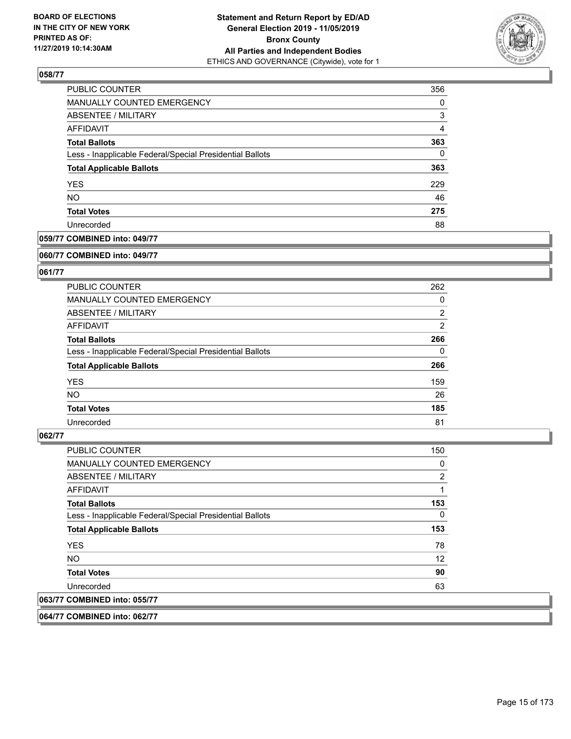## 058/77

| | |
|---|---|
| PUBLIC COUNTER | 356 |
| MANUALLY COUNTED EMERGENCY | 0 |
| ABSENTEE / MILITARY | 3 |
| AFFIDAVIT | 4 |
| **Total Ballots** | **363** |
| Less - Inapplicable Federal/Special Presidential Ballots | 0 |
| **Total Applicable Ballots** | **363** |
| YES | 229 |
| NO | 46 |
| **Total Votes** | **275** |
| Unrecorded | 88 |

## 059/77 COMBINED into: 049/77

## 060/77 COMBINED into: 049/77

## 061/77

| | |
|---|---|
| PUBLIC COUNTER | 262 |
| MANUALLY COUNTED EMERGENCY | 0 |
| ABSENTEE / MILITARY | 2 |
| AFFIDAVIT | 2 |
| **Total Ballots** | **266** |
| Less - Inapplicable Federal/Special Presidential Ballots | 0 |
| **Total Applicable Ballots** | **266** |
| YES | 159 |
| NO | 26 |
| **Total Votes** | **185** |
| Unrecorded | 81 |

## 062/77

| | |
|---|---|
| PUBLIC COUNTER | 150 |
| MANUALLY COUNTED EMERGENCY | 0 |
| ABSENTEE / MILITARY | 2 |
| AFFIDAVIT | 1 |
| **Total Ballots** | **153** |
| Less - Inapplicable Federal/Special Presidential Ballots | 0 |
| **Total Applicable Ballots** | **153** |
| YES | 78 |
| NO | 12 |
| **Total Votes** | **90** |
| Unrecorded | 63 |

## 063/77 COMBINED into: 055/77

## 064/77 COMBINED into: 062/77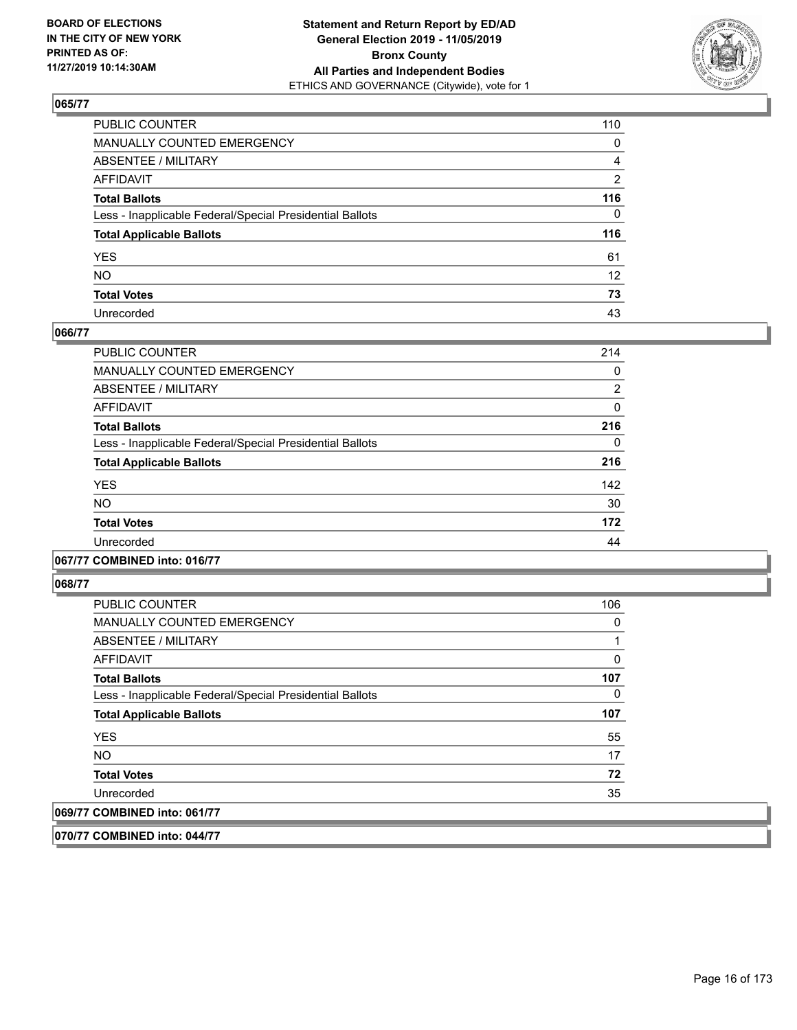### 065/77

| | |
|---|---|
| PUBLIC COUNTER | 110 |
| MANUALLY COUNTED EMERGENCY | 0 |
| ABSENTEE / MILITARY | 4 |
| AFFIDAVIT | 2 |
| **Total Ballots** | **116** |
| Less - Inapplicable Federal/Special Presidential Ballots | 0 |
| **Total Applicable Ballots** | **116** |
| YES | 61 |
| NO | 12 |
| **Total Votes** | **73** |
| Unrecorded | 43 |

### 066/77

| | |
|---|---|
| PUBLIC COUNTER | 214 |
| MANUALLY COUNTED EMERGENCY | 0 |
| ABSENTEE / MILITARY | 2 |
| AFFIDAVIT | 0 |
| **Total Ballots** | **216** |
| Less - Inapplicable Federal/Special Presidential Ballots | 0 |
| **Total Applicable Ballots** | **216** |
| YES | 142 |
| NO | 30 |
| **Total Votes** | **172** |
| Unrecorded | 44 |

### 067/77 COMBINED into: 016/77

### 068/77

| | |
|---|---|
| PUBLIC COUNTER | 106 |
| MANUALLY COUNTED EMERGENCY | 0 |
| ABSENTEE / MILITARY | 1 |
| AFFIDAVIT | 0 |
| **Total Ballots** | **107** |
| Less - Inapplicable Federal/Special Presidential Ballots | 0 |
| **Total Applicable Ballots** | **107** |
| YES | 55 |
| NO | 17 |
| **Total Votes** | **72** |
| Unrecorded | 35 |

### 069/77 COMBINED into: 061/77

### 070/77 COMBINED into: 044/77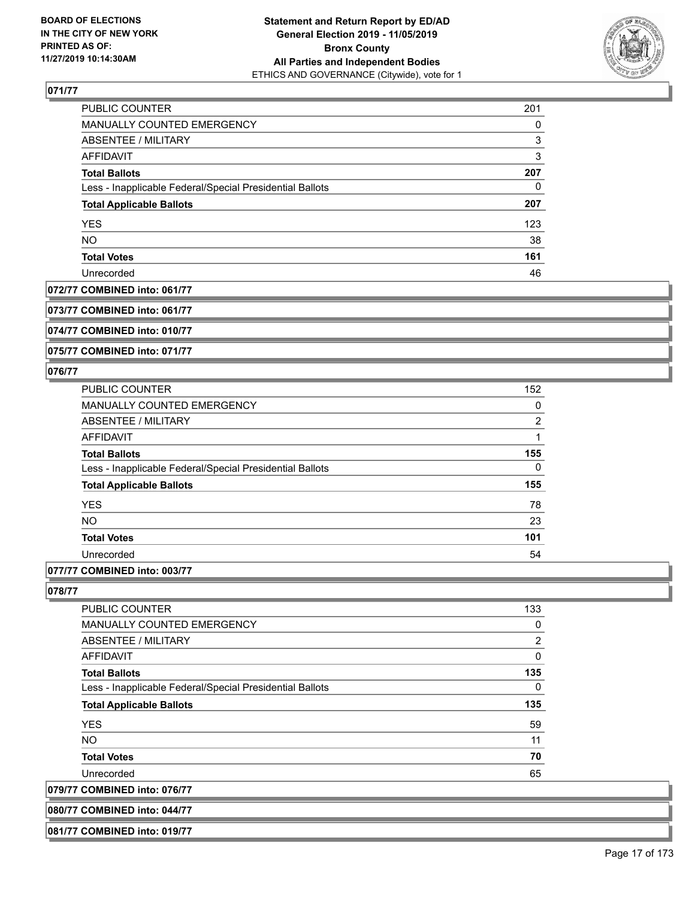### 071/77

| | |
|---|---|
| PUBLIC COUNTER | 201 |
| MANUALLY COUNTED EMERGENCY | 0 |
| ABSENTEE / MILITARY | 3 |
| AFFIDAVIT | 3 |
| **Total Ballots** | **207** |
| Less - Inapplicable Federal/Special Presidential Ballots | 0 |
| **Total Applicable Ballots** | **207** |
| YES | 123 |
| NO | 38 |
| **Total Votes** | **161** |
| Unrecorded | 46 |

### 072/77 COMBINED into: 061/77

### 073/77 COMBINED into: 061/77

### 074/77 COMBINED into: 010/77

### 075/77 COMBINED into: 071/77

### 076/77

| | |
|---|---|
| PUBLIC COUNTER | 152 |
| MANUALLY COUNTED EMERGENCY | 0 |
| ABSENTEE / MILITARY | 2 |
| AFFIDAVIT | 1 |
| **Total Ballots** | **155** |
| Less - Inapplicable Federal/Special Presidential Ballots | 0 |
| **Total Applicable Ballots** | **155** |
| YES | 78 |
| NO | 23 |
| **Total Votes** | **101** |
| Unrecorded | 54 |

### 077/77 COMBINED into: 003/77

### 078/77

| | |
|---|---|
| PUBLIC COUNTER | 133 |
| MANUALLY COUNTED EMERGENCY | 0 |
| ABSENTEE / MILITARY | 2 |
| AFFIDAVIT | 0 |
| **Total Ballots** | **135** |
| Less - Inapplicable Federal/Special Presidential Ballots | 0 |
| **Total Applicable Ballots** | **135** |
| YES | 59 |
| NO | 11 |
| **Total Votes** | **70** |
| Unrecorded | 65 |

### 079/77 COMBINED into: 076/77

### 080/77 COMBINED into: 044/77

### 081/77 COMBINED into: 019/77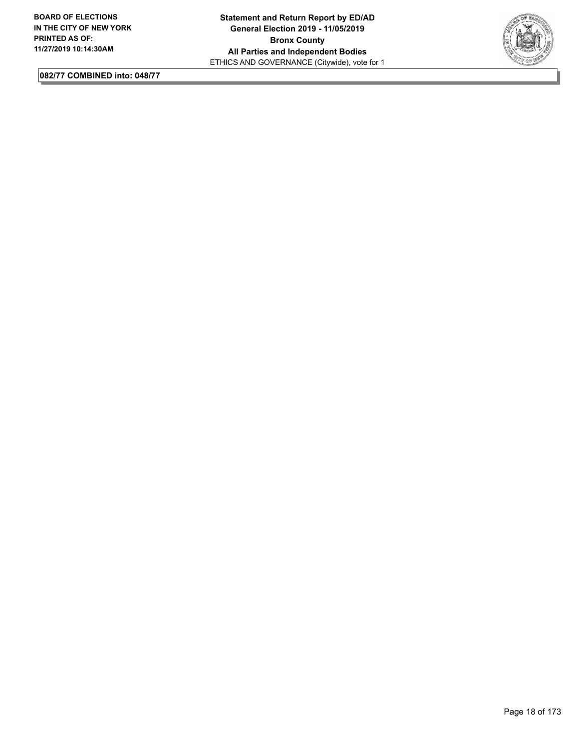**082/77 COMBINED into: 048/77**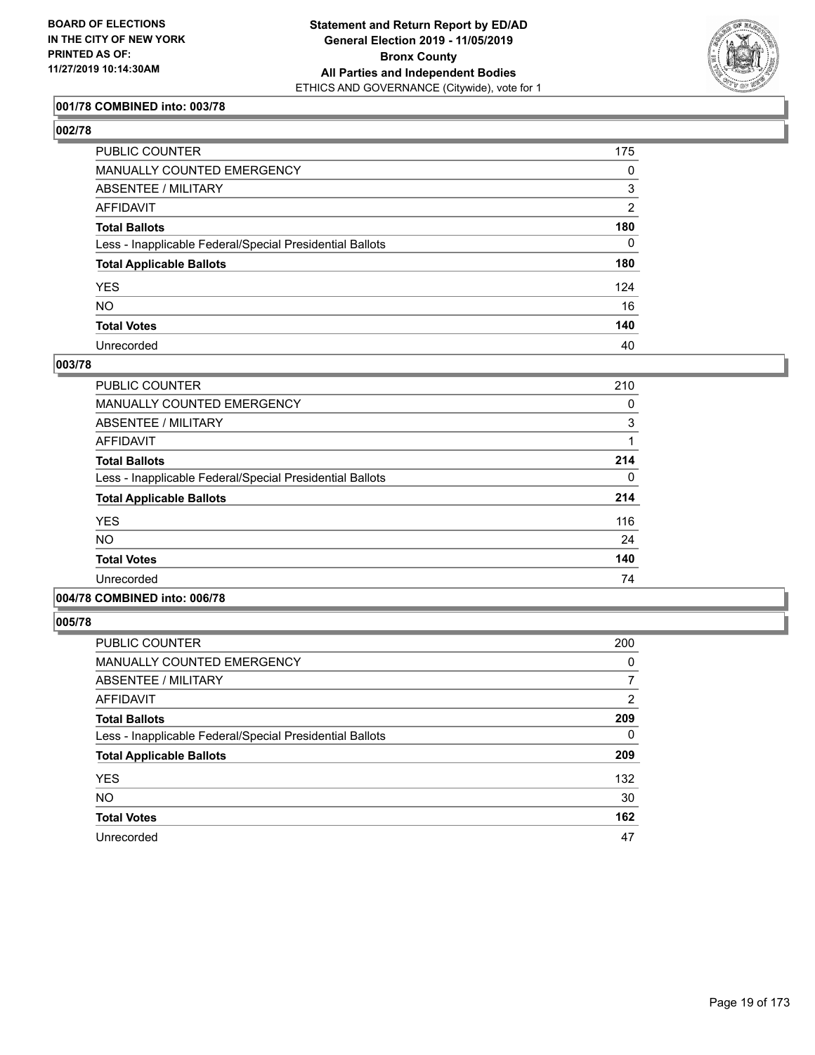### 001/78 COMBINED into: 003/78

### 002/78

| | |
|---|---|
| PUBLIC COUNTER | 175 |
| MANUALLY COUNTED EMERGENCY | 0 |
| ABSENTEE / MILITARY | 3 |
| AFFIDAVIT | 2 |
| **Total Ballots** | **180** |
| Less - Inapplicable Federal/Special Presidential Ballots | 0 |
| **Total Applicable Ballots** | **180** |
| YES | 124 |
| NO | 16 |
| **Total Votes** | **140** |
| Unrecorded | 40 |

### 003/78

| | |
|---|---|
| PUBLIC COUNTER | 210 |
| MANUALLY COUNTED EMERGENCY | 0 |
| ABSENTEE / MILITARY | 3 |
| AFFIDAVIT | 1 |
| **Total Ballots** | **214** |
| Less - Inapplicable Federal/Special Presidential Ballots | 0 |
| **Total Applicable Ballots** | **214** |
| YES | 116 |
| NO | 24 |
| **Total Votes** | **140** |
| Unrecorded | 74 |

### 004/78 COMBINED into: 006/78

### 005/78

| | |
|---|---|
| PUBLIC COUNTER | 200 |
| MANUALLY COUNTED EMERGENCY | 0 |
| ABSENTEE / MILITARY | 7 |
| AFFIDAVIT | 2 |
| **Total Ballots** | **209** |
| Less - Inapplicable Federal/Special Presidential Ballots | 0 |
| **Total Applicable Ballots** | **209** |
| YES | 132 |
| NO | 30 |
| **Total Votes** | **162** |
| Unrecorded | 47 |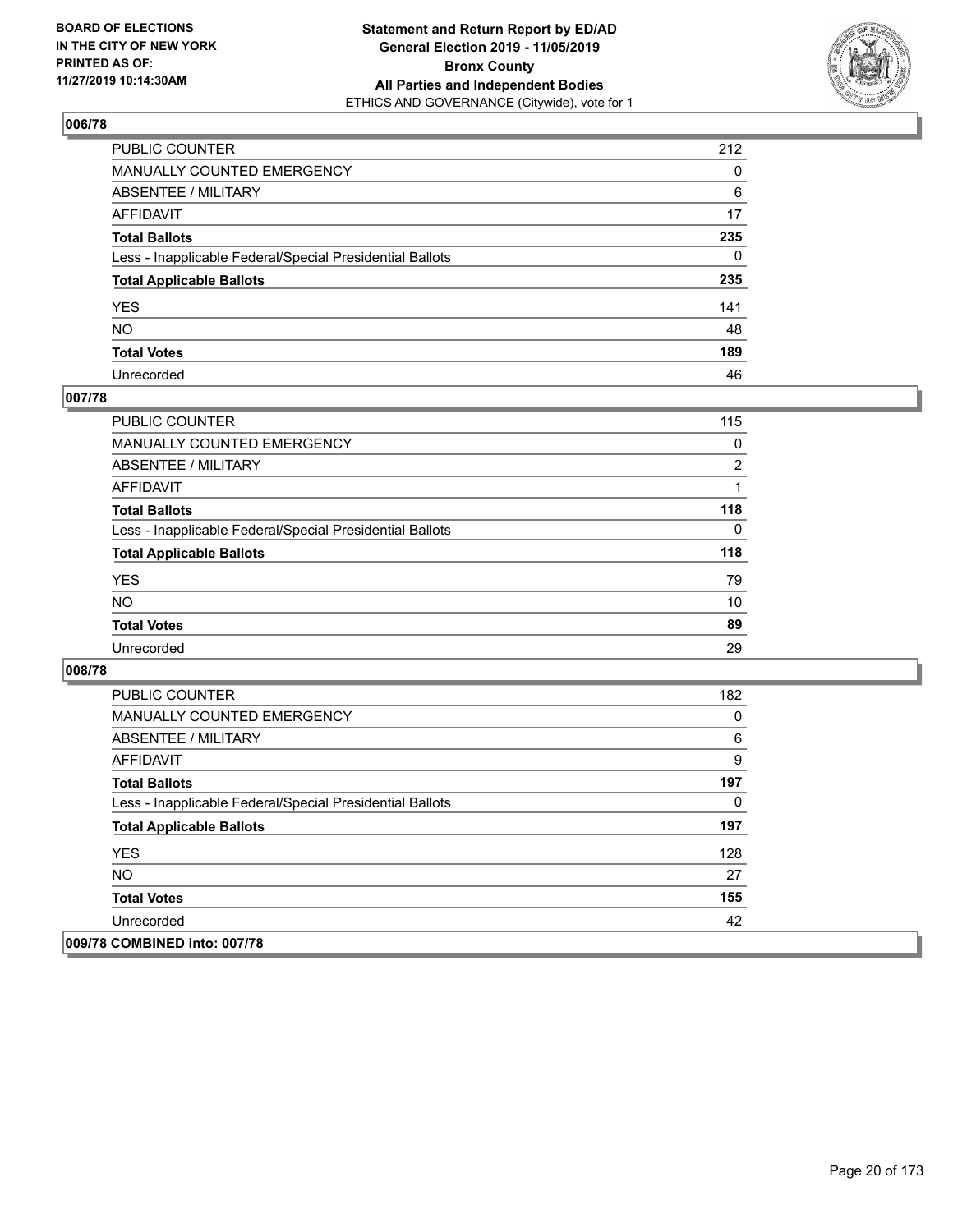**BOARD OF ELECTIONS IN THE CITY OF NEW YORK PRINTED AS OF: 11/27/2019 10:14:30AM**

**Statement and Return Report by ED/AD General Election 2019 - 11/05/2019 Bronx County All Parties and Independent Bodies**
ETHICS AND GOVERNANCE (Citywide), vote for 1

## 006/78

| | |
|---|---|
| PUBLIC COUNTER | 212 |
| MANUALLY COUNTED EMERGENCY | 0 |
| ABSENTEE / MILITARY | 6 |
| AFFIDAVIT | 17 |
| **Total Ballots** | **235** |
| Less - Inapplicable Federal/Special Presidential Ballots | 0 |
| **Total Applicable Ballots** | **235** |
| YES | 141 |
| NO | 48 |
| **Total Votes** | **189** |
| Unrecorded | 46 |

## 007/78

| | |
|---|---|
| PUBLIC COUNTER | 115 |
| MANUALLY COUNTED EMERGENCY | 0 |
| ABSENTEE / MILITARY | 2 |
| AFFIDAVIT | 1 |
| **Total Ballots** | **118** |
| Less - Inapplicable Federal/Special Presidential Ballots | 0 |
| **Total Applicable Ballots** | **118** |
| YES | 79 |
| NO | 10 |
| **Total Votes** | **89** |
| Unrecorded | 29 |

## 008/78

| | |
|---|---|
| PUBLIC COUNTER | 182 |
| MANUALLY COUNTED EMERGENCY | 0 |
| ABSENTEE / MILITARY | 6 |
| AFFIDAVIT | 9 |
| **Total Ballots** | **197** |
| Less - Inapplicable Federal/Special Presidential Ballots | 0 |
| **Total Applicable Ballots** | **197** |
| YES | 128 |
| NO | 27 |
| **Total Votes** | **155** |
| Unrecorded | 42 |

## 009/78 COMBINED into: 007/78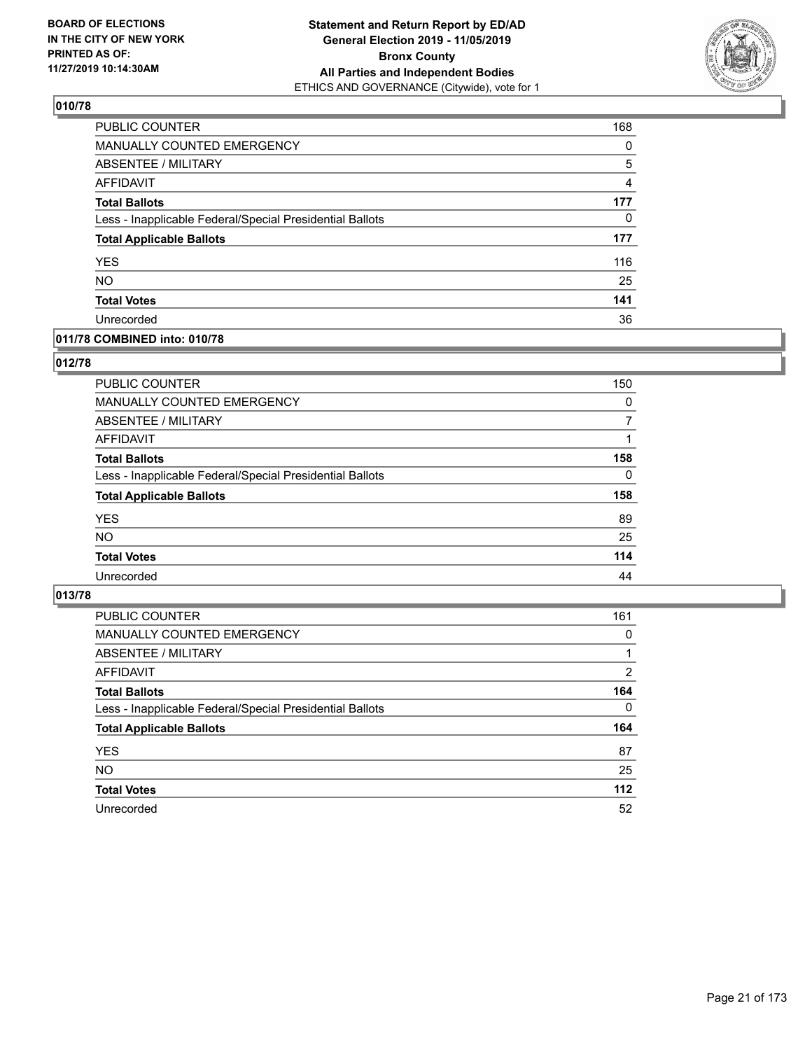**BOARD OF ELECTIONS IN THE CITY OF NEW YORK PRINTED AS OF: 11/27/2019 10:14:30AM**

**Statement and Return Report by ED/AD General Election 2019 - 11/05/2019 Bronx County All Parties and Independent Bodies**
ETHICS AND GOVERNANCE (Citywide), vote for 1

## 010/78

| | |
|---|---|
| PUBLIC COUNTER | 168 |
| MANUALLY COUNTED EMERGENCY | 0 |
| ABSENTEE / MILITARY | 5 |
| AFFIDAVIT | 4 |
| **Total Ballots** | **177** |
| Less - Inapplicable Federal/Special Presidential Ballots | 0 |
| **Total Applicable Ballots** | **177** |
| YES | 116 |
| NO | 25 |
| **Total Votes** | **141** |
| Unrecorded | 36 |

## 011/78 COMBINED into: 010/78

## 012/78

| | |
|---|---|
| PUBLIC COUNTER | 150 |
| MANUALLY COUNTED EMERGENCY | 0 |
| ABSENTEE / MILITARY | 7 |
| AFFIDAVIT | 1 |
| **Total Ballots** | **158** |
| Less - Inapplicable Federal/Special Presidential Ballots | 0 |
| **Total Applicable Ballots** | **158** |
| YES | 89 |
| NO | 25 |
| **Total Votes** | **114** |
| Unrecorded | 44 |

## 013/78

| | |
|---|---|
| PUBLIC COUNTER | 161 |
| MANUALLY COUNTED EMERGENCY | 0 |
| ABSENTEE / MILITARY | 1 |
| AFFIDAVIT | 2 |
| **Total Ballots** | **164** |
| Less - Inapplicable Federal/Special Presidential Ballots | 0 |
| **Total Applicable Ballots** | **164** |
| YES | 87 |
| NO | 25 |
| **Total Votes** | **112** |
| Unrecorded | 52 |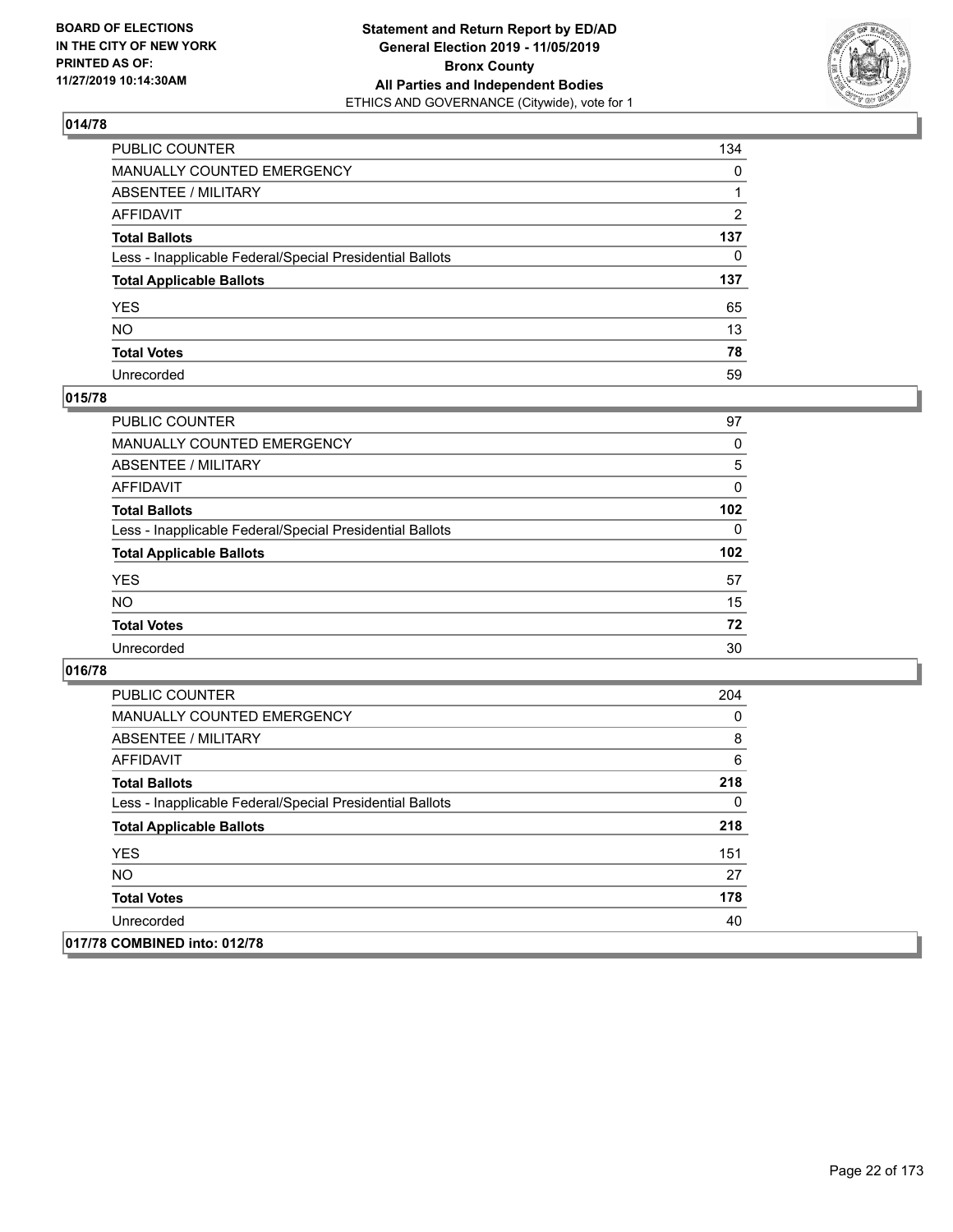## 014/78

| | |
|---|---|
| PUBLIC COUNTER | 134 |
| MANUALLY COUNTED EMERGENCY | 0 |
| ABSENTEE / MILITARY | 1 |
| AFFIDAVIT | 2 |
| **Total Ballots** | **137** |
| Less - Inapplicable Federal/Special Presidential Ballots | 0 |
| **Total Applicable Ballots** | **137** |
| YES | 65 |
| NO | 13 |
| **Total Votes** | **78** |
| Unrecorded | 59 |

## 015/78

| | |
|---|---|
| PUBLIC COUNTER | 97 |
| MANUALLY COUNTED EMERGENCY | 0 |
| ABSENTEE / MILITARY | 5 |
| AFFIDAVIT | 0 |
| **Total Ballots** | **102** |
| Less - Inapplicable Federal/Special Presidential Ballots | 0 |
| **Total Applicable Ballots** | **102** |
| YES | 57 |
| NO | 15 |
| **Total Votes** | **72** |
| Unrecorded | 30 |

## 016/78

| | |
|---|---|
| PUBLIC COUNTER | 204 |
| MANUALLY COUNTED EMERGENCY | 0 |
| ABSENTEE / MILITARY | 8 |
| AFFIDAVIT | 6 |
| **Total Ballots** | **218** |
| Less - Inapplicable Federal/Special Presidential Ballots | 0 |
| **Total Applicable Ballots** | **218** |
| YES | 151 |
| NO | 27 |
| **Total Votes** | **178** |
| Unrecorded | 40 |

## 017/78 COMBINED into: 012/78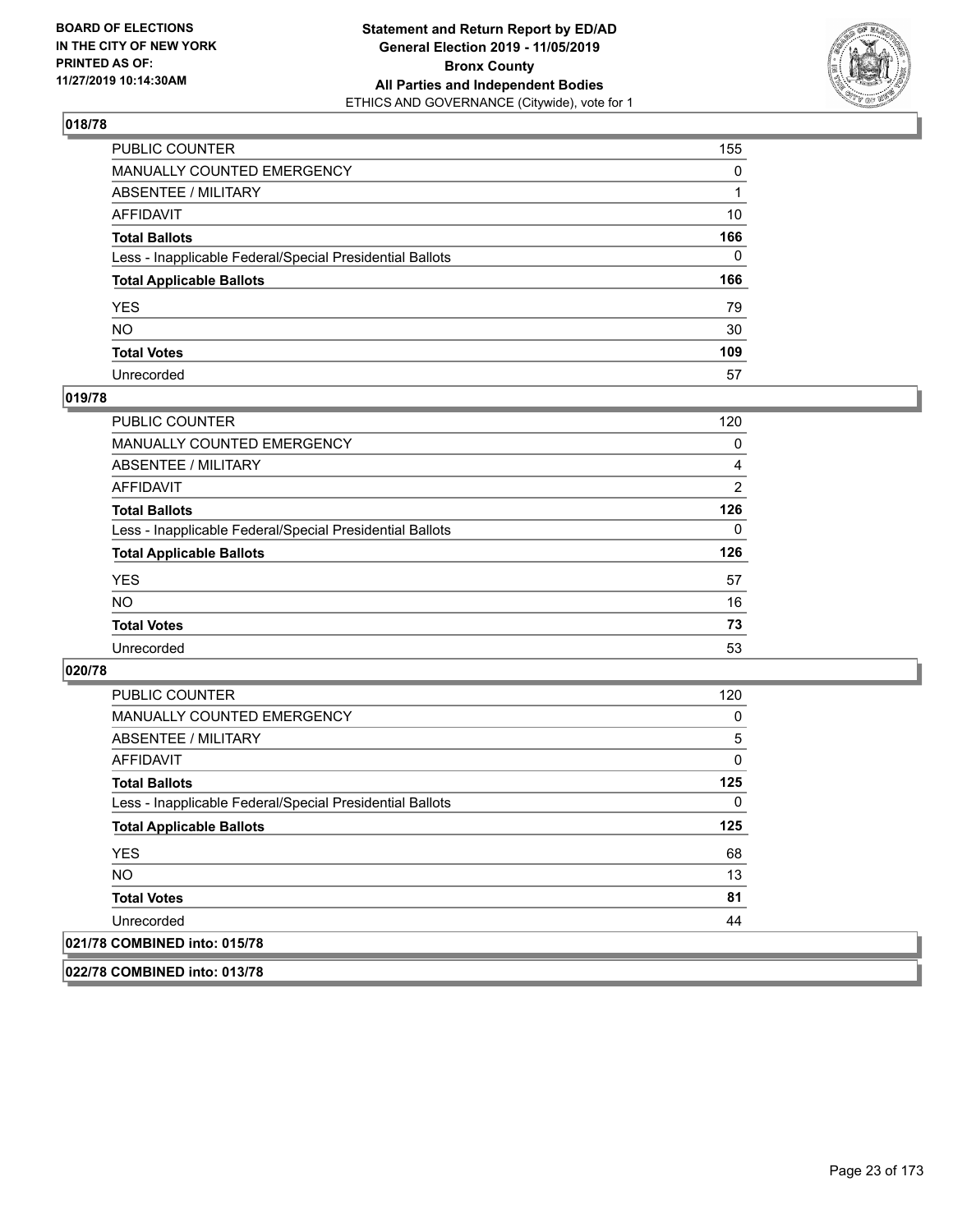**BOARD OF ELECTIONS IN THE CITY OF NEW YORK PRINTED AS OF: 11/27/2019 10:14:30AM**

**Statement and Return Report by ED/AD General Election 2019 - 11/05/2019 Bronx County All Parties and Independent Bodies**
ETHICS AND GOVERNANCE (Citywide), vote for 1

### 018/78

| | |
|---|---|
| PUBLIC COUNTER | 155 |
| MANUALLY COUNTED EMERGENCY | 0 |
| ABSENTEE / MILITARY | 1 |
| AFFIDAVIT | 10 |
| **Total Ballots** | **166** |
| Less - Inapplicable Federal/Special Presidential Ballots | 0 |
| **Total Applicable Ballots** | **166** |
| YES | 79 |
| NO | 30 |
| **Total Votes** | **109** |
| Unrecorded | 57 |

### 019/78

| | |
|---|---|
| PUBLIC COUNTER | 120 |
| MANUALLY COUNTED EMERGENCY | 0 |
| ABSENTEE / MILITARY | 4 |
| AFFIDAVIT | 2 |
| **Total Ballots** | **126** |
| Less - Inapplicable Federal/Special Presidential Ballots | 0 |
| **Total Applicable Ballots** | **126** |
| YES | 57 |
| NO | 16 |
| **Total Votes** | **73** |
| Unrecorded | 53 |

### 020/78

| | |
|---|---|
| PUBLIC COUNTER | 120 |
| MANUALLY COUNTED EMERGENCY | 0 |
| ABSENTEE / MILITARY | 5 |
| AFFIDAVIT | 0 |
| **Total Ballots** | **125** |
| Less - Inapplicable Federal/Special Presidential Ballots | 0 |
| **Total Applicable Ballots** | **125** |
| YES | 68 |
| NO | 13 |
| **Total Votes** | **81** |
| Unrecorded | 44 |

### 021/78 COMBINED into: 015/78

### 022/78 COMBINED into: 013/78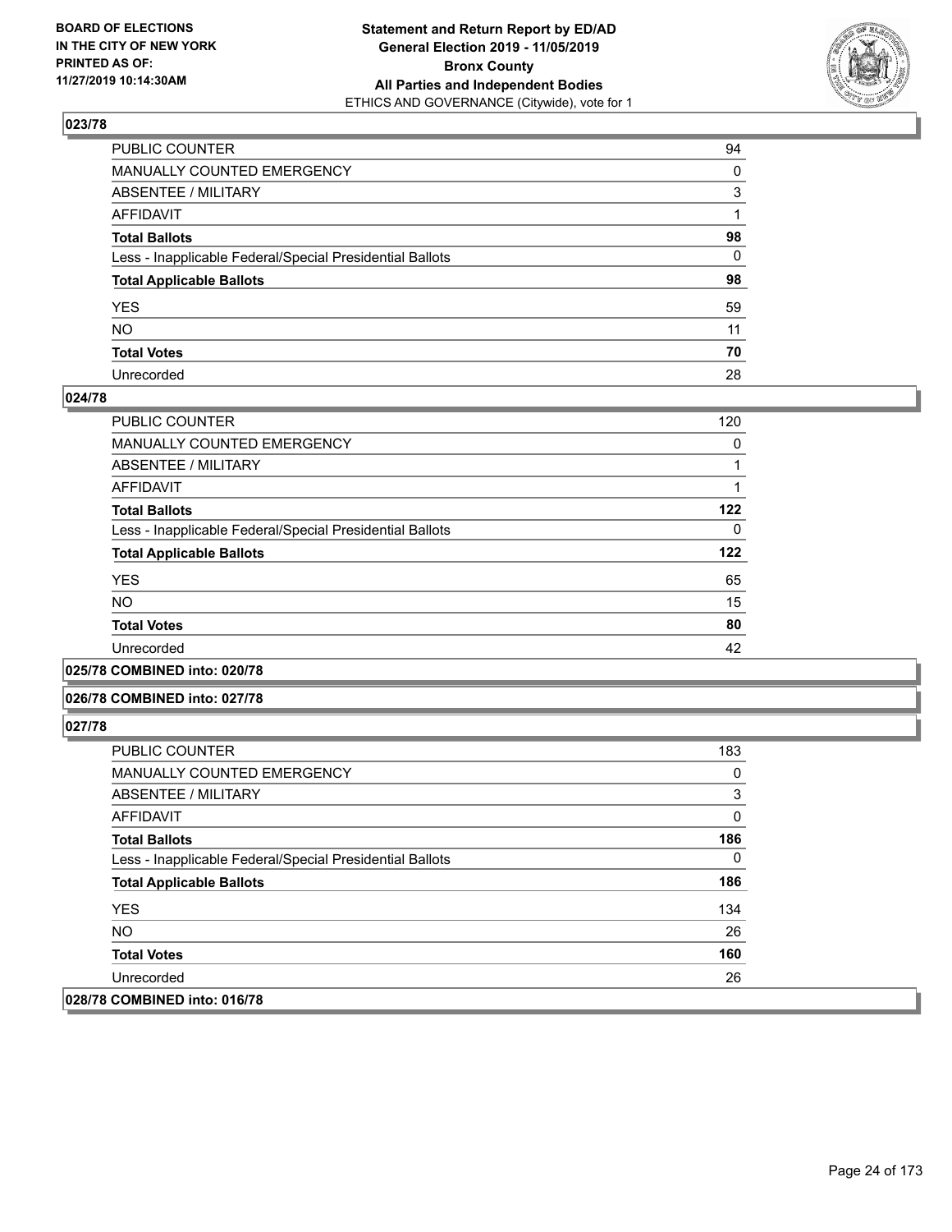### 023/78

| | |
|---|---|
| PUBLIC COUNTER | 94 |
| MANUALLY COUNTED EMERGENCY | 0 |
| ABSENTEE / MILITARY | 3 |
| AFFIDAVIT | 1 |
| **Total Ballots** | **98** |
| Less - Inapplicable Federal/Special Presidential Ballots | 0 |
| **Total Applicable Ballots** | **98** |
| YES | 59 |
| NO | 11 |
| **Total Votes** | **70** |
| Unrecorded | 28 |

### 024/78

| | |
|---|---|
| PUBLIC COUNTER | 120 |
| MANUALLY COUNTED EMERGENCY | 0 |
| ABSENTEE / MILITARY | 1 |
| AFFIDAVIT | 1 |
| **Total Ballots** | **122** |
| Less - Inapplicable Federal/Special Presidential Ballots | 0 |
| **Total Applicable Ballots** | **122** |
| YES | 65 |
| NO | 15 |
| **Total Votes** | **80** |
| Unrecorded | 42 |

### 025/78 COMBINED into: 020/78

### 026/78 COMBINED into: 027/78

### 027/78

| | |
|---|---|
| PUBLIC COUNTER | 183 |
| MANUALLY COUNTED EMERGENCY | 0 |
| ABSENTEE / MILITARY | 3 |
| AFFIDAVIT | 0 |
| **Total Ballots** | **186** |
| Less - Inapplicable Federal/Special Presidential Ballots | 0 |
| **Total Applicable Ballots** | **186** |
| YES | 134 |
| NO | 26 |
| **Total Votes** | **160** |
| Unrecorded | 26 |

### 028/78 COMBINED into: 016/78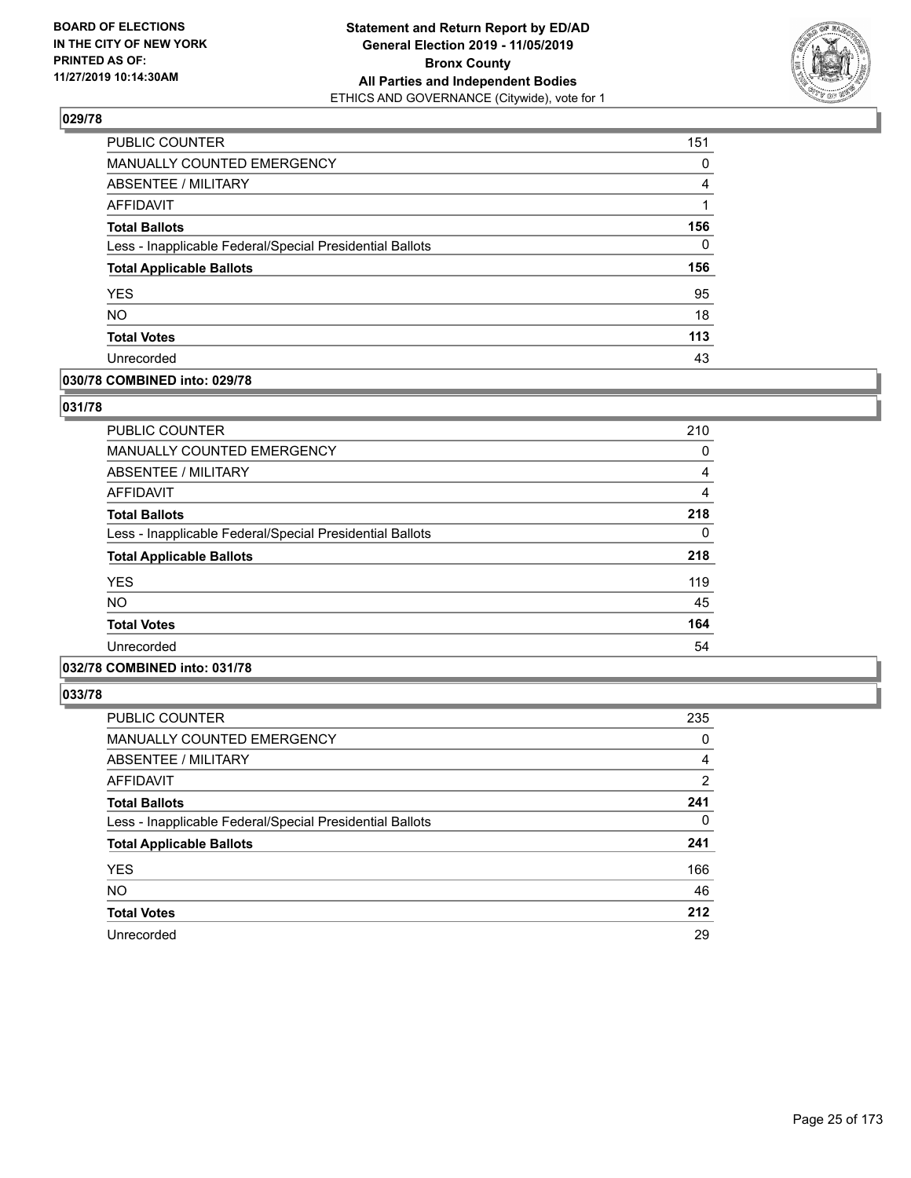## 029/78

| | |
|---|---|
| PUBLIC COUNTER | 151 |
| MANUALLY COUNTED EMERGENCY | 0 |
| ABSENTEE / MILITARY | 4 |
| AFFIDAVIT | 1 |
| **Total Ballots** | **156** |
| Less - Inapplicable Federal/Special Presidential Ballots | 0 |
| **Total Applicable Ballots** | **156** |
| YES | 95 |
| NO | 18 |
| **Total Votes** | **113** |
| Unrecorded | 43 |

## 030/78 COMBINED into: 029/78

## 031/78

| | |
|---|---|
| PUBLIC COUNTER | 210 |
| MANUALLY COUNTED EMERGENCY | 0 |
| ABSENTEE / MILITARY | 4 |
| AFFIDAVIT | 4 |
| **Total Ballots** | **218** |
| Less - Inapplicable Federal/Special Presidential Ballots | 0 |
| **Total Applicable Ballots** | **218** |
| YES | 119 |
| NO | 45 |
| **Total Votes** | **164** |
| Unrecorded | 54 |

## 032/78 COMBINED into: 031/78

## 033/78

| | |
|---|---|
| PUBLIC COUNTER | 235 |
| MANUALLY COUNTED EMERGENCY | 0 |
| ABSENTEE / MILITARY | 4 |
| AFFIDAVIT | 2 |
| **Total Ballots** | **241** |
| Less - Inapplicable Federal/Special Presidential Ballots | 0 |
| **Total Applicable Ballots** | **241** |
| YES | 166 |
| NO | 46 |
| **Total Votes** | **212** |
| Unrecorded | 29 |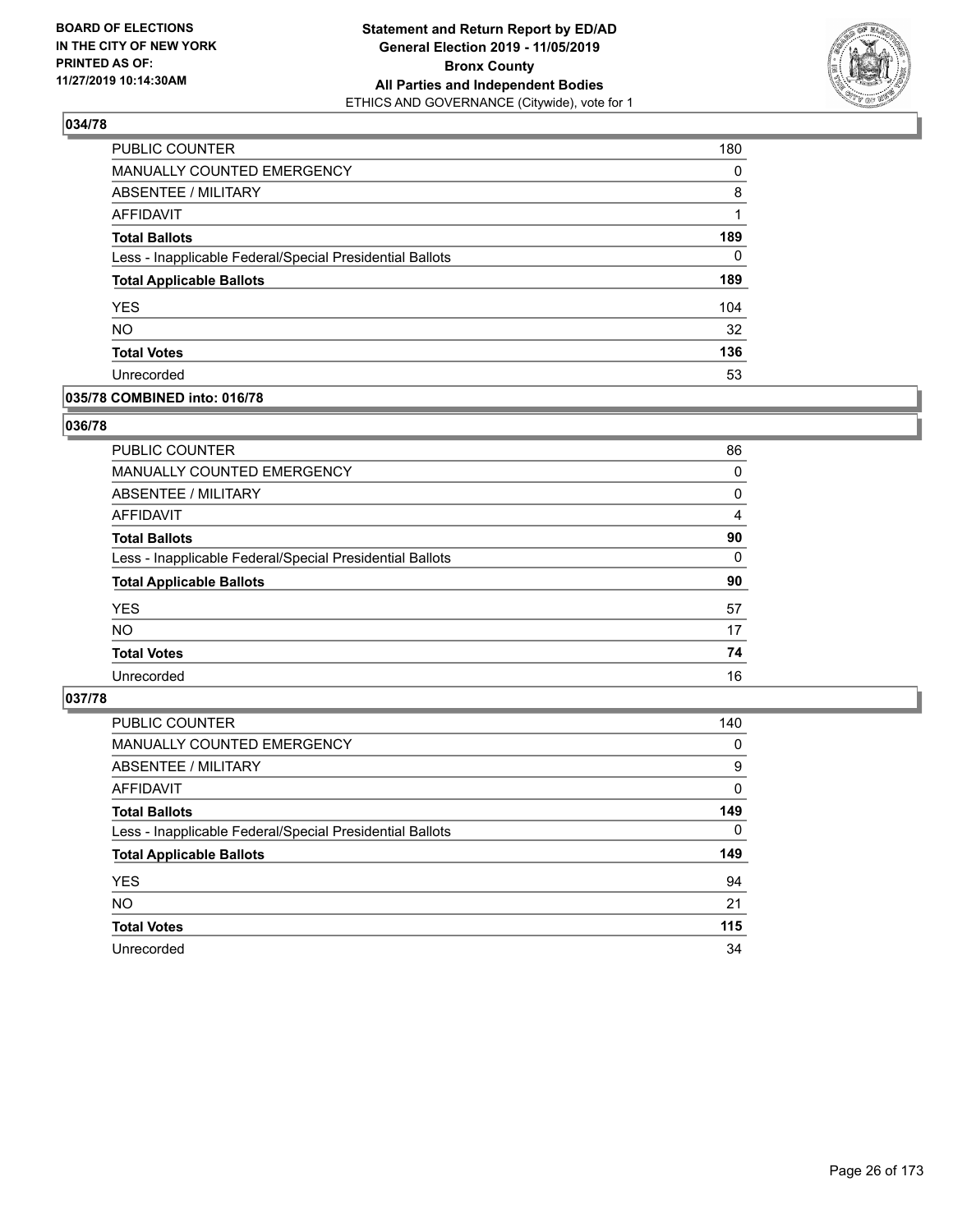**BOARD OF ELECTIONS IN THE CITY OF NEW YORK PRINTED AS OF: 11/27/2019 10:14:30AM**

**Statement and Return Report by ED/AD General Election 2019 - 11/05/2019 Bronx County All Parties and Independent Bodies**
ETHICS AND GOVERNANCE (Citywide), vote for 1

### 034/78

| | |
|---|---|
| PUBLIC COUNTER | 180 |
| MANUALLY COUNTED EMERGENCY | 0 |
| ABSENTEE / MILITARY | 8 |
| AFFIDAVIT | 1 |
| **Total Ballots** | **189** |
| Less - Inapplicable Federal/Special Presidential Ballots | 0 |
| **Total Applicable Ballots** | **189** |
| YES | 104 |
| NO | 32 |
| **Total Votes** | **136** |
| Unrecorded | 53 |

### 035/78 COMBINED into: 016/78

### 036/78

| | |
|---|---|
| PUBLIC COUNTER | 86 |
| MANUALLY COUNTED EMERGENCY | 0 |
| ABSENTEE / MILITARY | 0 |
| AFFIDAVIT | 4 |
| **Total Ballots** | **90** |
| Less - Inapplicable Federal/Special Presidential Ballots | 0 |
| **Total Applicable Ballots** | **90** |
| YES | 57 |
| NO | 17 |
| **Total Votes** | **74** |
| Unrecorded | 16 |

### 037/78

| | |
|---|---|
| PUBLIC COUNTER | 140 |
| MANUALLY COUNTED EMERGENCY | 0 |
| ABSENTEE / MILITARY | 9 |
| AFFIDAVIT | 0 |
| **Total Ballots** | **149** |
| Less - Inapplicable Federal/Special Presidential Ballots | 0 |
| **Total Applicable Ballots** | **149** |
| YES | 94 |
| NO | 21 |
| **Total Votes** | **115** |
| Unrecorded | 34 |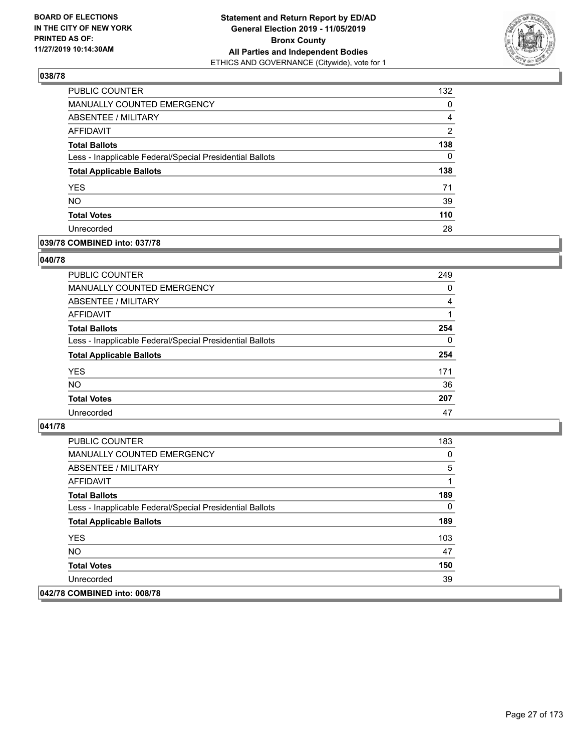**BOARD OF ELECTIONS IN THE CITY OF NEW YORK PRINTED AS OF: 11/27/2019 10:14:30AM**

**Statement and Return Report by ED/AD General Election 2019 - 11/05/2019 Bronx County All Parties and Independent Bodies**
ETHICS AND GOVERNANCE (Citywide), vote for 1

## 038/78

| | |
|---|---|
| PUBLIC COUNTER | 132 |
| MANUALLY COUNTED EMERGENCY | 0 |
| ABSENTEE / MILITARY | 4 |
| AFFIDAVIT | 2 |
| **Total Ballots** | **138** |
| Less - Inapplicable Federal/Special Presidential Ballots | 0 |
| **Total Applicable Ballots** | **138** |
| YES | 71 |
| NO | 39 |
| **Total Votes** | **110** |
| Unrecorded | 28 |

## 039/78 COMBINED into: 037/78

## 040/78

| | |
|---|---|
| PUBLIC COUNTER | 249 |
| MANUALLY COUNTED EMERGENCY | 0 |
| ABSENTEE / MILITARY | 4 |
| AFFIDAVIT | 1 |
| **Total Ballots** | **254** |
| Less - Inapplicable Federal/Special Presidential Ballots | 0 |
| **Total Applicable Ballots** | **254** |
| YES | 171 |
| NO | 36 |
| **Total Votes** | **207** |
| Unrecorded | 47 |

## 041/78

| | |
|---|---|
| PUBLIC COUNTER | 183 |
| MANUALLY COUNTED EMERGENCY | 0 |
| ABSENTEE / MILITARY | 5 |
| AFFIDAVIT | 1 |
| **Total Ballots** | **189** |
| Less - Inapplicable Federal/Special Presidential Ballots | 0 |
| **Total Applicable Ballots** | **189** |
| YES | 103 |
| NO | 47 |
| **Total Votes** | **150** |
| Unrecorded | 39 |

## 042/78 COMBINED into: 008/78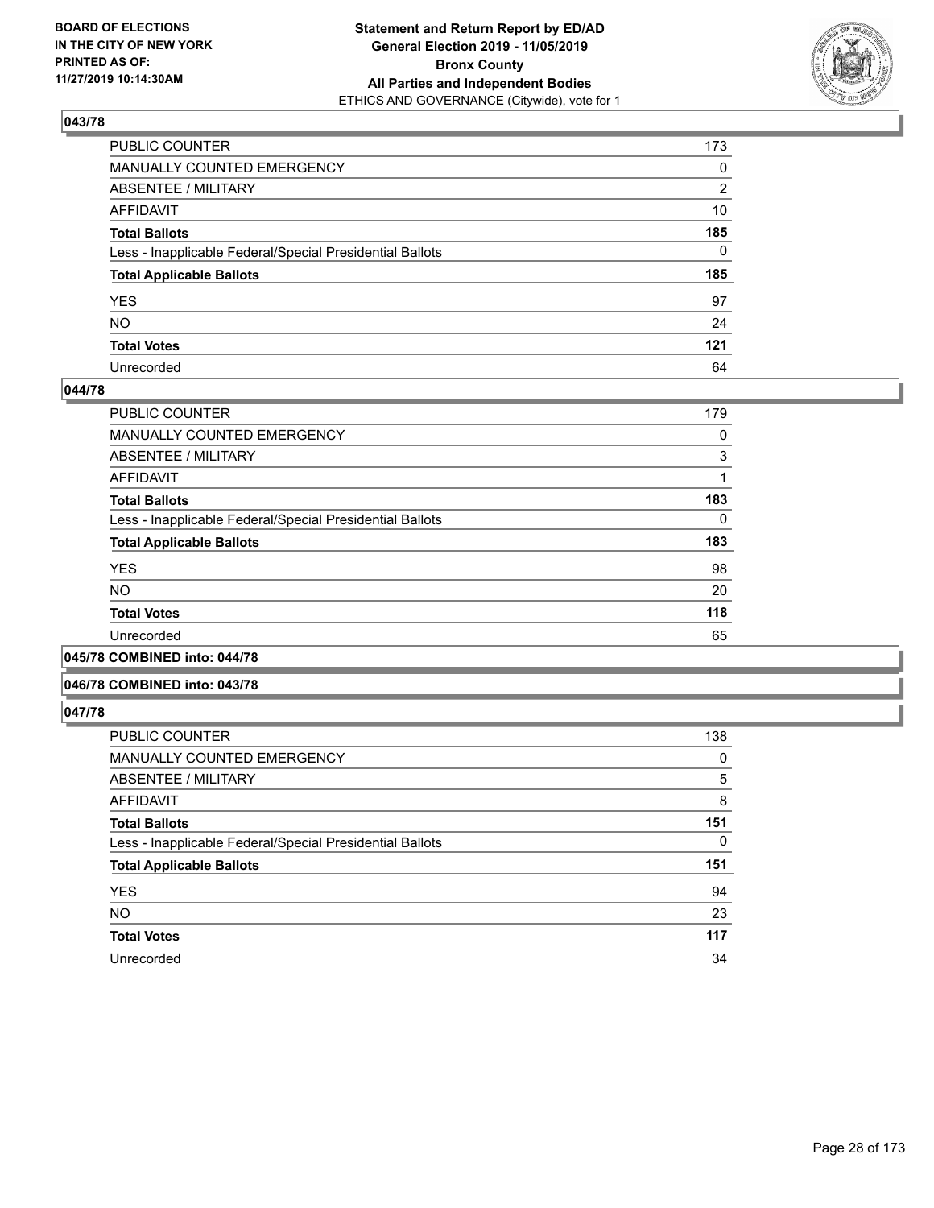**Statement and Return Report by ED/AD**
**General Election 2019 - 11/05/2019**
**Bronx County**
**All Parties and Independent Bodies**
ETHICS AND GOVERNANCE (Citywide), vote for 1

BOARD OF ELECTIONS IN THE CITY OF NEW YORK PRINTED AS OF: 11/27/2019 10:14:30AM

### 043/78

| | |
|---|---|
| PUBLIC COUNTER | 173 |
| MANUALLY COUNTED EMERGENCY | 0 |
| ABSENTEE / MILITARY | 2 |
| AFFIDAVIT | 10 |
| **Total Ballots** | **185** |
| Less - Inapplicable Federal/Special Presidential Ballots | 0 |
| **Total Applicable Ballots** | **185** |
| YES | 97 |
| NO | 24 |
| **Total Votes** | **121** |
| Unrecorded | 64 |

### 044/78

| | |
|---|---|
| PUBLIC COUNTER | 179 |
| MANUALLY COUNTED EMERGENCY | 0 |
| ABSENTEE / MILITARY | 3 |
| AFFIDAVIT | 1 |
| **Total Ballots** | **183** |
| Less - Inapplicable Federal/Special Presidential Ballots | 0 |
| **Total Applicable Ballots** | **183** |
| YES | 98 |
| NO | 20 |
| **Total Votes** | **118** |
| Unrecorded | 65 |

### 045/78 COMBINED into: 044/78

### 046/78 COMBINED into: 043/78

### 047/78

| | |
|---|---|
| PUBLIC COUNTER | 138 |
| MANUALLY COUNTED EMERGENCY | 0 |
| ABSENTEE / MILITARY | 5 |
| AFFIDAVIT | 8 |
| **Total Ballots** | **151** |
| Less - Inapplicable Federal/Special Presidential Ballots | 0 |
| **Total Applicable Ballots** | **151** |
| YES | 94 |
| NO | 23 |
| **Total Votes** | **117** |
| Unrecorded | 34 |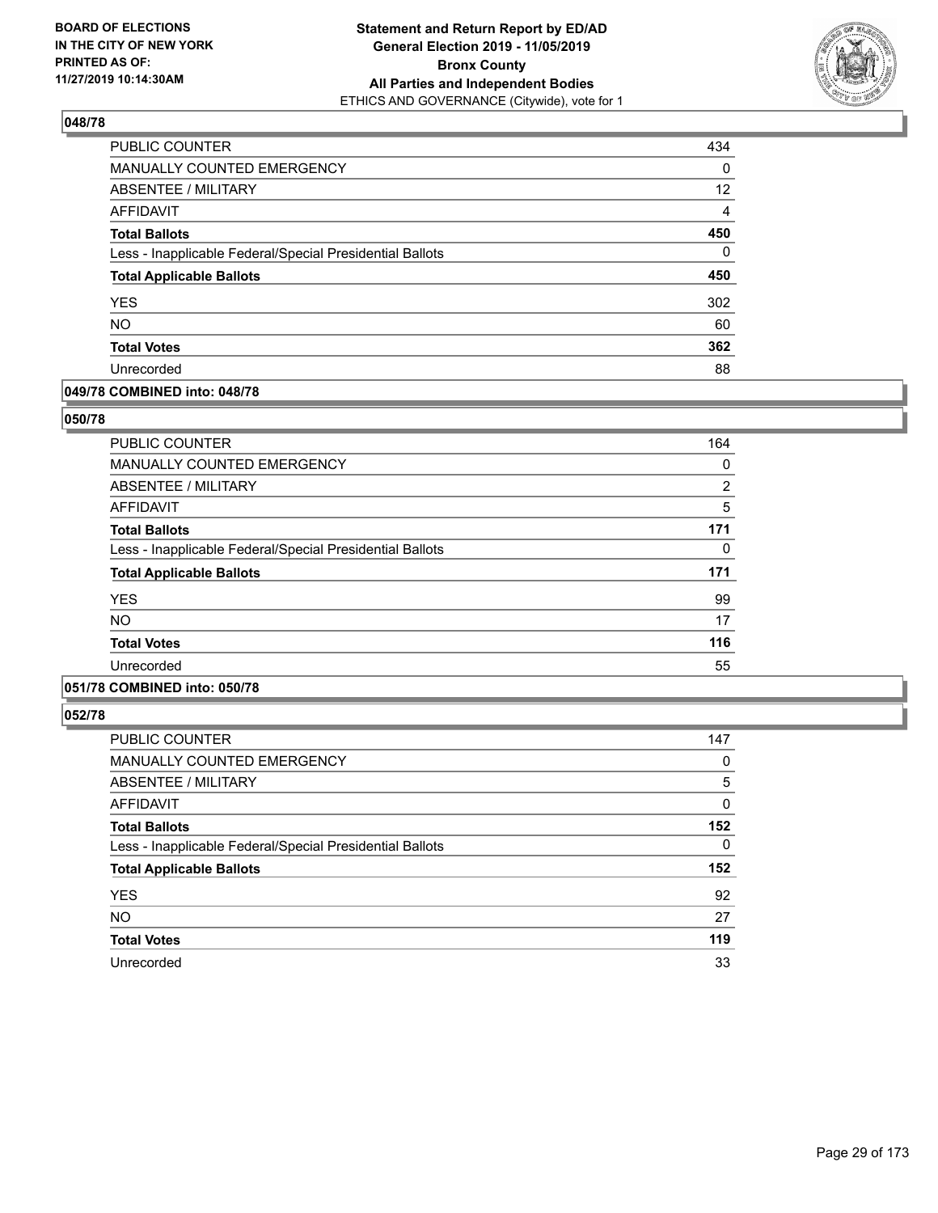**BOARD OF ELECTIONS IN THE CITY OF NEW YORK PRINTED AS OF: 11/27/2019 10:14:30AM**

**Statement and Return Report by ED/AD General Election 2019 - 11/05/2019 Bronx County All Parties and Independent Bodies**
ETHICS AND GOVERNANCE (Citywide), vote for 1

### 048/78

| | |
|---|---|
| PUBLIC COUNTER | 434 |
| MANUALLY COUNTED EMERGENCY | 0 |
| ABSENTEE / MILITARY | 12 |
| AFFIDAVIT | 4 |
| **Total Ballots** | **450** |
| Less - Inapplicable Federal/Special Presidential Ballots | 0 |
| **Total Applicable Ballots** | **450** |
| YES | 302 |
| NO | 60 |
| **Total Votes** | **362** |
| Unrecorded | 88 |

### 049/78 COMBINED into: 048/78

### 050/78

| | |
|---|---|
| PUBLIC COUNTER | 164 |
| MANUALLY COUNTED EMERGENCY | 0 |
| ABSENTEE / MILITARY | 2 |
| AFFIDAVIT | 5 |
| **Total Ballots** | **171** |
| Less - Inapplicable Federal/Special Presidential Ballots | 0 |
| **Total Applicable Ballots** | **171** |
| YES | 99 |
| NO | 17 |
| **Total Votes** | **116** |
| Unrecorded | 55 |

### 051/78 COMBINED into: 050/78

### 052/78

| | |
|---|---|
| PUBLIC COUNTER | 147 |
| MANUALLY COUNTED EMERGENCY | 0 |
| ABSENTEE / MILITARY | 5 |
| AFFIDAVIT | 0 |
| **Total Ballots** | **152** |
| Less - Inapplicable Federal/Special Presidential Ballots | 0 |
| **Total Applicable Ballots** | **152** |
| YES | 92 |
| NO | 27 |
| **Total Votes** | **119** |
| Unrecorded | 33 |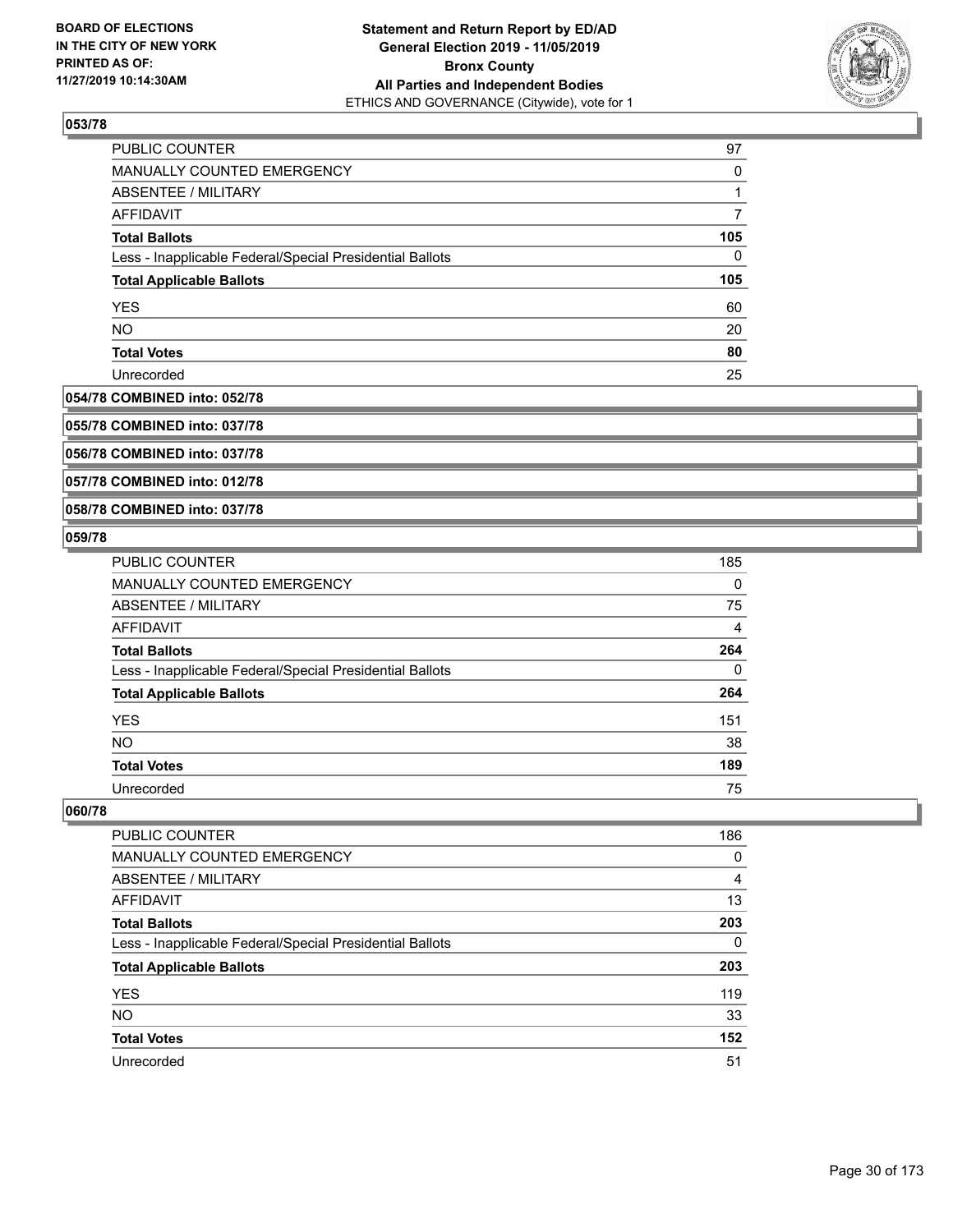## 053/78

| | |
|---|---|
| PUBLIC COUNTER | 97 |
| MANUALLY COUNTED EMERGENCY | 0 |
| ABSENTEE / MILITARY | 1 |
| AFFIDAVIT | 7 |
| **Total Ballots** | **105** |
| Less - Inapplicable Federal/Special Presidential Ballots | 0 |
| **Total Applicable Ballots** | **105** |
| YES | 60 |
| NO | 20 |
| **Total Votes** | **80** |
| Unrecorded | 25 |

## 054/78 COMBINED into: 052/78

## 055/78 COMBINED into: 037/78

## 056/78 COMBINED into: 037/78

## 057/78 COMBINED into: 012/78

## 058/78 COMBINED into: 037/78

## 059/78

| | |
|---|---|
| PUBLIC COUNTER | 185 |
| MANUALLY COUNTED EMERGENCY | 0 |
| ABSENTEE / MILITARY | 75 |
| AFFIDAVIT | 4 |
| **Total Ballots** | **264** |
| Less - Inapplicable Federal/Special Presidential Ballots | 0 |
| **Total Applicable Ballots** | **264** |
| YES | 151 |
| NO | 38 |
| **Total Votes** | **189** |
| Unrecorded | 75 |

## 060/78

| | |
|---|---|
| PUBLIC COUNTER | 186 |
| MANUALLY COUNTED EMERGENCY | 0 |
| ABSENTEE / MILITARY | 4 |
| AFFIDAVIT | 13 |
| **Total Ballots** | **203** |
| Less - Inapplicable Federal/Special Presidential Ballots | 0 |
| **Total Applicable Ballots** | **203** |
| YES | 119 |
| NO | 33 |
| **Total Votes** | **152** |
| Unrecorded | 51 |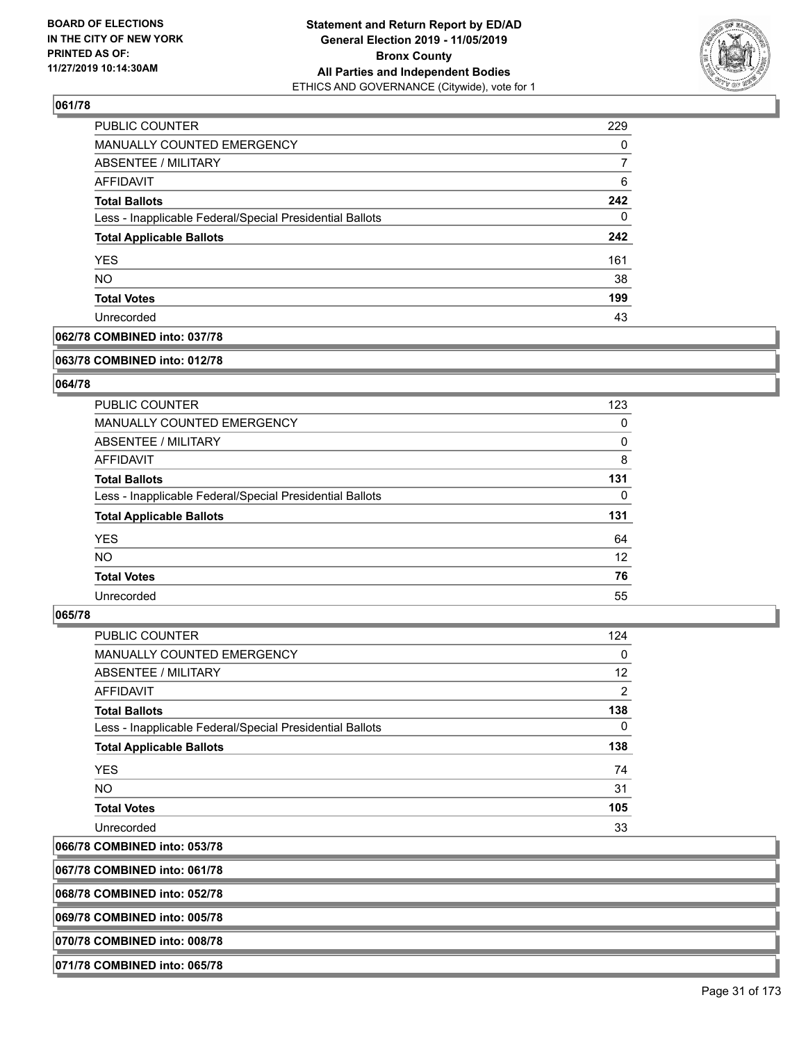### 061/78

| | |
|---|---|
| PUBLIC COUNTER | 229 |
| MANUALLY COUNTED EMERGENCY | 0 |
| ABSENTEE / MILITARY | 7 |
| AFFIDAVIT | 6 |
| **Total Ballots** | **242** |
| Less - Inapplicable Federal/Special Presidential Ballots | 0 |
| **Total Applicable Ballots** | **242** |
| YES | 161 |
| NO | 38 |
| **Total Votes** | **199** |
| Unrecorded | 43 |

### 062/78 COMBINED into: 037/78

### 063/78 COMBINED into: 012/78

### 064/78

| | |
|---|---|
| PUBLIC COUNTER | 123 |
| MANUALLY COUNTED EMERGENCY | 0 |
| ABSENTEE / MILITARY | 0 |
| AFFIDAVIT | 8 |
| **Total Ballots** | **131** |
| Less - Inapplicable Federal/Special Presidential Ballots | 0 |
| **Total Applicable Ballots** | **131** |
| YES | 64 |
| NO | 12 |
| **Total Votes** | **76** |
| Unrecorded | 55 |

### 065/78

| | |
|---|---|
| PUBLIC COUNTER | 124 |
| MANUALLY COUNTED EMERGENCY | 0 |
| ABSENTEE / MILITARY | 12 |
| AFFIDAVIT | 2 |
| **Total Ballots** | **138** |
| Less - Inapplicable Federal/Special Presidential Ballots | 0 |
| **Total Applicable Ballots** | **138** |
| YES | 74 |
| NO | 31 |
| **Total Votes** | **105** |
| Unrecorded | 33 |

### 066/78 COMBINED into: 053/78

### 067/78 COMBINED into: 061/78

### 068/78 COMBINED into: 052/78

### 069/78 COMBINED into: 005/78

### 070/78 COMBINED into: 008/78

### 071/78 COMBINED into: 065/78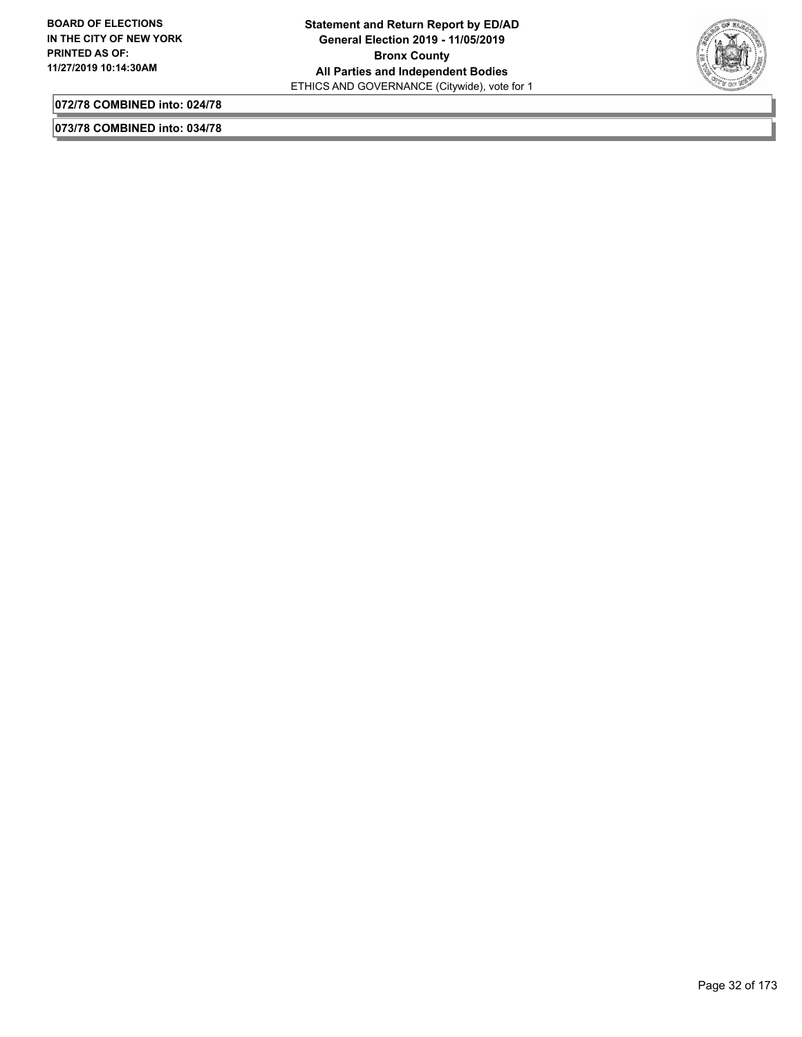**072/78 COMBINED into: 024/78**

**073/78 COMBINED into: 034/78**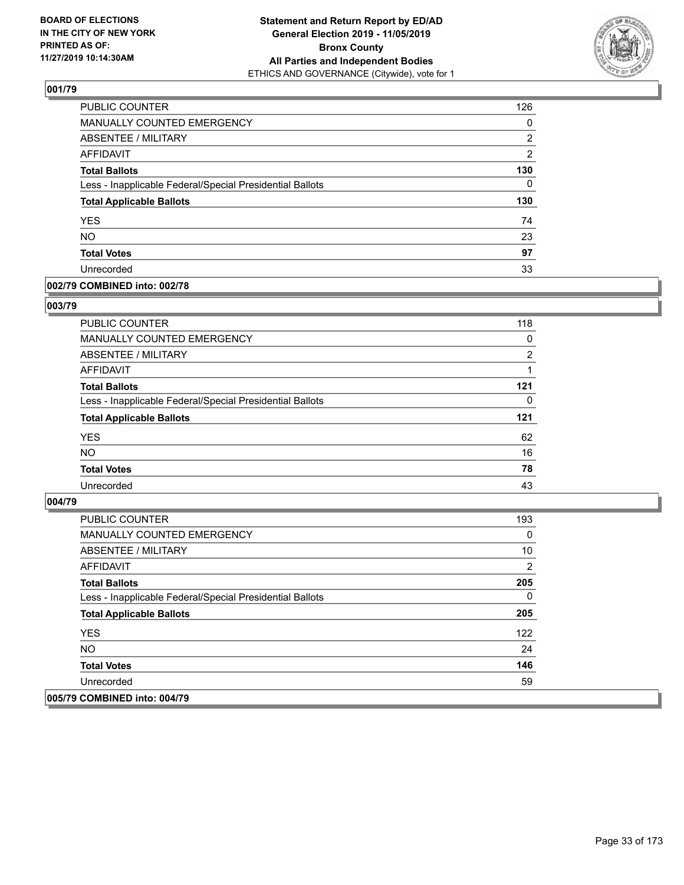### 001/79

| | |
|---|---|
| PUBLIC COUNTER | 126 |
| MANUALLY COUNTED EMERGENCY | 0 |
| ABSENTEE / MILITARY | 2 |
| AFFIDAVIT | 2 |
| **Total Ballots** | **130** |
| Less - Inapplicable Federal/Special Presidential Ballots | 0 |
| **Total Applicable Ballots** | **130** |
| YES | 74 |
| NO | 23 |
| **Total Votes** | **97** |
| Unrecorded | 33 |

### 002/79 COMBINED into: 002/78

### 003/79

| | |
|---|---|
| PUBLIC COUNTER | 118 |
| MANUALLY COUNTED EMERGENCY | 0 |
| ABSENTEE / MILITARY | 2 |
| AFFIDAVIT | 1 |
| **Total Ballots** | **121** |
| Less - Inapplicable Federal/Special Presidential Ballots | 0 |
| **Total Applicable Ballots** | **121** |
| YES | 62 |
| NO | 16 |
| **Total Votes** | **78** |
| Unrecorded | 43 |

### 004/79

| | |
|---|---|
| PUBLIC COUNTER | 193 |
| MANUALLY COUNTED EMERGENCY | 0 |
| ABSENTEE / MILITARY | 10 |
| AFFIDAVIT | 2 |
| **Total Ballots** | **205** |
| Less - Inapplicable Federal/Special Presidential Ballots | 0 |
| **Total Applicable Ballots** | **205** |
| YES | 122 |
| NO | 24 |
| **Total Votes** | **146** |
| Unrecorded | 59 |

### 005/79 COMBINED into: 004/79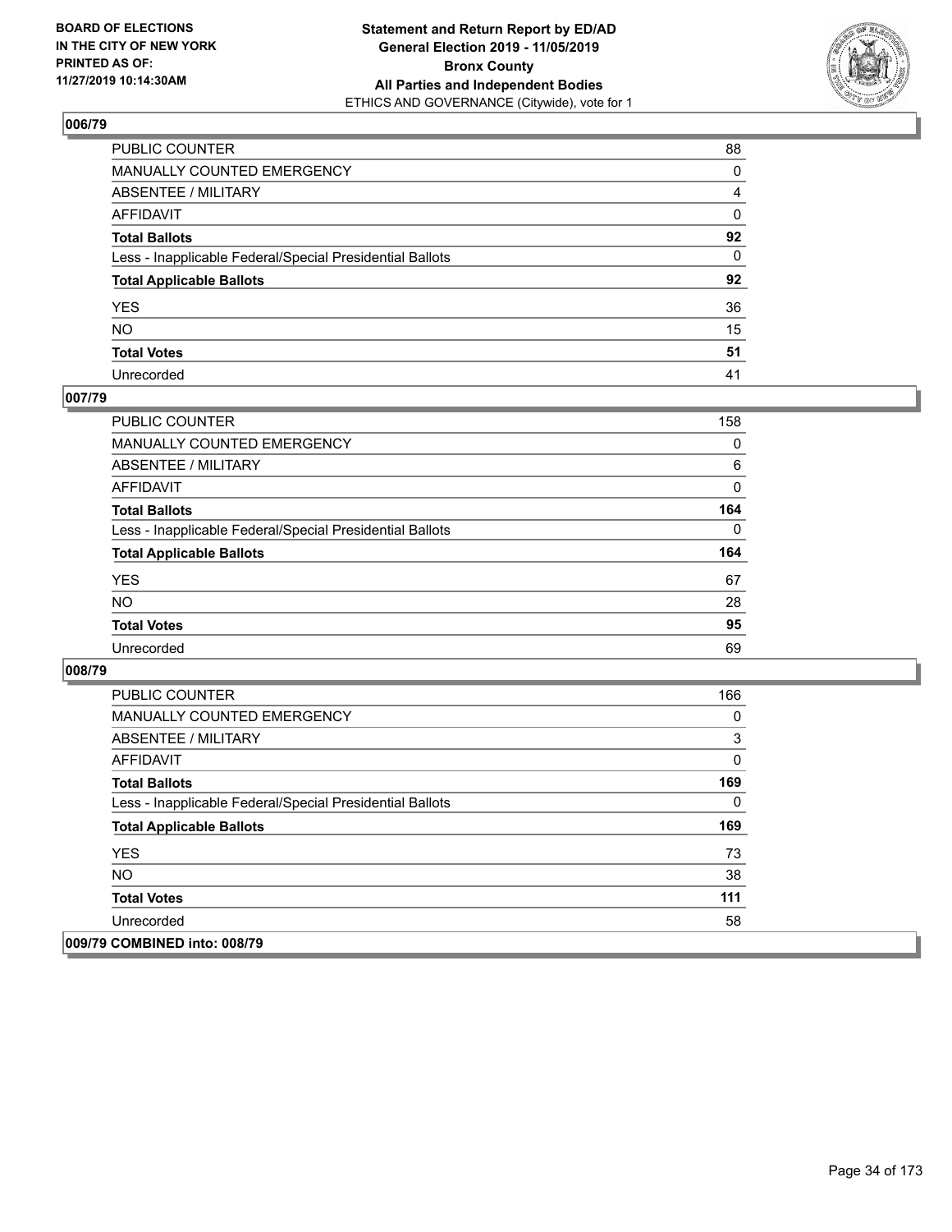## 006/79

| | |
|---|---|
| PUBLIC COUNTER | 88 |
| MANUALLY COUNTED EMERGENCY | 0 |
| ABSENTEE / MILITARY | 4 |
| AFFIDAVIT | 0 |
| **Total Ballots** | **92** |
| Less - Inapplicable Federal/Special Presidential Ballots | 0 |
| **Total Applicable Ballots** | **92** |
| YES | 36 |
| NO | 15 |
| **Total Votes** | **51** |
| Unrecorded | 41 |

## 007/79

| | |
|---|---|
| PUBLIC COUNTER | 158 |
| MANUALLY COUNTED EMERGENCY | 0 |
| ABSENTEE / MILITARY | 6 |
| AFFIDAVIT | 0 |
| **Total Ballots** | **164** |
| Less - Inapplicable Federal/Special Presidential Ballots | 0 |
| **Total Applicable Ballots** | **164** |
| YES | 67 |
| NO | 28 |
| **Total Votes** | **95** |
| Unrecorded | 69 |

## 008/79

| | |
|---|---|
| PUBLIC COUNTER | 166 |
| MANUALLY COUNTED EMERGENCY | 0 |
| ABSENTEE / MILITARY | 3 |
| AFFIDAVIT | 0 |
| **Total Ballots** | **169** |
| Less - Inapplicable Federal/Special Presidential Ballots | 0 |
| **Total Applicable Ballots** | **169** |
| YES | 73 |
| NO | 38 |
| **Total Votes** | **111** |
| Unrecorded | 58 |

## 009/79 COMBINED into: 008/79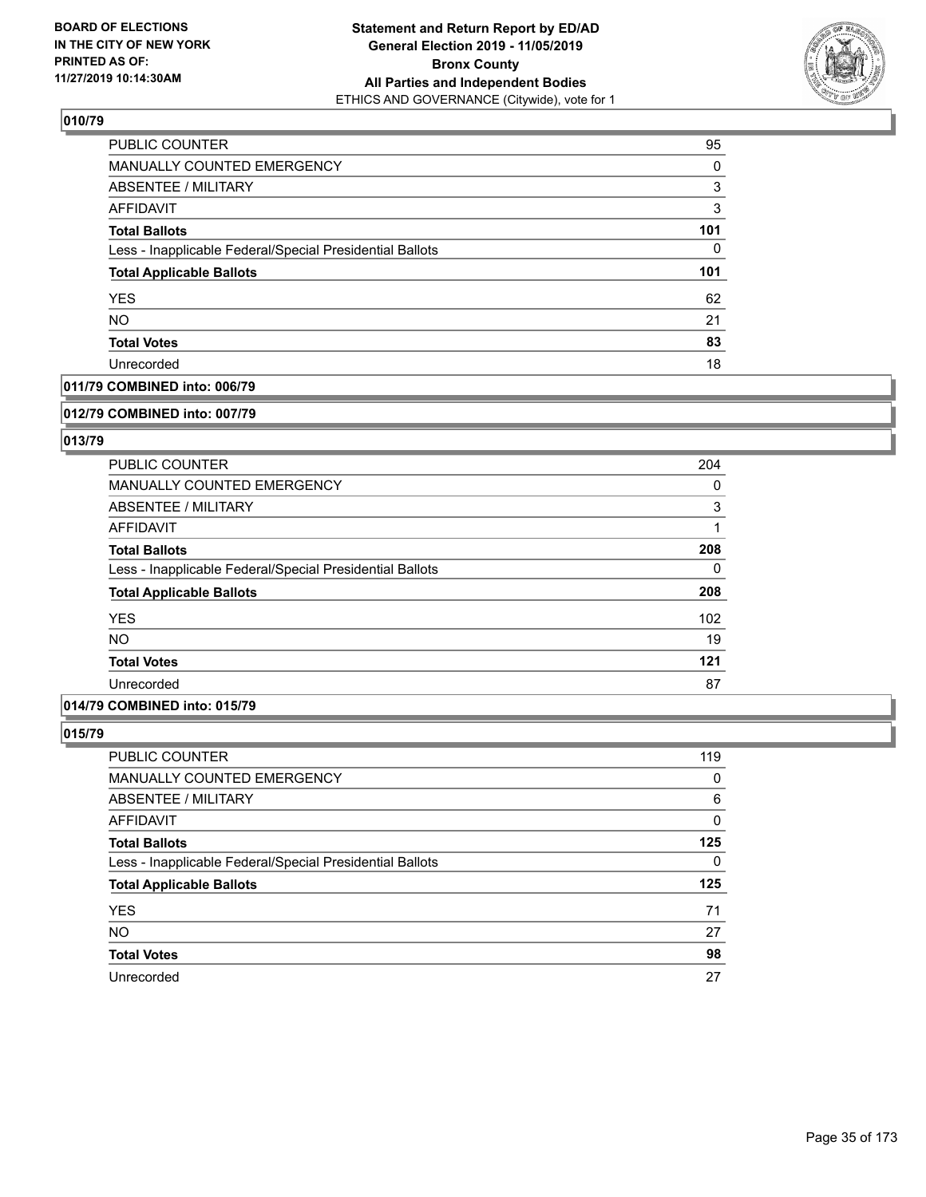## 010/79

| | |
|---|---|
| PUBLIC COUNTER | 95 |
| MANUALLY COUNTED EMERGENCY | 0 |
| ABSENTEE / MILITARY | 3 |
| AFFIDAVIT | 3 |
| **Total Ballots** | **101** |
| Less - Inapplicable Federal/Special Presidential Ballots | 0 |
| **Total Applicable Ballots** | **101** |
| YES | 62 |
| NO | 21 |
| **Total Votes** | **83** |
| Unrecorded | 18 |

## 011/79 COMBINED into: 006/79

## 012/79 COMBINED into: 007/79

## 013/79

| | |
|---|---|
| PUBLIC COUNTER | 204 |
| MANUALLY COUNTED EMERGENCY | 0 |
| ABSENTEE / MILITARY | 3 |
| AFFIDAVIT | 1 |
| **Total Ballots** | **208** |
| Less - Inapplicable Federal/Special Presidential Ballots | 0 |
| **Total Applicable Ballots** | **208** |
| YES | 102 |
| NO | 19 |
| **Total Votes** | **121** |
| Unrecorded | 87 |

## 014/79 COMBINED into: 015/79

## 015/79

| | |
|---|---|
| PUBLIC COUNTER | 119 |
| MANUALLY COUNTED EMERGENCY | 0 |
| ABSENTEE / MILITARY | 6 |
| AFFIDAVIT | 0 |
| **Total Ballots** | **125** |
| Less - Inapplicable Federal/Special Presidential Ballots | 0 |
| **Total Applicable Ballots** | **125** |
| YES | 71 |
| NO | 27 |
| **Total Votes** | **98** |
| Unrecorded | 27 |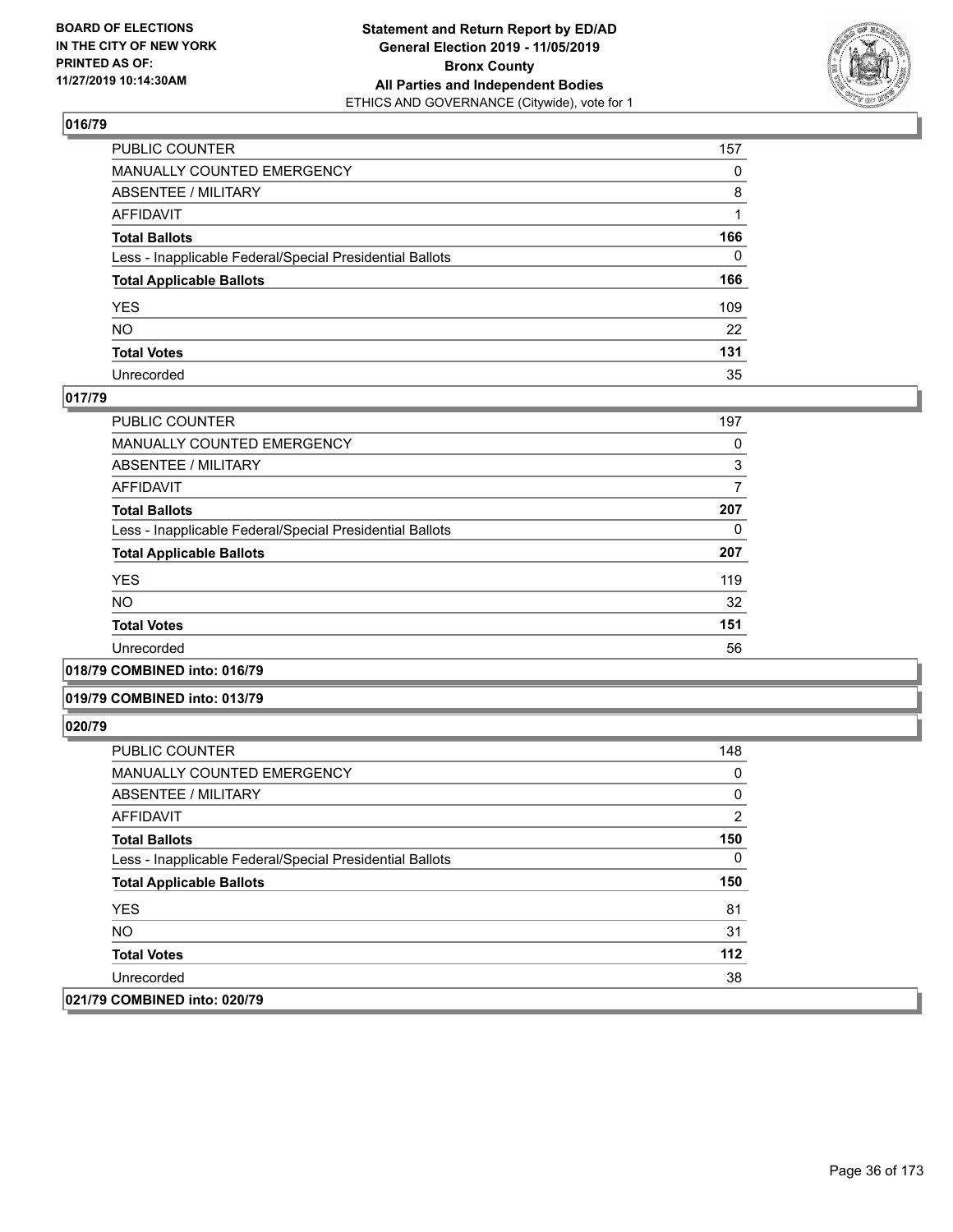**BOARD OF ELECTIONS IN THE CITY OF NEW YORK PRINTED AS OF: 11/27/2019 10:14:30AM**

**Statement and Return Report by ED/AD General Election 2019 - 11/05/2019 Bronx County All Parties and Independent Bodies**
ETHICS AND GOVERNANCE (Citywide), vote for 1

## 016/79

| | |
|---|---|
| PUBLIC COUNTER | 157 |
| MANUALLY COUNTED EMERGENCY | 0 |
| ABSENTEE / MILITARY | 8 |
| AFFIDAVIT | 1 |
| **Total Ballots** | **166** |
| Less - Inapplicable Federal/Special Presidential Ballots | 0 |
| **Total Applicable Ballots** | **166** |
| YES | 109 |
| NO | 22 |
| **Total Votes** | **131** |
| Unrecorded | 35 |

## 017/79

| | |
|---|---|
| PUBLIC COUNTER | 197 |
| MANUALLY COUNTED EMERGENCY | 0 |
| ABSENTEE / MILITARY | 3 |
| AFFIDAVIT | 7 |
| **Total Ballots** | **207** |
| Less - Inapplicable Federal/Special Presidential Ballots | 0 |
| **Total Applicable Ballots** | **207** |
| YES | 119 |
| NO | 32 |
| **Total Votes** | **151** |
| Unrecorded | 56 |

## 018/79 COMBINED into: 016/79

## 019/79 COMBINED into: 013/79

## 020/79

| | |
|---|---|
| PUBLIC COUNTER | 148 |
| MANUALLY COUNTED EMERGENCY | 0 |
| ABSENTEE / MILITARY | 0 |
| AFFIDAVIT | 2 |
| **Total Ballots** | **150** |
| Less - Inapplicable Federal/Special Presidential Ballots | 0 |
| **Total Applicable Ballots** | **150** |
| YES | 81 |
| NO | 31 |
| **Total Votes** | **112** |
| Unrecorded | 38 |

## 021/79 COMBINED into: 020/79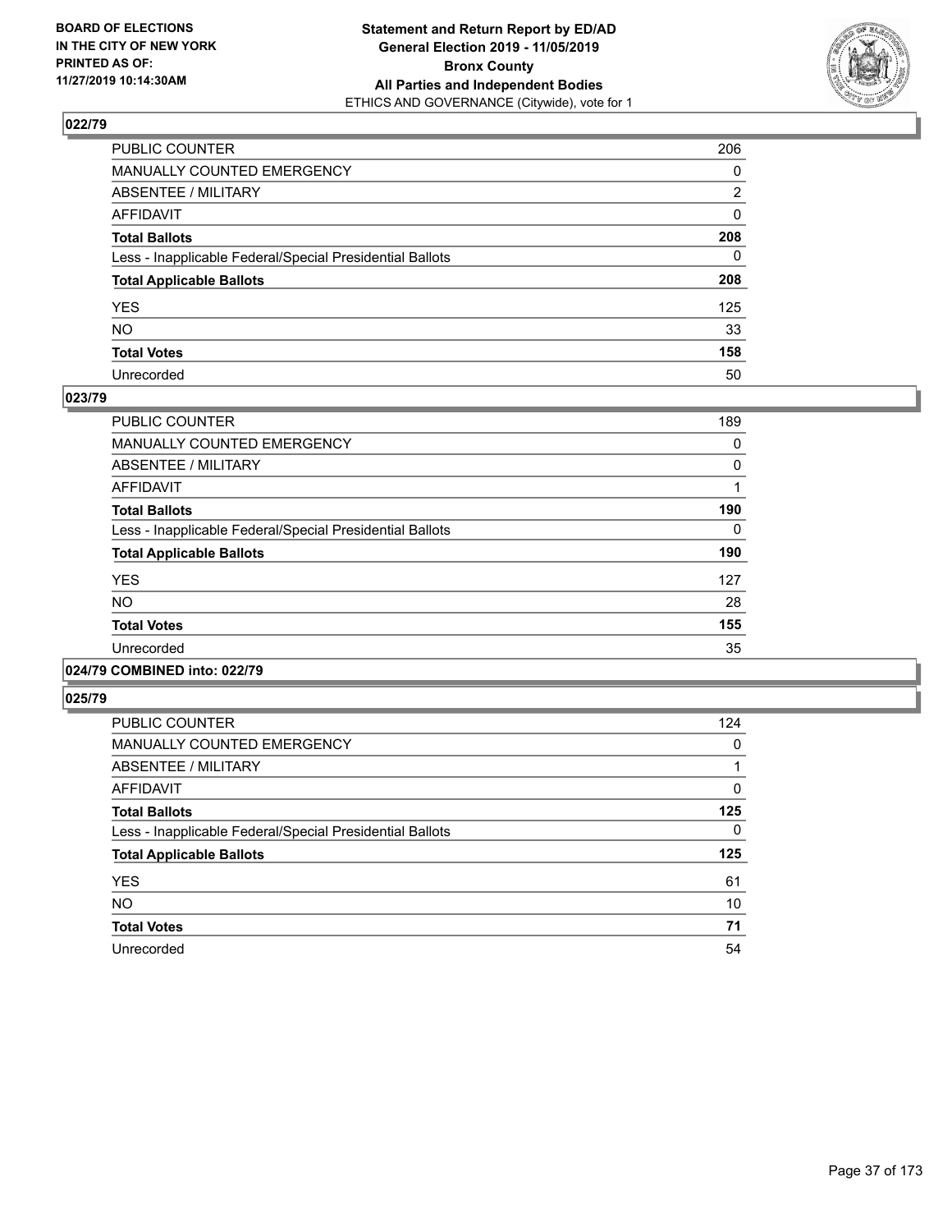## 022/79

| | |
|---|---|
| PUBLIC COUNTER | 206 |
| MANUALLY COUNTED EMERGENCY | 0 |
| ABSENTEE / MILITARY | 2 |
| AFFIDAVIT | 0 |
| **Total Ballots** | **208** |
| Less - Inapplicable Federal/Special Presidential Ballots | 0 |
| **Total Applicable Ballots** | **208** |
| YES | 125 |
| NO | 33 |
| **Total Votes** | **158** |
| Unrecorded | 50 |

## 023/79

| | |
|---|---|
| PUBLIC COUNTER | 189 |
| MANUALLY COUNTED EMERGENCY | 0 |
| ABSENTEE / MILITARY | 0 |
| AFFIDAVIT | 1 |
| **Total Ballots** | **190** |
| Less - Inapplicable Federal/Special Presidential Ballots | 0 |
| **Total Applicable Ballots** | **190** |
| YES | 127 |
| NO | 28 |
| **Total Votes** | **155** |
| Unrecorded | 35 |

## 024/79 COMBINED into: 022/79

## 025/79

| | |
|---|---|
| PUBLIC COUNTER | 124 |
| MANUALLY COUNTED EMERGENCY | 0 |
| ABSENTEE / MILITARY | 1 |
| AFFIDAVIT | 0 |
| **Total Ballots** | **125** |
| Less - Inapplicable Federal/Special Presidential Ballots | 0 |
| **Total Applicable Ballots** | **125** |
| YES | 61 |
| NO | 10 |
| **Total Votes** | **71** |
| Unrecorded | 54 |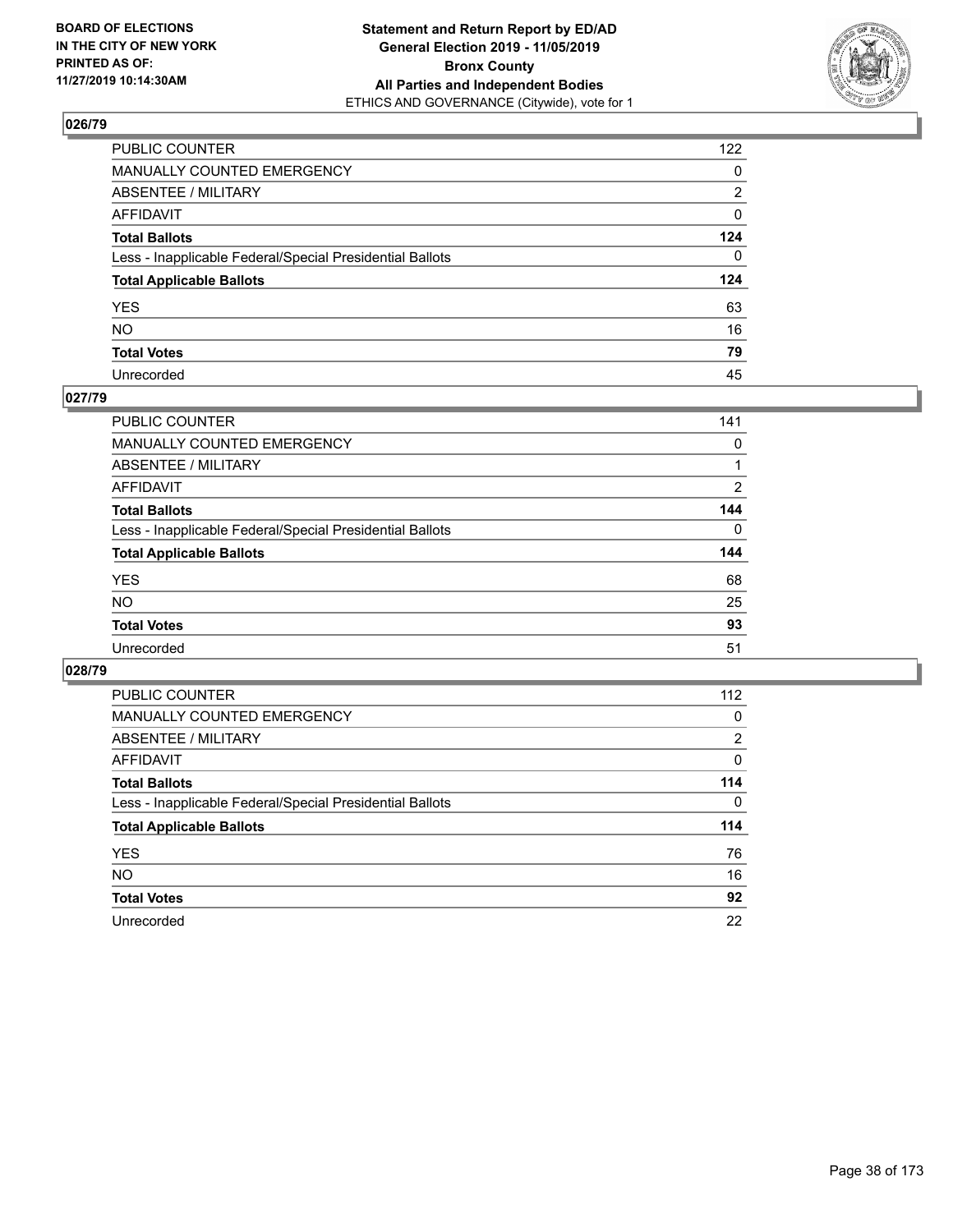## 026/79

| | |
|---|---|
| PUBLIC COUNTER | 122 |
| MANUALLY COUNTED EMERGENCY | 0 |
| ABSENTEE / MILITARY | 2 |
| AFFIDAVIT | 0 |
| **Total Ballots** | **124** |
| Less - Inapplicable Federal/Special Presidential Ballots | 0 |
| **Total Applicable Ballots** | **124** |
| YES | 63 |
| NO | 16 |
| **Total Votes** | **79** |
| Unrecorded | 45 |

## 027/79

| | |
|---|---|
| PUBLIC COUNTER | 141 |
| MANUALLY COUNTED EMERGENCY | 0 |
| ABSENTEE / MILITARY | 1 |
| AFFIDAVIT | 2 |
| **Total Ballots** | **144** |
| Less - Inapplicable Federal/Special Presidential Ballots | 0 |
| **Total Applicable Ballots** | **144** |
| YES | 68 |
| NO | 25 |
| **Total Votes** | **93** |
| Unrecorded | 51 |

## 028/79

| | |
|---|---|
| PUBLIC COUNTER | 112 |
| MANUALLY COUNTED EMERGENCY | 0 |
| ABSENTEE / MILITARY | 2 |
| AFFIDAVIT | 0 |
| **Total Ballots** | **114** |
| Less - Inapplicable Federal/Special Presidential Ballots | 0 |
| **Total Applicable Ballots** | **114** |
| YES | 76 |
| NO | 16 |
| **Total Votes** | **92** |
| Unrecorded | 22 |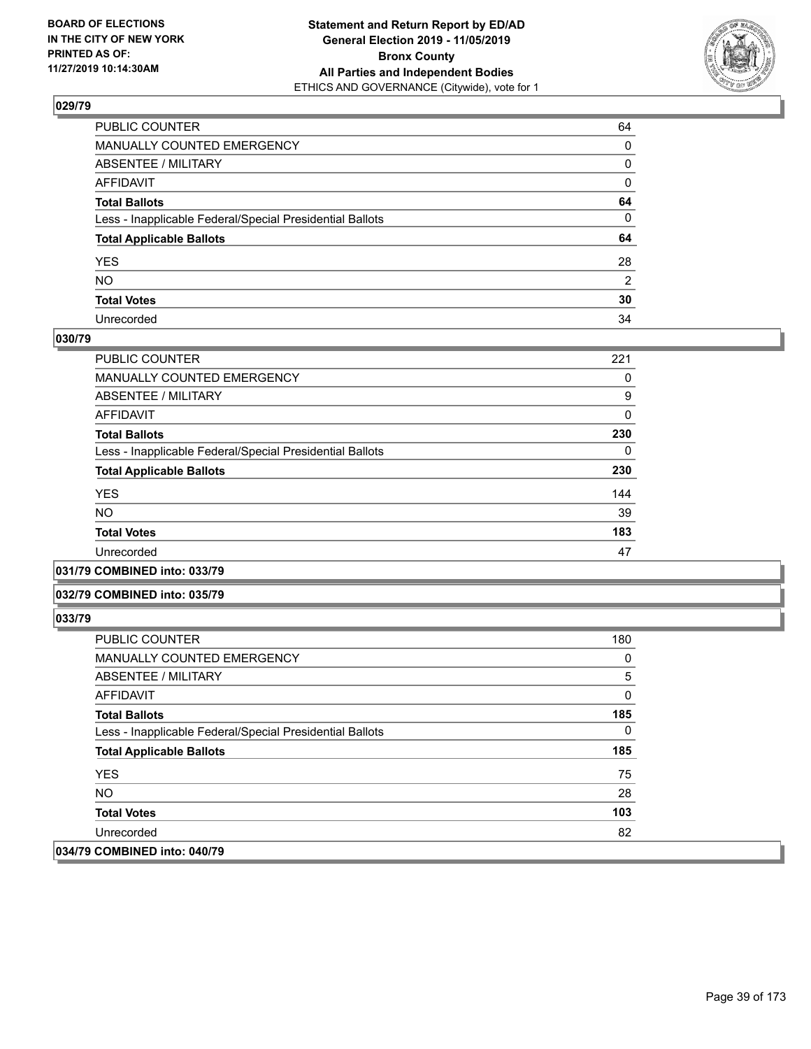## 029/79

| | |
|---|---|
| PUBLIC COUNTER | 64 |
| MANUALLY COUNTED EMERGENCY | 0 |
| ABSENTEE / MILITARY | 0 |
| AFFIDAVIT | 0 |
| **Total Ballots** | **64** |
| Less - Inapplicable Federal/Special Presidential Ballots | 0 |
| **Total Applicable Ballots** | **64** |
| YES | 28 |
| NO | 2 |
| **Total Votes** | **30** |
| Unrecorded | 34 |

## 030/79

| | |
|---|---|
| PUBLIC COUNTER | 221 |
| MANUALLY COUNTED EMERGENCY | 0 |
| ABSENTEE / MILITARY | 9 |
| AFFIDAVIT | 0 |
| **Total Ballots** | **230** |
| Less - Inapplicable Federal/Special Presidential Ballots | 0 |
| **Total Applicable Ballots** | **230** |
| YES | 144 |
| NO | 39 |
| **Total Votes** | **183** |
| Unrecorded | 47 |

## 031/79 COMBINED into: 033/79

## 032/79 COMBINED into: 035/79

## 033/79

| | |
|---|---|
| PUBLIC COUNTER | 180 |
| MANUALLY COUNTED EMERGENCY | 0 |
| ABSENTEE / MILITARY | 5 |
| AFFIDAVIT | 0 |
| **Total Ballots** | **185** |
| Less - Inapplicable Federal/Special Presidential Ballots | 0 |
| **Total Applicable Ballots** | **185** |
| YES | 75 |
| NO | 28 |
| **Total Votes** | **103** |
| Unrecorded | 82 |

## 034/79 COMBINED into: 040/79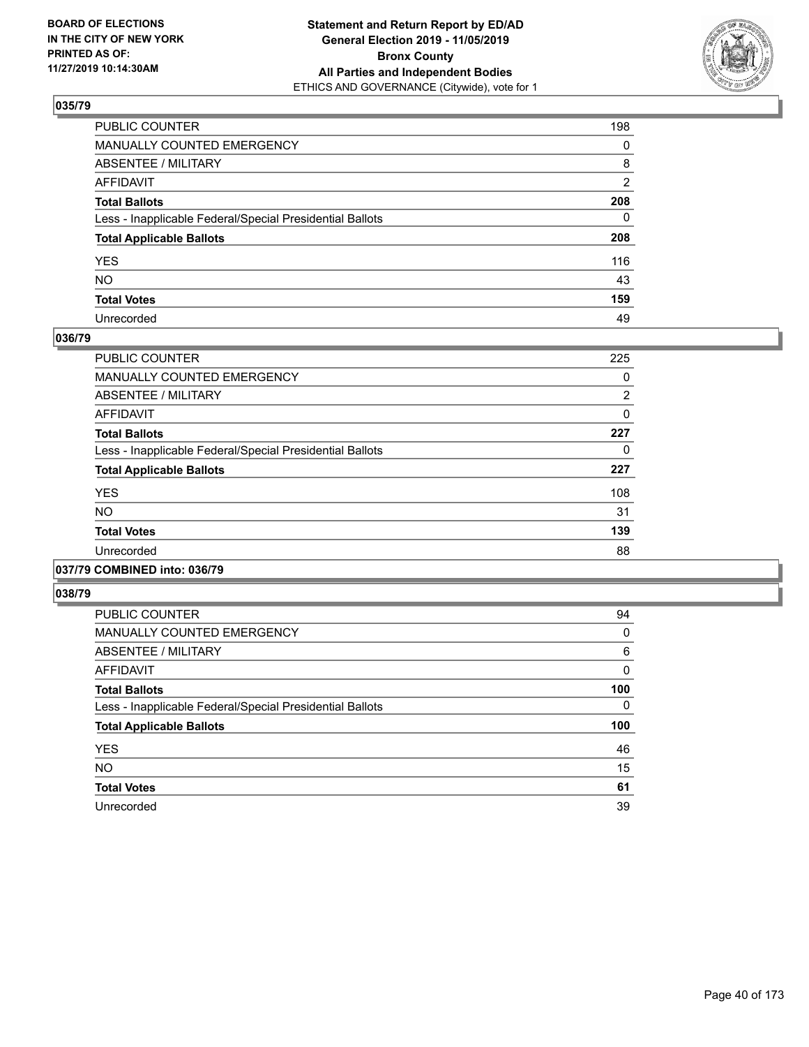**BOARD OF ELECTIONS IN THE CITY OF NEW YORK PRINTED AS OF: 11/27/2019 10:14:30AM**

**Statement and Return Report by ED/AD General Election 2019 - 11/05/2019 Bronx County All Parties and Independent Bodies**
ETHICS AND GOVERNANCE (Citywide), vote for 1

## 035/79

| | |
|---|---|
| PUBLIC COUNTER | 198 |
| MANUALLY COUNTED EMERGENCY | 0 |
| ABSENTEE / MILITARY | 8 |
| AFFIDAVIT | 2 |
| **Total Ballots** | **208** |
| Less - Inapplicable Federal/Special Presidential Ballots | 0 |
| **Total Applicable Ballots** | **208** |
| YES | 116 |
| NO | 43 |
| **Total Votes** | **159** |
| Unrecorded | 49 |

## 036/79

| | |
|---|---|
| PUBLIC COUNTER | 225 |
| MANUALLY COUNTED EMERGENCY | 0 |
| ABSENTEE / MILITARY | 2 |
| AFFIDAVIT | 0 |
| **Total Ballots** | **227** |
| Less - Inapplicable Federal/Special Presidential Ballots | 0 |
| **Total Applicable Ballots** | **227** |
| YES | 108 |
| NO | 31 |
| **Total Votes** | **139** |
| Unrecorded | 88 |

## 037/79 COMBINED into: 036/79

## 038/79

| | |
|---|---|
| PUBLIC COUNTER | 94 |
| MANUALLY COUNTED EMERGENCY | 0 |
| ABSENTEE / MILITARY | 6 |
| AFFIDAVIT | 0 |
| **Total Ballots** | **100** |
| Less - Inapplicable Federal/Special Presidential Ballots | 0 |
| **Total Applicable Ballots** | **100** |
| YES | 46 |
| NO | 15 |
| **Total Votes** | **61** |
| Unrecorded | 39 |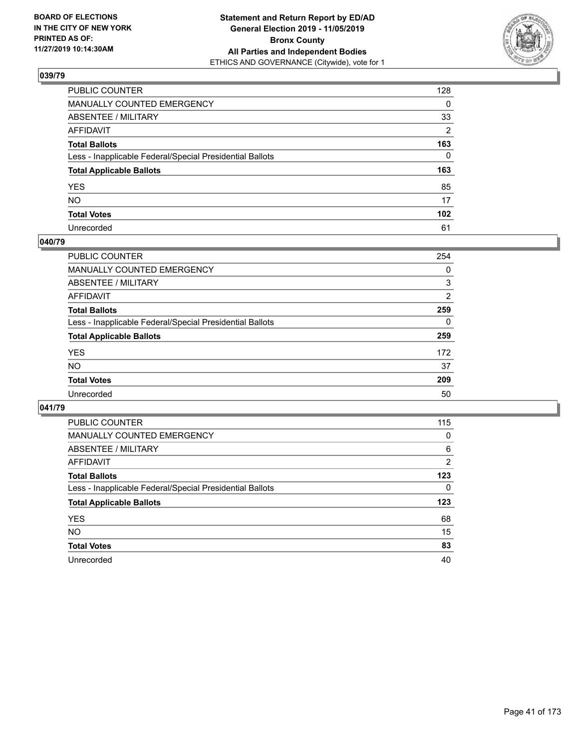**BOARD OF ELECTIONS IN THE CITY OF NEW YORK PRINTED AS OF: 11/27/2019 10:14:30AM**

**Statement and Return Report by ED/AD General Election 2019 - 11/05/2019 Bronx County All Parties and Independent Bodies**
ETHICS AND GOVERNANCE (Citywide), vote for 1

## 039/79

| | |
|---|---|
| PUBLIC COUNTER | 128 |
| MANUALLY COUNTED EMERGENCY | 0 |
| ABSENTEE / MILITARY | 33 |
| AFFIDAVIT | 2 |
| **Total Ballots** | **163** |
| Less - Inapplicable Federal/Special Presidential Ballots | 0 |
| **Total Applicable Ballots** | **163** |
| YES | 85 |
| NO | 17 |
| **Total Votes** | **102** |
| Unrecorded | 61 |

## 040/79

| | |
|---|---|
| PUBLIC COUNTER | 254 |
| MANUALLY COUNTED EMERGENCY | 0 |
| ABSENTEE / MILITARY | 3 |
| AFFIDAVIT | 2 |
| **Total Ballots** | **259** |
| Less - Inapplicable Federal/Special Presidential Ballots | 0 |
| **Total Applicable Ballots** | **259** |
| YES | 172 |
| NO | 37 |
| **Total Votes** | **209** |
| Unrecorded | 50 |

## 041/79

| | |
|---|---|
| PUBLIC COUNTER | 115 |
| MANUALLY COUNTED EMERGENCY | 0 |
| ABSENTEE / MILITARY | 6 |
| AFFIDAVIT | 2 |
| **Total Ballots** | **123** |
| Less - Inapplicable Federal/Special Presidential Ballots | 0 |
| **Total Applicable Ballots** | **123** |
| YES | 68 |
| NO | 15 |
| **Total Votes** | **83** |
| Unrecorded | 40 |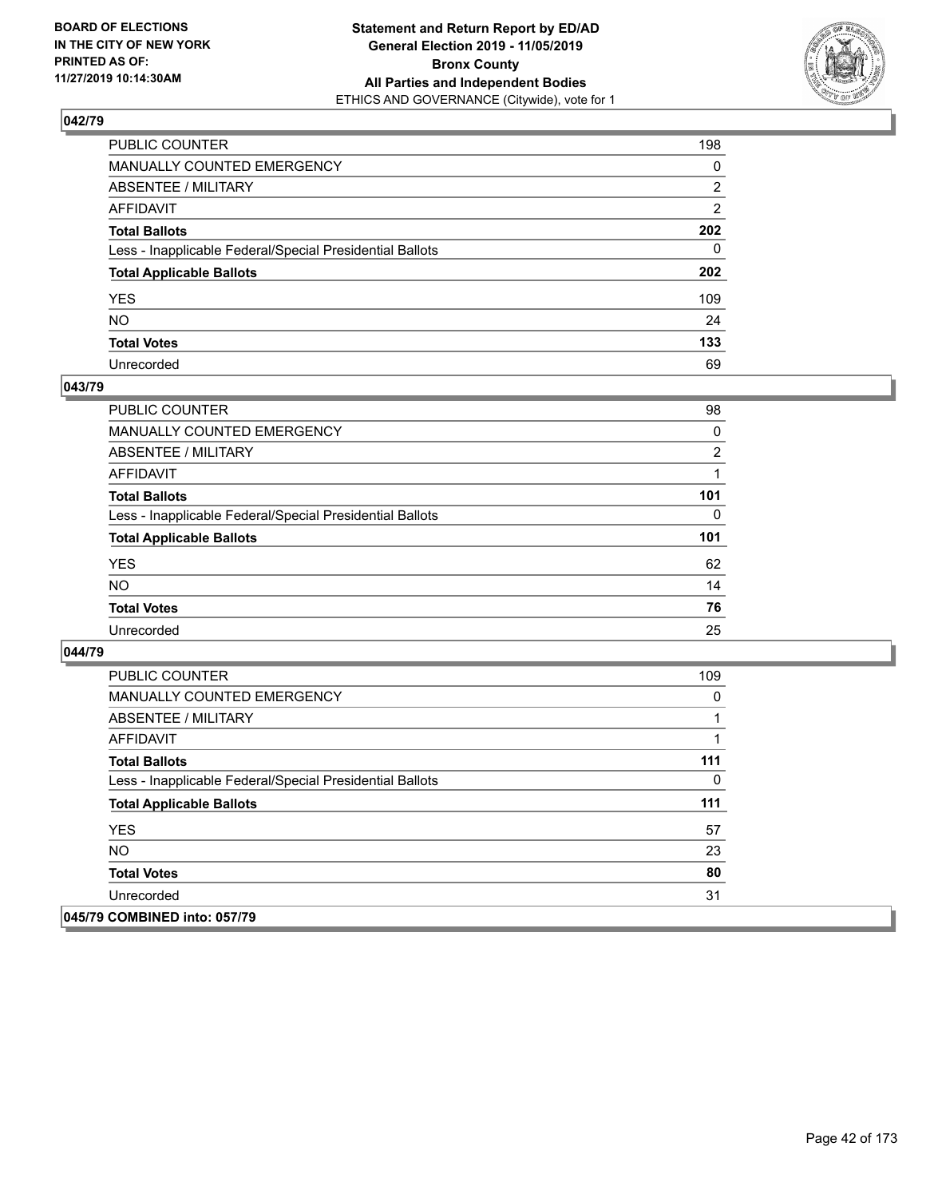**BOARD OF ELECTIONS IN THE CITY OF NEW YORK PRINTED AS OF: 11/27/2019 10:14:30AM**

**Statement and Return Report by ED/AD General Election 2019 - 11/05/2019 Bronx County All Parties and Independent Bodies**
ETHICS AND GOVERNANCE (Citywide), vote for 1

### 042/79

| | |
|---|---|
| PUBLIC COUNTER | 198 |
| MANUALLY COUNTED EMERGENCY | 0 |
| ABSENTEE / MILITARY | 2 |
| AFFIDAVIT | 2 |
| **Total Ballots** | **202** |
| Less - Inapplicable Federal/Special Presidential Ballots | 0 |
| **Total Applicable Ballots** | **202** |
| YES | 109 |
| NO | 24 |
| **Total Votes** | **133** |
| Unrecorded | 69 |

### 043/79

| | |
|---|---|
| PUBLIC COUNTER | 98 |
| MANUALLY COUNTED EMERGENCY | 0 |
| ABSENTEE / MILITARY | 2 |
| AFFIDAVIT | 1 |
| **Total Ballots** | **101** |
| Less - Inapplicable Federal/Special Presidential Ballots | 0 |
| **Total Applicable Ballots** | **101** |
| YES | 62 |
| NO | 14 |
| **Total Votes** | **76** |
| Unrecorded | 25 |

### 044/79

| | |
|---|---|
| PUBLIC COUNTER | 109 |
| MANUALLY COUNTED EMERGENCY | 0 |
| ABSENTEE / MILITARY | 1 |
| AFFIDAVIT | 1 |
| **Total Ballots** | **111** |
| Less - Inapplicable Federal/Special Presidential Ballots | 0 |
| **Total Applicable Ballots** | **111** |
| YES | 57 |
| NO | 23 |
| **Total Votes** | **80** |
| Unrecorded | 31 |

### 045/79 COMBINED into: 057/79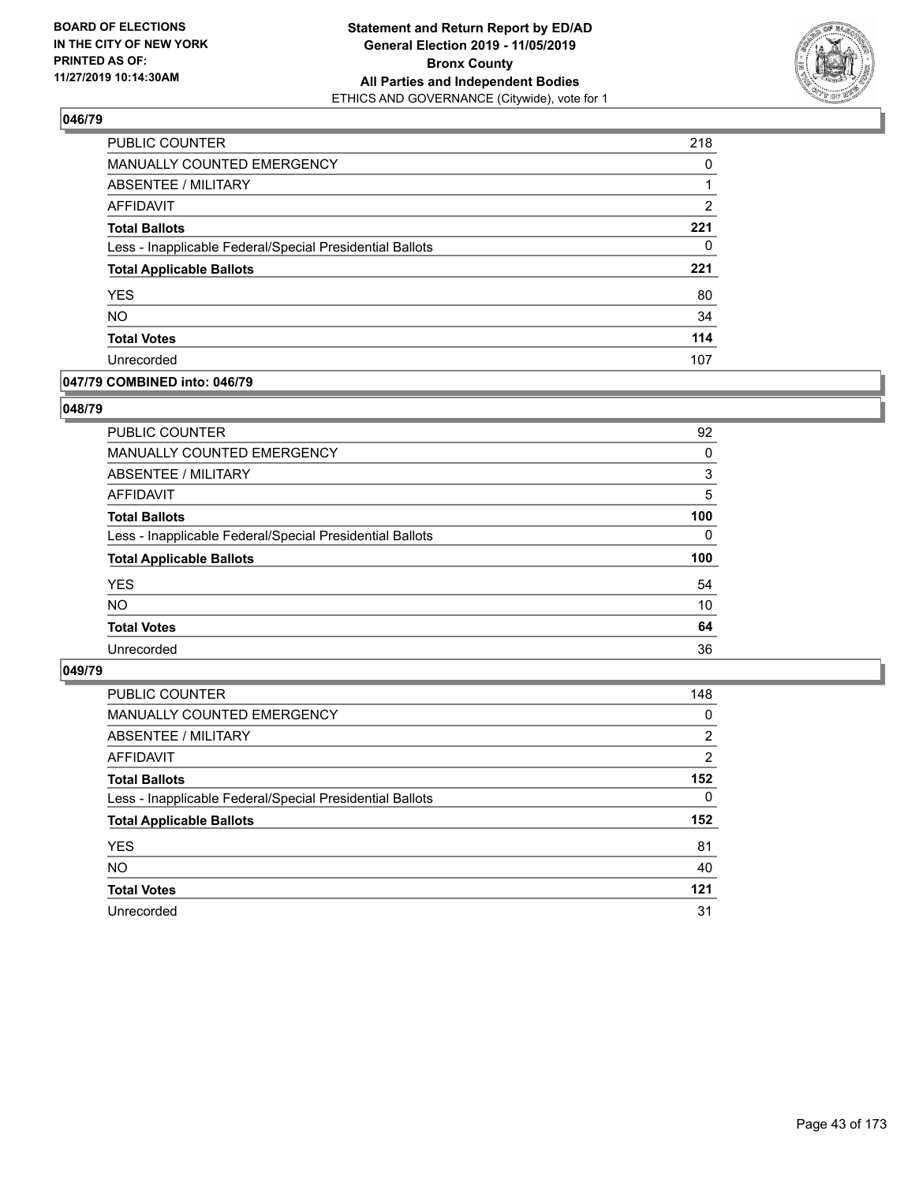**BOARD OF ELECTIONS IN THE CITY OF NEW YORK PRINTED AS OF: 11/27/2019 10:14:30AM**

**Statement and Return Report by ED/AD General Election 2019 - 11/05/2019 Bronx County All Parties and Independent Bodies**
ETHICS AND GOVERNANCE (Citywide), vote for 1

### 046/79

| | |
|---|---|
| PUBLIC COUNTER | 218 |
| MANUALLY COUNTED EMERGENCY | 0 |
| ABSENTEE / MILITARY | 1 |
| AFFIDAVIT | 2 |
| **Total Ballots** | **221** |
| Less - Inapplicable Federal/Special Presidential Ballots | 0 |
| **Total Applicable Ballots** | **221** |
| YES | 80 |
| NO | 34 |
| **Total Votes** | **114** |
| Unrecorded | 107 |

### 047/79 COMBINED into: 046/79

### 048/79

| | |
|---|---|
| PUBLIC COUNTER | 92 |
| MANUALLY COUNTED EMERGENCY | 0 |
| ABSENTEE / MILITARY | 3 |
| AFFIDAVIT | 5 |
| **Total Ballots** | **100** |
| Less - Inapplicable Federal/Special Presidential Ballots | 0 |
| **Total Applicable Ballots** | **100** |
| YES | 54 |
| NO | 10 |
| **Total Votes** | **64** |
| Unrecorded | 36 |

### 049/79

| | |
|---|---|
| PUBLIC COUNTER | 148 |
| MANUALLY COUNTED EMERGENCY | 0 |
| ABSENTEE / MILITARY | 2 |
| AFFIDAVIT | 2 |
| **Total Ballots** | **152** |
| Less - Inapplicable Federal/Special Presidential Ballots | 0 |
| **Total Applicable Ballots** | **152** |
| YES | 81 |
| NO | 40 |
| **Total Votes** | **121** |
| Unrecorded | 31 |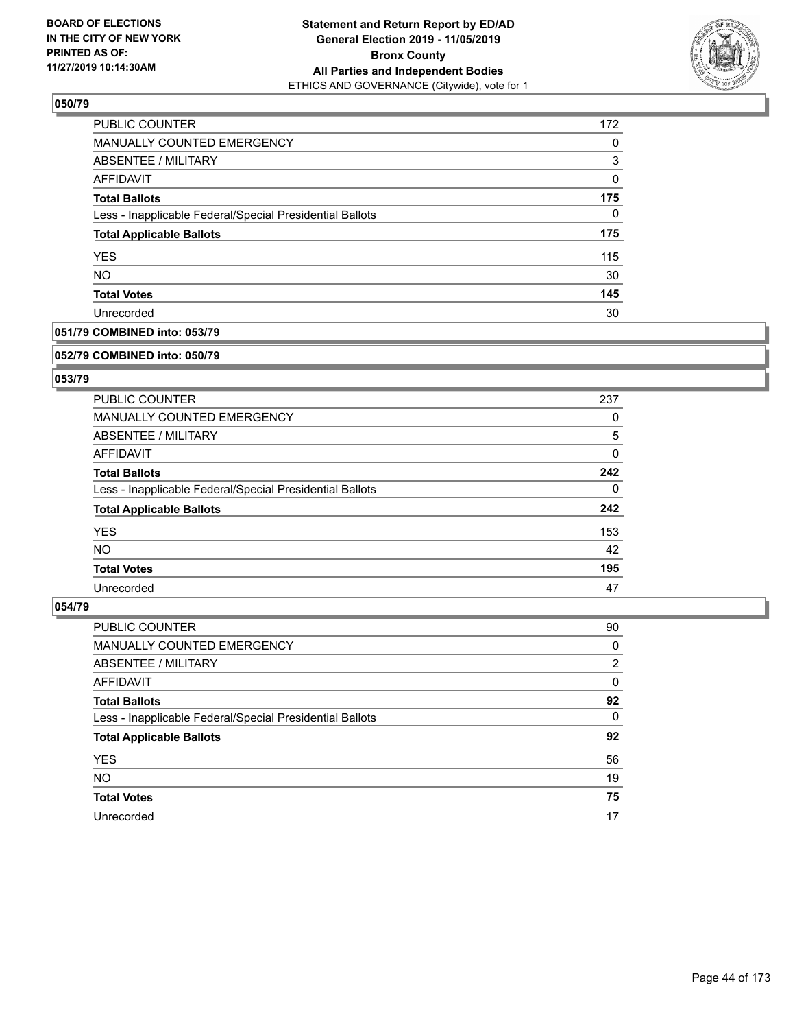**BOARD OF ELECTIONS IN THE CITY OF NEW YORK PRINTED AS OF: 11/27/2019 10:14:30AM**

**Statement and Return Report by ED/AD General Election 2019 - 11/05/2019 Bronx County All Parties and Independent Bodies**
ETHICS AND GOVERNANCE (Citywide), vote for 1

### 050/79

| | |
|---|---|
| PUBLIC COUNTER | 172 |
| MANUALLY COUNTED EMERGENCY | 0 |
| ABSENTEE / MILITARY | 3 |
| AFFIDAVIT | 0 |
| **Total Ballots** | **175** |
| Less - Inapplicable Federal/Special Presidential Ballots | 0 |
| **Total Applicable Ballots** | **175** |
| YES | 115 |
| NO | 30 |
| **Total Votes** | **145** |
| Unrecorded | 30 |

### 051/79 COMBINED into: 053/79

### 052/79 COMBINED into: 050/79

### 053/79

| | |
|---|---|
| PUBLIC COUNTER | 237 |
| MANUALLY COUNTED EMERGENCY | 0 |
| ABSENTEE / MILITARY | 5 |
| AFFIDAVIT | 0 |
| **Total Ballots** | **242** |
| Less - Inapplicable Federal/Special Presidential Ballots | 0 |
| **Total Applicable Ballots** | **242** |
| YES | 153 |
| NO | 42 |
| **Total Votes** | **195** |
| Unrecorded | 47 |

### 054/79

| | |
|---|---|
| PUBLIC COUNTER | 90 |
| MANUALLY COUNTED EMERGENCY | 0 |
| ABSENTEE / MILITARY | 2 |
| AFFIDAVIT | 0 |
| **Total Ballots** | **92** |
| Less - Inapplicable Federal/Special Presidential Ballots | 0 |
| **Total Applicable Ballots** | **92** |
| YES | 56 |
| NO | 19 |
| **Total Votes** | **75** |
| Unrecorded | 17 |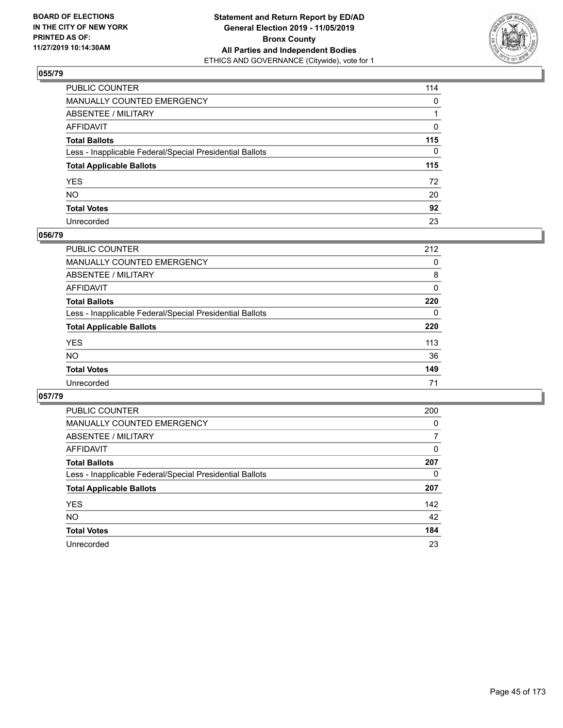## 055/79

| | |
|---|---|
| PUBLIC COUNTER | 114 |
| MANUALLY COUNTED EMERGENCY | 0 |
| ABSENTEE / MILITARY | 1 |
| AFFIDAVIT | 0 |
| **Total Ballots** | **115** |
| Less - Inapplicable Federal/Special Presidential Ballots | 0 |
| **Total Applicable Ballots** | **115** |
| YES | 72 |
| NO | 20 |
| **Total Votes** | **92** |
| Unrecorded | 23 |

## 056/79

| | |
|---|---|
| PUBLIC COUNTER | 212 |
| MANUALLY COUNTED EMERGENCY | 0 |
| ABSENTEE / MILITARY | 8 |
| AFFIDAVIT | 0 |
| **Total Ballots** | **220** |
| Less - Inapplicable Federal/Special Presidential Ballots | 0 |
| **Total Applicable Ballots** | **220** |
| YES | 113 |
| NO | 36 |
| **Total Votes** | **149** |
| Unrecorded | 71 |

## 057/79

| | |
|---|---|
| PUBLIC COUNTER | 200 |
| MANUALLY COUNTED EMERGENCY | 0 |
| ABSENTEE / MILITARY | 7 |
| AFFIDAVIT | 0 |
| **Total Ballots** | **207** |
| Less - Inapplicable Federal/Special Presidential Ballots | 0 |
| **Total Applicable Ballots** | **207** |
| YES | 142 |
| NO | 42 |
| **Total Votes** | **184** |
| Unrecorded | 23 |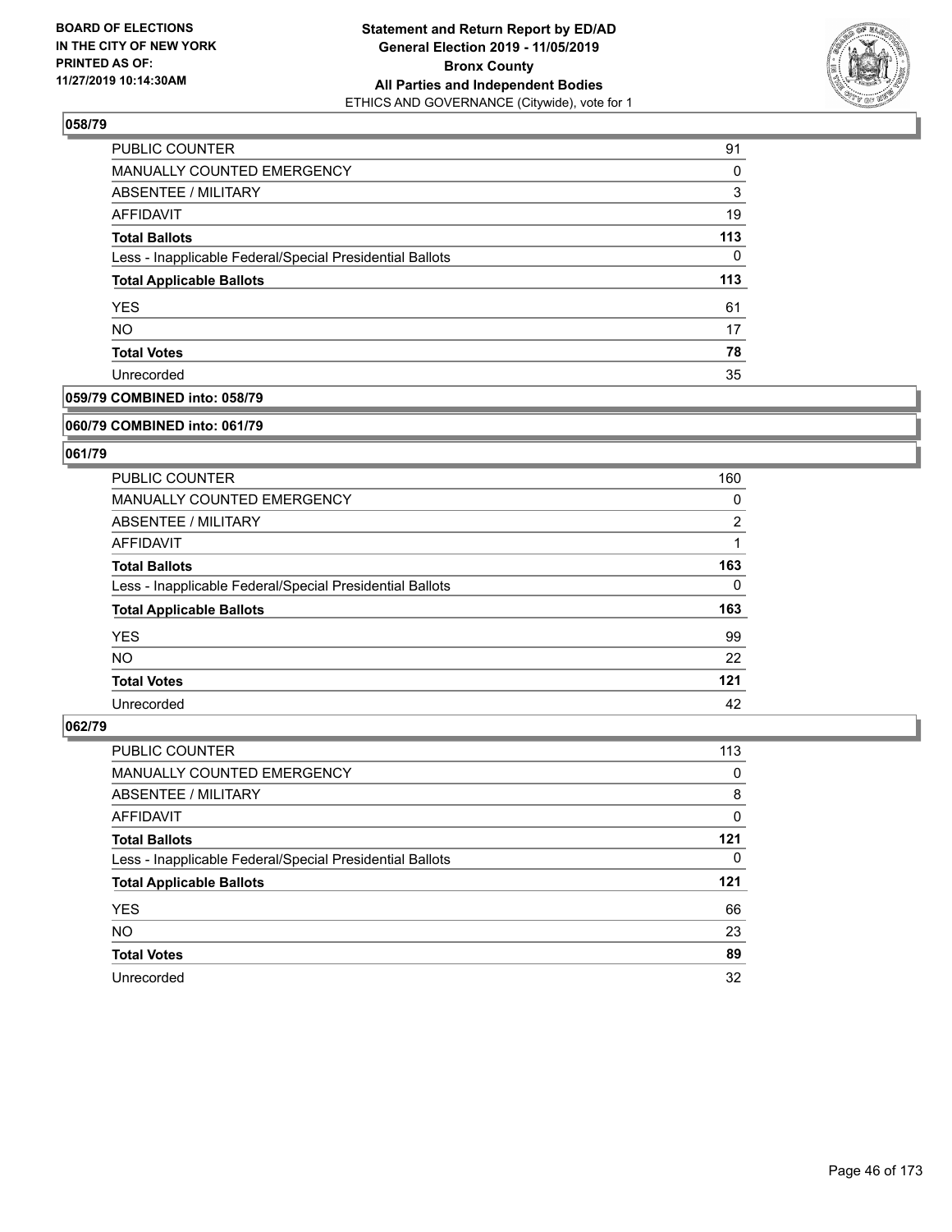**BOARD OF ELECTIONS IN THE CITY OF NEW YORK PRINTED AS OF: 11/27/2019 10:14:30AM**

**Statement and Return Report by ED/AD General Election 2019 - 11/05/2019 Bronx County All Parties and Independent Bodies**
ETHICS AND GOVERNANCE (Citywide), vote for 1

## 058/79

| | |
|---|---|
| PUBLIC COUNTER | 91 |
| MANUALLY COUNTED EMERGENCY | 0 |
| ABSENTEE / MILITARY | 3 |
| AFFIDAVIT | 19 |
| **Total Ballots** | **113** |
| Less - Inapplicable Federal/Special Presidential Ballots | 0 |
| **Total Applicable Ballots** | **113** |
| YES | 61 |
| NO | 17 |
| **Total Votes** | **78** |
| Unrecorded | 35 |

## 059/79 COMBINED into: 058/79

## 060/79 COMBINED into: 061/79

## 061/79

| | |
|---|---|
| PUBLIC COUNTER | 160 |
| MANUALLY COUNTED EMERGENCY | 0 |
| ABSENTEE / MILITARY | 2 |
| AFFIDAVIT | 1 |
| **Total Ballots** | **163** |
| Less - Inapplicable Federal/Special Presidential Ballots | 0 |
| **Total Applicable Ballots** | **163** |
| YES | 99 |
| NO | 22 |
| **Total Votes** | **121** |
| Unrecorded | 42 |

## 062/79

| | |
|---|---|
| PUBLIC COUNTER | 113 |
| MANUALLY COUNTED EMERGENCY | 0 |
| ABSENTEE / MILITARY | 8 |
| AFFIDAVIT | 0 |
| **Total Ballots** | **121** |
| Less - Inapplicable Federal/Special Presidential Ballots | 0 |
| **Total Applicable Ballots** | **121** |
| YES | 66 |
| NO | 23 |
| **Total Votes** | **89** |
| Unrecorded | 32 |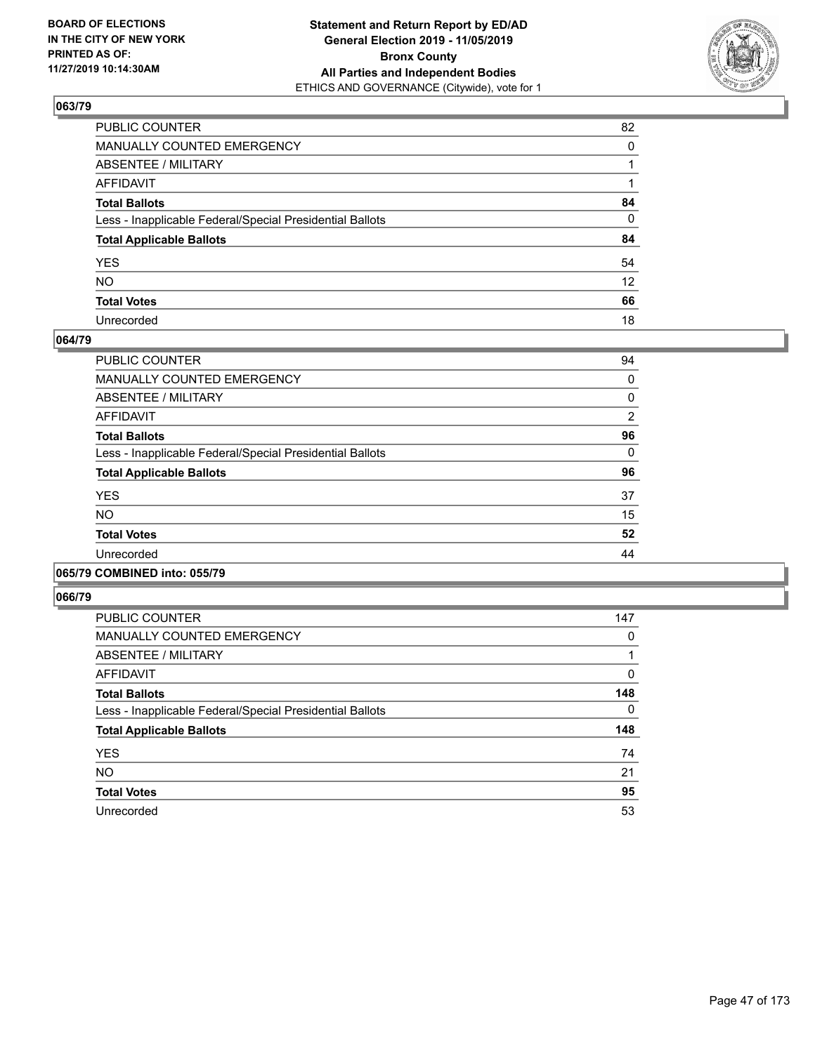**BOARD OF ELECTIONS IN THE CITY OF NEW YORK PRINTED AS OF: 11/27/2019 10:14:30AM**

**Statement and Return Report by ED/AD General Election 2019 - 11/05/2019 Bronx County All Parties and Independent Bodies**
ETHICS AND GOVERNANCE (Citywide), vote for 1

### 063/79

| | |
|---|---|
| PUBLIC COUNTER | 82 |
| MANUALLY COUNTED EMERGENCY | 0 |
| ABSENTEE / MILITARY | 1 |
| AFFIDAVIT | 1 |
| **Total Ballots** | **84** |
| Less - Inapplicable Federal/Special Presidential Ballots | 0 |
| **Total Applicable Ballots** | **84** |
| YES | 54 |
| NO | 12 |
| **Total Votes** | **66** |
| Unrecorded | 18 |

### 064/79

| | |
|---|---|
| PUBLIC COUNTER | 94 |
| MANUALLY COUNTED EMERGENCY | 0 |
| ABSENTEE / MILITARY | 0 |
| AFFIDAVIT | 2 |
| **Total Ballots** | **96** |
| Less - Inapplicable Federal/Special Presidential Ballots | 0 |
| **Total Applicable Ballots** | **96** |
| YES | 37 |
| NO | 15 |
| **Total Votes** | **52** |
| Unrecorded | 44 |

### 065/79 COMBINED into: 055/79

### 066/79

| | |
|---|---|
| PUBLIC COUNTER | 147 |
| MANUALLY COUNTED EMERGENCY | 0 |
| ABSENTEE / MILITARY | 1 |
| AFFIDAVIT | 0 |
| **Total Ballots** | **148** |
| Less - Inapplicable Federal/Special Presidential Ballots | 0 |
| **Total Applicable Ballots** | **148** |
| YES | 74 |
| NO | 21 |
| **Total Votes** | **95** |
| Unrecorded | 53 |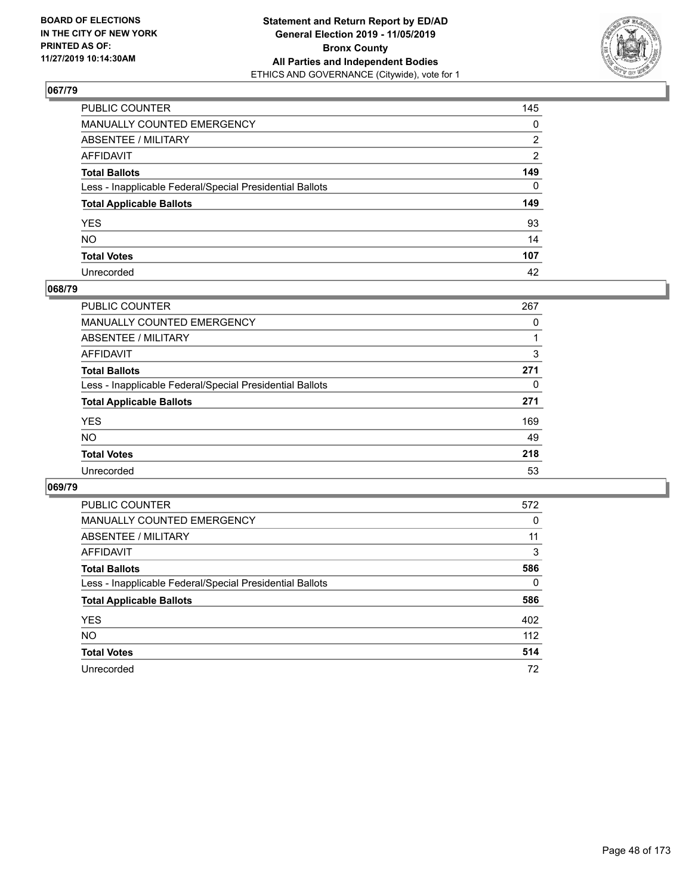## 067/79

| | |
|---|---|
| PUBLIC COUNTER | 145 |
| MANUALLY COUNTED EMERGENCY | 0 |
| ABSENTEE / MILITARY | 2 |
| AFFIDAVIT | 2 |
| **Total Ballots** | **149** |
| Less - Inapplicable Federal/Special Presidential Ballots | 0 |
| **Total Applicable Ballots** | **149** |
| YES | 93 |
| NO | 14 |
| **Total Votes** | **107** |
| Unrecorded | 42 |

## 068/79

| | |
|---|---|
| PUBLIC COUNTER | 267 |
| MANUALLY COUNTED EMERGENCY | 0 |
| ABSENTEE / MILITARY | 1 |
| AFFIDAVIT | 3 |
| **Total Ballots** | **271** |
| Less - Inapplicable Federal/Special Presidential Ballots | 0 |
| **Total Applicable Ballots** | **271** |
| YES | 169 |
| NO | 49 |
| **Total Votes** | **218** |
| Unrecorded | 53 |

## 069/79

| | |
|---|---|
| PUBLIC COUNTER | 572 |
| MANUALLY COUNTED EMERGENCY | 0 |
| ABSENTEE / MILITARY | 11 |
| AFFIDAVIT | 3 |
| **Total Ballots** | **586** |
| Less - Inapplicable Federal/Special Presidential Ballots | 0 |
| **Total Applicable Ballots** | **586** |
| YES | 402 |
| NO | 112 |
| **Total Votes** | **514** |
| Unrecorded | 72 |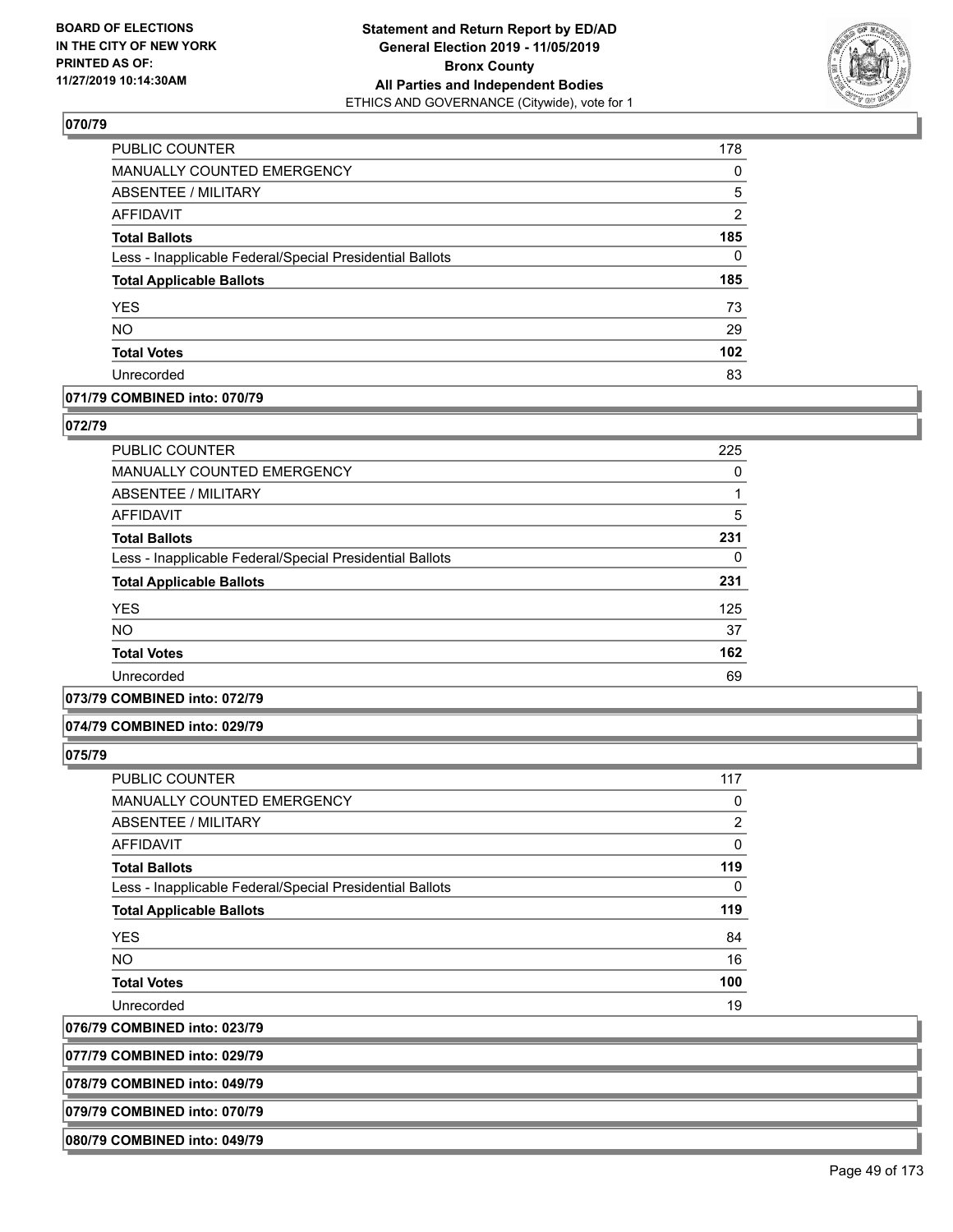## 070/79

| | |
|---|---|
| PUBLIC COUNTER | 178 |
| MANUALLY COUNTED EMERGENCY | 0 |
| ABSENTEE / MILITARY | 5 |
| AFFIDAVIT | 2 |
| **Total Ballots** | **185** |
| Less - Inapplicable Federal/Special Presidential Ballots | 0 |
| **Total Applicable Ballots** | **185** |
| YES | 73 |
| NO | 29 |
| **Total Votes** | **102** |
| Unrecorded | 83 |

## 071/79 COMBINED into: 070/79

## 072/79

| | |
|---|---|
| PUBLIC COUNTER | 225 |
| MANUALLY COUNTED EMERGENCY | 0 |
| ABSENTEE / MILITARY | 1 |
| AFFIDAVIT | 5 |
| **Total Ballots** | **231** |
| Less - Inapplicable Federal/Special Presidential Ballots | 0 |
| **Total Applicable Ballots** | **231** |
| YES | 125 |
| NO | 37 |
| **Total Votes** | **162** |
| Unrecorded | 69 |

## 073/79 COMBINED into: 072/79

## 074/79 COMBINED into: 029/79

## 075/79

| | |
|---|---|
| PUBLIC COUNTER | 117 |
| MANUALLY COUNTED EMERGENCY | 0 |
| ABSENTEE / MILITARY | 2 |
| AFFIDAVIT | 0 |
| **Total Ballots** | **119** |
| Less - Inapplicable Federal/Special Presidential Ballots | 0 |
| **Total Applicable Ballots** | **119** |
| YES | 84 |
| NO | 16 |
| **Total Votes** | **100** |
| Unrecorded | 19 |

## 076/79 COMBINED into: 023/79

## 077/79 COMBINED into: 029/79

## 078/79 COMBINED into: 049/79

## 079/79 COMBINED into: 070/79

## 080/79 COMBINED into: 049/79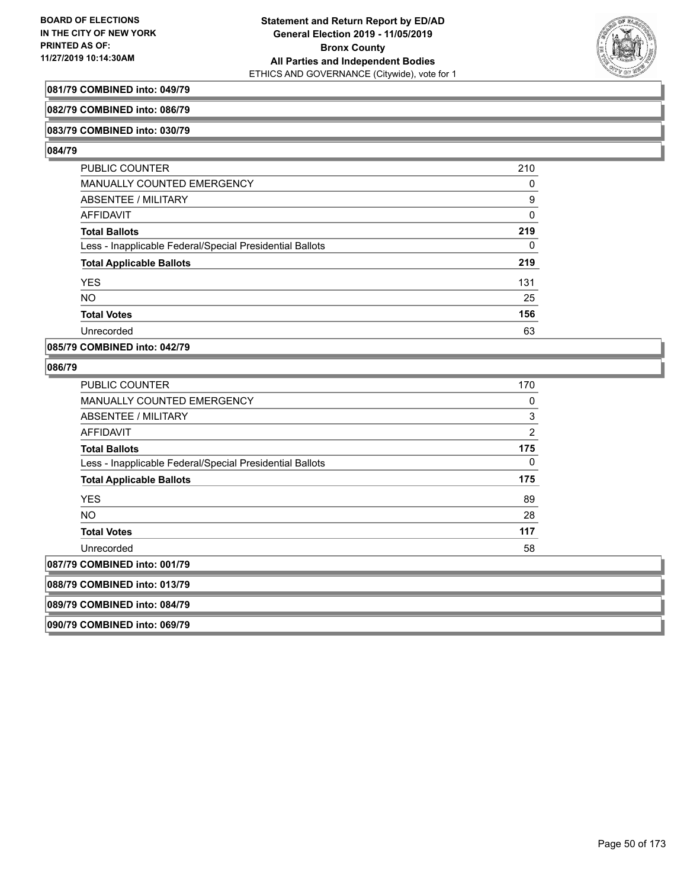**081/79 COMBINED into: 049/79**

**082/79 COMBINED into: 086/79**

**083/79 COMBINED into: 030/79**

**084/79**

| | |
|---|---|
| PUBLIC COUNTER | 210 |
| MANUALLY COUNTED EMERGENCY | 0 |
| ABSENTEE / MILITARY | 9 |
| AFFIDAVIT | 0 |
| **Total Ballots** | **219** |
| Less - Inapplicable Federal/Special Presidential Ballots | 0 |
| **Total Applicable Ballots** | **219** |
| YES | 131 |
| NO | 25 |
| **Total Votes** | **156** |
| Unrecorded | 63 |

**085/79 COMBINED into: 042/79**

**086/79**

| | |
|---|---|
| PUBLIC COUNTER | 170 |
| MANUALLY COUNTED EMERGENCY | 0 |
| ABSENTEE / MILITARY | 3 |
| AFFIDAVIT | 2 |
| **Total Ballots** | **175** |
| Less - Inapplicable Federal/Special Presidential Ballots | 0 |
| **Total Applicable Ballots** | **175** |
| YES | 89 |
| NO | 28 |
| **Total Votes** | **117** |
| Unrecorded | 58 |

**087/79 COMBINED into: 001/79**

**088/79 COMBINED into: 013/79**

**089/79 COMBINED into: 084/79**

**090/79 COMBINED into: 069/79**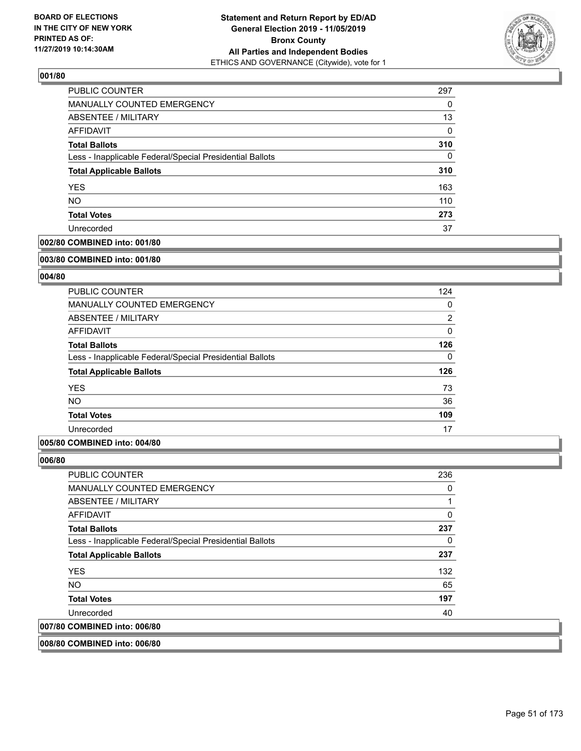### 001/80

| | |
|---|---|
| PUBLIC COUNTER | 297 |
| MANUALLY COUNTED EMERGENCY | 0 |
| ABSENTEE / MILITARY | 13 |
| AFFIDAVIT | 0 |
| **Total Ballots** | **310** |
| Less - Inapplicable Federal/Special Presidential Ballots | 0 |
| **Total Applicable Ballots** | **310** |
| YES | 163 |
| NO | 110 |
| **Total Votes** | **273** |
| Unrecorded | 37 |

**002/80 COMBINED into: 001/80**

**003/80 COMBINED into: 001/80**

### 004/80

| | |
|---|---|
| PUBLIC COUNTER | 124 |
| MANUALLY COUNTED EMERGENCY | 0 |
| ABSENTEE / MILITARY | 2 |
| AFFIDAVIT | 0 |
| **Total Ballots** | **126** |
| Less - Inapplicable Federal/Special Presidential Ballots | 0 |
| **Total Applicable Ballots** | **126** |
| YES | 73 |
| NO | 36 |
| **Total Votes** | **109** |
| Unrecorded | 17 |

**005/80 COMBINED into: 004/80**

### 006/80

| | |
|---|---|
| PUBLIC COUNTER | 236 |
| MANUALLY COUNTED EMERGENCY | 0 |
| ABSENTEE / MILITARY | 1 |
| AFFIDAVIT | 0 |
| **Total Ballots** | **237** |
| Less - Inapplicable Federal/Special Presidential Ballots | 0 |
| **Total Applicable Ballots** | **237** |
| YES | 132 |
| NO | 65 |
| **Total Votes** | **197** |
| Unrecorded | 40 |

**007/80 COMBINED into: 006/80**

**008/80 COMBINED into: 006/80**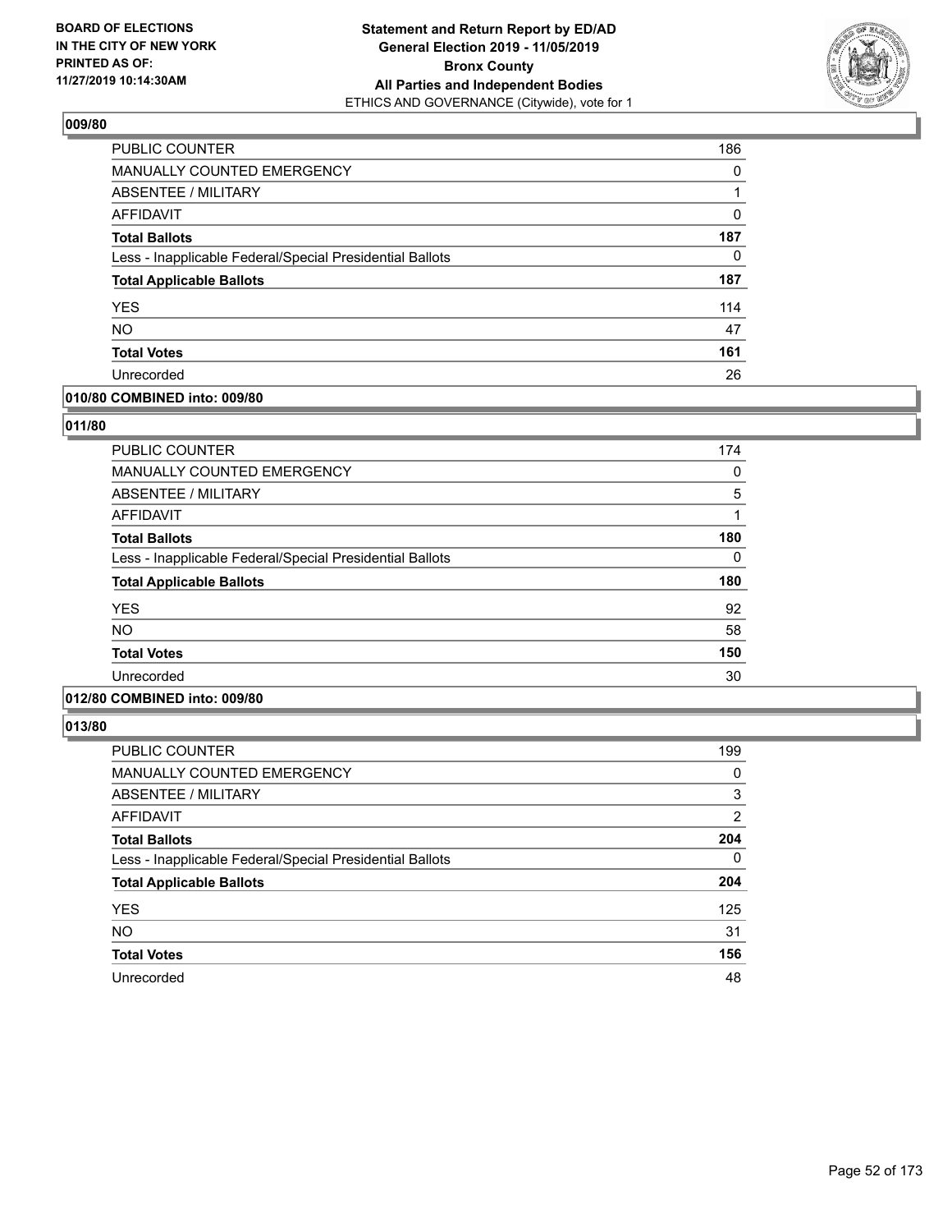**BOARD OF ELECTIONS IN THE CITY OF NEW YORK PRINTED AS OF: 11/27/2019 10:14:30AM**

**Statement and Return Report by ED/AD General Election 2019 - 11/05/2019 Bronx County All Parties and Independent Bodies**
ETHICS AND GOVERNANCE (Citywide), vote for 1

## 009/80

| | |
|---|---|
| PUBLIC COUNTER | 186 |
| MANUALLY COUNTED EMERGENCY | 0 |
| ABSENTEE / MILITARY | 1 |
| AFFIDAVIT | 0 |
| **Total Ballots** | **187** |
| Less - Inapplicable Federal/Special Presidential Ballots | 0 |
| **Total Applicable Ballots** | **187** |
| YES | 114 |
| NO | 47 |
| **Total Votes** | **161** |
| Unrecorded | 26 |

## 010/80 COMBINED into: 009/80

## 011/80

| | |
|---|---|
| PUBLIC COUNTER | 174 |
| MANUALLY COUNTED EMERGENCY | 0 |
| ABSENTEE / MILITARY | 5 |
| AFFIDAVIT | 1 |
| **Total Ballots** | **180** |
| Less - Inapplicable Federal/Special Presidential Ballots | 0 |
| **Total Applicable Ballots** | **180** |
| YES | 92 |
| NO | 58 |
| **Total Votes** | **150** |
| Unrecorded | 30 |

## 012/80 COMBINED into: 009/80

## 013/80

| | |
|---|---|
| PUBLIC COUNTER | 199 |
| MANUALLY COUNTED EMERGENCY | 0 |
| ABSENTEE / MILITARY | 3 |
| AFFIDAVIT | 2 |
| **Total Ballots** | **204** |
| Less - Inapplicable Federal/Special Presidential Ballots | 0 |
| **Total Applicable Ballots** | **204** |
| YES | 125 |
| NO | 31 |
| **Total Votes** | **156** |
| Unrecorded | 48 |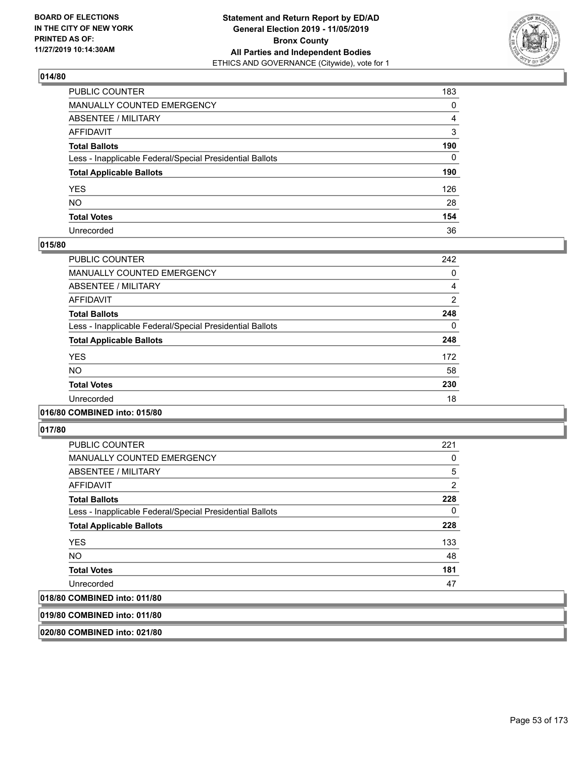## 014/80

| | |
|---|---|
| PUBLIC COUNTER | 183 |
| MANUALLY COUNTED EMERGENCY | 0 |
| ABSENTEE / MILITARY | 4 |
| AFFIDAVIT | 3 |
| **Total Ballots** | **190** |
| Less - Inapplicable Federal/Special Presidential Ballots | 0 |
| **Total Applicable Ballots** | **190** |
| YES | 126 |
| NO | 28 |
| **Total Votes** | **154** |
| Unrecorded | 36 |

## 015/80

| | |
|---|---|
| PUBLIC COUNTER | 242 |
| MANUALLY COUNTED EMERGENCY | 0 |
| ABSENTEE / MILITARY | 4 |
| AFFIDAVIT | 2 |
| **Total Ballots** | **248** |
| Less - Inapplicable Federal/Special Presidential Ballots | 0 |
| **Total Applicable Ballots** | **248** |
| YES | 172 |
| NO | 58 |
| **Total Votes** | **230** |
| Unrecorded | 18 |

## 016/80 COMBINED into: 015/80

## 017/80

| | |
|---|---|
| PUBLIC COUNTER | 221 |
| MANUALLY COUNTED EMERGENCY | 0 |
| ABSENTEE / MILITARY | 5 |
| AFFIDAVIT | 2 |
| **Total Ballots** | **228** |
| Less - Inapplicable Federal/Special Presidential Ballots | 0 |
| **Total Applicable Ballots** | **228** |
| YES | 133 |
| NO | 48 |
| **Total Votes** | **181** |
| Unrecorded | 47 |

## 018/80 COMBINED into: 011/80

## 019/80 COMBINED into: 011/80

## 020/80 COMBINED into: 021/80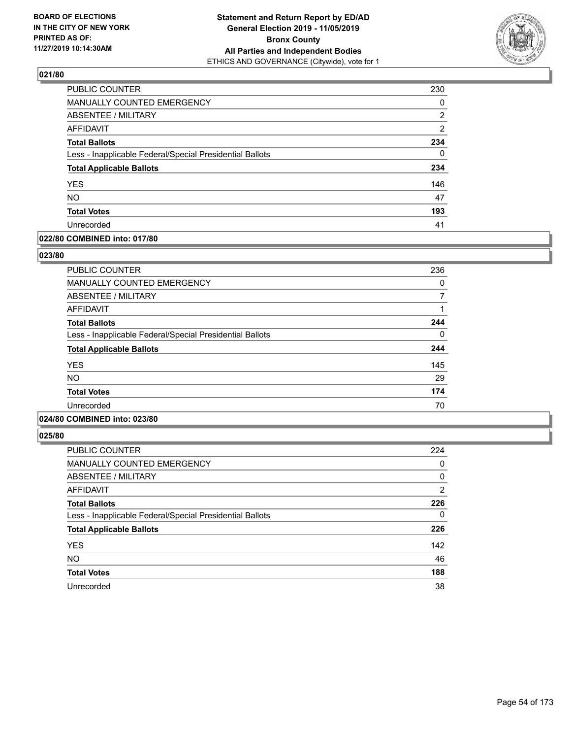**BOARD OF ELECTIONS IN THE CITY OF NEW YORK PRINTED AS OF: 11/27/2019 10:14:30AM**

**Statement and Return Report by ED/AD General Election 2019 - 11/05/2019 Bronx County All Parties and Independent Bodies**
ETHICS AND GOVERNANCE (Citywide), vote for 1

## 021/80

| | |
|---|---|
| PUBLIC COUNTER | 230 |
| MANUALLY COUNTED EMERGENCY | 0 |
| ABSENTEE / MILITARY | 2 |
| AFFIDAVIT | 2 |
| **Total Ballots** | **234** |
| Less - Inapplicable Federal/Special Presidential Ballots | 0 |
| **Total Applicable Ballots** | **234** |
| YES | 146 |
| NO | 47 |
| **Total Votes** | **193** |
| Unrecorded | 41 |

## 022/80 COMBINED into: 017/80

## 023/80

| | |
|---|---|
| PUBLIC COUNTER | 236 |
| MANUALLY COUNTED EMERGENCY | 0 |
| ABSENTEE / MILITARY | 7 |
| AFFIDAVIT | 1 |
| **Total Ballots** | **244** |
| Less - Inapplicable Federal/Special Presidential Ballots | 0 |
| **Total Applicable Ballots** | **244** |
| YES | 145 |
| NO | 29 |
| **Total Votes** | **174** |
| Unrecorded | 70 |

## 024/80 COMBINED into: 023/80

## 025/80

| | |
|---|---|
| PUBLIC COUNTER | 224 |
| MANUALLY COUNTED EMERGENCY | 0 |
| ABSENTEE / MILITARY | 0 |
| AFFIDAVIT | 2 |
| **Total Ballots** | **226** |
| Less - Inapplicable Federal/Special Presidential Ballots | 0 |
| **Total Applicable Ballots** | **226** |
| YES | 142 |
| NO | 46 |
| **Total Votes** | **188** |
| Unrecorded | 38 |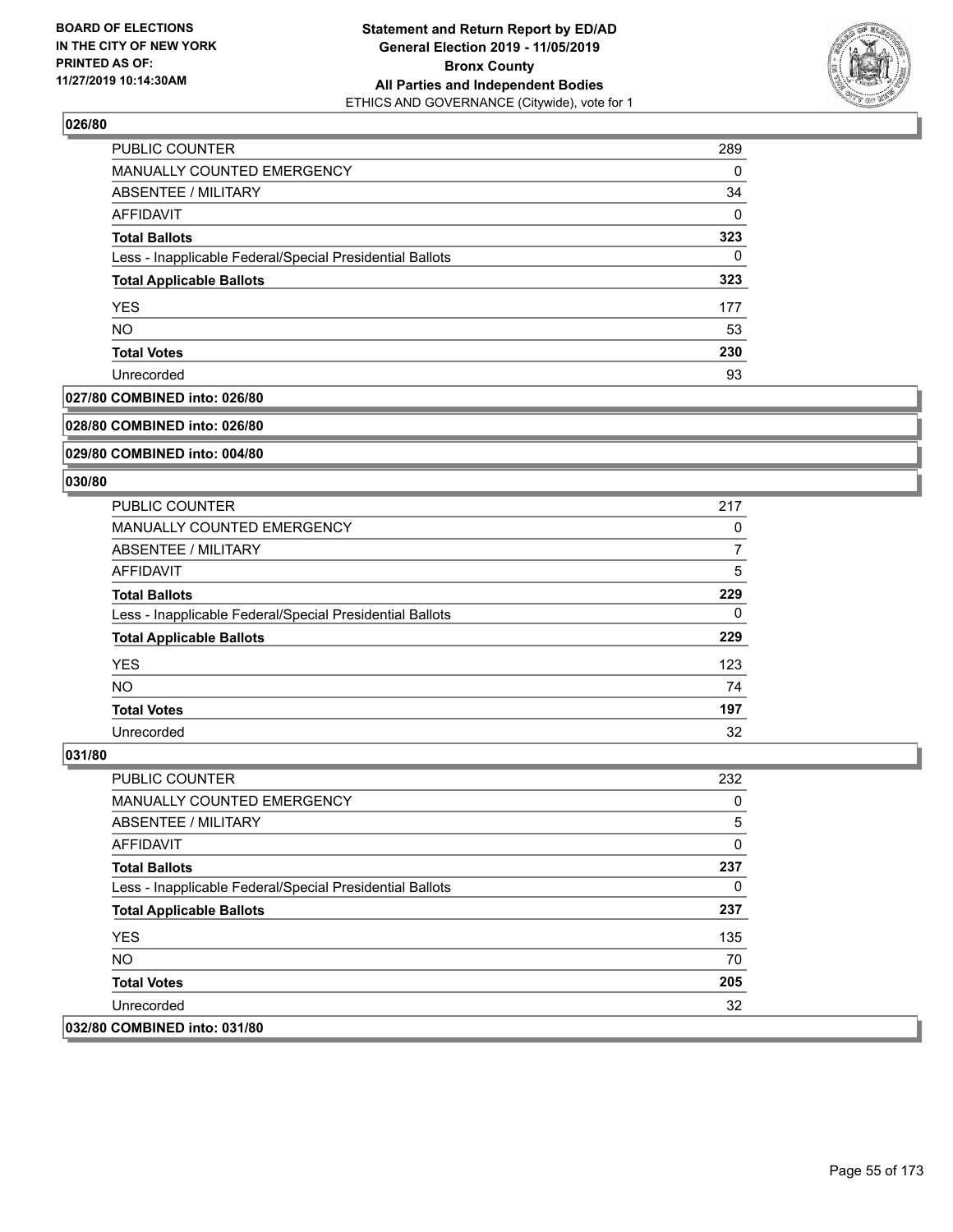## 026/80

| | |
|---|---|
| PUBLIC COUNTER | 289 |
| MANUALLY COUNTED EMERGENCY | 0 |
| ABSENTEE / MILITARY | 34 |
| AFFIDAVIT | 0 |
| **Total Ballots** | **323** |
| Less - Inapplicable Federal/Special Presidential Ballots | 0 |
| **Total Applicable Ballots** | **323** |
| YES | 177 |
| NO | 53 |
| **Total Votes** | **230** |
| Unrecorded | 93 |

## 027/80 COMBINED into: 026/80

## 028/80 COMBINED into: 026/80

## 029/80 COMBINED into: 004/80

## 030/80

| | |
|---|---|
| PUBLIC COUNTER | 217 |
| MANUALLY COUNTED EMERGENCY | 0 |
| ABSENTEE / MILITARY | 7 |
| AFFIDAVIT | 5 |
| **Total Ballots** | **229** |
| Less - Inapplicable Federal/Special Presidential Ballots | 0 |
| **Total Applicable Ballots** | **229** |
| YES | 123 |
| NO | 74 |
| **Total Votes** | **197** |
| Unrecorded | 32 |

## 031/80

| | |
|---|---|
| PUBLIC COUNTER | 232 |
| MANUALLY COUNTED EMERGENCY | 0 |
| ABSENTEE / MILITARY | 5 |
| AFFIDAVIT | 0 |
| **Total Ballots** | **237** |
| Less - Inapplicable Federal/Special Presidential Ballots | 0 |
| **Total Applicable Ballots** | **237** |
| YES | 135 |
| NO | 70 |
| **Total Votes** | **205** |
| Unrecorded | 32 |

## 032/80 COMBINED into: 031/80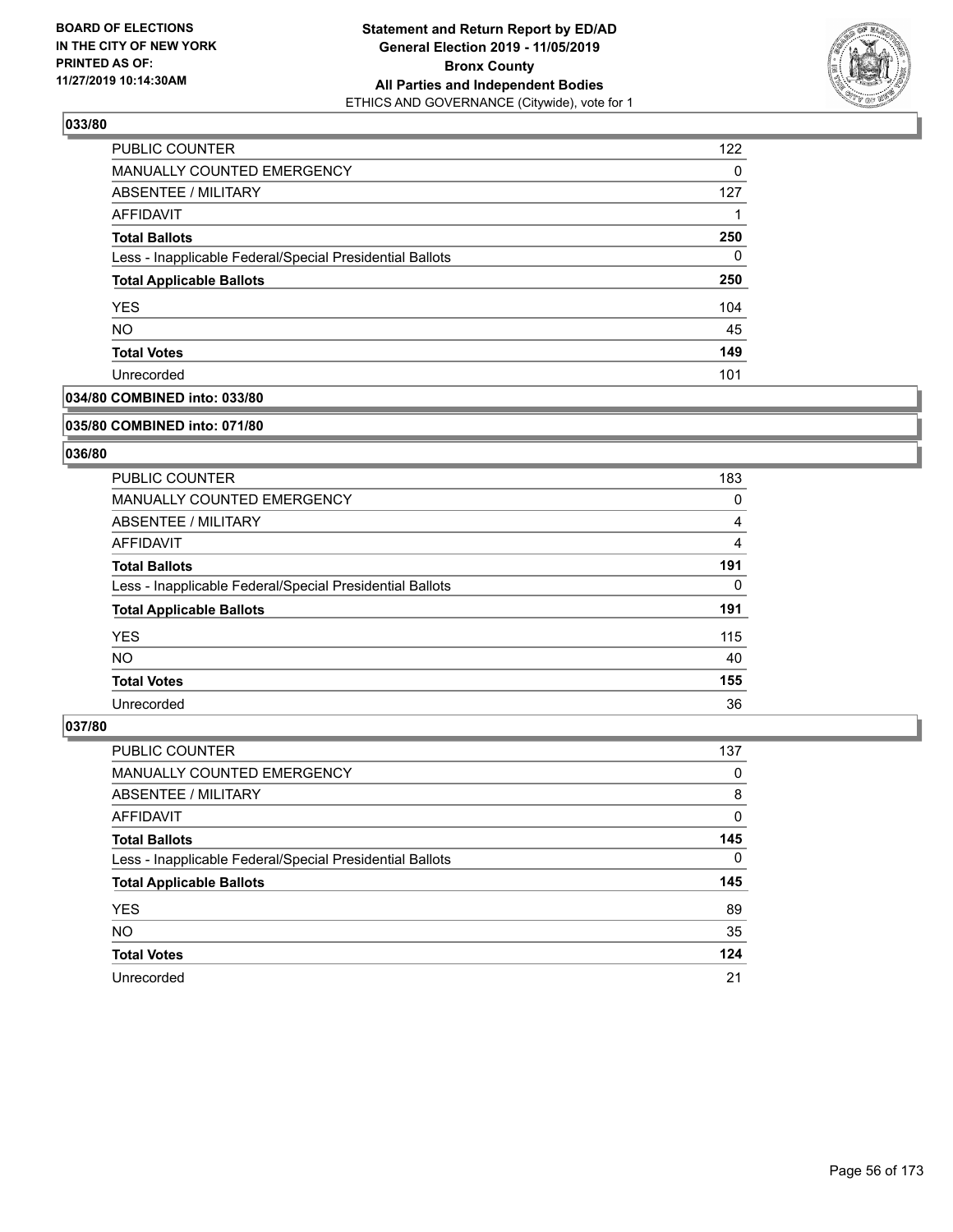**BOARD OF ELECTIONS IN THE CITY OF NEW YORK PRINTED AS OF: 11/27/2019 10:14:30AM**

**Statement and Return Report by ED/AD General Election 2019 - 11/05/2019 Bronx County All Parties and Independent Bodies**
ETHICS AND GOVERNANCE (Citywide), vote for 1

### 033/80

| | |
|---|---|
| PUBLIC COUNTER | 122 |
| MANUALLY COUNTED EMERGENCY | 0 |
| ABSENTEE / MILITARY | 127 |
| AFFIDAVIT | 1 |
| **Total Ballots** | **250** |
| Less - Inapplicable Federal/Special Presidential Ballots | 0 |
| **Total Applicable Ballots** | **250** |
| YES | 104 |
| NO | 45 |
| **Total Votes** | **149** |
| Unrecorded | 101 |

### 034/80 COMBINED into: 033/80

### 035/80 COMBINED into: 071/80

### 036/80

| | |
|---|---|
| PUBLIC COUNTER | 183 |
| MANUALLY COUNTED EMERGENCY | 0 |
| ABSENTEE / MILITARY | 4 |
| AFFIDAVIT | 4 |
| **Total Ballots** | **191** |
| Less - Inapplicable Federal/Special Presidential Ballots | 0 |
| **Total Applicable Ballots** | **191** |
| YES | 115 |
| NO | 40 |
| **Total Votes** | **155** |
| Unrecorded | 36 |

### 037/80

| | |
|---|---|
| PUBLIC COUNTER | 137 |
| MANUALLY COUNTED EMERGENCY | 0 |
| ABSENTEE / MILITARY | 8 |
| AFFIDAVIT | 0 |
| **Total Ballots** | **145** |
| Less - Inapplicable Federal/Special Presidential Ballots | 0 |
| **Total Applicable Ballots** | **145** |
| YES | 89 |
| NO | 35 |
| **Total Votes** | **124** |
| Unrecorded | 21 |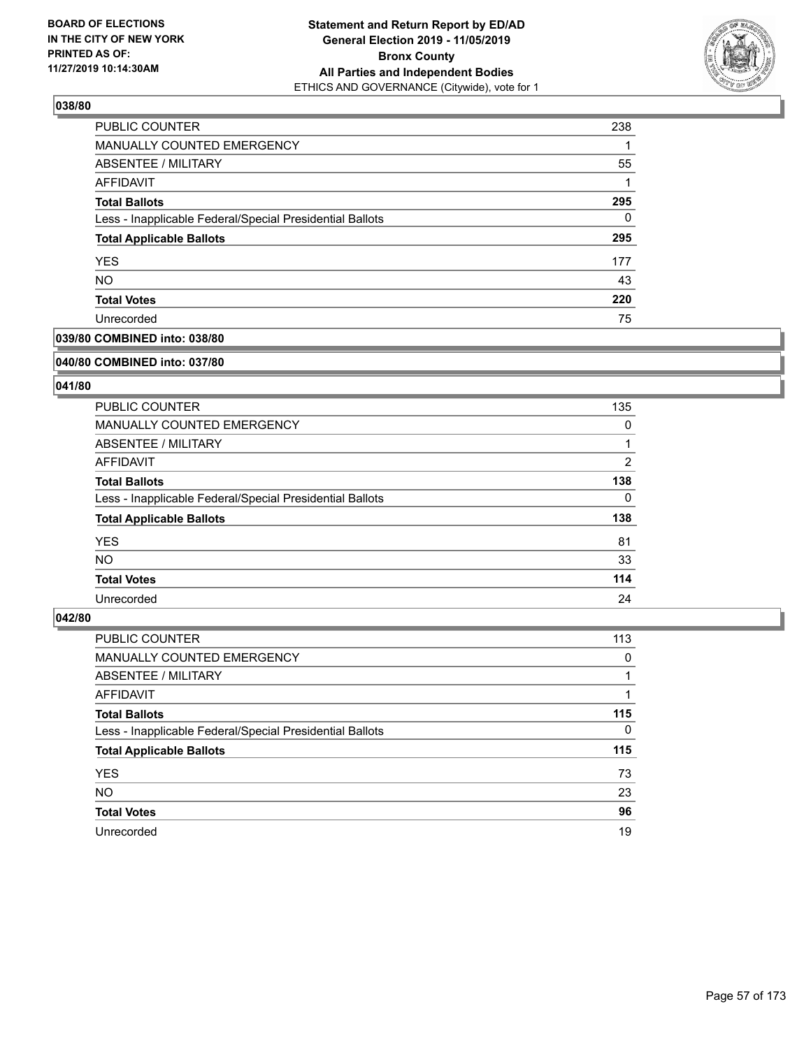### 038/80

| | |
|---|---|
| PUBLIC COUNTER | 238 |
| MANUALLY COUNTED EMERGENCY | 1 |
| ABSENTEE / MILITARY | 55 |
| AFFIDAVIT | 1 |
| **Total Ballots** | **295** |
| Less - Inapplicable Federal/Special Presidential Ballots | 0 |
| **Total Applicable Ballots** | **295** |
| YES | 177 |
| NO | 43 |
| **Total Votes** | **220** |
| Unrecorded | 75 |

### 039/80 COMBINED into: 038/80

### 040/80 COMBINED into: 037/80

### 041/80

| | |
|---|---|
| PUBLIC COUNTER | 135 |
| MANUALLY COUNTED EMERGENCY | 0 |
| ABSENTEE / MILITARY | 1 |
| AFFIDAVIT | 2 |
| **Total Ballots** | **138** |
| Less - Inapplicable Federal/Special Presidential Ballots | 0 |
| **Total Applicable Ballots** | **138** |
| YES | 81 |
| NO | 33 |
| **Total Votes** | **114** |
| Unrecorded | 24 |

### 042/80

| | |
|---|---|
| PUBLIC COUNTER | 113 |
| MANUALLY COUNTED EMERGENCY | 0 |
| ABSENTEE / MILITARY | 1 |
| AFFIDAVIT | 1 |
| **Total Ballots** | **115** |
| Less - Inapplicable Federal/Special Presidential Ballots | 0 |
| **Total Applicable Ballots** | **115** |
| YES | 73 |
| NO | 23 |
| **Total Votes** | **96** |
| Unrecorded | 19 |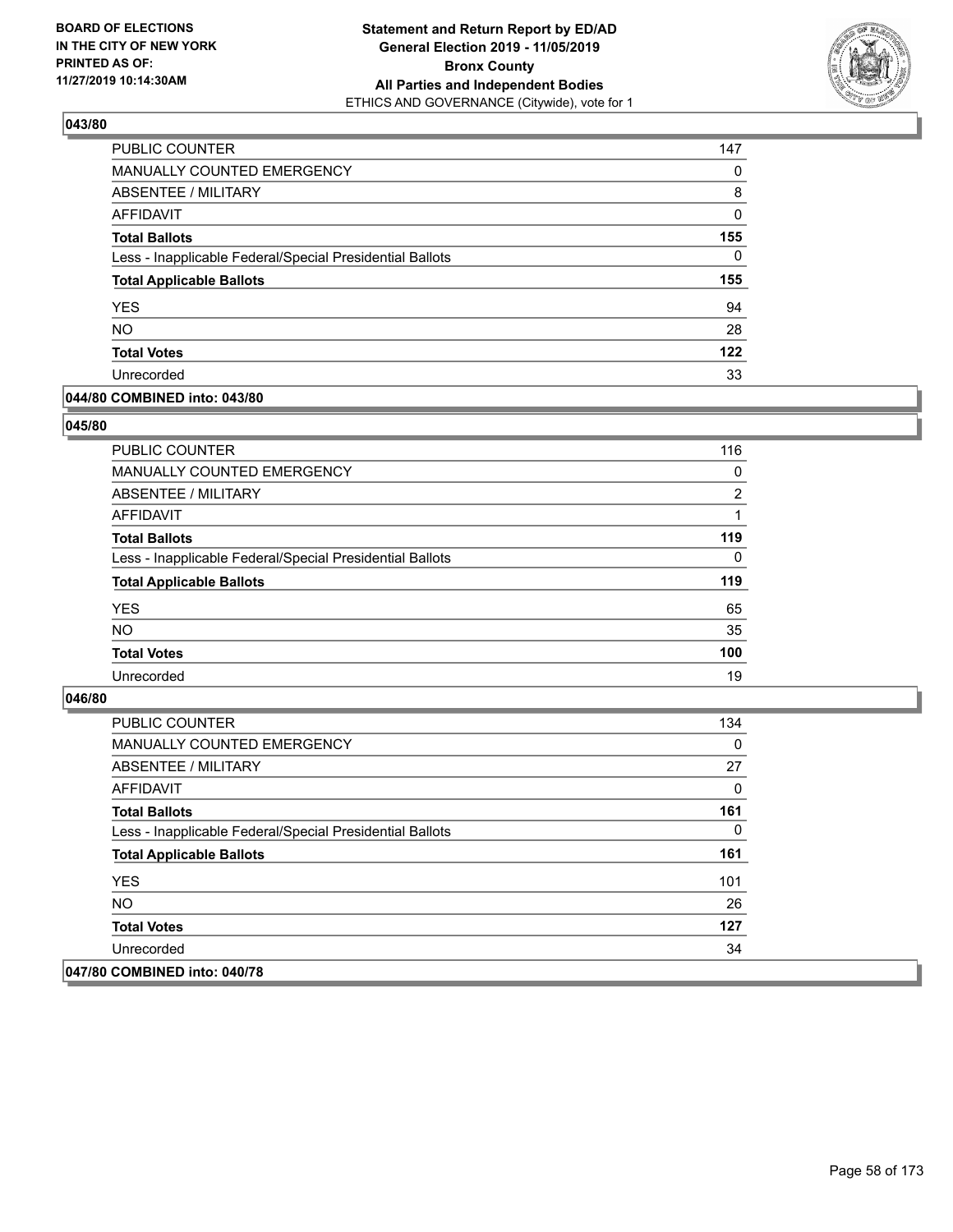**Statement and Return Report by ED/AD**
**General Election 2019 - 11/05/2019**
**Bronx County**
**All Parties and Independent Bodies**
ETHICS AND GOVERNANCE (Citywide), vote for 1

BOARD OF ELECTIONS IN THE CITY OF NEW YORK PRINTED AS OF: 11/27/2019 10:14:30AM

### 043/80

| | |
|---|---|
| PUBLIC COUNTER | 147 |
| MANUALLY COUNTED EMERGENCY | 0 |
| ABSENTEE / MILITARY | 8 |
| AFFIDAVIT | 0 |
| **Total Ballots** | **155** |
| Less - Inapplicable Federal/Special Presidential Ballots | 0 |
| **Total Applicable Ballots** | **155** |
| YES | 94 |
| NO | 28 |
| **Total Votes** | **122** |
| Unrecorded | 33 |

### 044/80 COMBINED into: 043/80

### 045/80

| | |
|---|---|
| PUBLIC COUNTER | 116 |
| MANUALLY COUNTED EMERGENCY | 0 |
| ABSENTEE / MILITARY | 2 |
| AFFIDAVIT | 1 |
| **Total Ballots** | **119** |
| Less - Inapplicable Federal/Special Presidential Ballots | 0 |
| **Total Applicable Ballots** | **119** |
| YES | 65 |
| NO | 35 |
| **Total Votes** | **100** |
| Unrecorded | 19 |

### 046/80

| | |
|---|---|
| PUBLIC COUNTER | 134 |
| MANUALLY COUNTED EMERGENCY | 0 |
| ABSENTEE / MILITARY | 27 |
| AFFIDAVIT | 0 |
| **Total Ballots** | **161** |
| Less - Inapplicable Federal/Special Presidential Ballots | 0 |
| **Total Applicable Ballots** | **161** |
| YES | 101 |
| NO | 26 |
| **Total Votes** | **127** |
| Unrecorded | 34 |

### 047/80 COMBINED into: 040/78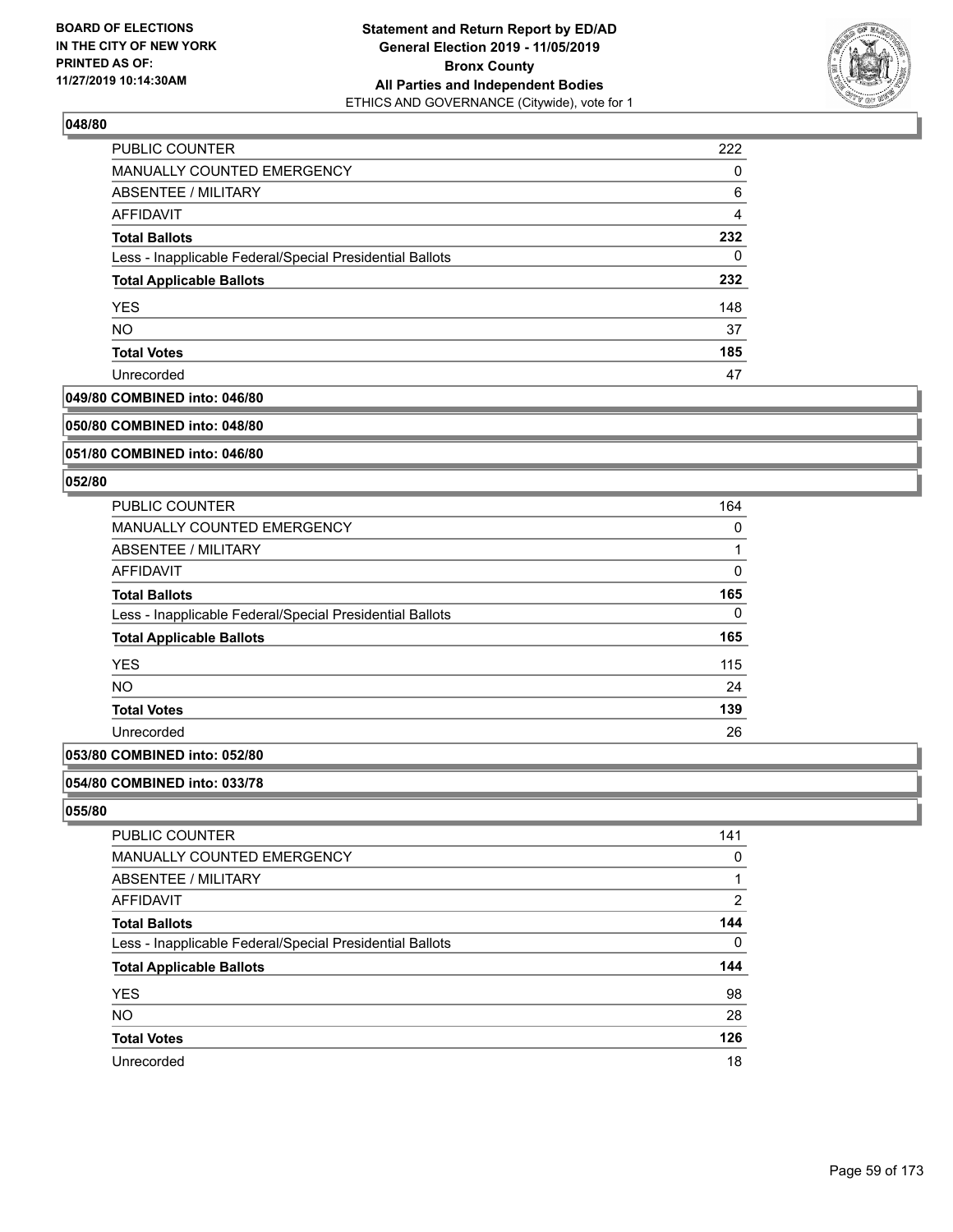### 048/80

| | |
|---|---|
| PUBLIC COUNTER | 222 |
| MANUALLY COUNTED EMERGENCY | 0 |
| ABSENTEE / MILITARY | 6 |
| AFFIDAVIT | 4 |
| **Total Ballots** | **232** |
| Less - Inapplicable Federal/Special Presidential Ballots | 0 |
| **Total Applicable Ballots** | **232** |
| YES | 148 |
| NO | 37 |
| **Total Votes** | **185** |
| Unrecorded | 47 |

### 049/80 COMBINED into: 046/80

### 050/80 COMBINED into: 048/80

### 051/80 COMBINED into: 046/80

### 052/80

| | |
|---|---|
| PUBLIC COUNTER | 164 |
| MANUALLY COUNTED EMERGENCY | 0 |
| ABSENTEE / MILITARY | 1 |
| AFFIDAVIT | 0 |
| **Total Ballots** | **165** |
| Less - Inapplicable Federal/Special Presidential Ballots | 0 |
| **Total Applicable Ballots** | **165** |
| YES | 115 |
| NO | 24 |
| **Total Votes** | **139** |
| Unrecorded | 26 |

### 053/80 COMBINED into: 052/80

### 054/80 COMBINED into: 033/78

### 055/80

| | |
|---|---|
| PUBLIC COUNTER | 141 |
| MANUALLY COUNTED EMERGENCY | 0 |
| ABSENTEE / MILITARY | 1 |
| AFFIDAVIT | 2 |
| **Total Ballots** | **144** |
| Less - Inapplicable Federal/Special Presidential Ballots | 0 |
| **Total Applicable Ballots** | **144** |
| YES | 98 |
| NO | 28 |
| **Total Votes** | **126** |
| Unrecorded | 18 |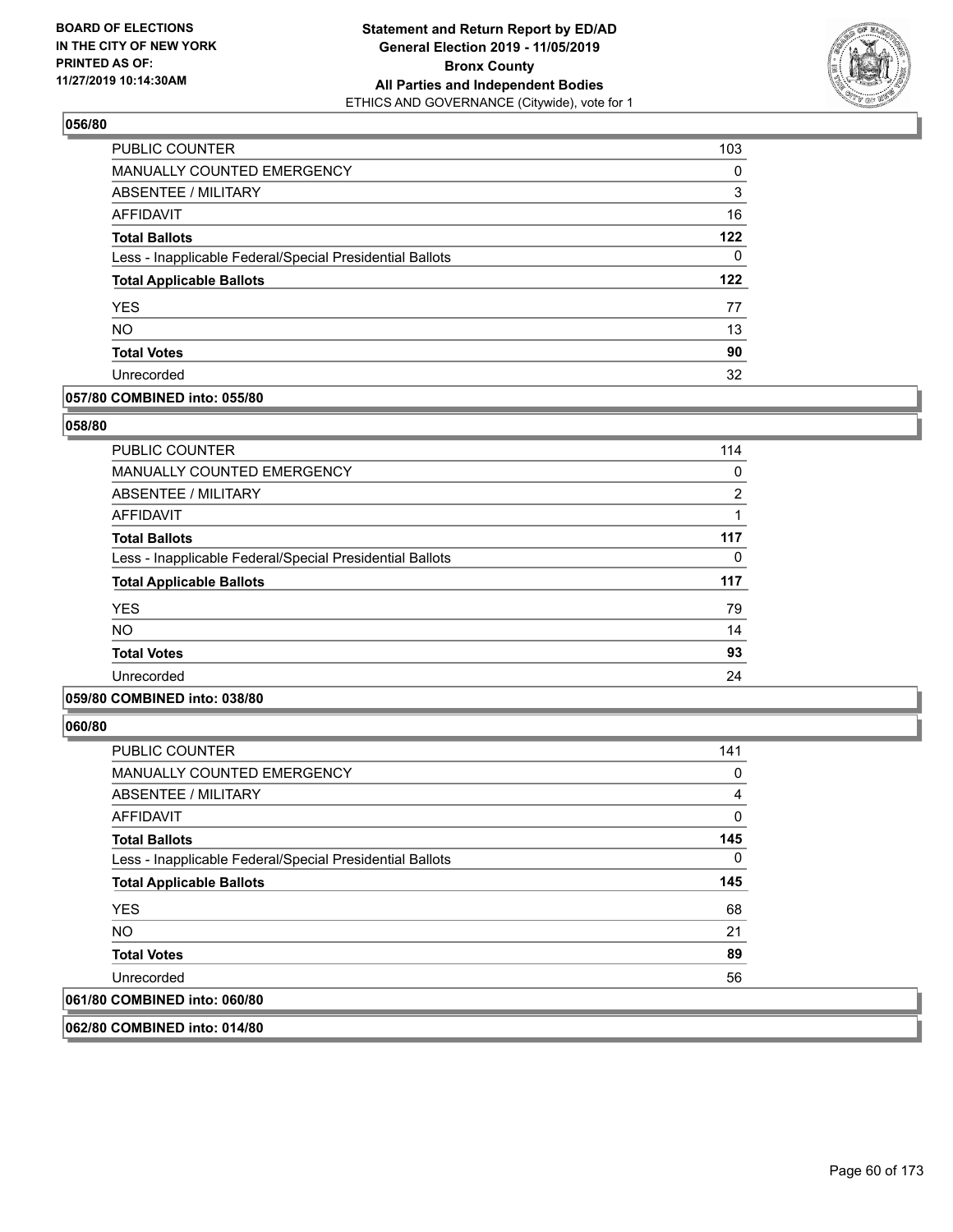### 056/80

| | |
|---|---|
| PUBLIC COUNTER | 103 |
| MANUALLY COUNTED EMERGENCY | 0 |
| ABSENTEE / MILITARY | 3 |
| AFFIDAVIT | 16 |
| **Total Ballots** | **122** |
| Less - Inapplicable Federal/Special Presidential Ballots | 0 |
| **Total Applicable Ballots** | **122** |
| YES | 77 |
| NO | 13 |
| **Total Votes** | **90** |
| Unrecorded | 32 |

### 057/80 COMBINED into: 055/80

### 058/80

| | |
|---|---|
| PUBLIC COUNTER | 114 |
| MANUALLY COUNTED EMERGENCY | 0 |
| ABSENTEE / MILITARY | 2 |
| AFFIDAVIT | 1 |
| **Total Ballots** | **117** |
| Less - Inapplicable Federal/Special Presidential Ballots | 0 |
| **Total Applicable Ballots** | **117** |
| YES | 79 |
| NO | 14 |
| **Total Votes** | **93** |
| Unrecorded | 24 |

### 059/80 COMBINED into: 038/80

### 060/80

| | |
|---|---|
| PUBLIC COUNTER | 141 |
| MANUALLY COUNTED EMERGENCY | 0 |
| ABSENTEE / MILITARY | 4 |
| AFFIDAVIT | 0 |
| **Total Ballots** | **145** |
| Less - Inapplicable Federal/Special Presidential Ballots | 0 |
| **Total Applicable Ballots** | **145** |
| YES | 68 |
| NO | 21 |
| **Total Votes** | **89** |
| Unrecorded | 56 |

### 061/80 COMBINED into: 060/80

### 062/80 COMBINED into: 014/80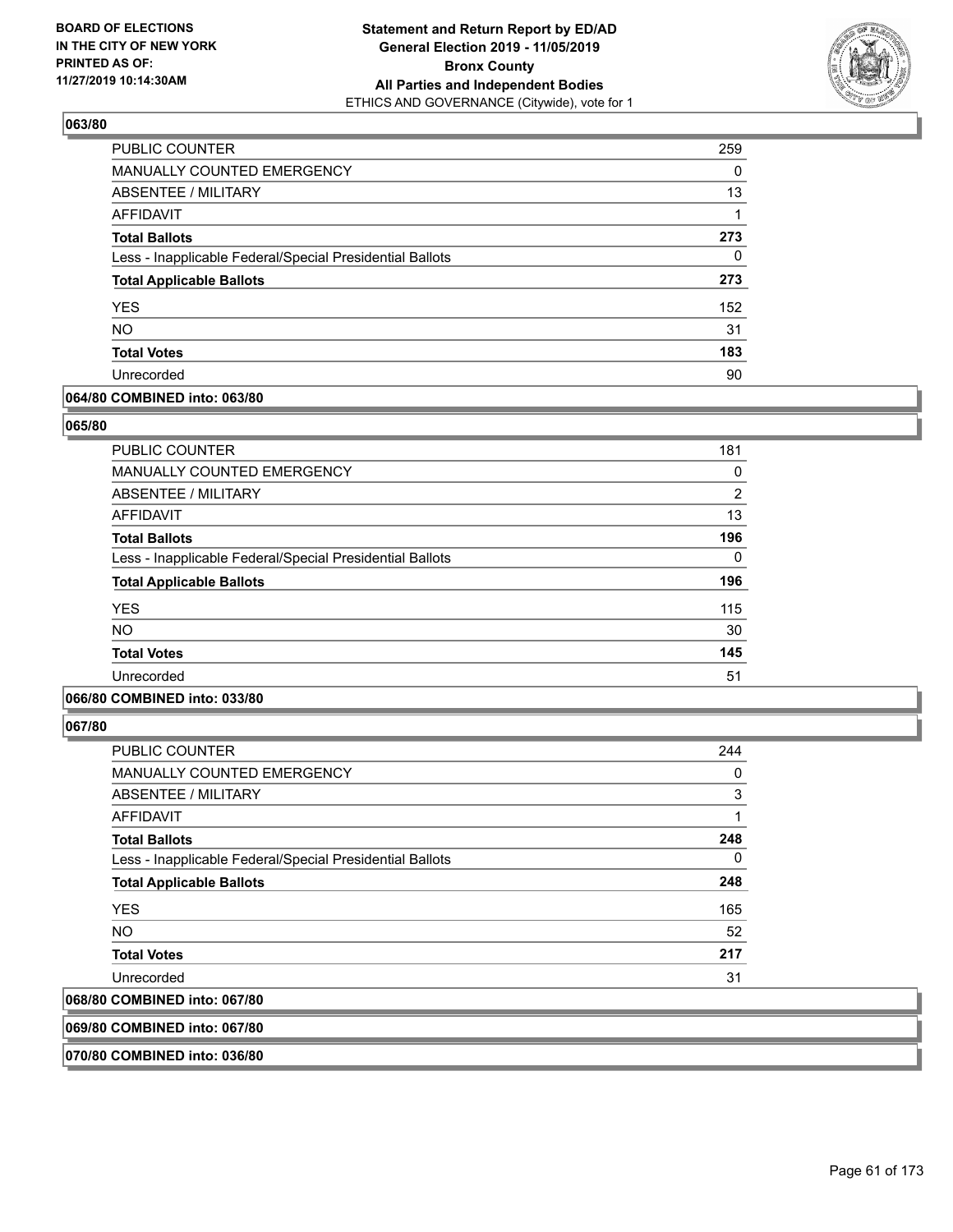### 063/80

| | |
|---|---|
| PUBLIC COUNTER | 259 |
| MANUALLY COUNTED EMERGENCY | 0 |
| ABSENTEE / MILITARY | 13 |
| AFFIDAVIT | 1 |
| **Total Ballots** | **273** |
| Less - Inapplicable Federal/Special Presidential Ballots | 0 |
| **Total Applicable Ballots** | **273** |
| YES | 152 |
| NO | 31 |
| **Total Votes** | **183** |
| Unrecorded | 90 |

### 064/80 COMBINED into: 063/80

### 065/80

| | |
|---|---|
| PUBLIC COUNTER | 181 |
| MANUALLY COUNTED EMERGENCY | 0 |
| ABSENTEE / MILITARY | 2 |
| AFFIDAVIT | 13 |
| **Total Ballots** | **196** |
| Less - Inapplicable Federal/Special Presidential Ballots | 0 |
| **Total Applicable Ballots** | **196** |
| YES | 115 |
| NO | 30 |
| **Total Votes** | **145** |
| Unrecorded | 51 |

### 066/80 COMBINED into: 033/80

### 067/80

| | |
|---|---|
| PUBLIC COUNTER | 244 |
| MANUALLY COUNTED EMERGENCY | 0 |
| ABSENTEE / MILITARY | 3 |
| AFFIDAVIT | 1 |
| **Total Ballots** | **248** |
| Less - Inapplicable Federal/Special Presidential Ballots | 0 |
| **Total Applicable Ballots** | **248** |
| YES | 165 |
| NO | 52 |
| **Total Votes** | **217** |
| Unrecorded | 31 |

### 068/80 COMBINED into: 067/80

### 069/80 COMBINED into: 067/80

### 070/80 COMBINED into: 036/80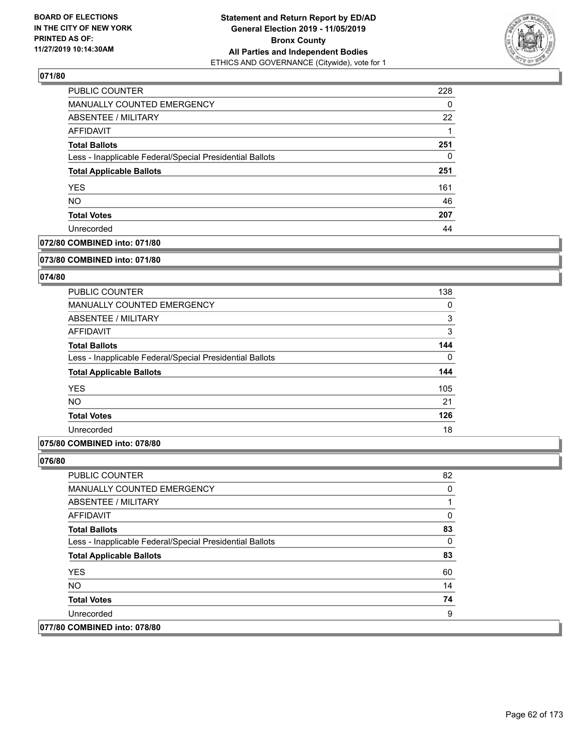**BOARD OF ELECTIONS IN THE CITY OF NEW YORK PRINTED AS OF: 11/27/2019 10:14:30AM**

**Statement and Return Report by ED/AD General Election 2019 - 11/05/2019 Bronx County All Parties and Independent Bodies**
ETHICS AND GOVERNANCE (Citywide), vote for 1

### 071/80

| | |
|---|---|
| PUBLIC COUNTER | 228 |
| MANUALLY COUNTED EMERGENCY | 0 |
| ABSENTEE / MILITARY | 22 |
| AFFIDAVIT | 1 |
| **Total Ballots** | **251** |
| Less - Inapplicable Federal/Special Presidential Ballots | 0 |
| **Total Applicable Ballots** | **251** |
| YES | 161 |
| NO | 46 |
| **Total Votes** | **207** |
| Unrecorded | 44 |

### 072/80 COMBINED into: 071/80

### 073/80 COMBINED into: 071/80

### 074/80

| | |
|---|---|
| PUBLIC COUNTER | 138 |
| MANUALLY COUNTED EMERGENCY | 0 |
| ABSENTEE / MILITARY | 3 |
| AFFIDAVIT | 3 |
| **Total Ballots** | **144** |
| Less - Inapplicable Federal/Special Presidential Ballots | 0 |
| **Total Applicable Ballots** | **144** |
| YES | 105 |
| NO | 21 |
| **Total Votes** | **126** |
| Unrecorded | 18 |

### 075/80 COMBINED into: 078/80

### 076/80

| | |
|---|---|
| PUBLIC COUNTER | 82 |
| MANUALLY COUNTED EMERGENCY | 0 |
| ABSENTEE / MILITARY | 1 |
| AFFIDAVIT | 0 |
| **Total Ballots** | **83** |
| Less - Inapplicable Federal/Special Presidential Ballots | 0 |
| **Total Applicable Ballots** | **83** |
| YES | 60 |
| NO | 14 |
| **Total Votes** | **74** |
| Unrecorded | 9 |

### 077/80 COMBINED into: 078/80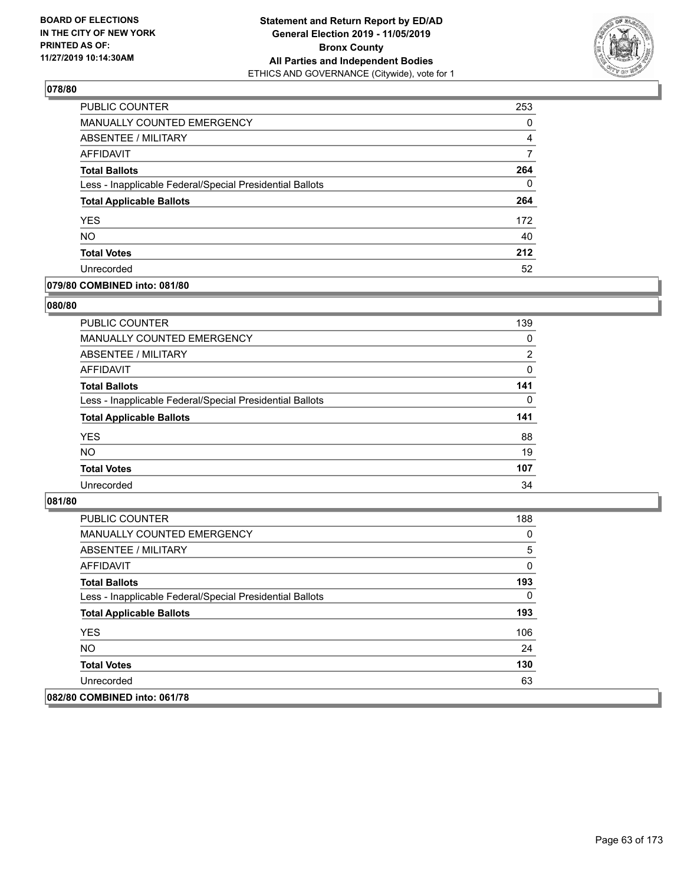## 078/80

| | |
|---|---|
| PUBLIC COUNTER | 253 |
| MANUALLY COUNTED EMERGENCY | 0 |
| ABSENTEE / MILITARY | 4 |
| AFFIDAVIT | 7 |
| **Total Ballots** | **264** |
| Less - Inapplicable Federal/Special Presidential Ballots | 0 |
| **Total Applicable Ballots** | **264** |
| YES | 172 |
| NO | 40 |
| **Total Votes** | **212** |
| Unrecorded | 52 |

## 079/80 COMBINED into: 081/80

## 080/80

| | |
|---|---|
| PUBLIC COUNTER | 139 |
| MANUALLY COUNTED EMERGENCY | 0 |
| ABSENTEE / MILITARY | 2 |
| AFFIDAVIT | 0 |
| **Total Ballots** | **141** |
| Less - Inapplicable Federal/Special Presidential Ballots | 0 |
| **Total Applicable Ballots** | **141** |
| YES | 88 |
| NO | 19 |
| **Total Votes** | **107** |
| Unrecorded | 34 |

## 081/80

| | |
|---|---|
| PUBLIC COUNTER | 188 |
| MANUALLY COUNTED EMERGENCY | 0 |
| ABSENTEE / MILITARY | 5 |
| AFFIDAVIT | 0 |
| **Total Ballots** | **193** |
| Less - Inapplicable Federal/Special Presidential Ballots | 0 |
| **Total Applicable Ballots** | **193** |
| YES | 106 |
| NO | 24 |
| **Total Votes** | **130** |
| Unrecorded | 63 |

## 082/80 COMBINED into: 061/78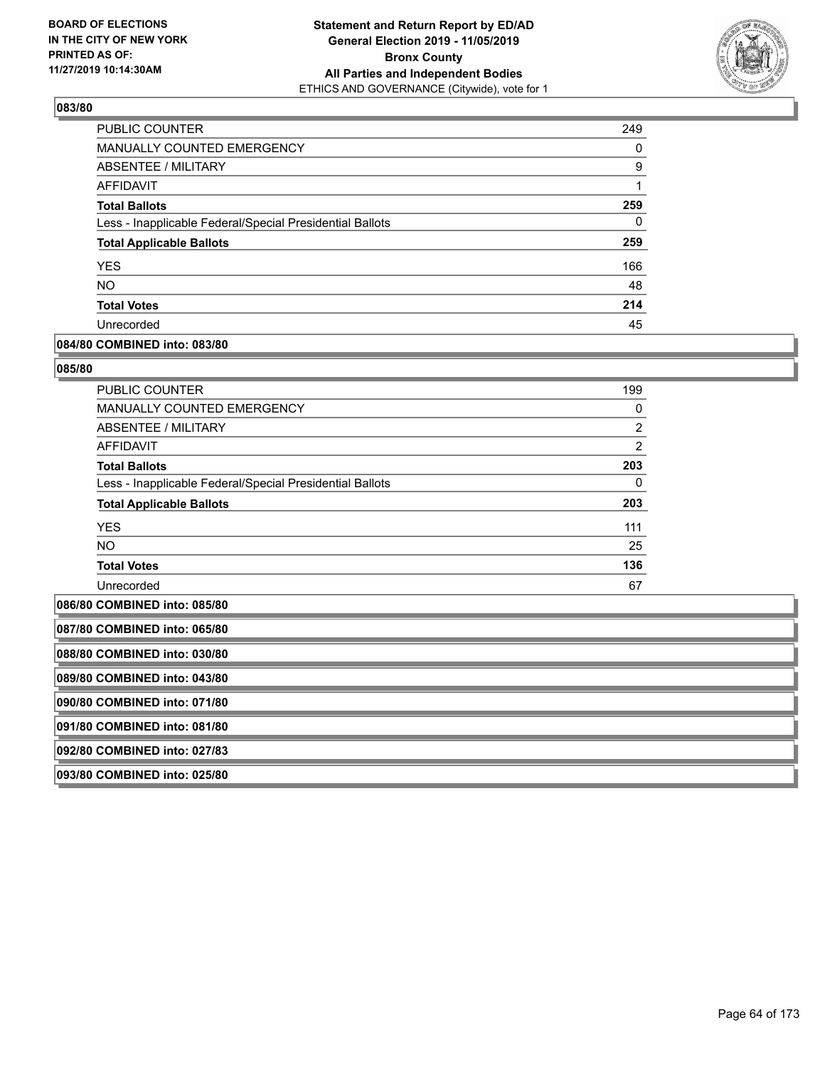### 083/80

| | |
|---|---|
| PUBLIC COUNTER | 249 |
| MANUALLY COUNTED EMERGENCY | 0 |
| ABSENTEE / MILITARY | 9 |
| AFFIDAVIT | 1 |
| **Total Ballots** | **259** |
| Less - Inapplicable Federal/Special Presidential Ballots | 0 |
| **Total Applicable Ballots** | **259** |
| YES | 166 |
| NO | 48 |
| **Total Votes** | **214** |
| Unrecorded | 45 |

### 084/80 COMBINED into: 083/80

### 085/80

| | |
|---|---|
| PUBLIC COUNTER | 199 |
| MANUALLY COUNTED EMERGENCY | 0 |
| ABSENTEE / MILITARY | 2 |
| AFFIDAVIT | 2 |
| **Total Ballots** | **203** |
| Less - Inapplicable Federal/Special Presidential Ballots | 0 |
| **Total Applicable Ballots** | **203** |
| YES | 111 |
| NO | 25 |
| **Total Votes** | **136** |
| Unrecorded | 67 |

### 086/80 COMBINED into: 085/80

### 087/80 COMBINED into: 065/80

### 088/80 COMBINED into: 030/80

### 089/80 COMBINED into: 043/80

### 090/80 COMBINED into: 071/80

### 091/80 COMBINED into: 081/80

### 092/80 COMBINED into: 027/83

### 093/80 COMBINED into: 025/80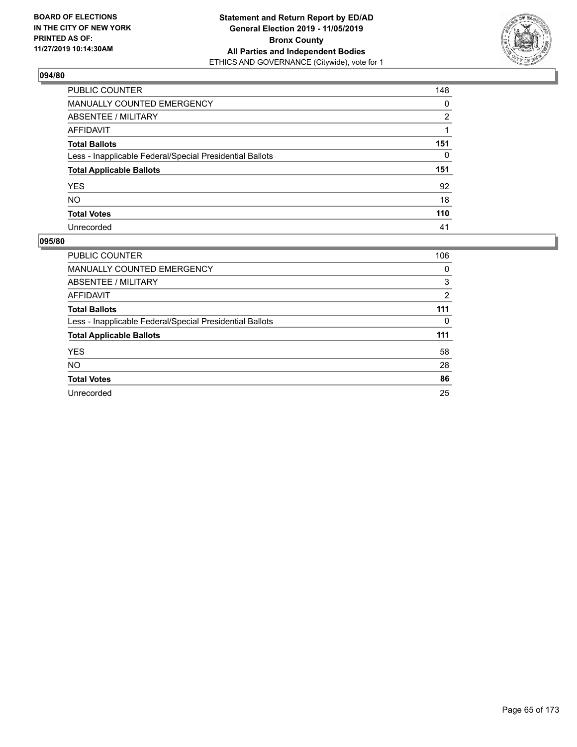**BOARD OF ELECTIONS IN THE CITY OF NEW YORK PRINTED AS OF: 11/27/2019 10:14:30AM**

**Statement and Return Report by ED/AD General Election 2019 - 11/05/2019 Bronx County All Parties and Independent Bodies**
ETHICS AND GOVERNANCE (Citywide), vote for 1

## 094/80

| | |
|---|---|
| PUBLIC COUNTER | 148 |
| MANUALLY COUNTED EMERGENCY | 0 |
| ABSENTEE / MILITARY | 2 |
| AFFIDAVIT | 1 |
| **Total Ballots** | **151** |
| Less - Inapplicable Federal/Special Presidential Ballots | 0 |
| **Total Applicable Ballots** | **151** |
| YES | 92 |
| NO | 18 |
| **Total Votes** | **110** |
| Unrecorded | 41 |

## 095/80

| | |
|---|---|
| PUBLIC COUNTER | 106 |
| MANUALLY COUNTED EMERGENCY | 0 |
| ABSENTEE / MILITARY | 3 |
| AFFIDAVIT | 2 |
| **Total Ballots** | **111** |
| Less - Inapplicable Federal/Special Presidential Ballots | 0 |
| **Total Applicable Ballots** | **111** |
| YES | 58 |
| NO | 28 |
| **Total Votes** | **86** |
| Unrecorded | 25 |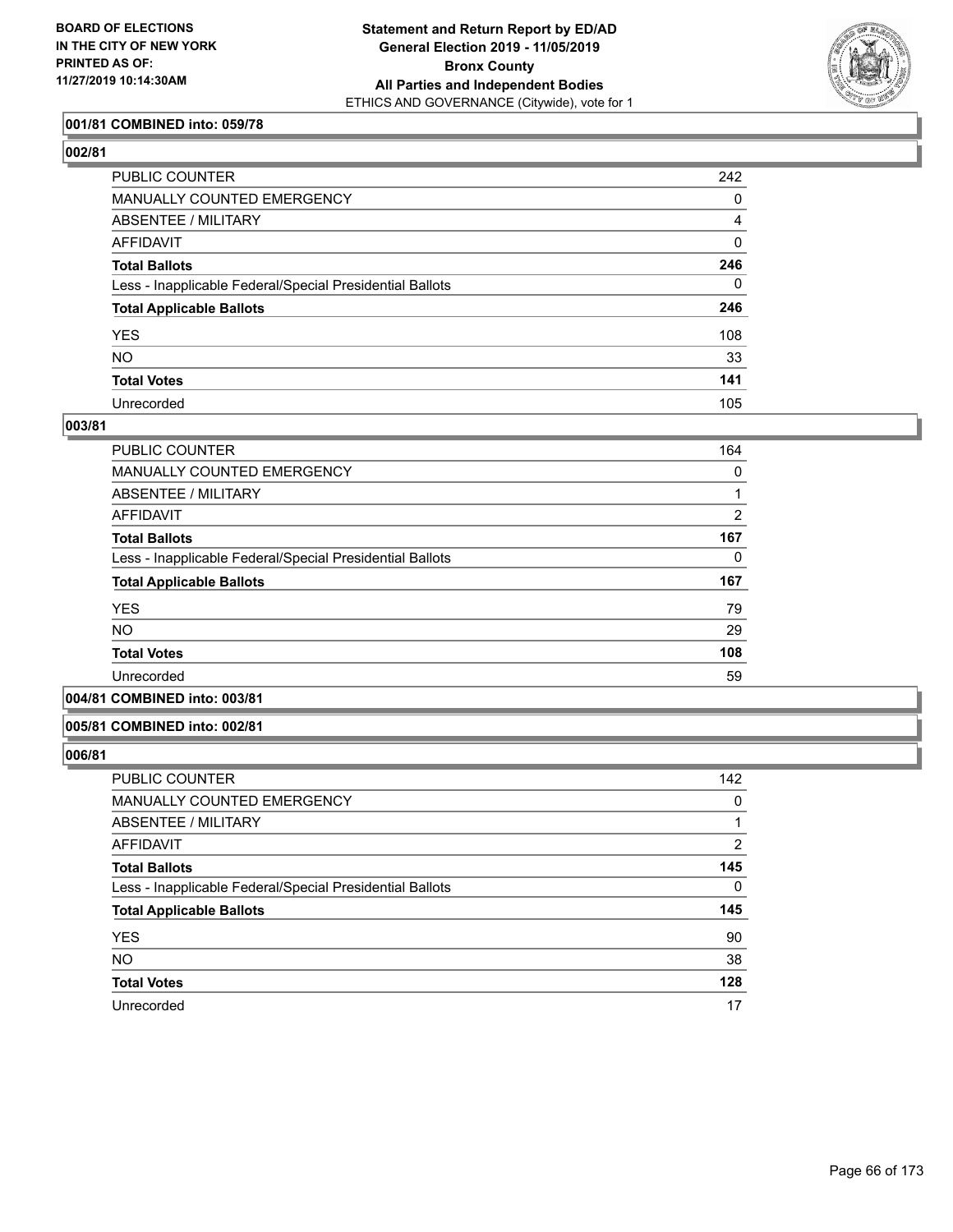**BOARD OF ELECTIONS IN THE CITY OF NEW YORK PRINTED AS OF: 11/27/2019 10:14:30AM**

**Statement and Return Report by ED/AD General Election 2019 - 11/05/2019 Bronx County All Parties and Independent Bodies**
ETHICS AND GOVERNANCE (Citywide), vote for 1

### 001/81 COMBINED into: 059/78

### 002/81

| | |
|---|---|
| PUBLIC COUNTER | 242 |
| MANUALLY COUNTED EMERGENCY | 0 |
| ABSENTEE / MILITARY | 4 |
| AFFIDAVIT | 0 |
| **Total Ballots** | **246** |
| Less - Inapplicable Federal/Special Presidential Ballots | 0 |
| **Total Applicable Ballots** | **246** |
| YES | 108 |
| NO | 33 |
| **Total Votes** | **141** |
| Unrecorded | 105 |

### 003/81

| | |
|---|---|
| PUBLIC COUNTER | 164 |
| MANUALLY COUNTED EMERGENCY | 0 |
| ABSENTEE / MILITARY | 1 |
| AFFIDAVIT | 2 |
| **Total Ballots** | **167** |
| Less - Inapplicable Federal/Special Presidential Ballots | 0 |
| **Total Applicable Ballots** | **167** |
| YES | 79 |
| NO | 29 |
| **Total Votes** | **108** |
| Unrecorded | 59 |

### 004/81 COMBINED into: 003/81

### 005/81 COMBINED into: 002/81

### 006/81

| | |
|---|---|
| PUBLIC COUNTER | 142 |
| MANUALLY COUNTED EMERGENCY | 0 |
| ABSENTEE / MILITARY | 1 |
| AFFIDAVIT | 2 |
| **Total Ballots** | **145** |
| Less - Inapplicable Federal/Special Presidential Ballots | 0 |
| **Total Applicable Ballots** | **145** |
| YES | 90 |
| NO | 38 |
| **Total Votes** | **128** |
| Unrecorded | 17 |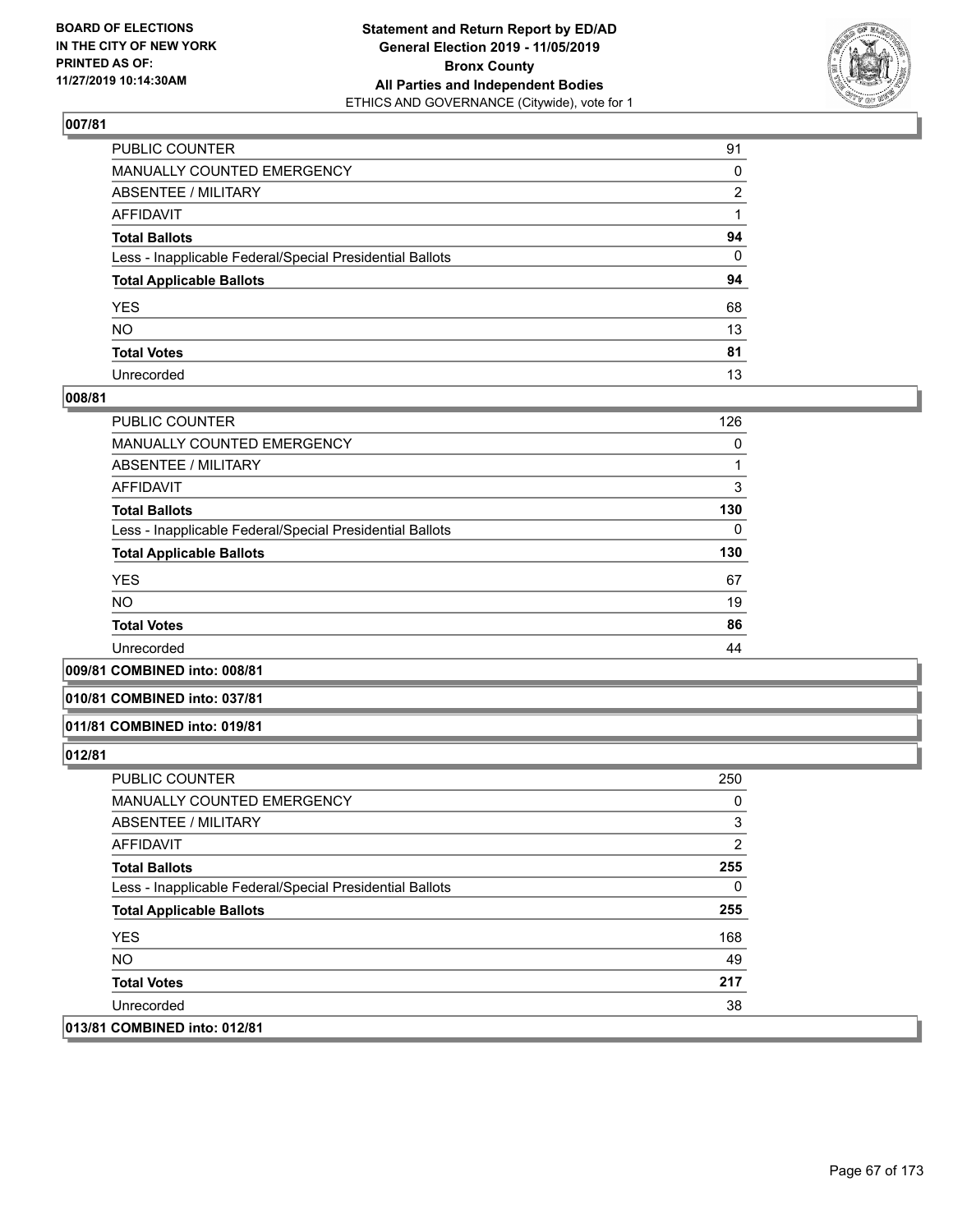**007/81**

| | |
|---|---|
| PUBLIC COUNTER | 91 |
| MANUALLY COUNTED EMERGENCY | 0 |
| ABSENTEE / MILITARY | 2 |
| AFFIDAVIT | 1 |
| **Total Ballots** | **94** |
| Less - Inapplicable Federal/Special Presidential Ballots | 0 |
| **Total Applicable Ballots** | **94** |
| YES | 68 |
| NO | 13 |
| **Total Votes** | **81** |
| Unrecorded | 13 |

**008/81**

| | |
|---|---|
| PUBLIC COUNTER | 126 |
| MANUALLY COUNTED EMERGENCY | 0 |
| ABSENTEE / MILITARY | 1 |
| AFFIDAVIT | 3 |
| **Total Ballots** | **130** |
| Less - Inapplicable Federal/Special Presidential Ballots | 0 |
| **Total Applicable Ballots** | **130** |
| YES | 67 |
| NO | 19 |
| **Total Votes** | **86** |
| Unrecorded | 44 |

**009/81 COMBINED into: 008/81**

**010/81 COMBINED into: 037/81**

**011/81 COMBINED into: 019/81**

**012/81**

| | |
|---|---|
| PUBLIC COUNTER | 250 |
| MANUALLY COUNTED EMERGENCY | 0 |
| ABSENTEE / MILITARY | 3 |
| AFFIDAVIT | 2 |
| **Total Ballots** | **255** |
| Less - Inapplicable Federal/Special Presidential Ballots | 0 |
| **Total Applicable Ballots** | **255** |
| YES | 168 |
| NO | 49 |
| **Total Votes** | **217** |
| Unrecorded | 38 |

**013/81 COMBINED into: 012/81**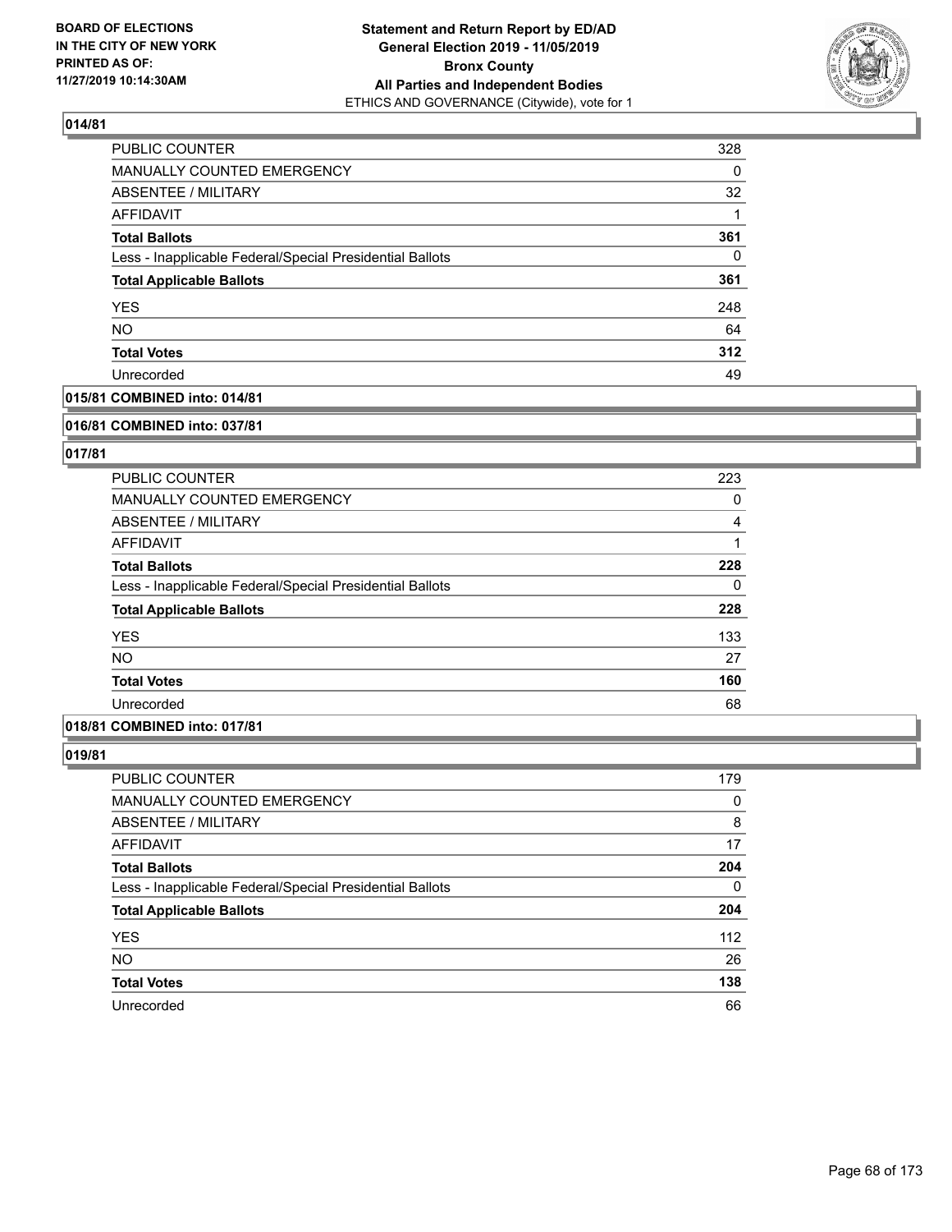## 014/81

| | |
|---|---|
| PUBLIC COUNTER | 328 |
| MANUALLY COUNTED EMERGENCY | 0 |
| ABSENTEE / MILITARY | 32 |
| AFFIDAVIT | 1 |
| **Total Ballots** | **361** |
| Less - Inapplicable Federal/Special Presidential Ballots | 0 |
| **Total Applicable Ballots** | **361** |
| YES | 248 |
| NO | 64 |
| **Total Votes** | **312** |
| Unrecorded | 49 |

## 015/81 COMBINED into: 014/81

## 016/81 COMBINED into: 037/81

## 017/81

| | |
|---|---|
| PUBLIC COUNTER | 223 |
| MANUALLY COUNTED EMERGENCY | 0 |
| ABSENTEE / MILITARY | 4 |
| AFFIDAVIT | 1 |
| **Total Ballots** | **228** |
| Less - Inapplicable Federal/Special Presidential Ballots | 0 |
| **Total Applicable Ballots** | **228** |
| YES | 133 |
| NO | 27 |
| **Total Votes** | **160** |
| Unrecorded | 68 |

## 018/81 COMBINED into: 017/81

## 019/81

| | |
|---|---|
| PUBLIC COUNTER | 179 |
| MANUALLY COUNTED EMERGENCY | 0 |
| ABSENTEE / MILITARY | 8 |
| AFFIDAVIT | 17 |
| **Total Ballots** | **204** |
| Less - Inapplicable Federal/Special Presidential Ballots | 0 |
| **Total Applicable Ballots** | **204** |
| YES | 112 |
| NO | 26 |
| **Total Votes** | **138** |
| Unrecorded | 66 |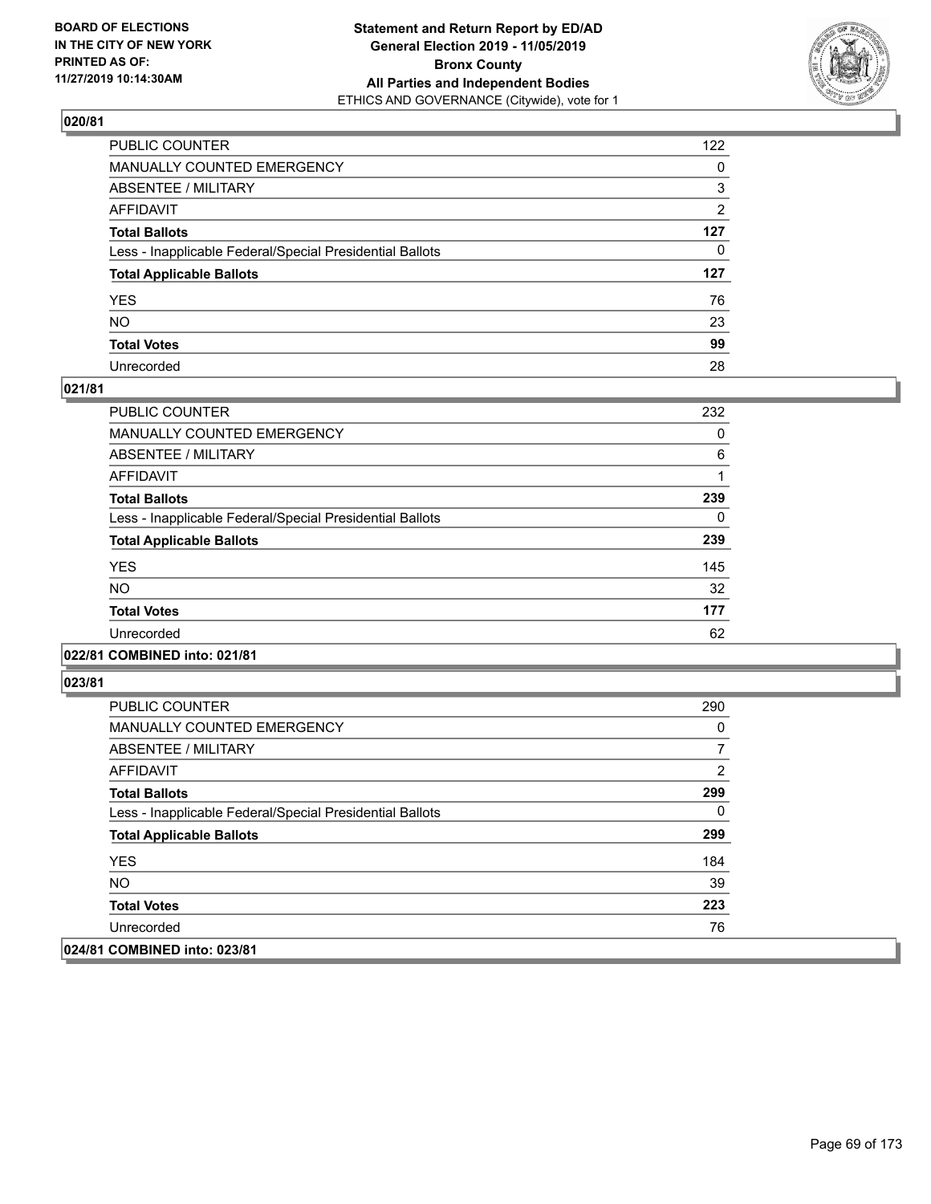**BOARD OF ELECTIONS IN THE CITY OF NEW YORK PRINTED AS OF: 11/27/2019 10:14:30AM**

**Statement and Return Report by ED/AD General Election 2019 - 11/05/2019 Bronx County All Parties and Independent Bodies**
ETHICS AND GOVERNANCE (Citywide), vote for 1

### 020/81

| | |
|---|---|
| PUBLIC COUNTER | 122 |
| MANUALLY COUNTED EMERGENCY | 0 |
| ABSENTEE / MILITARY | 3 |
| AFFIDAVIT | 2 |
| **Total Ballots** | **127** |
| Less - Inapplicable Federal/Special Presidential Ballots | 0 |
| **Total Applicable Ballots** | **127** |
| YES | 76 |
| NO | 23 |
| **Total Votes** | **99** |
| Unrecorded | 28 |

### 021/81

| | |
|---|---|
| PUBLIC COUNTER | 232 |
| MANUALLY COUNTED EMERGENCY | 0 |
| ABSENTEE / MILITARY | 6 |
| AFFIDAVIT | 1 |
| **Total Ballots** | **239** |
| Less - Inapplicable Federal/Special Presidential Ballots | 0 |
| **Total Applicable Ballots** | **239** |
| YES | 145 |
| NO | 32 |
| **Total Votes** | **177** |
| Unrecorded | 62 |

### 022/81 COMBINED into: 021/81

### 023/81

| | |
|---|---|
| PUBLIC COUNTER | 290 |
| MANUALLY COUNTED EMERGENCY | 0 |
| ABSENTEE / MILITARY | 7 |
| AFFIDAVIT | 2 |
| **Total Ballots** | **299** |
| Less - Inapplicable Federal/Special Presidential Ballots | 0 |
| **Total Applicable Ballots** | **299** |
| YES | 184 |
| NO | 39 |
| **Total Votes** | **223** |
| Unrecorded | 76 |

### 024/81 COMBINED into: 023/81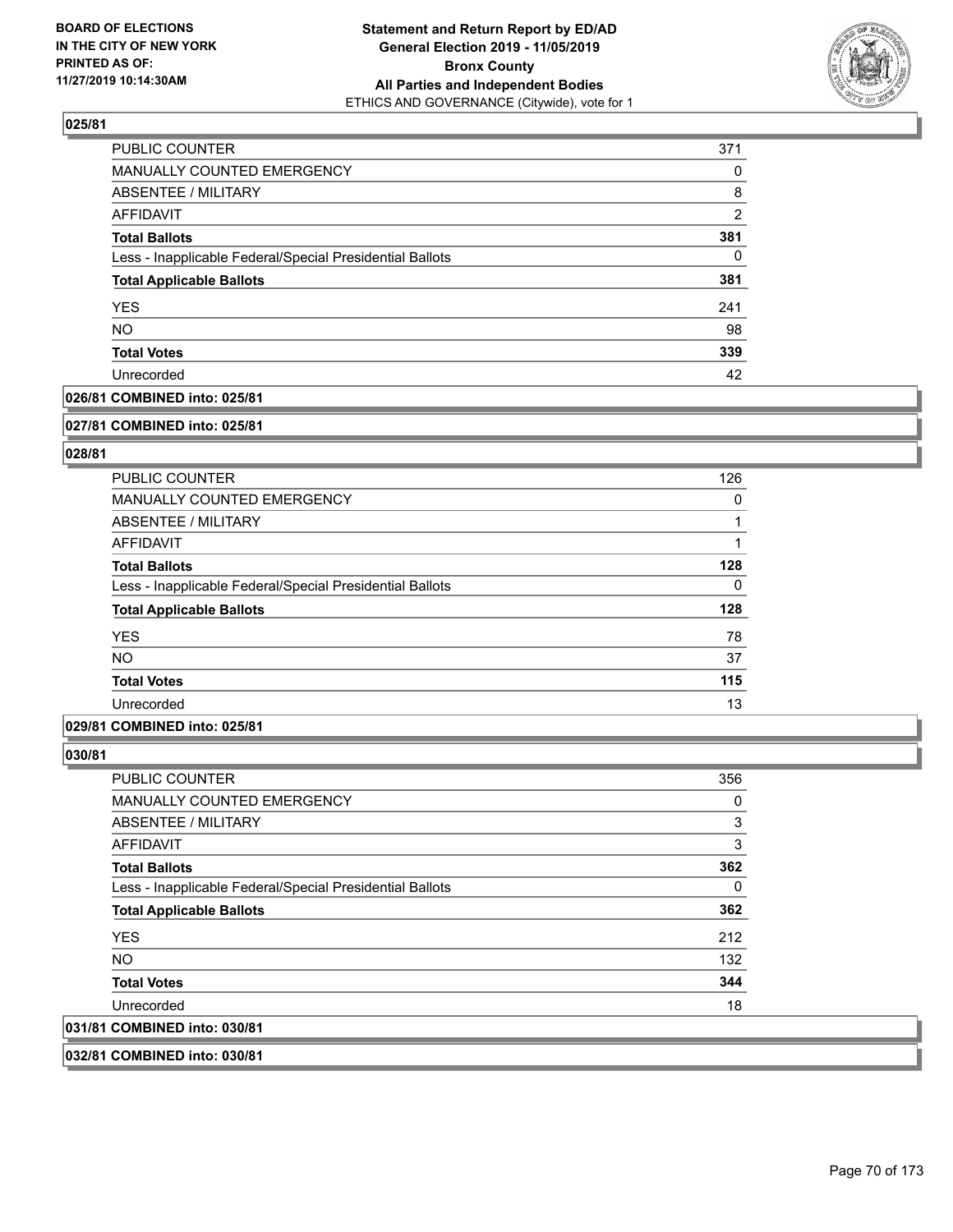## 025/81

| | |
|---|---|
| PUBLIC COUNTER | 371 |
| MANUALLY COUNTED EMERGENCY | 0 |
| ABSENTEE / MILITARY | 8 |
| AFFIDAVIT | 2 |
| **Total Ballots** | **381** |
| Less - Inapplicable Federal/Special Presidential Ballots | 0 |
| **Total Applicable Ballots** | **381** |
| YES | 241 |
| NO | 98 |
| **Total Votes** | **339** |
| Unrecorded | 42 |

**026/81 COMBINED into: 025/81**

**027/81 COMBINED into: 025/81**

## 028/81

| | |
|---|---|
| PUBLIC COUNTER | 126 |
| MANUALLY COUNTED EMERGENCY | 0 |
| ABSENTEE / MILITARY | 1 |
| AFFIDAVIT | 1 |
| **Total Ballots** | **128** |
| Less - Inapplicable Federal/Special Presidential Ballots | 0 |
| **Total Applicable Ballots** | **128** |
| YES | 78 |
| NO | 37 |
| **Total Votes** | **115** |
| Unrecorded | 13 |

**029/81 COMBINED into: 025/81**

## 030/81

| | |
|---|---|
| PUBLIC COUNTER | 356 |
| MANUALLY COUNTED EMERGENCY | 0 |
| ABSENTEE / MILITARY | 3 |
| AFFIDAVIT | 3 |
| **Total Ballots** | **362** |
| Less - Inapplicable Federal/Special Presidential Ballots | 0 |
| **Total Applicable Ballots** | **362** |
| YES | 212 |
| NO | 132 |
| **Total Votes** | **344** |
| Unrecorded | 18 |

**031/81 COMBINED into: 030/81**

**032/81 COMBINED into: 030/81**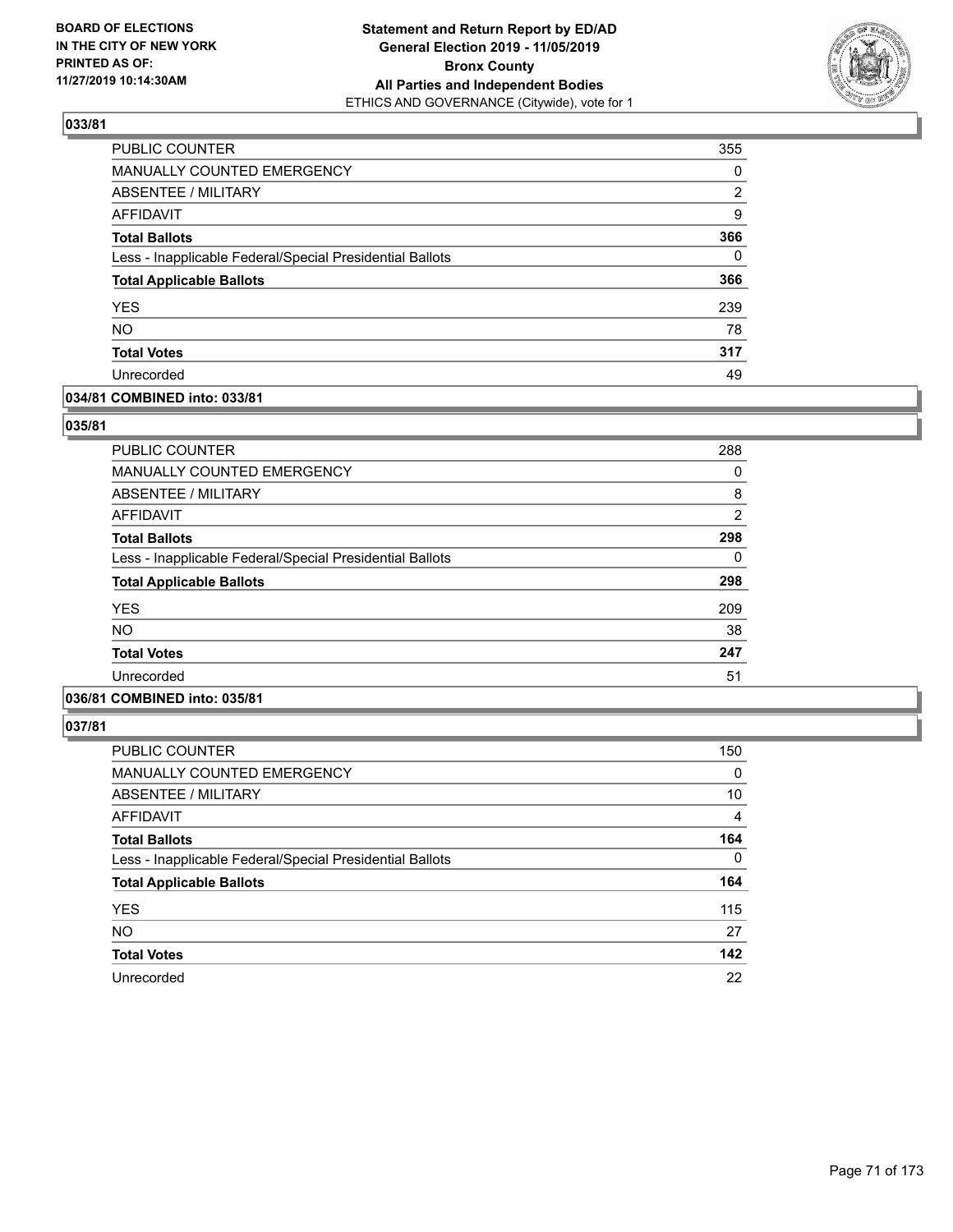### 033/81

| | |
|---|---|
| PUBLIC COUNTER | 355 |
| MANUALLY COUNTED EMERGENCY | 0 |
| ABSENTEE / MILITARY | 2 |
| AFFIDAVIT | 9 |
| **Total Ballots** | **366** |
| Less - Inapplicable Federal/Special Presidential Ballots | 0 |
| **Total Applicable Ballots** | **366** |
| YES | 239 |
| NO | 78 |
| **Total Votes** | **317** |
| Unrecorded | 49 |

### 034/81 COMBINED into: 033/81

### 035/81

| | |
|---|---|
| PUBLIC COUNTER | 288 |
| MANUALLY COUNTED EMERGENCY | 0 |
| ABSENTEE / MILITARY | 8 |
| AFFIDAVIT | 2 |
| **Total Ballots** | **298** |
| Less - Inapplicable Federal/Special Presidential Ballots | 0 |
| **Total Applicable Ballots** | **298** |
| YES | 209 |
| NO | 38 |
| **Total Votes** | **247** |
| Unrecorded | 51 |

### 036/81 COMBINED into: 035/81

### 037/81

| | |
|---|---|
| PUBLIC COUNTER | 150 |
| MANUALLY COUNTED EMERGENCY | 0 |
| ABSENTEE / MILITARY | 10 |
| AFFIDAVIT | 4 |
| **Total Ballots** | **164** |
| Less - Inapplicable Federal/Special Presidential Ballots | 0 |
| **Total Applicable Ballots** | **164** |
| YES | 115 |
| NO | 27 |
| **Total Votes** | **142** |
| Unrecorded | 22 |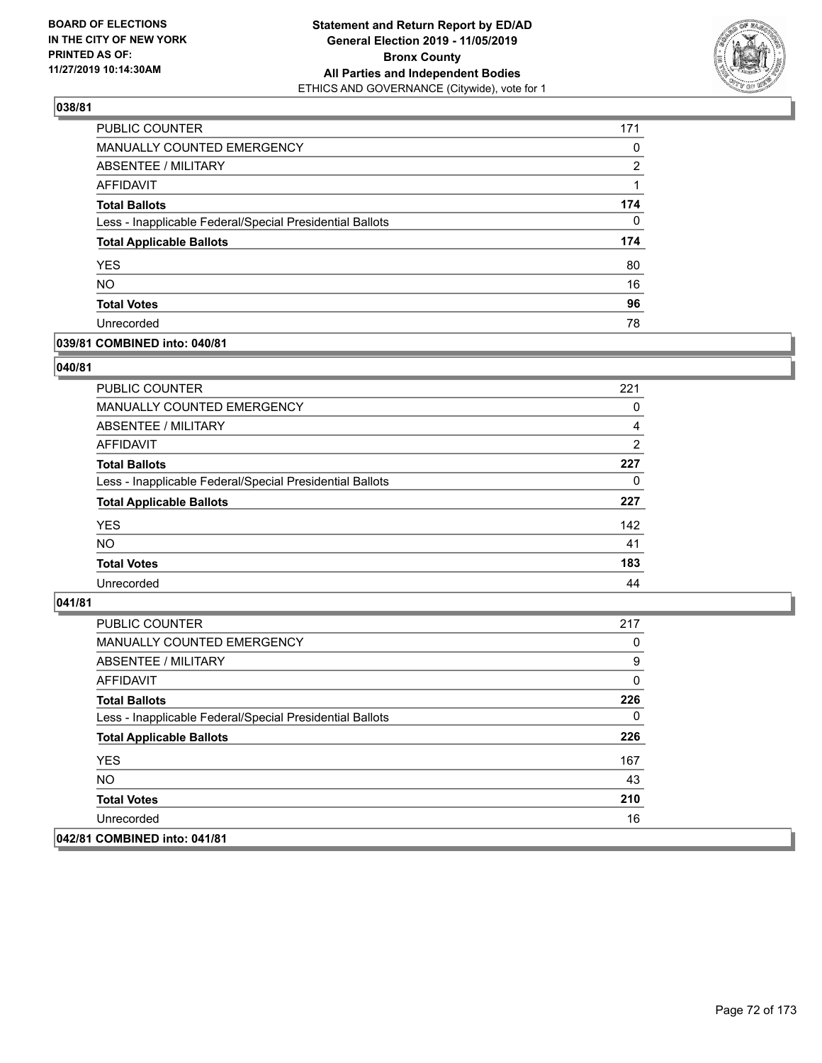## 038/81

| | |
|---|---|
| PUBLIC COUNTER | 171 |
| MANUALLY COUNTED EMERGENCY | 0 |
| ABSENTEE / MILITARY | 2 |
| AFFIDAVIT | 1 |
| **Total Ballots** | **174** |
| Less - Inapplicable Federal/Special Presidential Ballots | 0 |
| **Total Applicable Ballots** | **174** |
| YES | 80 |
| NO | 16 |
| **Total Votes** | **96** |
| Unrecorded | 78 |

## 039/81 COMBINED into: 040/81

## 040/81

| | |
|---|---|
| PUBLIC COUNTER | 221 |
| MANUALLY COUNTED EMERGENCY | 0 |
| ABSENTEE / MILITARY | 4 |
| AFFIDAVIT | 2 |
| **Total Ballots** | **227** |
| Less - Inapplicable Federal/Special Presidential Ballots | 0 |
| **Total Applicable Ballots** | **227** |
| YES | 142 |
| NO | 41 |
| **Total Votes** | **183** |
| Unrecorded | 44 |

## 041/81

| | |
|---|---|
| PUBLIC COUNTER | 217 |
| MANUALLY COUNTED EMERGENCY | 0 |
| ABSENTEE / MILITARY | 9 |
| AFFIDAVIT | 0 |
| **Total Ballots** | **226** |
| Less - Inapplicable Federal/Special Presidential Ballots | 0 |
| **Total Applicable Ballots** | **226** |
| YES | 167 |
| NO | 43 |
| **Total Votes** | **210** |
| Unrecorded | 16 |

## 042/81 COMBINED into: 041/81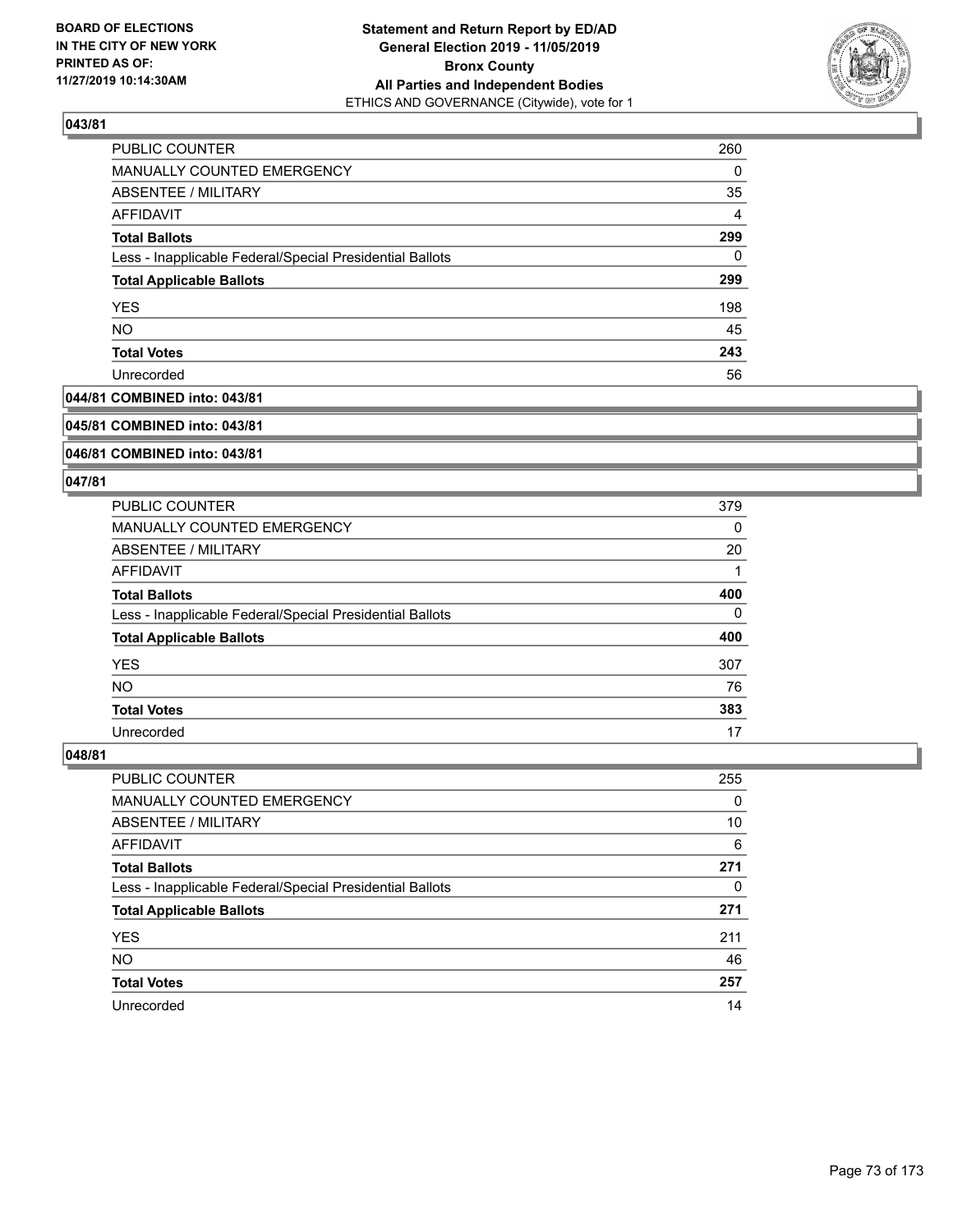## 043/81

| | |
|---|---|
| PUBLIC COUNTER | 260 |
| MANUALLY COUNTED EMERGENCY | 0 |
| ABSENTEE / MILITARY | 35 |
| AFFIDAVIT | 4 |
| **Total Ballots** | **299** |
| Less - Inapplicable Federal/Special Presidential Ballots | 0 |
| **Total Applicable Ballots** | **299** |
| YES | 198 |
| NO | 45 |
| **Total Votes** | **243** |
| Unrecorded | 56 |

## 044/81 COMBINED into: 043/81

## 045/81 COMBINED into: 043/81

## 046/81 COMBINED into: 043/81

## 047/81

| | |
|---|---|
| PUBLIC COUNTER | 379 |
| MANUALLY COUNTED EMERGENCY | 0 |
| ABSENTEE / MILITARY | 20 |
| AFFIDAVIT | 1 |
| **Total Ballots** | **400** |
| Less - Inapplicable Federal/Special Presidential Ballots | 0 |
| **Total Applicable Ballots** | **400** |
| YES | 307 |
| NO | 76 |
| **Total Votes** | **383** |
| Unrecorded | 17 |

## 048/81

| | |
|---|---|
| PUBLIC COUNTER | 255 |
| MANUALLY COUNTED EMERGENCY | 0 |
| ABSENTEE / MILITARY | 10 |
| AFFIDAVIT | 6 |
| **Total Ballots** | **271** |
| Less - Inapplicable Federal/Special Presidential Ballots | 0 |
| **Total Applicable Ballots** | **271** |
| YES | 211 |
| NO | 46 |
| **Total Votes** | **257** |
| Unrecorded | 14 |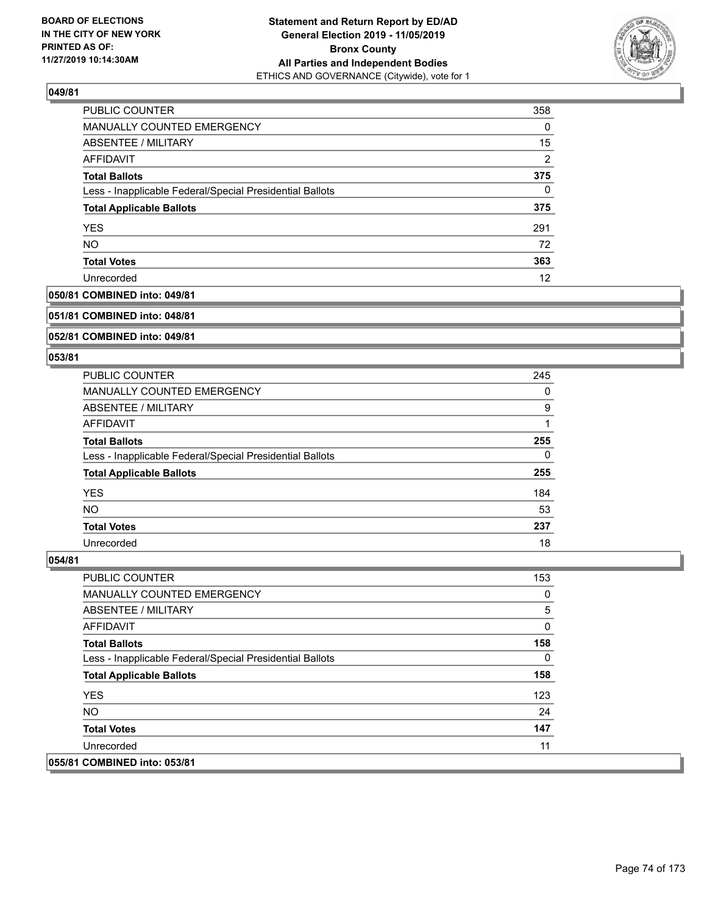### 049/81

| | |
|---|---|
| PUBLIC COUNTER | 358 |
| MANUALLY COUNTED EMERGENCY | 0 |
| ABSENTEE / MILITARY | 15 |
| AFFIDAVIT | 2 |
| **Total Ballots** | **375** |
| Less - Inapplicable Federal/Special Presidential Ballots | 0 |
| **Total Applicable Ballots** | **375** |
| YES | 291 |
| NO | 72 |
| **Total Votes** | **363** |
| Unrecorded | 12 |

### 050/81 COMBINED into: 049/81

### 051/81 COMBINED into: 048/81

### 052/81 COMBINED into: 049/81

### 053/81

| | |
|---|---|
| PUBLIC COUNTER | 245 |
| MANUALLY COUNTED EMERGENCY | 0 |
| ABSENTEE / MILITARY | 9 |
| AFFIDAVIT | 1 |
| **Total Ballots** | **255** |
| Less - Inapplicable Federal/Special Presidential Ballots | 0 |
| **Total Applicable Ballots** | **255** |
| YES | 184 |
| NO | 53 |
| **Total Votes** | **237** |
| Unrecorded | 18 |

### 054/81

| | |
|---|---|
| PUBLIC COUNTER | 153 |
| MANUALLY COUNTED EMERGENCY | 0 |
| ABSENTEE / MILITARY | 5 |
| AFFIDAVIT | 0 |
| **Total Ballots** | **158** |
| Less - Inapplicable Federal/Special Presidential Ballots | 0 |
| **Total Applicable Ballots** | **158** |
| YES | 123 |
| NO | 24 |
| **Total Votes** | **147** |
| Unrecorded | 11 |

### 055/81 COMBINED into: 053/81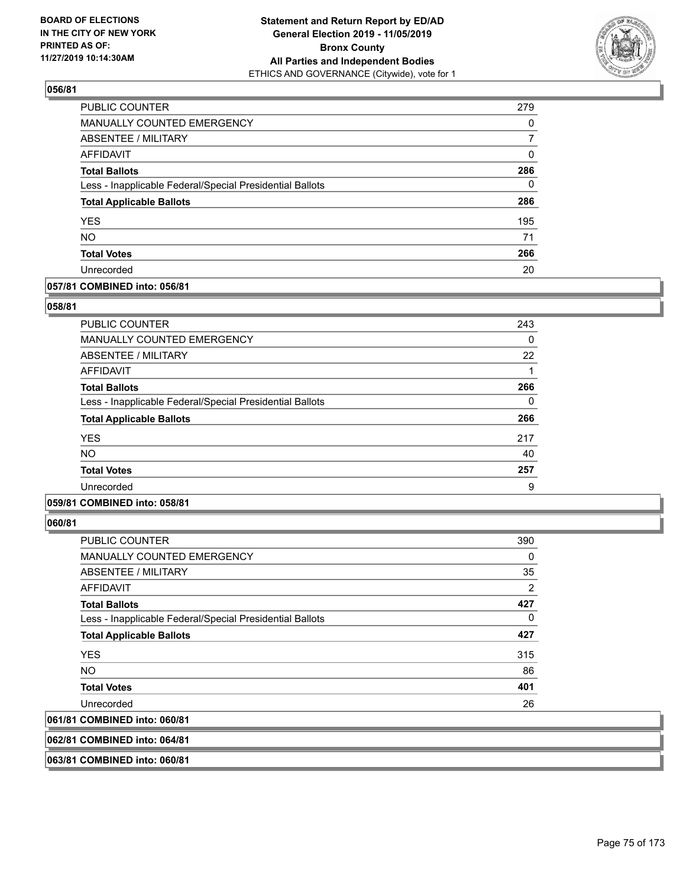**BOARD OF ELECTIONS IN THE CITY OF NEW YORK PRINTED AS OF: 11/27/2019 10:14:30AM**

**Statement and Return Report by ED/AD General Election 2019 - 11/05/2019 Bronx County All Parties and Independent Bodies**
ETHICS AND GOVERNANCE (Citywide), vote for 1

## 056/81

| | |
|---|---|
| PUBLIC COUNTER | 279 |
| MANUALLY COUNTED EMERGENCY | 0 |
| ABSENTEE / MILITARY | 7 |
| AFFIDAVIT | 0 |
| **Total Ballots** | **286** |
| Less - Inapplicable Federal/Special Presidential Ballots | 0 |
| **Total Applicable Ballots** | **286** |
| YES | 195 |
| NO | 71 |
| **Total Votes** | **266** |
| Unrecorded | 20 |

**057/81 COMBINED into: 056/81**

## 058/81

| | |
|---|---|
| PUBLIC COUNTER | 243 |
| MANUALLY COUNTED EMERGENCY | 0 |
| ABSENTEE / MILITARY | 22 |
| AFFIDAVIT | 1 |
| **Total Ballots** | **266** |
| Less - Inapplicable Federal/Special Presidential Ballots | 0 |
| **Total Applicable Ballots** | **266** |
| YES | 217 |
| NO | 40 |
| **Total Votes** | **257** |
| Unrecorded | 9 |

**059/81 COMBINED into: 058/81**

## 060/81

| | |
|---|---|
| PUBLIC COUNTER | 390 |
| MANUALLY COUNTED EMERGENCY | 0 |
| ABSENTEE / MILITARY | 35 |
| AFFIDAVIT | 2 |
| **Total Ballots** | **427** |
| Less - Inapplicable Federal/Special Presidential Ballots | 0 |
| **Total Applicable Ballots** | **427** |
| YES | 315 |
| NO | 86 |
| **Total Votes** | **401** |
| Unrecorded | 26 |

**061/81 COMBINED into: 060/81**

**062/81 COMBINED into: 064/81**

**063/81 COMBINED into: 060/81**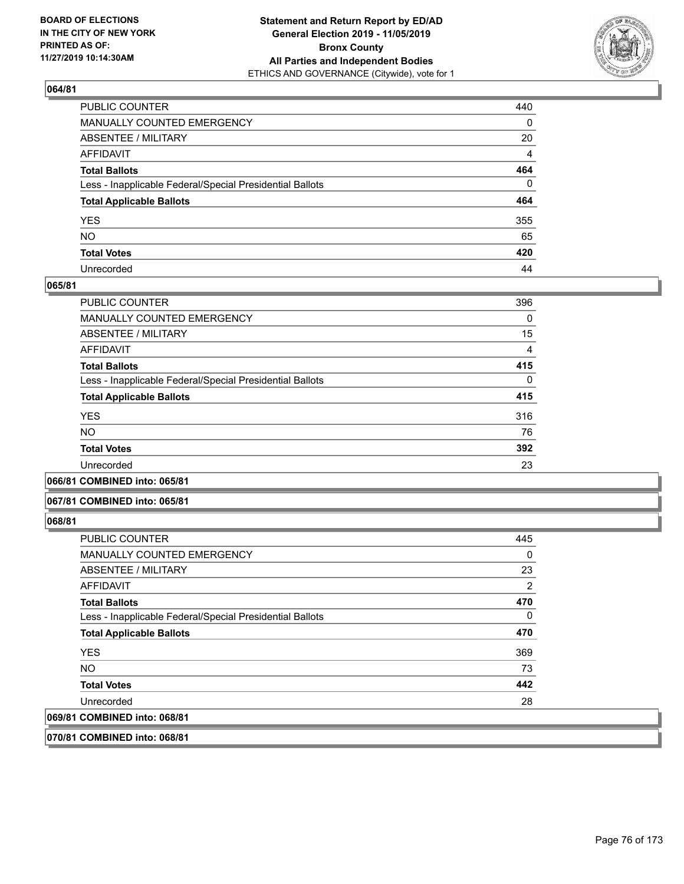## 064/81

| | |
|---|---|
| PUBLIC COUNTER | 440 |
| MANUALLY COUNTED EMERGENCY | 0 |
| ABSENTEE / MILITARY | 20 |
| AFFIDAVIT | 4 |
| **Total Ballots** | **464** |
| Less - Inapplicable Federal/Special Presidential Ballots | 0 |
| **Total Applicable Ballots** | **464** |
| YES | 355 |
| NO | 65 |
| **Total Votes** | **420** |
| Unrecorded | 44 |

## 065/81

| | |
|---|---|
| PUBLIC COUNTER | 396 |
| MANUALLY COUNTED EMERGENCY | 0 |
| ABSENTEE / MILITARY | 15 |
| AFFIDAVIT | 4 |
| **Total Ballots** | **415** |
| Less - Inapplicable Federal/Special Presidential Ballots | 0 |
| **Total Applicable Ballots** | **415** |
| YES | 316 |
| NO | 76 |
| **Total Votes** | **392** |
| Unrecorded | 23 |

## 066/81 COMBINED into: 065/81

## 067/81 COMBINED into: 065/81

## 068/81

| | |
|---|---|
| PUBLIC COUNTER | 445 |
| MANUALLY COUNTED EMERGENCY | 0 |
| ABSENTEE / MILITARY | 23 |
| AFFIDAVIT | 2 |
| **Total Ballots** | **470** |
| Less - Inapplicable Federal/Special Presidential Ballots | 0 |
| **Total Applicable Ballots** | **470** |
| YES | 369 |
| NO | 73 |
| **Total Votes** | **442** |
| Unrecorded | 28 |

## 069/81 COMBINED into: 068/81

## 070/81 COMBINED into: 068/81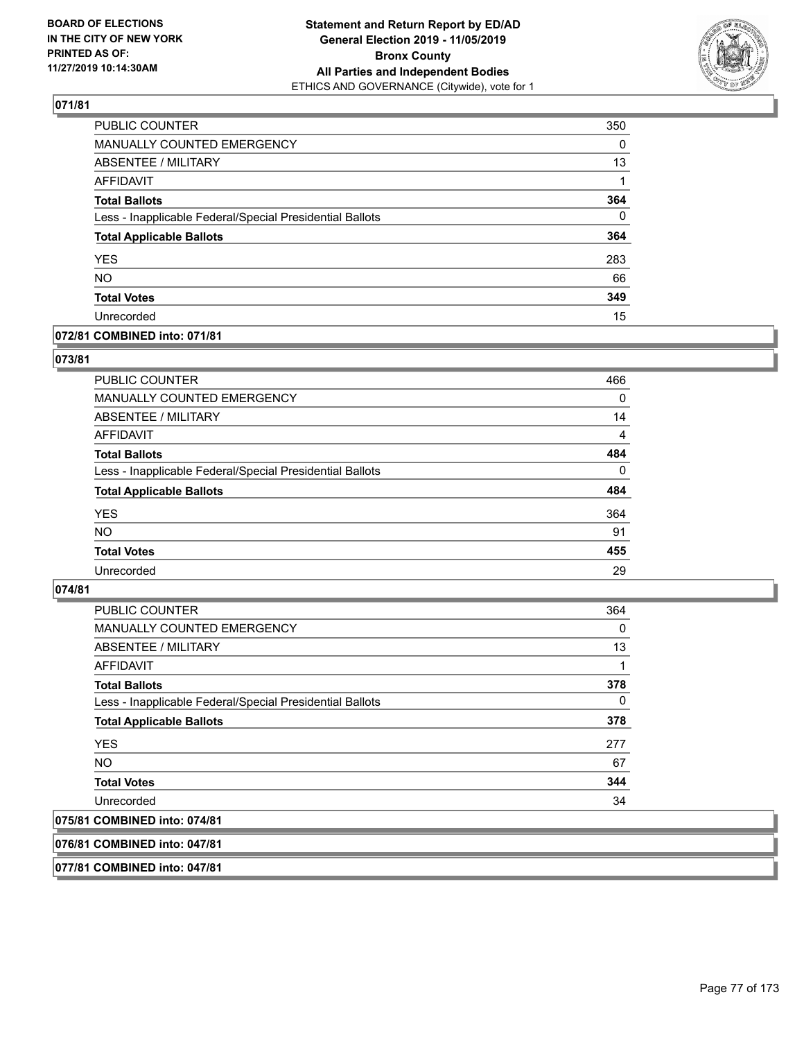**BOARD OF ELECTIONS IN THE CITY OF NEW YORK PRINTED AS OF: 11/27/2019 10:14:30AM**

**Statement and Return Report by ED/AD General Election 2019 - 11/05/2019 Bronx County All Parties and Independent Bodies**
ETHICS AND GOVERNANCE (Citywide), vote for 1

## 071/81

| | |
|---|---|
| PUBLIC COUNTER | 350 |
| MANUALLY COUNTED EMERGENCY | 0 |
| ABSENTEE / MILITARY | 13 |
| AFFIDAVIT | 1 |
| **Total Ballots** | **364** |
| Less - Inapplicable Federal/Special Presidential Ballots | 0 |
| **Total Applicable Ballots** | **364** |
| YES | 283 |
| NO | 66 |
| **Total Votes** | **349** |
| Unrecorded | 15 |

## 072/81 COMBINED into: 071/81

## 073/81

| | |
|---|---|
| PUBLIC COUNTER | 466 |
| MANUALLY COUNTED EMERGENCY | 0 |
| ABSENTEE / MILITARY | 14 |
| AFFIDAVIT | 4 |
| **Total Ballots** | **484** |
| Less - Inapplicable Federal/Special Presidential Ballots | 0 |
| **Total Applicable Ballots** | **484** |
| YES | 364 |
| NO | 91 |
| **Total Votes** | **455** |
| Unrecorded | 29 |

## 074/81

| | |
|---|---|
| PUBLIC COUNTER | 364 |
| MANUALLY COUNTED EMERGENCY | 0 |
| ABSENTEE / MILITARY | 13 |
| AFFIDAVIT | 1 |
| **Total Ballots** | **378** |
| Less - Inapplicable Federal/Special Presidential Ballots | 0 |
| **Total Applicable Ballots** | **378** |
| YES | 277 |
| NO | 67 |
| **Total Votes** | **344** |
| Unrecorded | 34 |

## 075/81 COMBINED into: 074/81

## 076/81 COMBINED into: 047/81

## 077/81 COMBINED into: 047/81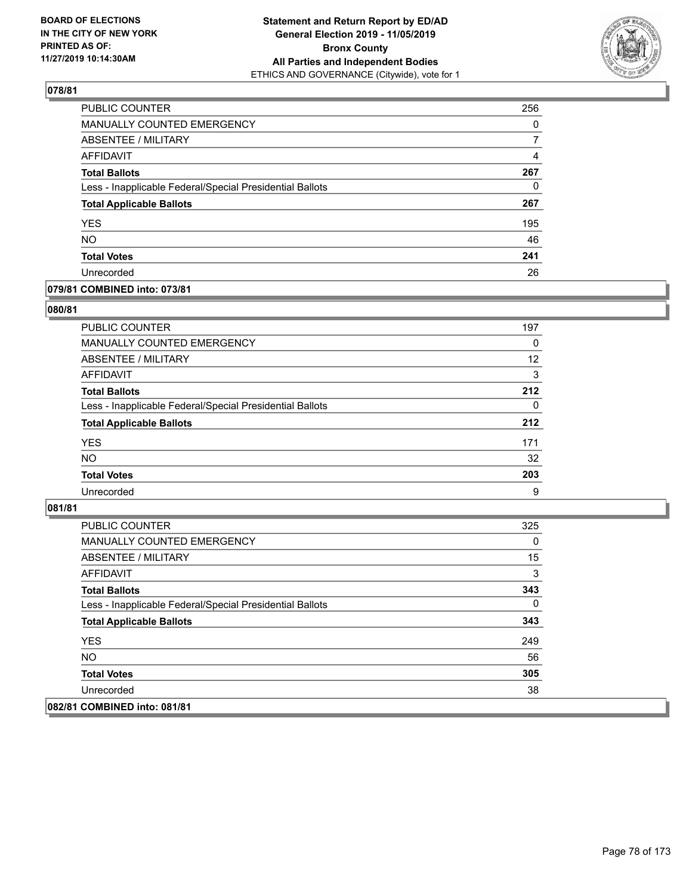**BOARD OF ELECTIONS IN THE CITY OF NEW YORK PRINTED AS OF: 11/27/2019 10:14:30AM**

**Statement and Return Report by ED/AD General Election 2019 - 11/05/2019 Bronx County All Parties and Independent Bodies**
ETHICS AND GOVERNANCE (Citywide), vote for 1

### 078/81

| | |
|---|---|
| PUBLIC COUNTER | 256 |
| MANUALLY COUNTED EMERGENCY | 0 |
| ABSENTEE / MILITARY | 7 |
| AFFIDAVIT | 4 |
| **Total Ballots** | **267** |
| Less - Inapplicable Federal/Special Presidential Ballots | 0 |
| **Total Applicable Ballots** | **267** |
| YES | 195 |
| NO | 46 |
| **Total Votes** | **241** |
| Unrecorded | 26 |

### 079/81 COMBINED into: 073/81

### 080/81

| | |
|---|---|
| PUBLIC COUNTER | 197 |
| MANUALLY COUNTED EMERGENCY | 0 |
| ABSENTEE / MILITARY | 12 |
| AFFIDAVIT | 3 |
| **Total Ballots** | **212** |
| Less - Inapplicable Federal/Special Presidential Ballots | 0 |
| **Total Applicable Ballots** | **212** |
| YES | 171 |
| NO | 32 |
| **Total Votes** | **203** |
| Unrecorded | 9 |

### 081/81

| | |
|---|---|
| PUBLIC COUNTER | 325 |
| MANUALLY COUNTED EMERGENCY | 0 |
| ABSENTEE / MILITARY | 15 |
| AFFIDAVIT | 3 |
| **Total Ballots** | **343** |
| Less - Inapplicable Federal/Special Presidential Ballots | 0 |
| **Total Applicable Ballots** | **343** |
| YES | 249 |
| NO | 56 |
| **Total Votes** | **305** |
| Unrecorded | 38 |

### 082/81 COMBINED into: 081/81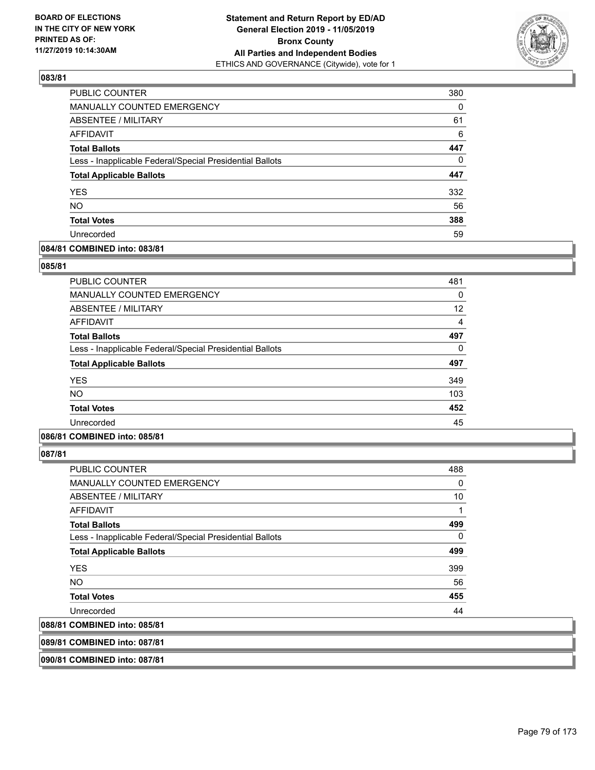### 083/81

| | |
|---|---|
| PUBLIC COUNTER | 380 |
| MANUALLY COUNTED EMERGENCY | 0 |
| ABSENTEE / MILITARY | 61 |
| AFFIDAVIT | 6 |
| **Total Ballots** | **447** |
| Less - Inapplicable Federal/Special Presidential Ballots | 0 |
| **Total Applicable Ballots** | **447** |
| YES | 332 |
| NO | 56 |
| **Total Votes** | **388** |
| Unrecorded | 59 |

**084/81 COMBINED into: 083/81**

### 085/81

| | |
|---|---|
| PUBLIC COUNTER | 481 |
| MANUALLY COUNTED EMERGENCY | 0 |
| ABSENTEE / MILITARY | 12 |
| AFFIDAVIT | 4 |
| **Total Ballots** | **497** |
| Less - Inapplicable Federal/Special Presidential Ballots | 0 |
| **Total Applicable Ballots** | **497** |
| YES | 349 |
| NO | 103 |
| **Total Votes** | **452** |
| Unrecorded | 45 |

**086/81 COMBINED into: 085/81**

### 087/81

| | |
|---|---|
| PUBLIC COUNTER | 488 |
| MANUALLY COUNTED EMERGENCY | 0 |
| ABSENTEE / MILITARY | 10 |
| AFFIDAVIT | 1 |
| **Total Ballots** | **499** |
| Less - Inapplicable Federal/Special Presidential Ballots | 0 |
| **Total Applicable Ballots** | **499** |
| YES | 399 |
| NO | 56 |
| **Total Votes** | **455** |
| Unrecorded | 44 |

**088/81 COMBINED into: 085/81**

**089/81 COMBINED into: 087/81**

**090/81 COMBINED into: 087/81**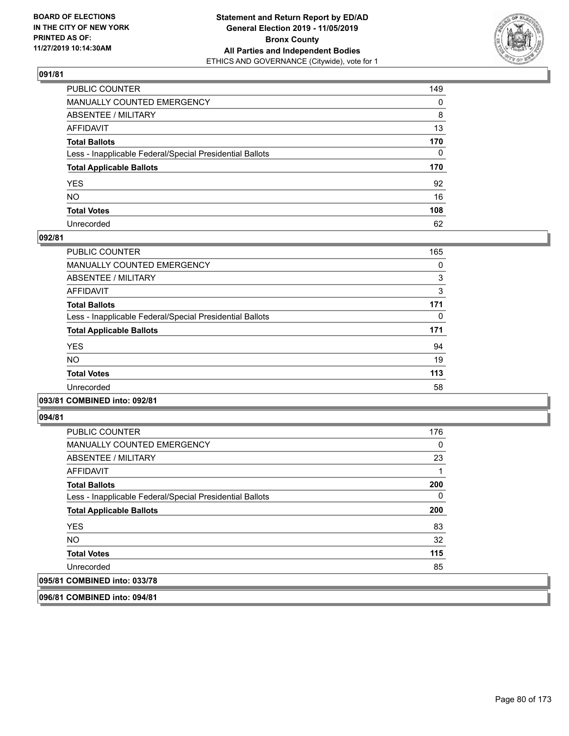### 091/81

| | |
|---|---|
| PUBLIC COUNTER | 149 |
| MANUALLY COUNTED EMERGENCY | 0 |
| ABSENTEE / MILITARY | 8 |
| AFFIDAVIT | 13 |
| **Total Ballots** | **170** |
| Less - Inapplicable Federal/Special Presidential Ballots | 0 |
| **Total Applicable Ballots** | **170** |
| YES | 92 |
| NO | 16 |
| **Total Votes** | **108** |
| Unrecorded | 62 |

### 092/81

| | |
|---|---|
| PUBLIC COUNTER | 165 |
| MANUALLY COUNTED EMERGENCY | 0 |
| ABSENTEE / MILITARY | 3 |
| AFFIDAVIT | 3 |
| **Total Ballots** | **171** |
| Less - Inapplicable Federal/Special Presidential Ballots | 0 |
| **Total Applicable Ballots** | **171** |
| YES | 94 |
| NO | 19 |
| **Total Votes** | **113** |
| Unrecorded | 58 |

### 093/81 COMBINED into: 092/81

### 094/81

| | |
|---|---|
| PUBLIC COUNTER | 176 |
| MANUALLY COUNTED EMERGENCY | 0 |
| ABSENTEE / MILITARY | 23 |
| AFFIDAVIT | 1 |
| **Total Ballots** | **200** |
| Less - Inapplicable Federal/Special Presidential Ballots | 0 |
| **Total Applicable Ballots** | **200** |
| YES | 83 |
| NO | 32 |
| **Total Votes** | **115** |
| Unrecorded | 85 |

### 095/81 COMBINED into: 033/78

### 096/81 COMBINED into: 094/81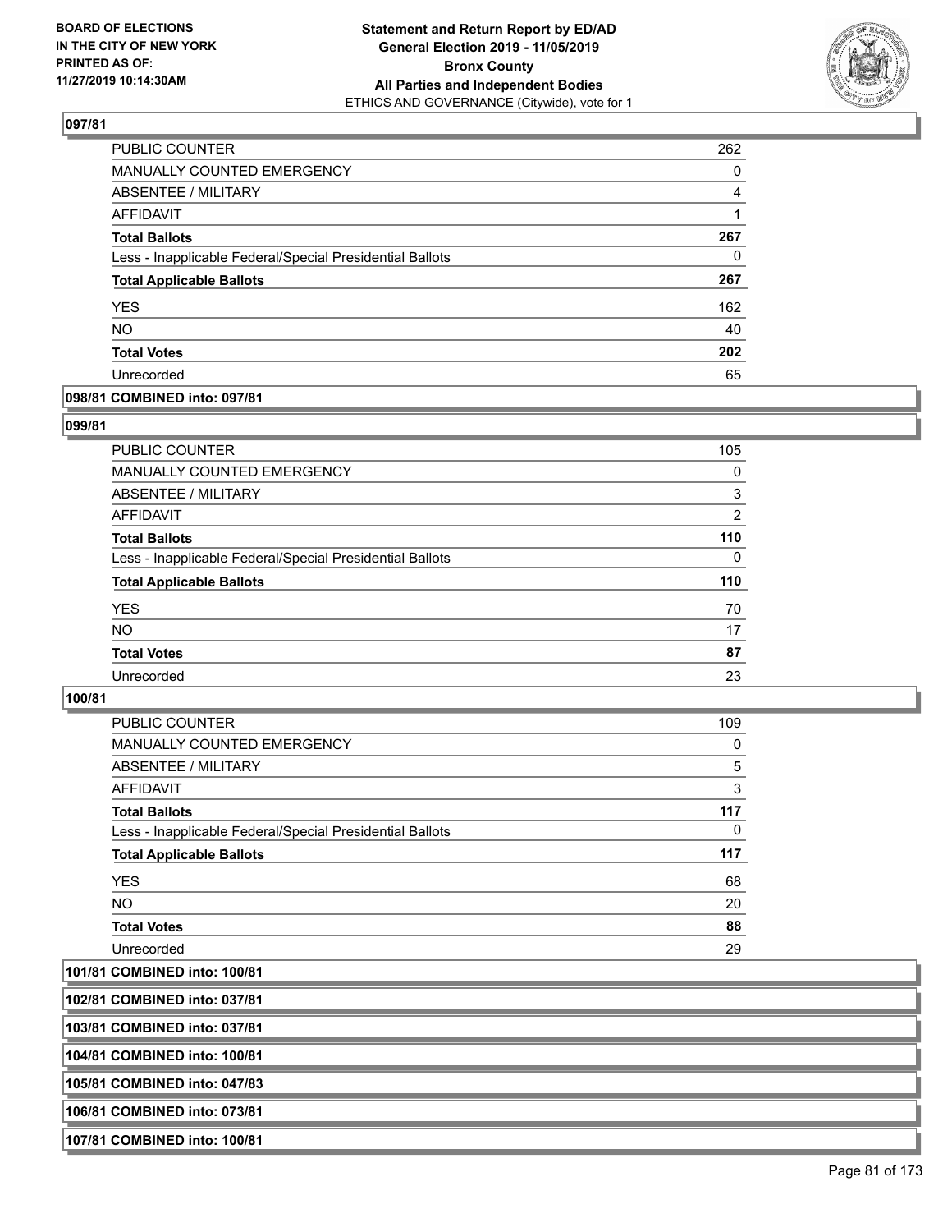## 097/81

| | |
|---|---|
| PUBLIC COUNTER | 262 |
| MANUALLY COUNTED EMERGENCY | 0 |
| ABSENTEE / MILITARY | 4 |
| AFFIDAVIT | 1 |
| **Total Ballots** | **267** |
| Less - Inapplicable Federal/Special Presidential Ballots | 0 |
| **Total Applicable Ballots** | **267** |
| YES | 162 |
| NO | 40 |
| **Total Votes** | **202** |
| Unrecorded | 65 |

## 098/81 COMBINED into: 097/81

## 099/81

| | |
|---|---|
| PUBLIC COUNTER | 105 |
| MANUALLY COUNTED EMERGENCY | 0 |
| ABSENTEE / MILITARY | 3 |
| AFFIDAVIT | 2 |
| **Total Ballots** | **110** |
| Less - Inapplicable Federal/Special Presidential Ballots | 0 |
| **Total Applicable Ballots** | **110** |
| YES | 70 |
| NO | 17 |
| **Total Votes** | **87** |
| Unrecorded | 23 |

## 100/81

| | |
|---|---|
| PUBLIC COUNTER | 109 |
| MANUALLY COUNTED EMERGENCY | 0 |
| ABSENTEE / MILITARY | 5 |
| AFFIDAVIT | 3 |
| **Total Ballots** | **117** |
| Less - Inapplicable Federal/Special Presidential Ballots | 0 |
| **Total Applicable Ballots** | **117** |
| YES | 68 |
| NO | 20 |
| **Total Votes** | **88** |
| Unrecorded | 29 |

## 101/81 COMBINED into: 100/81

## 102/81 COMBINED into: 037/81

## 103/81 COMBINED into: 037/81

## 104/81 COMBINED into: 100/81

## 105/81 COMBINED into: 047/83

## 106/81 COMBINED into: 073/81

## 107/81 COMBINED into: 100/81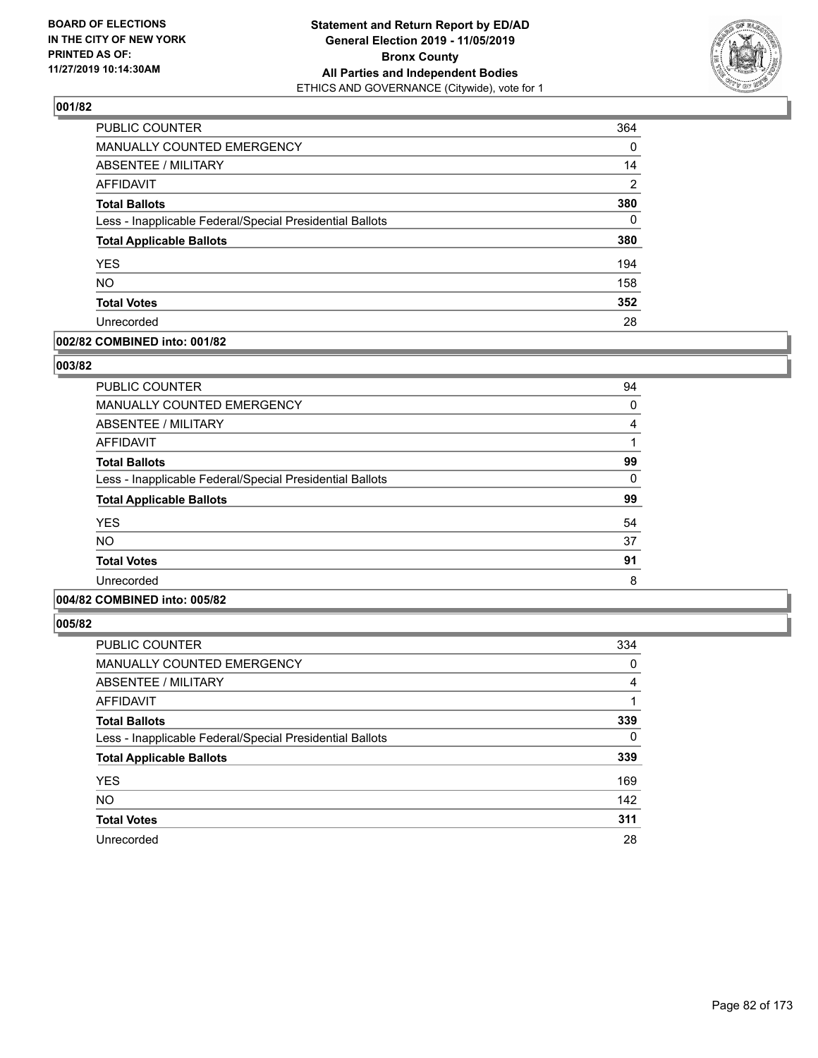## 001/82

| | |
|---|---|
| PUBLIC COUNTER | 364 |
| MANUALLY COUNTED EMERGENCY | 0 |
| ABSENTEE / MILITARY | 14 |
| AFFIDAVIT | 2 |
| **Total Ballots** | **380** |
| Less - Inapplicable Federal/Special Presidential Ballots | 0 |
| **Total Applicable Ballots** | **380** |
| YES | 194 |
| NO | 158 |
| **Total Votes** | **352** |
| Unrecorded | 28 |

## 002/82 COMBINED into: 001/82

## 003/82

| | |
|---|---|
| PUBLIC COUNTER | 94 |
| MANUALLY COUNTED EMERGENCY | 0 |
| ABSENTEE / MILITARY | 4 |
| AFFIDAVIT | 1 |
| **Total Ballots** | **99** |
| Less - Inapplicable Federal/Special Presidential Ballots | 0 |
| **Total Applicable Ballots** | **99** |
| YES | 54 |
| NO | 37 |
| **Total Votes** | **91** |
| Unrecorded | 8 |

## 004/82 COMBINED into: 005/82

## 005/82

| | |
|---|---|
| PUBLIC COUNTER | 334 |
| MANUALLY COUNTED EMERGENCY | 0 |
| ABSENTEE / MILITARY | 4 |
| AFFIDAVIT | 1 |
| **Total Ballots** | **339** |
| Less - Inapplicable Federal/Special Presidential Ballots | 0 |
| **Total Applicable Ballots** | **339** |
| YES | 169 |
| NO | 142 |
| **Total Votes** | **311** |
| Unrecorded | 28 |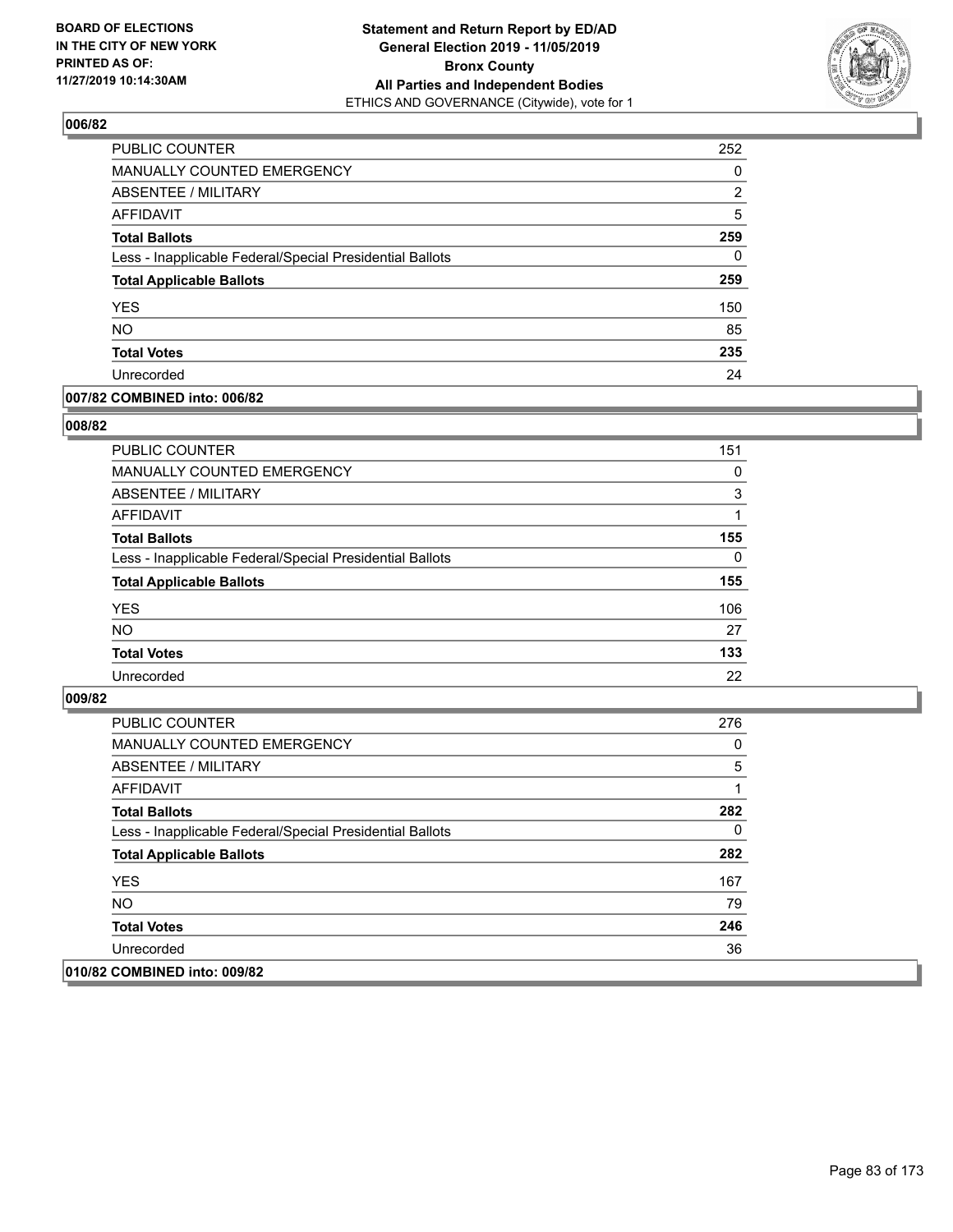### 006/82

| | |
|---|---|
| PUBLIC COUNTER | 252 |
| MANUALLY COUNTED EMERGENCY | 0 |
| ABSENTEE / MILITARY | 2 |
| AFFIDAVIT | 5 |
| **Total Ballots** | **259** |
| Less - Inapplicable Federal/Special Presidential Ballots | 0 |
| **Total Applicable Ballots** | **259** |
| YES | 150 |
| NO | 85 |
| **Total Votes** | **235** |
| Unrecorded | 24 |

### 007/82 COMBINED into: 006/82

### 008/82

| | |
|---|---|
| PUBLIC COUNTER | 151 |
| MANUALLY COUNTED EMERGENCY | 0 |
| ABSENTEE / MILITARY | 3 |
| AFFIDAVIT | 1 |
| **Total Ballots** | **155** |
| Less - Inapplicable Federal/Special Presidential Ballots | 0 |
| **Total Applicable Ballots** | **155** |
| YES | 106 |
| NO | 27 |
| **Total Votes** | **133** |
| Unrecorded | 22 |

### 009/82

| | |
|---|---|
| PUBLIC COUNTER | 276 |
| MANUALLY COUNTED EMERGENCY | 0 |
| ABSENTEE / MILITARY | 5 |
| AFFIDAVIT | 1 |
| **Total Ballots** | **282** |
| Less - Inapplicable Federal/Special Presidential Ballots | 0 |
| **Total Applicable Ballots** | **282** |
| YES | 167 |
| NO | 79 |
| **Total Votes** | **246** |
| Unrecorded | 36 |

### 010/82 COMBINED into: 009/82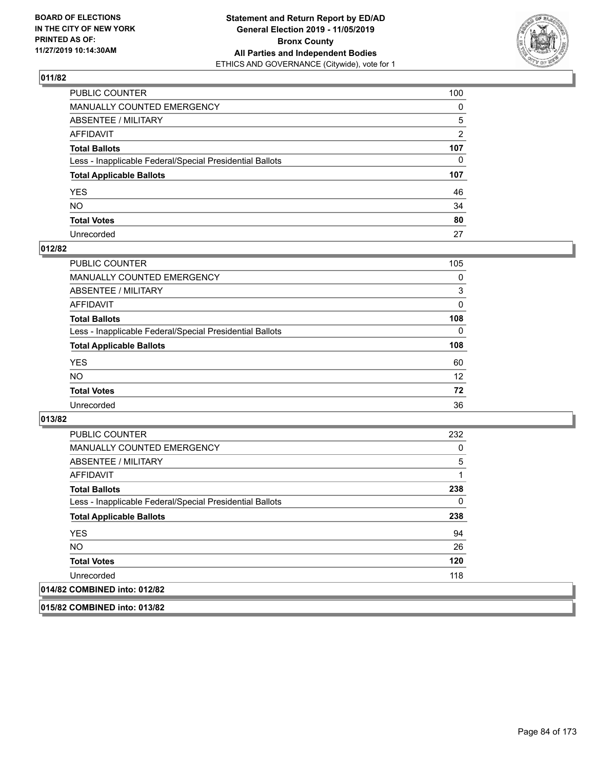## 011/82

| | |
|---|---|
| PUBLIC COUNTER | 100 |
| MANUALLY COUNTED EMERGENCY | 0 |
| ABSENTEE / MILITARY | 5 |
| AFFIDAVIT | 2 |
| **Total Ballots** | **107** |
| Less - Inapplicable Federal/Special Presidential Ballots | 0 |
| **Total Applicable Ballots** | **107** |
| YES | 46 |
| NO | 34 |
| **Total Votes** | **80** |
| Unrecorded | 27 |

## 012/82

| | |
|---|---|
| PUBLIC COUNTER | 105 |
| MANUALLY COUNTED EMERGENCY | 0 |
| ABSENTEE / MILITARY | 3 |
| AFFIDAVIT | 0 |
| **Total Ballots** | **108** |
| Less - Inapplicable Federal/Special Presidential Ballots | 0 |
| **Total Applicable Ballots** | **108** |
| YES | 60 |
| NO | 12 |
| **Total Votes** | **72** |
| Unrecorded | 36 |

## 013/82

| | |
|---|---|
| PUBLIC COUNTER | 232 |
| MANUALLY COUNTED EMERGENCY | 0 |
| ABSENTEE / MILITARY | 5 |
| AFFIDAVIT | 1 |
| **Total Ballots** | **238** |
| Less - Inapplicable Federal/Special Presidential Ballots | 0 |
| **Total Applicable Ballots** | **238** |
| YES | 94 |
| NO | 26 |
| **Total Votes** | **120** |
| Unrecorded | 118 |

## 014/82 COMBINED into: 012/82

## 015/82 COMBINED into: 013/82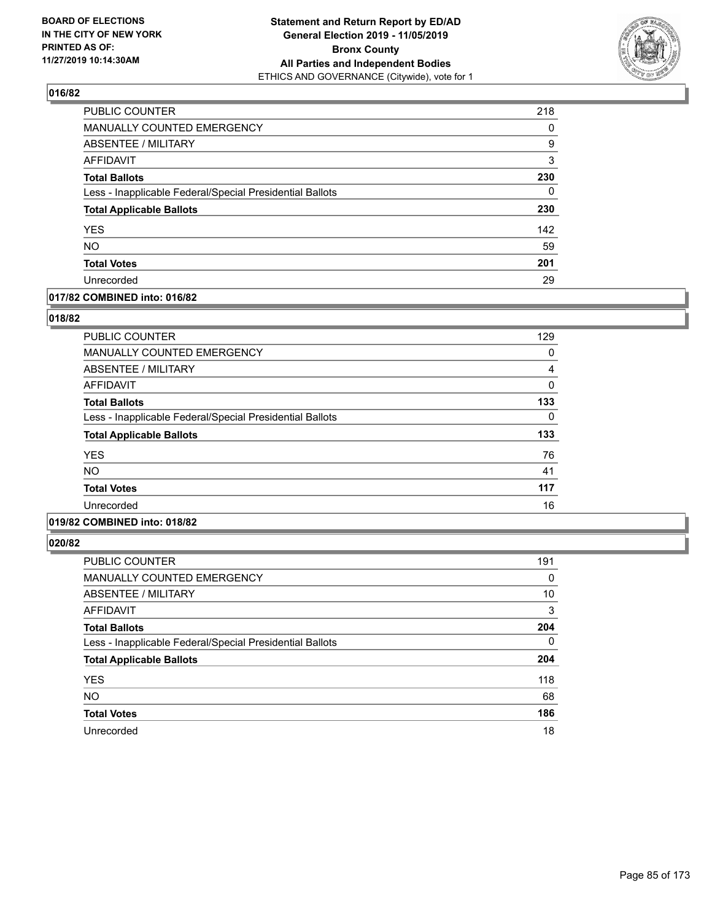## 016/82

| | |
|---|---|
| PUBLIC COUNTER | 218 |
| MANUALLY COUNTED EMERGENCY | 0 |
| ABSENTEE / MILITARY | 9 |
| AFFIDAVIT | 3 |
| **Total Ballots** | **230** |
| Less - Inapplicable Federal/Special Presidential Ballots | 0 |
| **Total Applicable Ballots** | **230** |
| YES | 142 |
| NO | 59 |
| **Total Votes** | **201** |
| Unrecorded | 29 |

## 017/82 COMBINED into: 016/82

## 018/82

| | |
|---|---|
| PUBLIC COUNTER | 129 |
| MANUALLY COUNTED EMERGENCY | 0 |
| ABSENTEE / MILITARY | 4 |
| AFFIDAVIT | 0 |
| **Total Ballots** | **133** |
| Less - Inapplicable Federal/Special Presidential Ballots | 0 |
| **Total Applicable Ballots** | **133** |
| YES | 76 |
| NO | 41 |
| **Total Votes** | **117** |
| Unrecorded | 16 |

## 019/82 COMBINED into: 018/82

## 020/82

| | |
|---|---|
| PUBLIC COUNTER | 191 |
| MANUALLY COUNTED EMERGENCY | 0 |
| ABSENTEE / MILITARY | 10 |
| AFFIDAVIT | 3 |
| **Total Ballots** | **204** |
| Less - Inapplicable Federal/Special Presidential Ballots | 0 |
| **Total Applicable Ballots** | **204** |
| YES | 118 |
| NO | 68 |
| **Total Votes** | **186** |
| Unrecorded | 18 |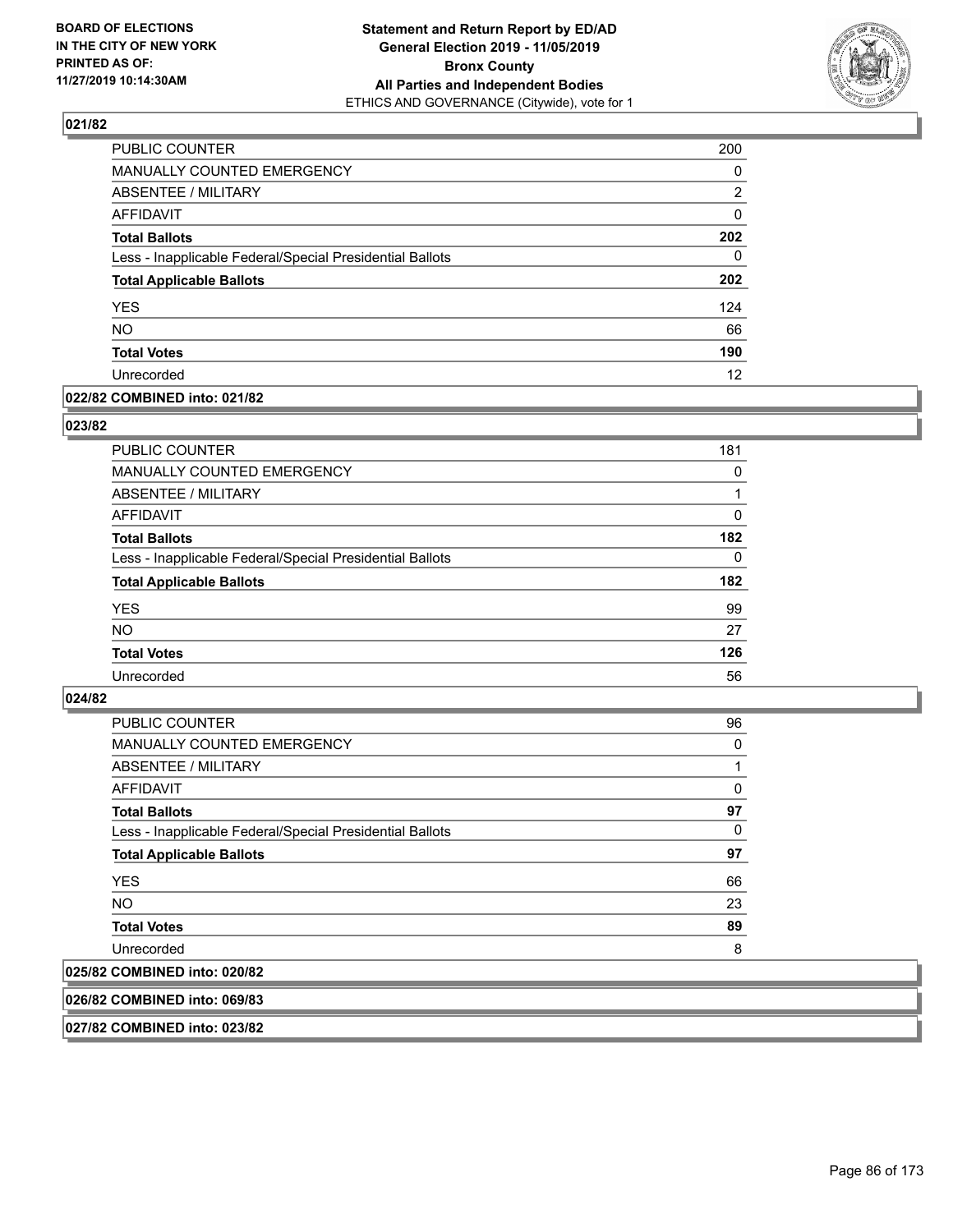### 021/82

| | |
|---|---|
| PUBLIC COUNTER | 200 |
| MANUALLY COUNTED EMERGENCY | 0 |
| ABSENTEE / MILITARY | 2 |
| AFFIDAVIT | 0 |
| **Total Ballots** | **202** |
| Less - Inapplicable Federal/Special Presidential Ballots | 0 |
| **Total Applicable Ballots** | **202** |
| YES | 124 |
| NO | 66 |
| **Total Votes** | **190** |
| Unrecorded | 12 |

### 022/82 COMBINED into: 021/82

### 023/82

| | |
|---|---|
| PUBLIC COUNTER | 181 |
| MANUALLY COUNTED EMERGENCY | 0 |
| ABSENTEE / MILITARY | 1 |
| AFFIDAVIT | 0 |
| **Total Ballots** | **182** |
| Less - Inapplicable Federal/Special Presidential Ballots | 0 |
| **Total Applicable Ballots** | **182** |
| YES | 99 |
| NO | 27 |
| **Total Votes** | **126** |
| Unrecorded | 56 |

### 024/82

| | |
|---|---|
| PUBLIC COUNTER | 96 |
| MANUALLY COUNTED EMERGENCY | 0 |
| ABSENTEE / MILITARY | 1 |
| AFFIDAVIT | 0 |
| **Total Ballots** | **97** |
| Less - Inapplicable Federal/Special Presidential Ballots | 0 |
| **Total Applicable Ballots** | **97** |
| YES | 66 |
| NO | 23 |
| **Total Votes** | **89** |
| Unrecorded | 8 |

### 025/82 COMBINED into: 020/82

### 026/82 COMBINED into: 069/83

### 027/82 COMBINED into: 023/82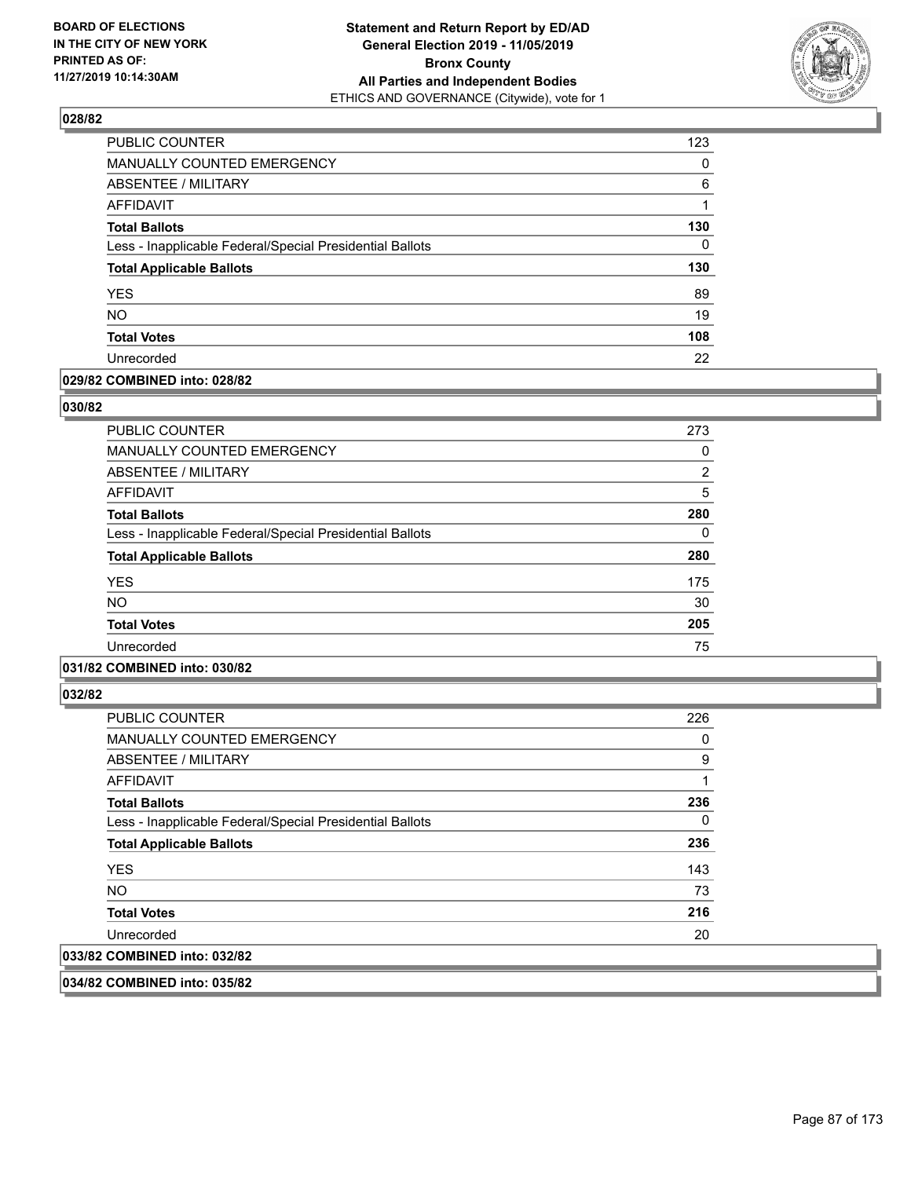## 028/82

| | |
|---|---|
| PUBLIC COUNTER | 123 |
| MANUALLY COUNTED EMERGENCY | 0 |
| ABSENTEE / MILITARY | 6 |
| AFFIDAVIT | 1 |
| **Total Ballots** | **130** |
| Less - Inapplicable Federal/Special Presidential Ballots | 0 |
| **Total Applicable Ballots** | **130** |
| YES | 89 |
| NO | 19 |
| **Total Votes** | **108** |
| Unrecorded | 22 |

**029/82 COMBINED into: 028/82**

## 030/82

| | |
|---|---|
| PUBLIC COUNTER | 273 |
| MANUALLY COUNTED EMERGENCY | 0 |
| ABSENTEE / MILITARY | 2 |
| AFFIDAVIT | 5 |
| **Total Ballots** | **280** |
| Less - Inapplicable Federal/Special Presidential Ballots | 0 |
| **Total Applicable Ballots** | **280** |
| YES | 175 |
| NO | 30 |
| **Total Votes** | **205** |
| Unrecorded | 75 |

**031/82 COMBINED into: 030/82**

## 032/82

| | |
|---|---|
| PUBLIC COUNTER | 226 |
| MANUALLY COUNTED EMERGENCY | 0 |
| ABSENTEE / MILITARY | 9 |
| AFFIDAVIT | 1 |
| **Total Ballots** | **236** |
| Less - Inapplicable Federal/Special Presidential Ballots | 0 |
| **Total Applicable Ballots** | **236** |
| YES | 143 |
| NO | 73 |
| **Total Votes** | **216** |
| Unrecorded | 20 |

**033/82 COMBINED into: 032/82**

**034/82 COMBINED into: 035/82**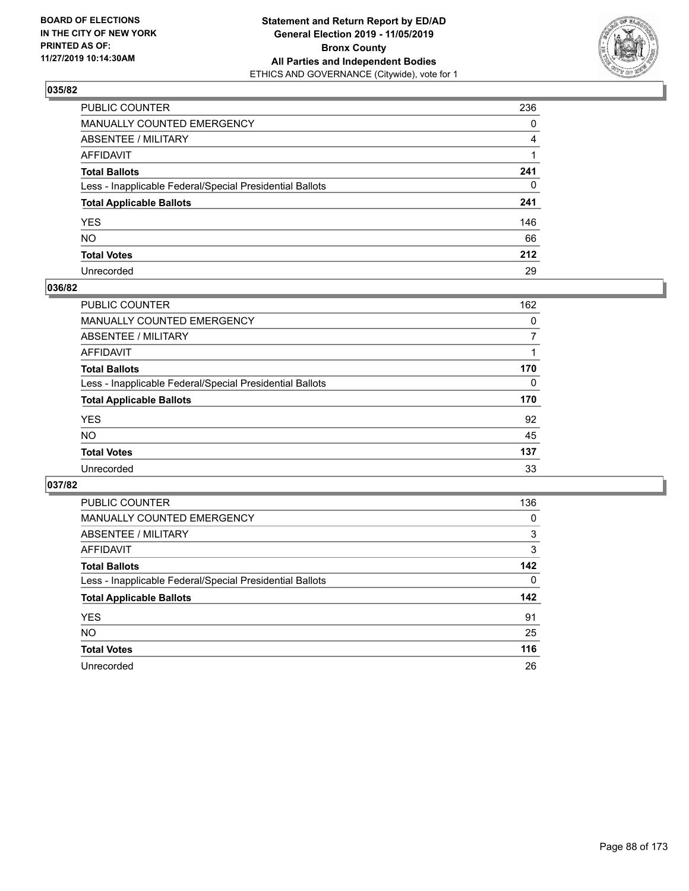**BOARD OF ELECTIONS IN THE CITY OF NEW YORK PRINTED AS OF: 11/27/2019 10:14:30AM**

**Statement and Return Report by ED/AD General Election 2019 - 11/05/2019 Bronx County All Parties and Independent Bodies**
ETHICS AND GOVERNANCE (Citywide), vote for 1

## 035/82

| | |
|---|---|
| PUBLIC COUNTER | 236 |
| MANUALLY COUNTED EMERGENCY | 0 |
| ABSENTEE / MILITARY | 4 |
| AFFIDAVIT | 1 |
| **Total Ballots** | **241** |
| Less - Inapplicable Federal/Special Presidential Ballots | 0 |
| **Total Applicable Ballots** | **241** |
| YES | 146 |
| NO | 66 |
| **Total Votes** | **212** |
| Unrecorded | 29 |

## 036/82

| | |
|---|---|
| PUBLIC COUNTER | 162 |
| MANUALLY COUNTED EMERGENCY | 0 |
| ABSENTEE / MILITARY | 7 |
| AFFIDAVIT | 1 |
| **Total Ballots** | **170** |
| Less - Inapplicable Federal/Special Presidential Ballots | 0 |
| **Total Applicable Ballots** | **170** |
| YES | 92 |
| NO | 45 |
| **Total Votes** | **137** |
| Unrecorded | 33 |

## 037/82

| | |
|---|---|
| PUBLIC COUNTER | 136 |
| MANUALLY COUNTED EMERGENCY | 0 |
| ABSENTEE / MILITARY | 3 |
| AFFIDAVIT | 3 |
| **Total Ballots** | **142** |
| Less - Inapplicable Federal/Special Presidential Ballots | 0 |
| **Total Applicable Ballots** | **142** |
| YES | 91 |
| NO | 25 |
| **Total Votes** | **116** |
| Unrecorded | 26 |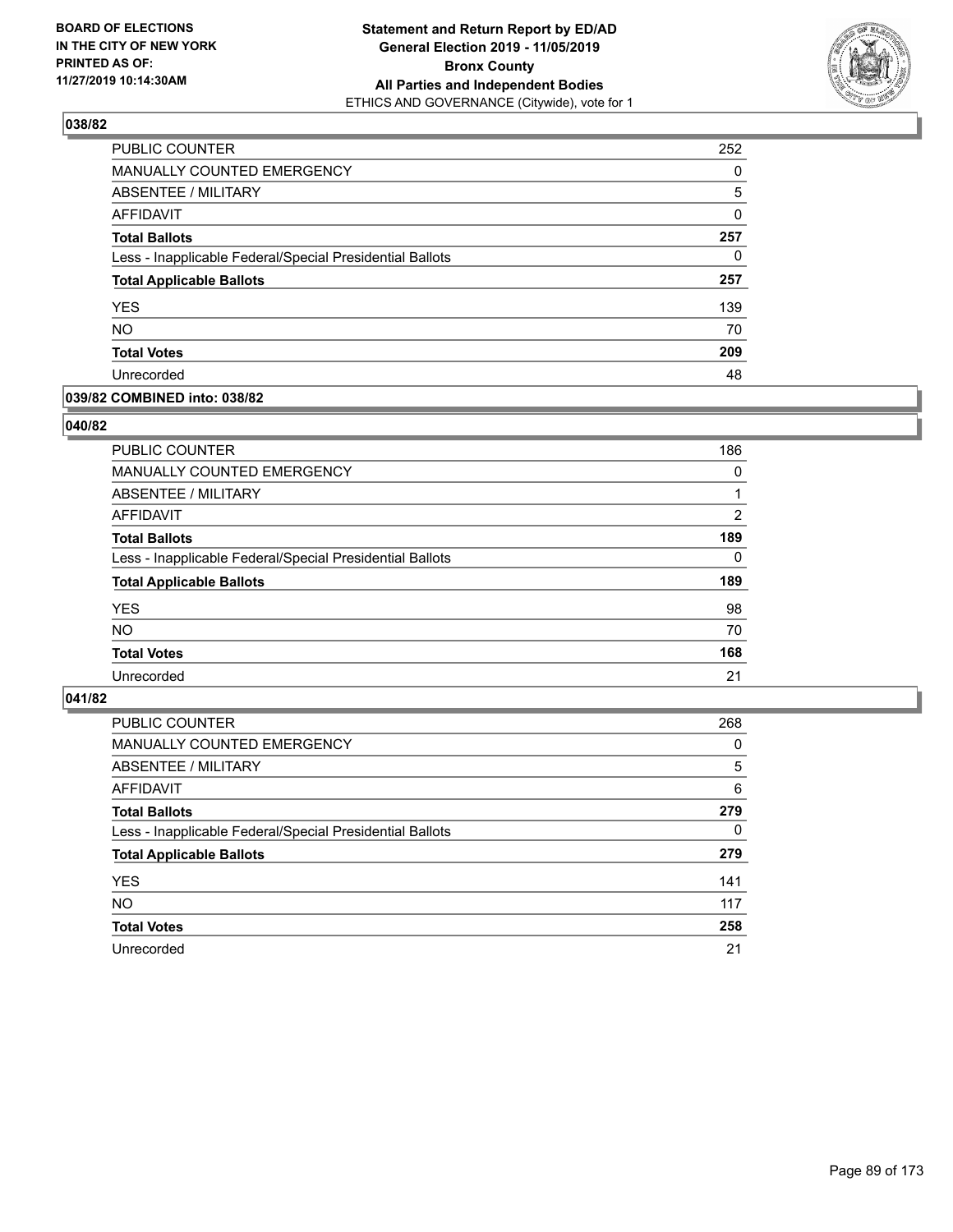## 038/82

| | |
|---|---|
| PUBLIC COUNTER | 252 |
| MANUALLY COUNTED EMERGENCY | 0 |
| ABSENTEE / MILITARY | 5 |
| AFFIDAVIT | 0 |
| **Total Ballots** | **257** |
| Less - Inapplicable Federal/Special Presidential Ballots | 0 |
| **Total Applicable Ballots** | **257** |
| YES | 139 |
| NO | 70 |
| **Total Votes** | **209** |
| Unrecorded | 48 |

## 039/82 COMBINED into: 038/82

## 040/82

| | |
|---|---|
| PUBLIC COUNTER | 186 |
| MANUALLY COUNTED EMERGENCY | 0 |
| ABSENTEE / MILITARY | 1 |
| AFFIDAVIT | 2 |
| **Total Ballots** | **189** |
| Less - Inapplicable Federal/Special Presidential Ballots | 0 |
| **Total Applicable Ballots** | **189** |
| YES | 98 |
| NO | 70 |
| **Total Votes** | **168** |
| Unrecorded | 21 |

## 041/82

| | |
|---|---|
| PUBLIC COUNTER | 268 |
| MANUALLY COUNTED EMERGENCY | 0 |
| ABSENTEE / MILITARY | 5 |
| AFFIDAVIT | 6 |
| **Total Ballots** | **279** |
| Less - Inapplicable Federal/Special Presidential Ballots | 0 |
| **Total Applicable Ballots** | **279** |
| YES | 141 |
| NO | 117 |
| **Total Votes** | **258** |
| Unrecorded | 21 |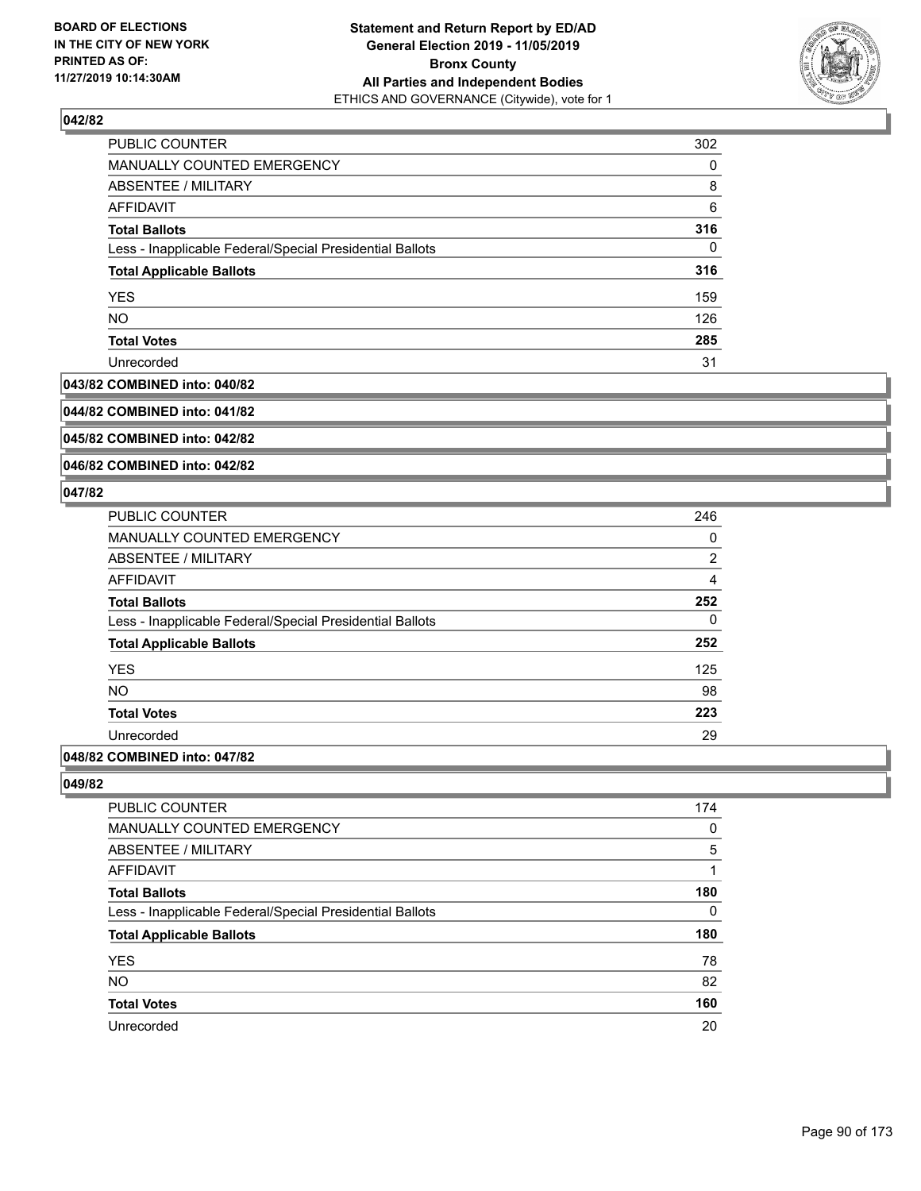## 042/82

| | |
|---|---|
| PUBLIC COUNTER | 302 |
| MANUALLY COUNTED EMERGENCY | 0 |
| ABSENTEE / MILITARY | 8 |
| AFFIDAVIT | 6 |
| **Total Ballots** | **316** |
| Less - Inapplicable Federal/Special Presidential Ballots | 0 |
| **Total Applicable Ballots** | **316** |
| YES | 159 |
| NO | 126 |
| **Total Votes** | **285** |
| Unrecorded | 31 |

## 043/82 COMBINED into: 040/82

## 044/82 COMBINED into: 041/82

## 045/82 COMBINED into: 042/82

## 046/82 COMBINED into: 042/82

## 047/82

| | |
|---|---|
| PUBLIC COUNTER | 246 |
| MANUALLY COUNTED EMERGENCY | 0 |
| ABSENTEE / MILITARY | 2 |
| AFFIDAVIT | 4 |
| **Total Ballots** | **252** |
| Less - Inapplicable Federal/Special Presidential Ballots | 0 |
| **Total Applicable Ballots** | **252** |
| YES | 125 |
| NO | 98 |
| **Total Votes** | **223** |
| Unrecorded | 29 |

## 048/82 COMBINED into: 047/82

## 049/82

| | |
|---|---|
| PUBLIC COUNTER | 174 |
| MANUALLY COUNTED EMERGENCY | 0 |
| ABSENTEE / MILITARY | 5 |
| AFFIDAVIT | 1 |
| **Total Ballots** | **180** |
| Less - Inapplicable Federal/Special Presidential Ballots | 0 |
| **Total Applicable Ballots** | **180** |
| YES | 78 |
| NO | 82 |
| **Total Votes** | **160** |
| Unrecorded | 20 |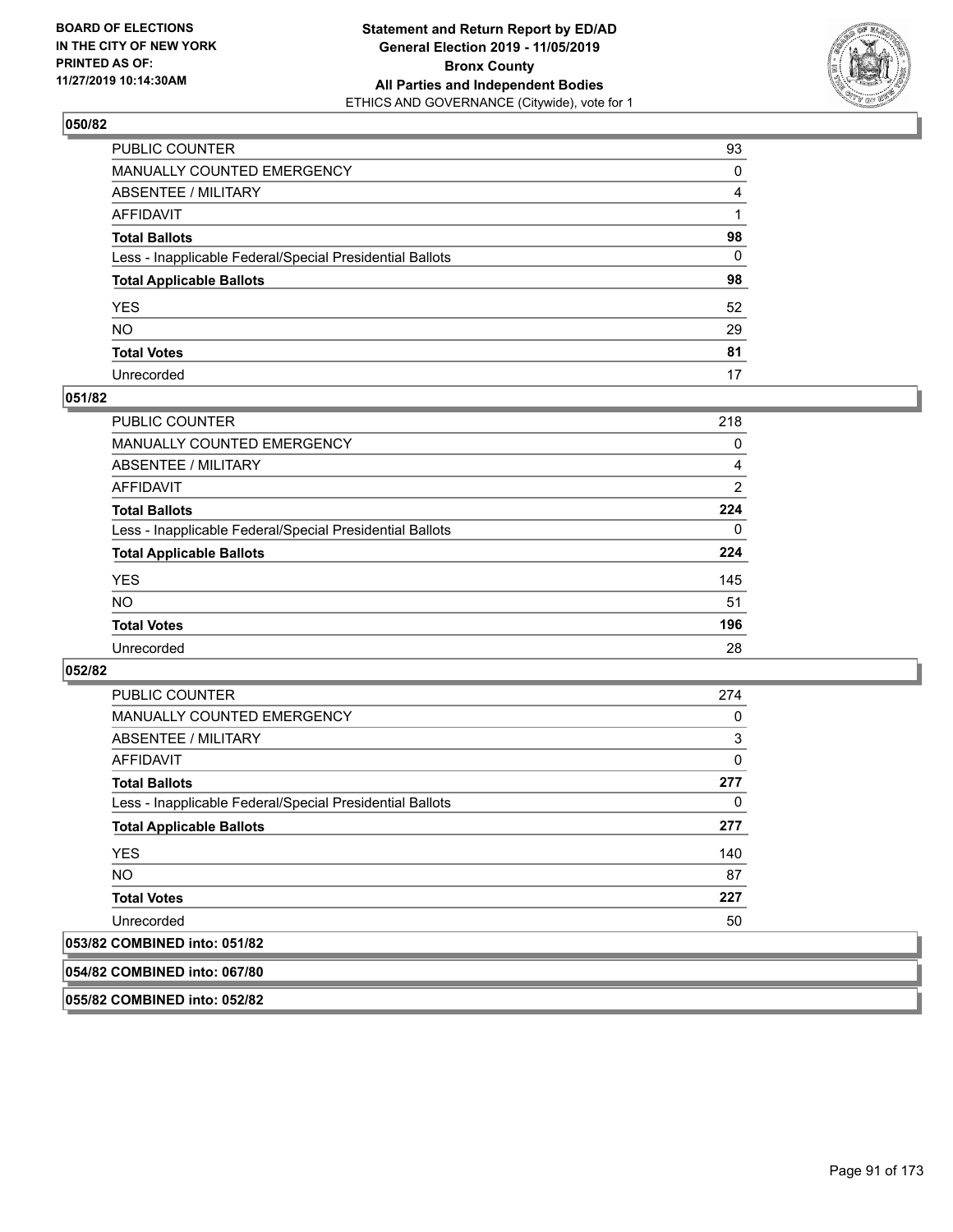## 050/82

| | |
|---|---|
| PUBLIC COUNTER | 93 |
| MANUALLY COUNTED EMERGENCY | 0 |
| ABSENTEE / MILITARY | 4 |
| AFFIDAVIT | 1 |
| **Total Ballots** | **98** |
| Less - Inapplicable Federal/Special Presidential Ballots | 0 |
| **Total Applicable Ballots** | **98** |
| YES | 52 |
| NO | 29 |
| **Total Votes** | **81** |
| Unrecorded | 17 |

## 051/82

| | |
|---|---|
| PUBLIC COUNTER | 218 |
| MANUALLY COUNTED EMERGENCY | 0 |
| ABSENTEE / MILITARY | 4 |
| AFFIDAVIT | 2 |
| **Total Ballots** | **224** |
| Less - Inapplicable Federal/Special Presidential Ballots | 0 |
| **Total Applicable Ballots** | **224** |
| YES | 145 |
| NO | 51 |
| **Total Votes** | **196** |
| Unrecorded | 28 |

## 052/82

| | |
|---|---|
| PUBLIC COUNTER | 274 |
| MANUALLY COUNTED EMERGENCY | 0 |
| ABSENTEE / MILITARY | 3 |
| AFFIDAVIT | 0 |
| **Total Ballots** | **277** |
| Less - Inapplicable Federal/Special Presidential Ballots | 0 |
| **Total Applicable Ballots** | **277** |
| YES | 140 |
| NO | 87 |
| **Total Votes** | **227** |
| Unrecorded | 50 |

## 053/82 COMBINED into: 051/82

## 054/82 COMBINED into: 067/80

## 055/82 COMBINED into: 052/82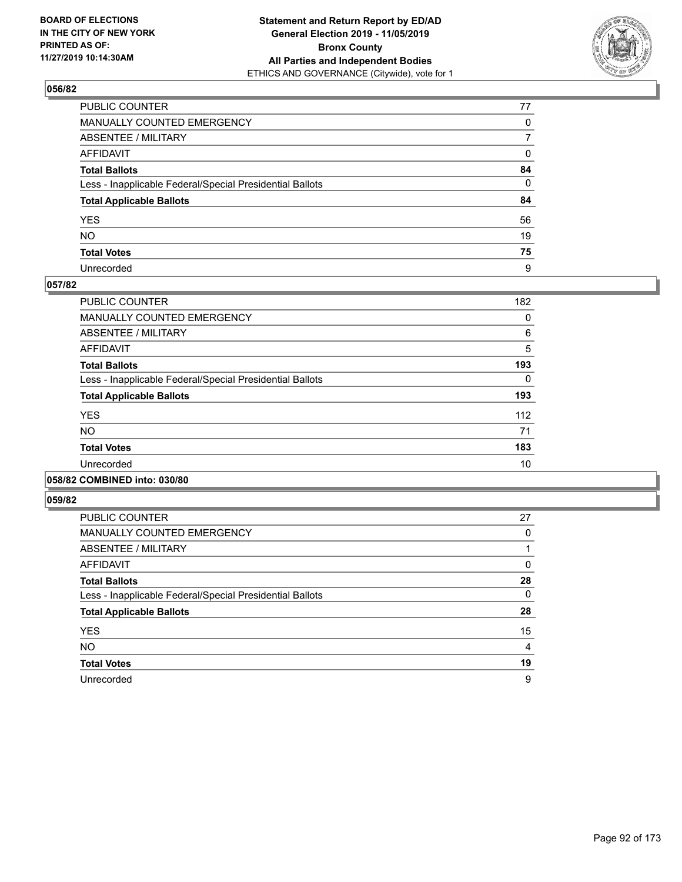## 056/82

| | |
|---|---|
| PUBLIC COUNTER | 77 |
| MANUALLY COUNTED EMERGENCY | 0 |
| ABSENTEE / MILITARY | 7 |
| AFFIDAVIT | 0 |
| **Total Ballots** | **84** |
| Less - Inapplicable Federal/Special Presidential Ballots | 0 |
| **Total Applicable Ballots** | **84** |
| YES | 56 |
| NO | 19 |
| **Total Votes** | **75** |
| Unrecorded | 9 |

## 057/82

| | |
|---|---|
| PUBLIC COUNTER | 182 |
| MANUALLY COUNTED EMERGENCY | 0 |
| ABSENTEE / MILITARY | 6 |
| AFFIDAVIT | 5 |
| **Total Ballots** | **193** |
| Less - Inapplicable Federal/Special Presidential Ballots | 0 |
| **Total Applicable Ballots** | **193** |
| YES | 112 |
| NO | 71 |
| **Total Votes** | **183** |
| Unrecorded | 10 |

## 058/82 COMBINED into: 030/80

## 059/82

| | |
|---|---|
| PUBLIC COUNTER | 27 |
| MANUALLY COUNTED EMERGENCY | 0 |
| ABSENTEE / MILITARY | 1 |
| AFFIDAVIT | 0 |
| **Total Ballots** | **28** |
| Less - Inapplicable Federal/Special Presidential Ballots | 0 |
| **Total Applicable Ballots** | **28** |
| YES | 15 |
| NO | 4 |
| **Total Votes** | **19** |
| Unrecorded | 9 |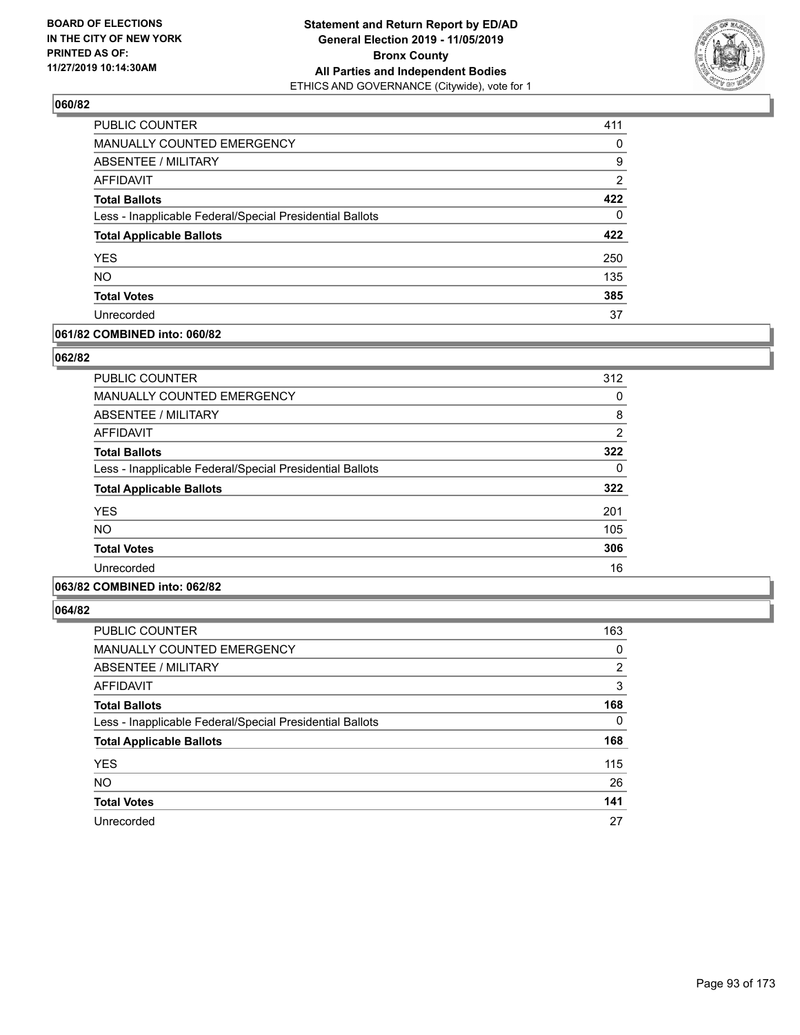**BOARD OF ELECTIONS IN THE CITY OF NEW YORK PRINTED AS OF: 11/27/2019 10:14:30AM**

**Statement and Return Report by ED/AD General Election 2019 - 11/05/2019 Bronx County All Parties and Independent Bodies**
ETHICS AND GOVERNANCE (Citywide), vote for 1

### 060/82

| | |
|---|---|
| PUBLIC COUNTER | 411 |
| MANUALLY COUNTED EMERGENCY | 0 |
| ABSENTEE / MILITARY | 9 |
| AFFIDAVIT | 2 |
| **Total Ballots** | **422** |
| Less - Inapplicable Federal/Special Presidential Ballots | 0 |
| **Total Applicable Ballots** | **422** |
| YES | 250 |
| NO | 135 |
| **Total Votes** | **385** |
| Unrecorded | 37 |

### 061/82 COMBINED into: 060/82

### 062/82

| | |
|---|---|
| PUBLIC COUNTER | 312 |
| MANUALLY COUNTED EMERGENCY | 0 |
| ABSENTEE / MILITARY | 8 |
| AFFIDAVIT | 2 |
| **Total Ballots** | **322** |
| Less - Inapplicable Federal/Special Presidential Ballots | 0 |
| **Total Applicable Ballots** | **322** |
| YES | 201 |
| NO | 105 |
| **Total Votes** | **306** |
| Unrecorded | 16 |

### 063/82 COMBINED into: 062/82

### 064/82

| | |
|---|---|
| PUBLIC COUNTER | 163 |
| MANUALLY COUNTED EMERGENCY | 0 |
| ABSENTEE / MILITARY | 2 |
| AFFIDAVIT | 3 |
| **Total Ballots** | **168** |
| Less - Inapplicable Federal/Special Presidential Ballots | 0 |
| **Total Applicable Ballots** | **168** |
| YES | 115 |
| NO | 26 |
| **Total Votes** | **141** |
| Unrecorded | 27 |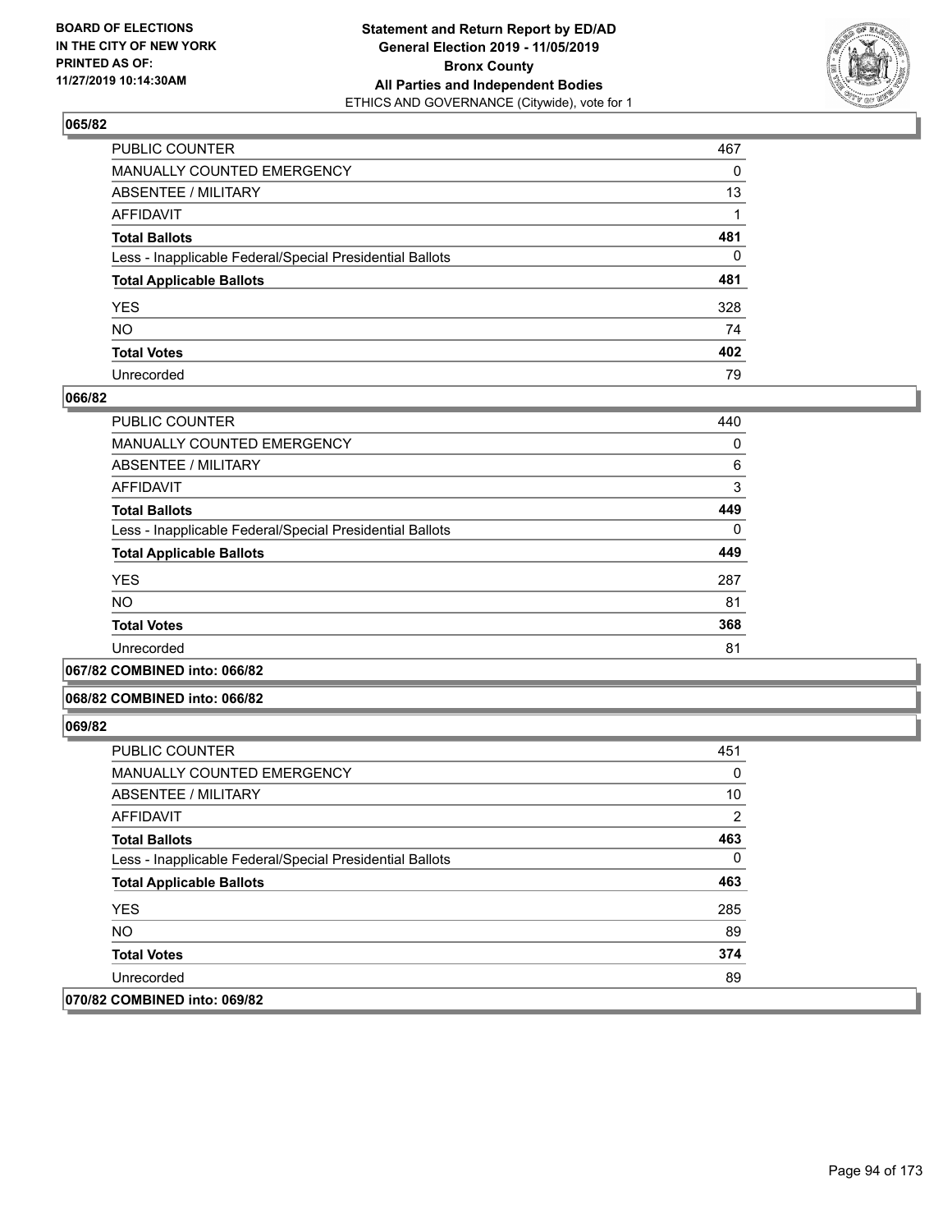**Statement and Return Report by ED/AD**
**General Election 2019 - 11/05/2019**
**Bronx County**
**All Parties and Independent Bodies**
ETHICS AND GOVERNANCE (Citywide), vote for 1

BOARD OF ELECTIONS IN THE CITY OF NEW YORK PRINTED AS OF: 11/27/2019 10:14:30AM

## 065/82

| | |
|---|---|
| PUBLIC COUNTER | 467 |
| MANUALLY COUNTED EMERGENCY | 0 |
| ABSENTEE / MILITARY | 13 |
| AFFIDAVIT | 1 |
| **Total Ballots** | **481** |
| Less - Inapplicable Federal/Special Presidential Ballots | 0 |
| **Total Applicable Ballots** | **481** |
| YES | 328 |
| NO | 74 |
| **Total Votes** | **402** |
| Unrecorded | 79 |

## 066/82

| | |
|---|---|
| PUBLIC COUNTER | 440 |
| MANUALLY COUNTED EMERGENCY | 0 |
| ABSENTEE / MILITARY | 6 |
| AFFIDAVIT | 3 |
| **Total Ballots** | **449** |
| Less - Inapplicable Federal/Special Presidential Ballots | 0 |
| **Total Applicable Ballots** | **449** |
| YES | 287 |
| NO | 81 |
| **Total Votes** | **368** |
| Unrecorded | 81 |

## 067/82 COMBINED into: 066/82

## 068/82 COMBINED into: 066/82

## 069/82

| | |
|---|---|
| PUBLIC COUNTER | 451 |
| MANUALLY COUNTED EMERGENCY | 0 |
| ABSENTEE / MILITARY | 10 |
| AFFIDAVIT | 2 |
| **Total Ballots** | **463** |
| Less - Inapplicable Federal/Special Presidential Ballots | 0 |
| **Total Applicable Ballots** | **463** |
| YES | 285 |
| NO | 89 |
| **Total Votes** | **374** |
| Unrecorded | 89 |

## 070/82 COMBINED into: 069/82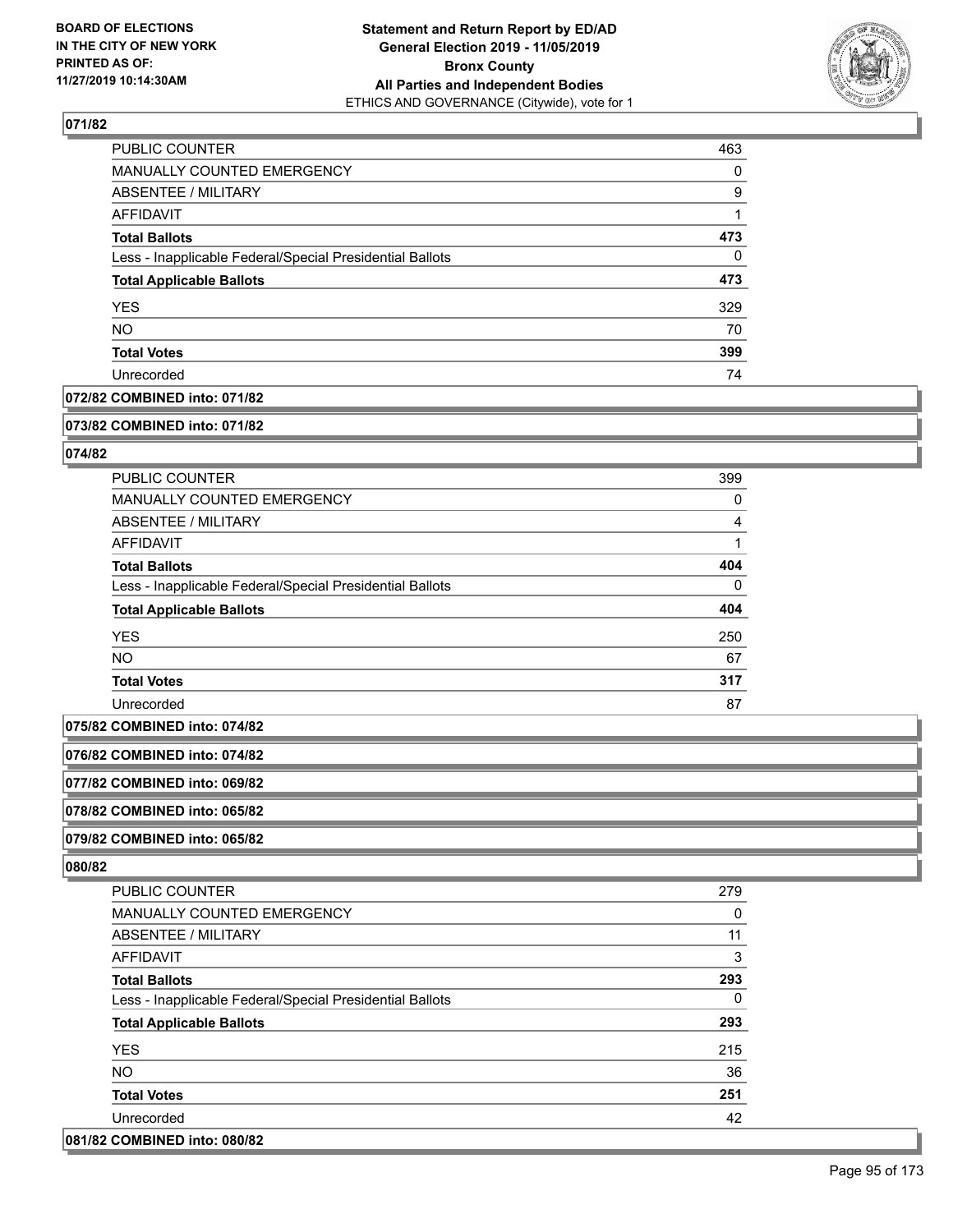## 071/82

| | |
|---|---|
| PUBLIC COUNTER | 463 |
| MANUALLY COUNTED EMERGENCY | 0 |
| ABSENTEE / MILITARY | 9 |
| AFFIDAVIT | 1 |
| **Total Ballots** | **473** |
| Less - Inapplicable Federal/Special Presidential Ballots | 0 |
| **Total Applicable Ballots** | **473** |
| YES | 329 |
| NO | 70 |
| **Total Votes** | **399** |
| Unrecorded | 74 |

**072/82 COMBINED into: 071/82**

**073/82 COMBINED into: 071/82**

## 074/82

| | |
|---|---|
| PUBLIC COUNTER | 399 |
| MANUALLY COUNTED EMERGENCY | 0 |
| ABSENTEE / MILITARY | 4 |
| AFFIDAVIT | 1 |
| **Total Ballots** | **404** |
| Less - Inapplicable Federal/Special Presidential Ballots | 0 |
| **Total Applicable Ballots** | **404** |
| YES | 250 |
| NO | 67 |
| **Total Votes** | **317** |
| Unrecorded | 87 |

**075/82 COMBINED into: 074/82**

**076/82 COMBINED into: 074/82**

**077/82 COMBINED into: 069/82**

**078/82 COMBINED into: 065/82**

**079/82 COMBINED into: 065/82**

## 080/82

| | |
|---|---|
| PUBLIC COUNTER | 279 |
| MANUALLY COUNTED EMERGENCY | 0 |
| ABSENTEE / MILITARY | 11 |
| AFFIDAVIT | 3 |
| **Total Ballots** | **293** |
| Less - Inapplicable Federal/Special Presidential Ballots | 0 |
| **Total Applicable Ballots** | **293** |
| YES | 215 |
| NO | 36 |
| **Total Votes** | **251** |
| Unrecorded | 42 |

**081/82 COMBINED into: 080/82**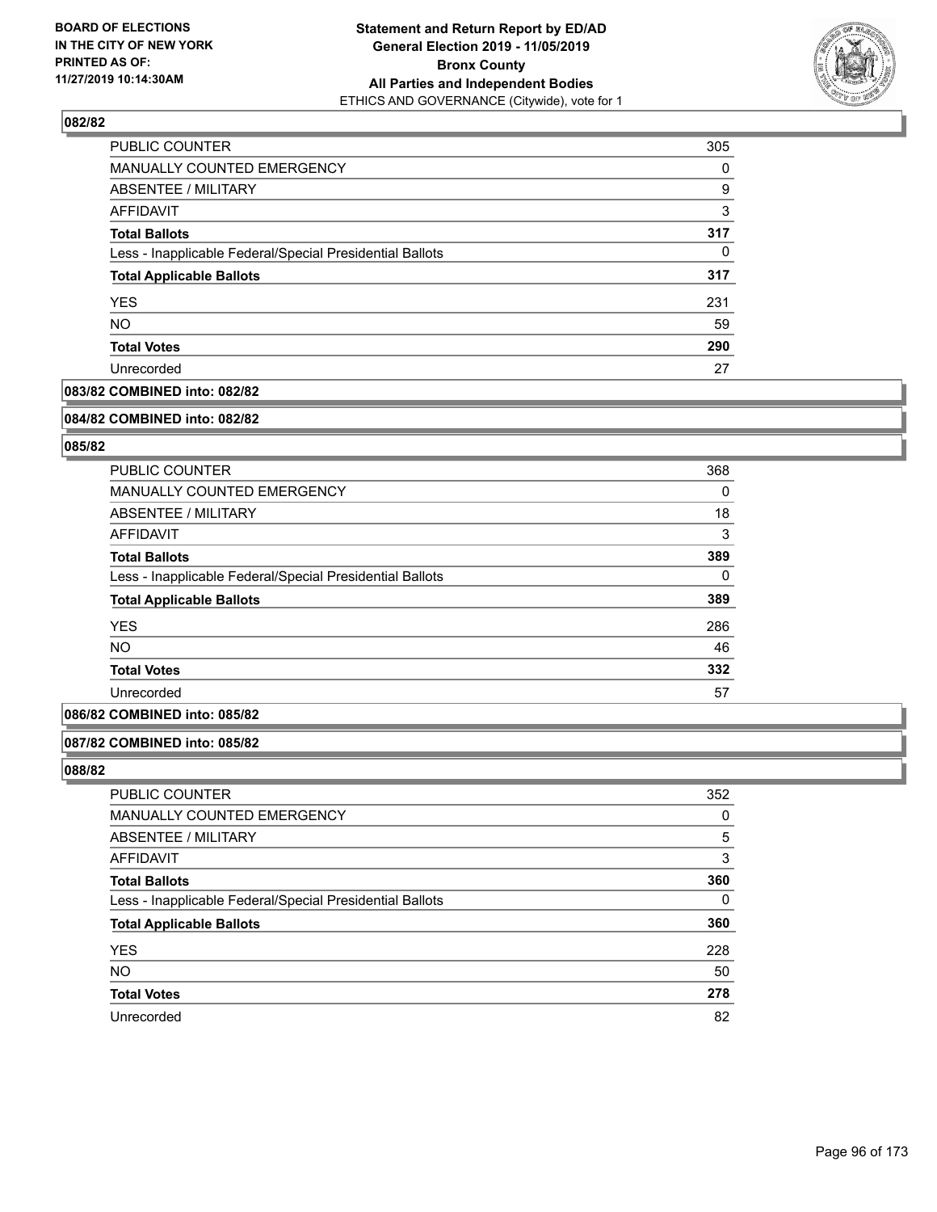## 082/82

| | |
|---|---|
| PUBLIC COUNTER | 305 |
| MANUALLY COUNTED EMERGENCY | 0 |
| ABSENTEE / MILITARY | 9 |
| AFFIDAVIT | 3 |
| **Total Ballots** | **317** |
| Less - Inapplicable Federal/Special Presidential Ballots | 0 |
| **Total Applicable Ballots** | **317** |
| YES | 231 |
| NO | 59 |
| **Total Votes** | **290** |
| Unrecorded | 27 |

## 083/82 COMBINED into: 082/82

## 084/82 COMBINED into: 082/82

## 085/82

| | |
|---|---|
| PUBLIC COUNTER | 368 |
| MANUALLY COUNTED EMERGENCY | 0 |
| ABSENTEE / MILITARY | 18 |
| AFFIDAVIT | 3 |
| **Total Ballots** | **389** |
| Less - Inapplicable Federal/Special Presidential Ballots | 0 |
| **Total Applicable Ballots** | **389** |
| YES | 286 |
| NO | 46 |
| **Total Votes** | **332** |
| Unrecorded | 57 |

## 086/82 COMBINED into: 085/82

## 087/82 COMBINED into: 085/82

## 088/82

| | |
|---|---|
| PUBLIC COUNTER | 352 |
| MANUALLY COUNTED EMERGENCY | 0 |
| ABSENTEE / MILITARY | 5 |
| AFFIDAVIT | 3 |
| **Total Ballots** | **360** |
| Less - Inapplicable Federal/Special Presidential Ballots | 0 |
| **Total Applicable Ballots** | **360** |
| YES | 228 |
| NO | 50 |
| **Total Votes** | **278** |
| Unrecorded | 82 |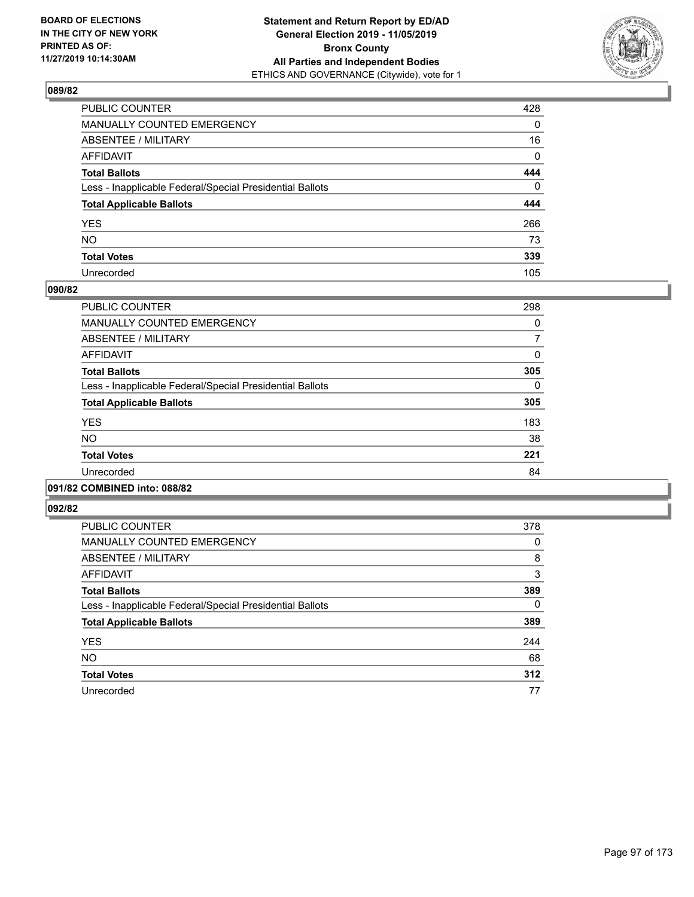**BOARD OF ELECTIONS IN THE CITY OF NEW YORK PRINTED AS OF: 11/27/2019 10:14:30AM**

**Statement and Return Report by ED/AD General Election 2019 - 11/05/2019 Bronx County All Parties and Independent Bodies**
ETHICS AND GOVERNANCE (Citywide), vote for 1

### 089/82

| | |
|---|---|
| PUBLIC COUNTER | 428 |
| MANUALLY COUNTED EMERGENCY | 0 |
| ABSENTEE / MILITARY | 16 |
| AFFIDAVIT | 0 |
| **Total Ballots** | **444** |
| Less - Inapplicable Federal/Special Presidential Ballots | 0 |
| **Total Applicable Ballots** | **444** |
| YES | 266 |
| NO | 73 |
| **Total Votes** | **339** |
| Unrecorded | 105 |

### 090/82

| | |
|---|---|
| PUBLIC COUNTER | 298 |
| MANUALLY COUNTED EMERGENCY | 0 |
| ABSENTEE / MILITARY | 7 |
| AFFIDAVIT | 0 |
| **Total Ballots** | **305** |
| Less - Inapplicable Federal/Special Presidential Ballots | 0 |
| **Total Applicable Ballots** | **305** |
| YES | 183 |
| NO | 38 |
| **Total Votes** | **221** |
| Unrecorded | 84 |

### 091/82 COMBINED into: 088/82

### 092/82

| | |
|---|---|
| PUBLIC COUNTER | 378 |
| MANUALLY COUNTED EMERGENCY | 0 |
| ABSENTEE / MILITARY | 8 |
| AFFIDAVIT | 3 |
| **Total Ballots** | **389** |
| Less - Inapplicable Federal/Special Presidential Ballots | 0 |
| **Total Applicable Ballots** | **389** |
| YES | 244 |
| NO | 68 |
| **Total Votes** | **312** |
| Unrecorded | 77 |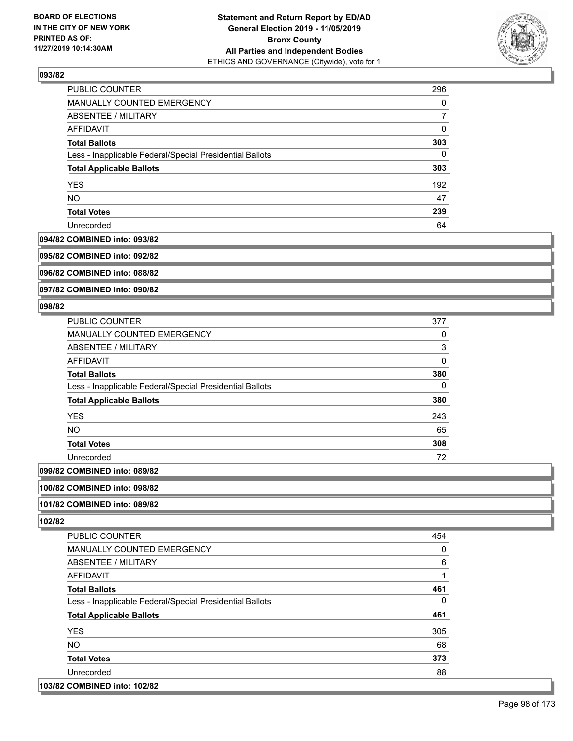## 093/82

| | |
|---|---|
| PUBLIC COUNTER | 296 |
| MANUALLY COUNTED EMERGENCY | 0 |
| ABSENTEE / MILITARY | 7 |
| AFFIDAVIT | 0 |
| **Total Ballots** | **303** |
| Less - Inapplicable Federal/Special Presidential Ballots | 0 |
| **Total Applicable Ballots** | **303** |
| YES | 192 |
| NO | 47 |
| **Total Votes** | **239** |
| Unrecorded | 64 |

**094/82 COMBINED into: 093/82**

**095/82 COMBINED into: 092/82**

**096/82 COMBINED into: 088/82**

**097/82 COMBINED into: 090/82**

## 098/82

| | |
|---|---|
| PUBLIC COUNTER | 377 |
| MANUALLY COUNTED EMERGENCY | 0 |
| ABSENTEE / MILITARY | 3 |
| AFFIDAVIT | 0 |
| **Total Ballots** | **380** |
| Less - Inapplicable Federal/Special Presidential Ballots | 0 |
| **Total Applicable Ballots** | **380** |
| YES | 243 |
| NO | 65 |
| **Total Votes** | **308** |
| Unrecorded | 72 |

**099/82 COMBINED into: 089/82**

**100/82 COMBINED into: 098/82**

**101/82 COMBINED into: 089/82**

## 102/82

| | |
|---|---|
| PUBLIC COUNTER | 454 |
| MANUALLY COUNTED EMERGENCY | 0 |
| ABSENTEE / MILITARY | 6 |
| AFFIDAVIT | 1 |
| **Total Ballots** | **461** |
| Less - Inapplicable Federal/Special Presidential Ballots | 0 |
| **Total Applicable Ballots** | **461** |
| YES | 305 |
| NO | 68 |
| **Total Votes** | **373** |
| Unrecorded | 88 |

**103/82 COMBINED into: 102/82**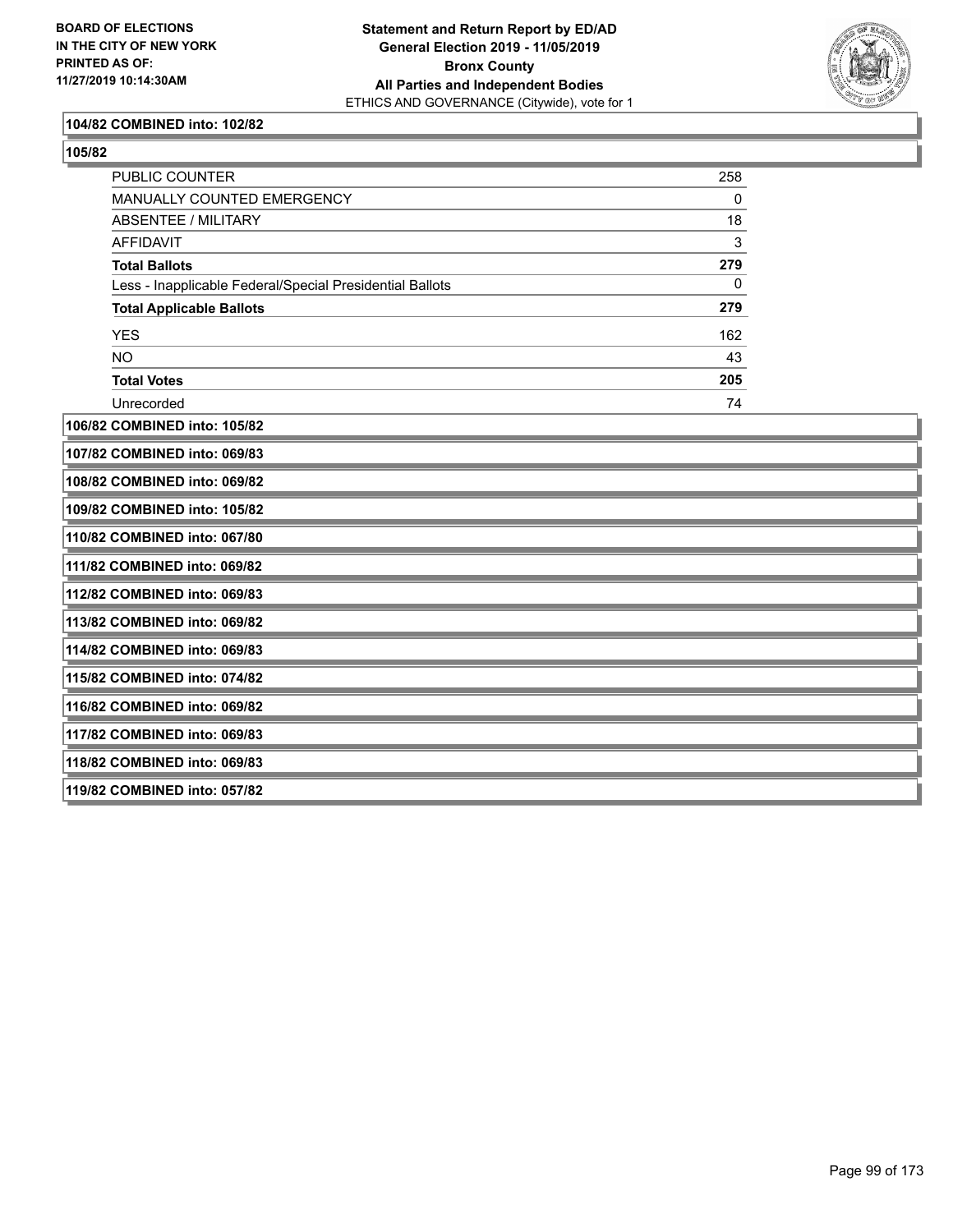**104/82 COMBINED into: 102/82**

**105/82**

| | |
|---|---|
| PUBLIC COUNTER | 258 |
| MANUALLY COUNTED EMERGENCY | 0 |
| ABSENTEE / MILITARY | 18 |
| AFFIDAVIT | 3 |
| **Total Ballots** | **279** |
| Less - Inapplicable Federal/Special Presidential Ballots | 0 |
| **Total Applicable Ballots** | **279** |
| YES | 162 |
| NO | 43 |
| **Total Votes** | **205** |
| Unrecorded | 74 |

**106/82 COMBINED into: 105/82**

**107/82 COMBINED into: 069/83**

**108/82 COMBINED into: 069/82**

**109/82 COMBINED into: 105/82**

**110/82 COMBINED into: 067/80**

**111/82 COMBINED into: 069/82**

**112/82 COMBINED into: 069/83**

**113/82 COMBINED into: 069/82**

**114/82 COMBINED into: 069/83**

**115/82 COMBINED into: 074/82**

**116/82 COMBINED into: 069/82**

**117/82 COMBINED into: 069/83**

**118/82 COMBINED into: 069/83**

**119/82 COMBINED into: 057/82**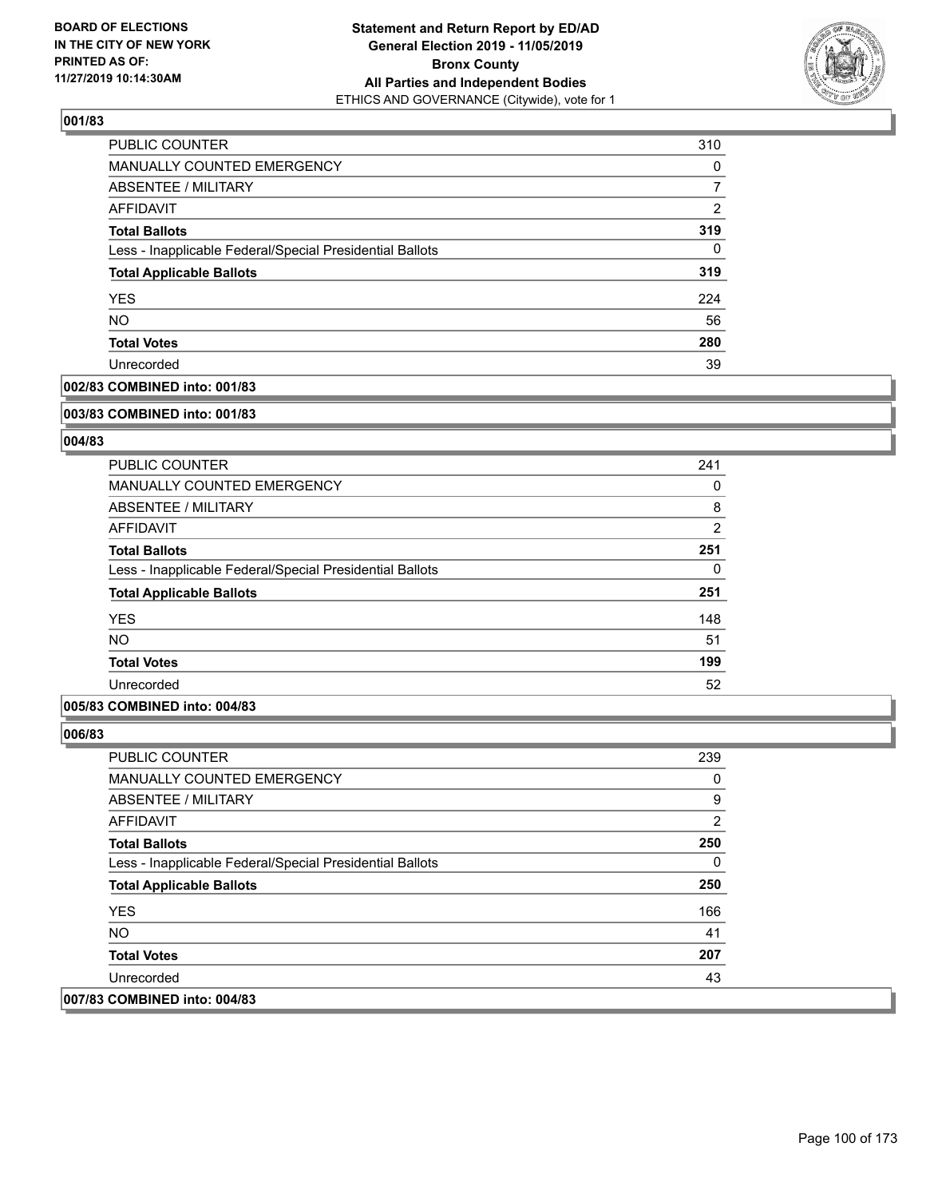**BOARD OF ELECTIONS IN THE CITY OF NEW YORK PRINTED AS OF: 11/27/2019 10:14:30AM**

**Statement and Return Report by ED/AD General Election 2019 - 11/05/2019 Bronx County All Parties and Independent Bodies**
ETHICS AND GOVERNANCE (Citywide), vote for 1

### 001/83

| | |
|---|---|
| PUBLIC COUNTER | 310 |
| MANUALLY COUNTED EMERGENCY | 0 |
| ABSENTEE / MILITARY | 7 |
| AFFIDAVIT | 2 |
| **Total Ballots** | **319** |
| Less - Inapplicable Federal/Special Presidential Ballots | 0 |
| **Total Applicable Ballots** | **319** |
| YES | 224 |
| NO | 56 |
| **Total Votes** | **280** |
| Unrecorded | 39 |

### 002/83 COMBINED into: 001/83

### 003/83 COMBINED into: 001/83

### 004/83

| | |
|---|---|
| PUBLIC COUNTER | 241 |
| MANUALLY COUNTED EMERGENCY | 0 |
| ABSENTEE / MILITARY | 8 |
| AFFIDAVIT | 2 |
| **Total Ballots** | **251** |
| Less - Inapplicable Federal/Special Presidential Ballots | 0 |
| **Total Applicable Ballots** | **251** |
| YES | 148 |
| NO | 51 |
| **Total Votes** | **199** |
| Unrecorded | 52 |

### 005/83 COMBINED into: 004/83

### 006/83

| | |
|---|---|
| PUBLIC COUNTER | 239 |
| MANUALLY COUNTED EMERGENCY | 0 |
| ABSENTEE / MILITARY | 9 |
| AFFIDAVIT | 2 |
| **Total Ballots** | **250** |
| Less - Inapplicable Federal/Special Presidential Ballots | 0 |
| **Total Applicable Ballots** | **250** |
| YES | 166 |
| NO | 41 |
| **Total Votes** | **207** |
| Unrecorded | 43 |

### 007/83 COMBINED into: 004/83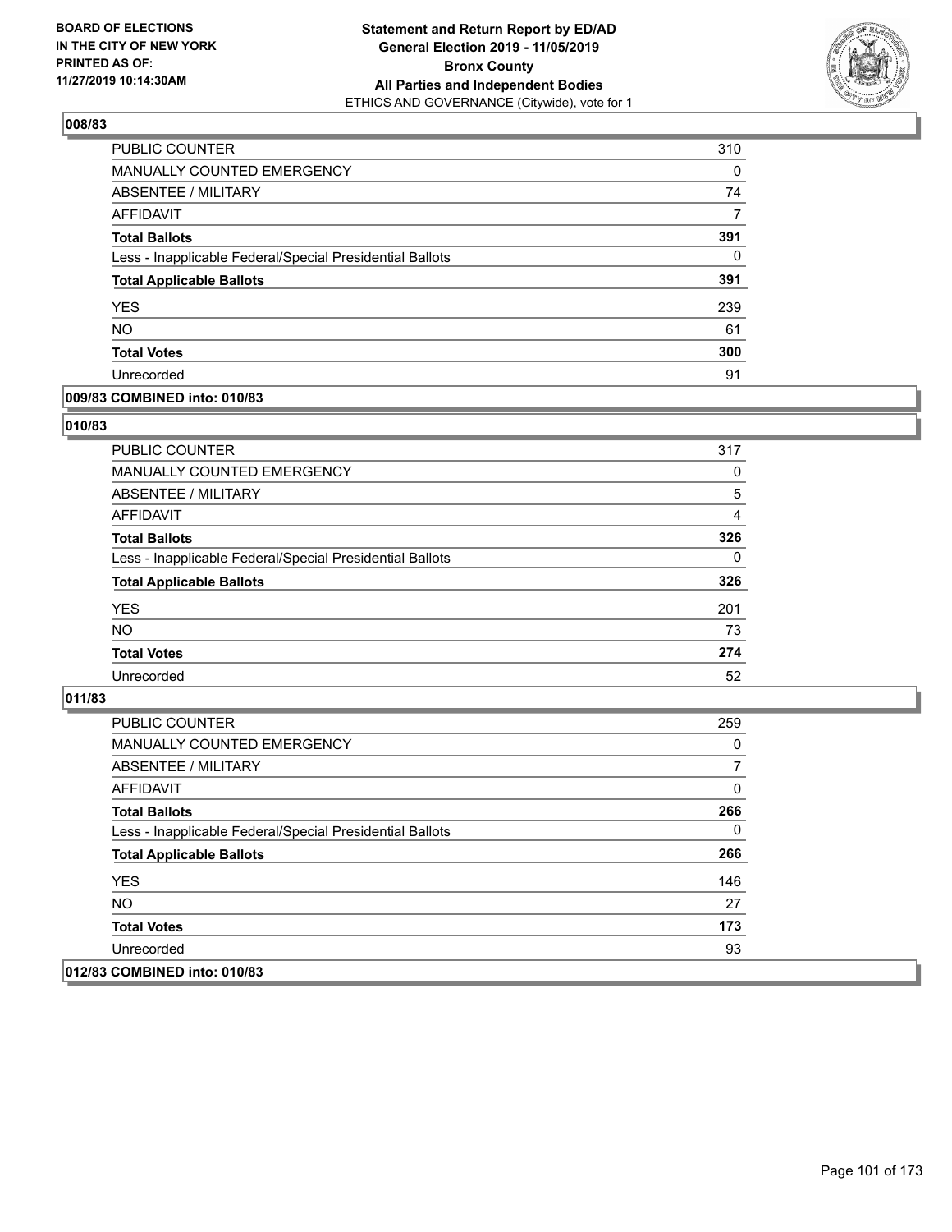## 008/83

| | |
|---|---|
| PUBLIC COUNTER | 310 |
| MANUALLY COUNTED EMERGENCY | 0 |
| ABSENTEE / MILITARY | 74 |
| AFFIDAVIT | 7 |
| **Total Ballots** | **391** |
| Less - Inapplicable Federal/Special Presidential Ballots | 0 |
| **Total Applicable Ballots** | **391** |
| YES | 239 |
| NO | 61 |
| **Total Votes** | **300** |
| Unrecorded | 91 |

## 009/83 COMBINED into: 010/83

## 010/83

| | |
|---|---|
| PUBLIC COUNTER | 317 |
| MANUALLY COUNTED EMERGENCY | 0 |
| ABSENTEE / MILITARY | 5 |
| AFFIDAVIT | 4 |
| **Total Ballots** | **326** |
| Less - Inapplicable Federal/Special Presidential Ballots | 0 |
| **Total Applicable Ballots** | **326** |
| YES | 201 |
| NO | 73 |
| **Total Votes** | **274** |
| Unrecorded | 52 |

## 011/83

| | |
|---|---|
| PUBLIC COUNTER | 259 |
| MANUALLY COUNTED EMERGENCY | 0 |
| ABSENTEE / MILITARY | 7 |
| AFFIDAVIT | 0 |
| **Total Ballots** | **266** |
| Less - Inapplicable Federal/Special Presidential Ballots | 0 |
| **Total Applicable Ballots** | **266** |
| YES | 146 |
| NO | 27 |
| **Total Votes** | **173** |
| Unrecorded | 93 |

## 012/83 COMBINED into: 010/83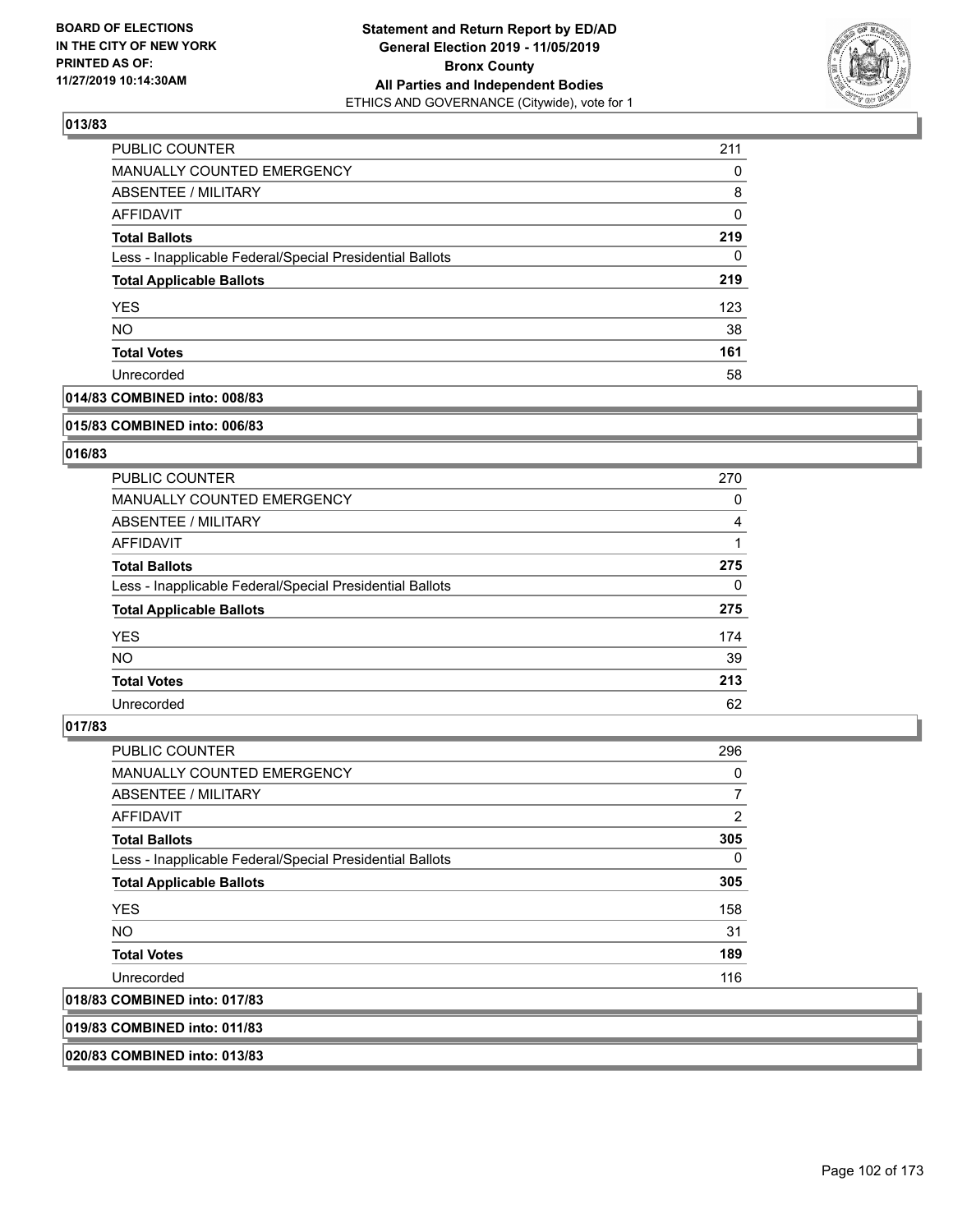**BOARD OF ELECTIONS IN THE CITY OF NEW YORK PRINTED AS OF: 11/27/2019 10:14:30AM**

**Statement and Return Report by ED/AD General Election 2019 - 11/05/2019 Bronx County All Parties and Independent Bodies**
ETHICS AND GOVERNANCE (Citywide), vote for 1

### 013/83

| | |
|---|---|
| PUBLIC COUNTER | 211 |
| MANUALLY COUNTED EMERGENCY | 0 |
| ABSENTEE / MILITARY | 8 |
| AFFIDAVIT | 0 |
| **Total Ballots** | **219** |
| Less - Inapplicable Federal/Special Presidential Ballots | 0 |
| **Total Applicable Ballots** | **219** |
| YES | 123 |
| NO | 38 |
| **Total Votes** | **161** |
| Unrecorded | 58 |

### 014/83 COMBINED into: 008/83

### 015/83 COMBINED into: 006/83

### 016/83

| | |
|---|---|
| PUBLIC COUNTER | 270 |
| MANUALLY COUNTED EMERGENCY | 0 |
| ABSENTEE / MILITARY | 4 |
| AFFIDAVIT | 1 |
| **Total Ballots** | **275** |
| Less - Inapplicable Federal/Special Presidential Ballots | 0 |
| **Total Applicable Ballots** | **275** |
| YES | 174 |
| NO | 39 |
| **Total Votes** | **213** |
| Unrecorded | 62 |

### 017/83

| | |
|---|---|
| PUBLIC COUNTER | 296 |
| MANUALLY COUNTED EMERGENCY | 0 |
| ABSENTEE / MILITARY | 7 |
| AFFIDAVIT | 2 |
| **Total Ballots** | **305** |
| Less - Inapplicable Federal/Special Presidential Ballots | 0 |
| **Total Applicable Ballots** | **305** |
| YES | 158 |
| NO | 31 |
| **Total Votes** | **189** |
| Unrecorded | 116 |

### 018/83 COMBINED into: 017/83

### 019/83 COMBINED into: 011/83

### 020/83 COMBINED into: 013/83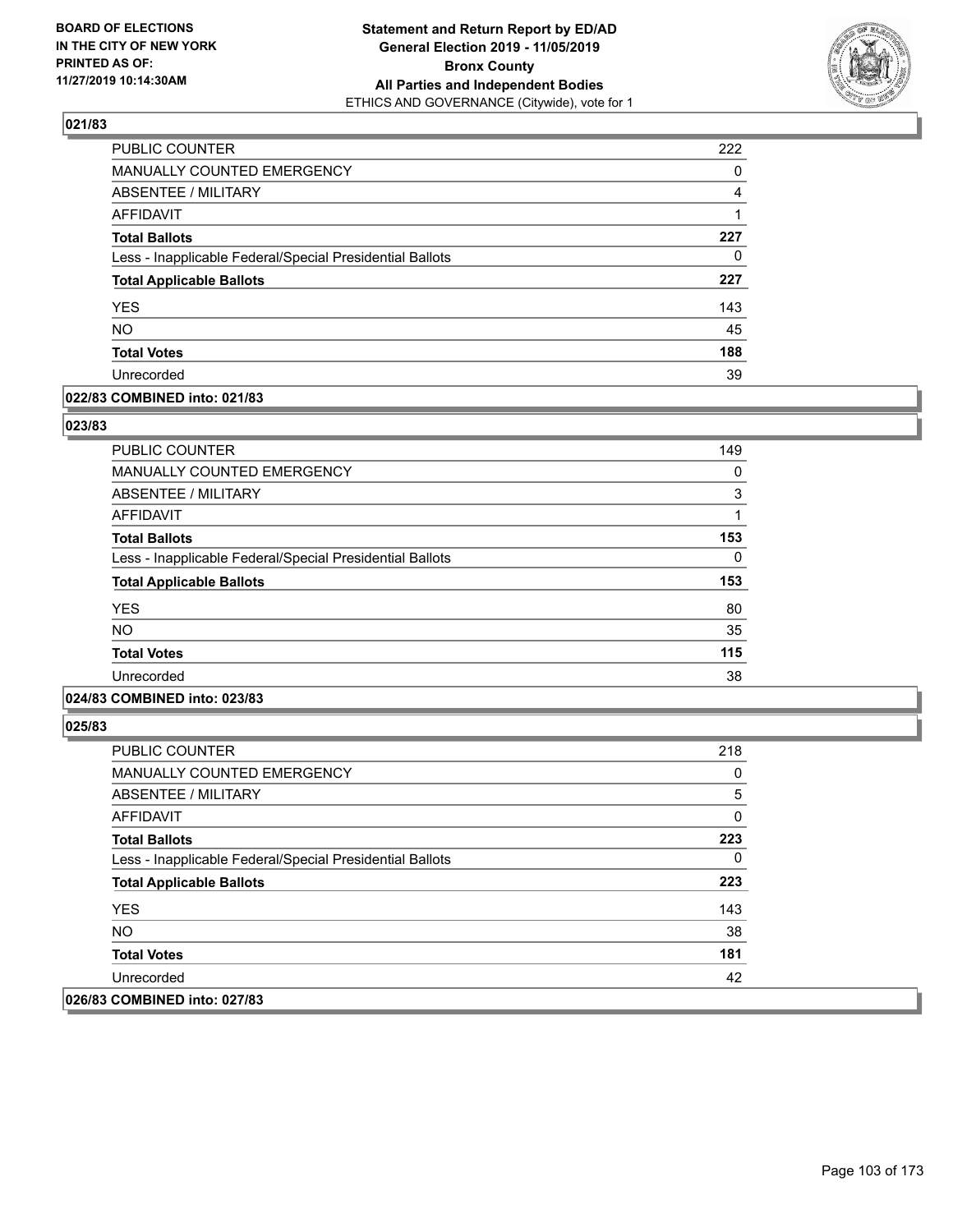## 021/83

| | |
|---|---|
| PUBLIC COUNTER | 222 |
| MANUALLY COUNTED EMERGENCY | 0 |
| ABSENTEE / MILITARY | 4 |
| AFFIDAVIT | 1 |
| **Total Ballots** | **227** |
| Less - Inapplicable Federal/Special Presidential Ballots | 0 |
| **Total Applicable Ballots** | **227** |
| YES | 143 |
| NO | 45 |
| **Total Votes** | **188** |
| Unrecorded | 39 |

## 022/83 COMBINED into: 021/83

## 023/83

| | |
|---|---|
| PUBLIC COUNTER | 149 |
| MANUALLY COUNTED EMERGENCY | 0 |
| ABSENTEE / MILITARY | 3 |
| AFFIDAVIT | 1 |
| **Total Ballots** | **153** |
| Less - Inapplicable Federal/Special Presidential Ballots | 0 |
| **Total Applicable Ballots** | **153** |
| YES | 80 |
| NO | 35 |
| **Total Votes** | **115** |
| Unrecorded | 38 |

## 024/83 COMBINED into: 023/83

## 025/83

| | |
|---|---|
| PUBLIC COUNTER | 218 |
| MANUALLY COUNTED EMERGENCY | 0 |
| ABSENTEE / MILITARY | 5 |
| AFFIDAVIT | 0 |
| **Total Ballots** | **223** |
| Less - Inapplicable Federal/Special Presidential Ballots | 0 |
| **Total Applicable Ballots** | **223** |
| YES | 143 |
| NO | 38 |
| **Total Votes** | **181** |
| Unrecorded | 42 |

## 026/83 COMBINED into: 027/83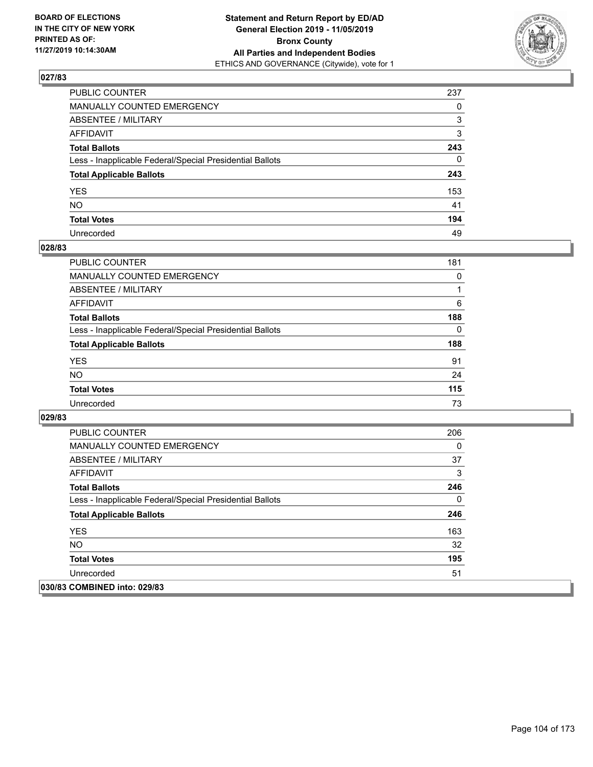**BOARD OF ELECTIONS IN THE CITY OF NEW YORK PRINTED AS OF: 11/27/2019 10:14:30AM**

**Statement and Return Report by ED/AD**
**General Election 2019 - 11/05/2019**
**Bronx County**
**All Parties and Independent Bodies**
ETHICS AND GOVERNANCE (Citywide), vote for 1

## 027/83

| | |
|---|---|
| PUBLIC COUNTER | 237 |
| MANUALLY COUNTED EMERGENCY | 0 |
| ABSENTEE / MILITARY | 3 |
| AFFIDAVIT | 3 |
| **Total Ballots** | **243** |
| Less - Inapplicable Federal/Special Presidential Ballots | 0 |
| **Total Applicable Ballots** | **243** |
| YES | 153 |
| NO | 41 |
| **Total Votes** | **194** |
| Unrecorded | 49 |

## 028/83

| | |
|---|---|
| PUBLIC COUNTER | 181 |
| MANUALLY COUNTED EMERGENCY | 0 |
| ABSENTEE / MILITARY | 1 |
| AFFIDAVIT | 6 |
| **Total Ballots** | **188** |
| Less - Inapplicable Federal/Special Presidential Ballots | 0 |
| **Total Applicable Ballots** | **188** |
| YES | 91 |
| NO | 24 |
| **Total Votes** | **115** |
| Unrecorded | 73 |

## 029/83

| | |
|---|---|
| PUBLIC COUNTER | 206 |
| MANUALLY COUNTED EMERGENCY | 0 |
| ABSENTEE / MILITARY | 37 |
| AFFIDAVIT | 3 |
| **Total Ballots** | **246** |
| Less - Inapplicable Federal/Special Presidential Ballots | 0 |
| **Total Applicable Ballots** | **246** |
| YES | 163 |
| NO | 32 |
| **Total Votes** | **195** |
| Unrecorded | 51 |

## 030/83 COMBINED into: 029/83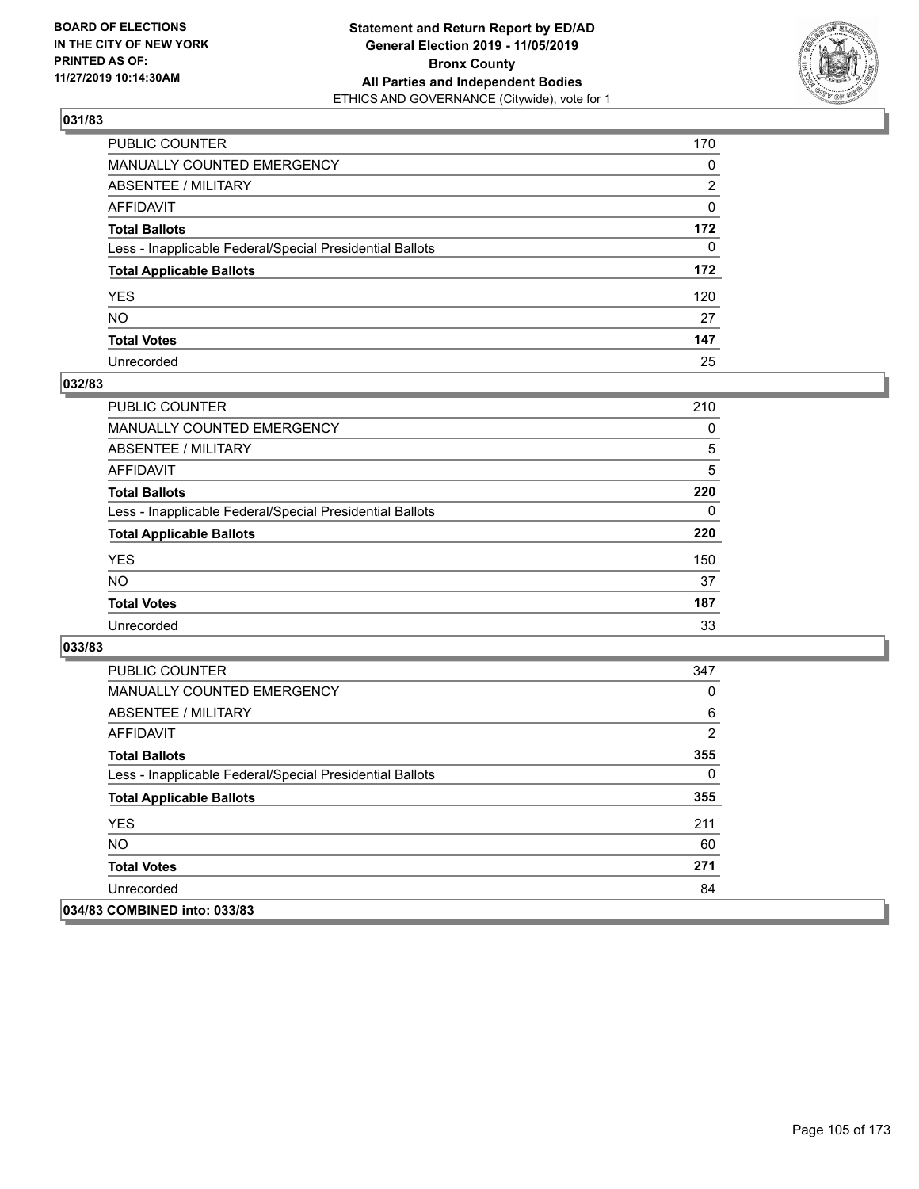**BOARD OF ELECTIONS IN THE CITY OF NEW YORK PRINTED AS OF: 11/27/2019 10:14:30AM**

**Statement and Return Report by ED/AD General Election 2019 - 11/05/2019 Bronx County All Parties and Independent Bodies**
ETHICS AND GOVERNANCE (Citywide), vote for 1

## 031/83

| | |
|---|---|
| PUBLIC COUNTER | 170 |
| MANUALLY COUNTED EMERGENCY | 0 |
| ABSENTEE / MILITARY | 2 |
| AFFIDAVIT | 0 |
| **Total Ballots** | **172** |
| Less - Inapplicable Federal/Special Presidential Ballots | 0 |
| **Total Applicable Ballots** | **172** |
| YES | 120 |
| NO | 27 |
| **Total Votes** | **147** |
| Unrecorded | 25 |

## 032/83

| | |
|---|---|
| PUBLIC COUNTER | 210 |
| MANUALLY COUNTED EMERGENCY | 0 |
| ABSENTEE / MILITARY | 5 |
| AFFIDAVIT | 5 |
| **Total Ballots** | **220** |
| Less - Inapplicable Federal/Special Presidential Ballots | 0 |
| **Total Applicable Ballots** | **220** |
| YES | 150 |
| NO | 37 |
| **Total Votes** | **187** |
| Unrecorded | 33 |

## 033/83

| | |
|---|---|
| PUBLIC COUNTER | 347 |
| MANUALLY COUNTED EMERGENCY | 0 |
| ABSENTEE / MILITARY | 6 |
| AFFIDAVIT | 2 |
| **Total Ballots** | **355** |
| Less - Inapplicable Federal/Special Presidential Ballots | 0 |
| **Total Applicable Ballots** | **355** |
| YES | 211 |
| NO | 60 |
| **Total Votes** | **271** |
| Unrecorded | 84 |

## 034/83 COMBINED into: 033/83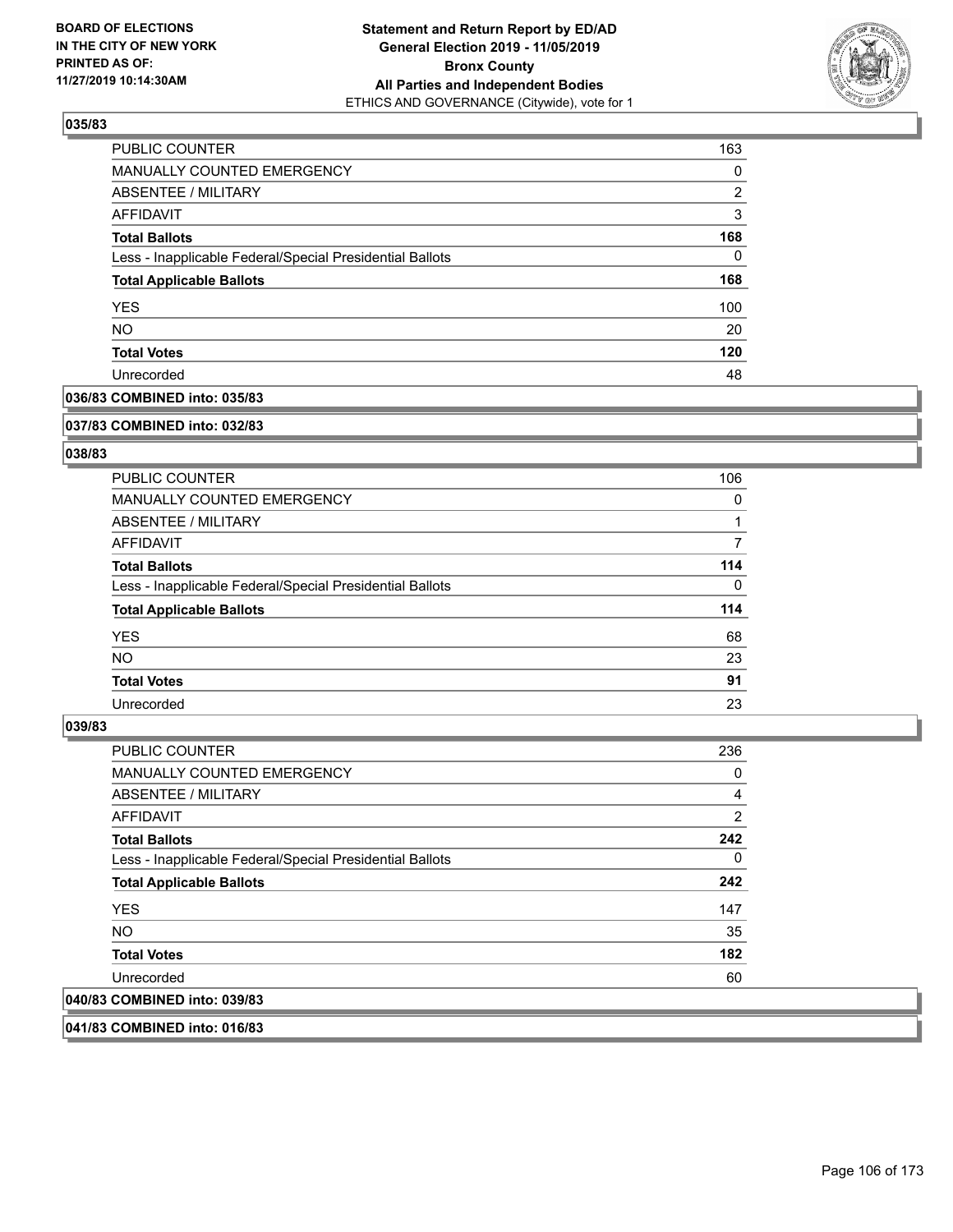**035/83**

| | |
|---|---|
| PUBLIC COUNTER | 163 |
| MANUALLY COUNTED EMERGENCY | 0 |
| ABSENTEE / MILITARY | 2 |
| AFFIDAVIT | 3 |
| **Total Ballots** | **168** |
| Less - Inapplicable Federal/Special Presidential Ballots | 0 |
| **Total Applicable Ballots** | **168** |
| YES | 100 |
| NO | 20 |
| **Total Votes** | **120** |
| Unrecorded | 48 |

**036/83 COMBINED into: 035/83**

**037/83 COMBINED into: 032/83**

**038/83**

| | |
|---|---|
| PUBLIC COUNTER | 106 |
| MANUALLY COUNTED EMERGENCY | 0 |
| ABSENTEE / MILITARY | 1 |
| AFFIDAVIT | 7 |
| **Total Ballots** | **114** |
| Less - Inapplicable Federal/Special Presidential Ballots | 0 |
| **Total Applicable Ballots** | **114** |
| YES | 68 |
| NO | 23 |
| **Total Votes** | **91** |
| Unrecorded | 23 |

**039/83**

| | |
|---|---|
| PUBLIC COUNTER | 236 |
| MANUALLY COUNTED EMERGENCY | 0 |
| ABSENTEE / MILITARY | 4 |
| AFFIDAVIT | 2 |
| **Total Ballots** | **242** |
| Less - Inapplicable Federal/Special Presidential Ballots | 0 |
| **Total Applicable Ballots** | **242** |
| YES | 147 |
| NO | 35 |
| **Total Votes** | **182** |
| Unrecorded | 60 |

**040/83 COMBINED into: 039/83**

**041/83 COMBINED into: 016/83**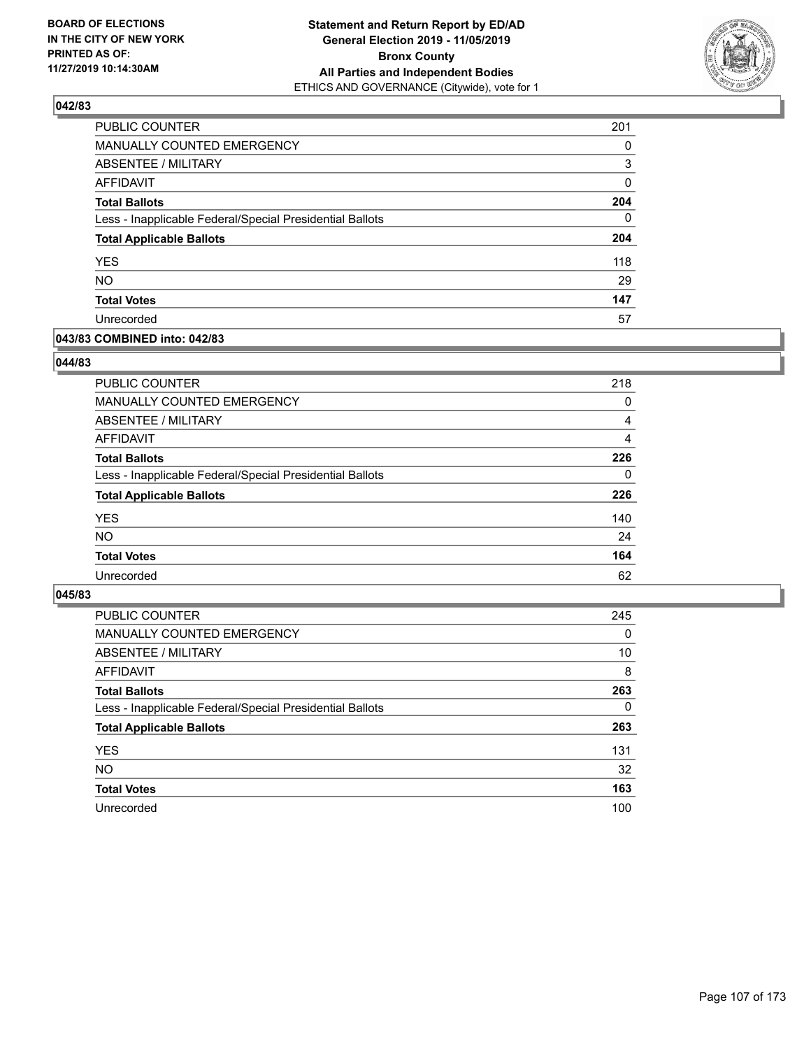**BOARD OF ELECTIONS IN THE CITY OF NEW YORK PRINTED AS OF: 11/27/2019 10:14:30AM**

**Statement and Return Report by ED/AD General Election 2019 - 11/05/2019 Bronx County All Parties and Independent Bodies**
ETHICS AND GOVERNANCE (Citywide), vote for 1

### 042/83

| | |
|---|---|
| PUBLIC COUNTER | 201 |
| MANUALLY COUNTED EMERGENCY | 0 |
| ABSENTEE / MILITARY | 3 |
| AFFIDAVIT | 0 |
| **Total Ballots** | **204** |
| Less - Inapplicable Federal/Special Presidential Ballots | 0 |
| **Total Applicable Ballots** | **204** |
| YES | 118 |
| NO | 29 |
| **Total Votes** | **147** |
| Unrecorded | 57 |

### 043/83 COMBINED into: 042/83

### 044/83

| | |
|---|---|
| PUBLIC COUNTER | 218 |
| MANUALLY COUNTED EMERGENCY | 0 |
| ABSENTEE / MILITARY | 4 |
| AFFIDAVIT | 4 |
| **Total Ballots** | **226** |
| Less - Inapplicable Federal/Special Presidential Ballots | 0 |
| **Total Applicable Ballots** | **226** |
| YES | 140 |
| NO | 24 |
| **Total Votes** | **164** |
| Unrecorded | 62 |

### 045/83

| | |
|---|---|
| PUBLIC COUNTER | 245 |
| MANUALLY COUNTED EMERGENCY | 0 |
| ABSENTEE / MILITARY | 10 |
| AFFIDAVIT | 8 |
| **Total Ballots** | **263** |
| Less - Inapplicable Federal/Special Presidential Ballots | 0 |
| **Total Applicable Ballots** | **263** |
| YES | 131 |
| NO | 32 |
| **Total Votes** | **163** |
| Unrecorded | 100 |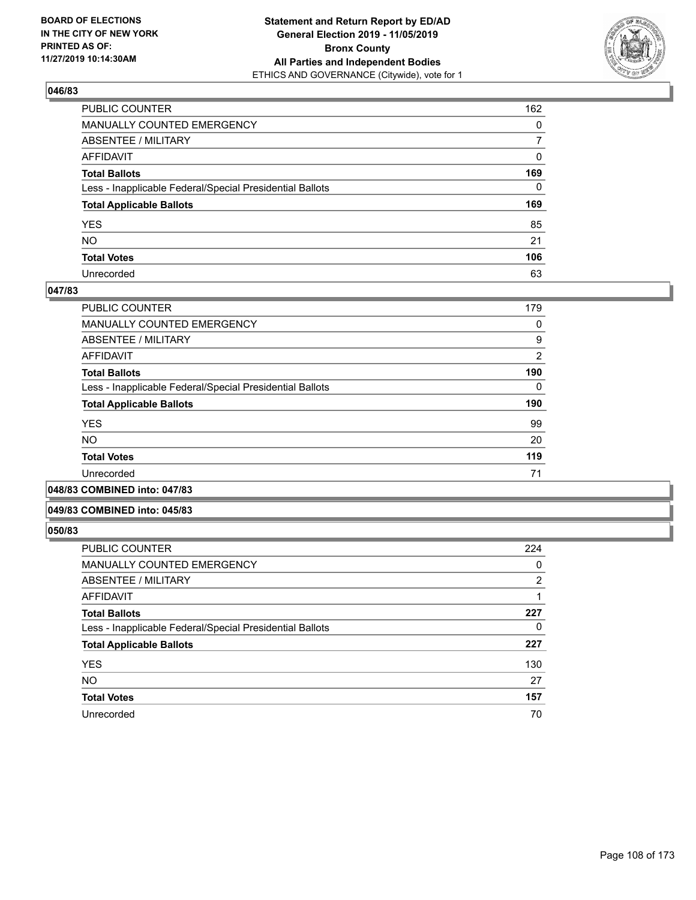### 046/83

| | |
|---|---|
| PUBLIC COUNTER | 162 |
| MANUALLY COUNTED EMERGENCY | 0 |
| ABSENTEE / MILITARY | 7 |
| AFFIDAVIT | 0 |
| **Total Ballots** | **169** |
| Less - Inapplicable Federal/Special Presidential Ballots | 0 |
| **Total Applicable Ballots** | **169** |
| YES | 85 |
| NO | 21 |
| **Total Votes** | **106** |
| Unrecorded | 63 |

### 047/83

| | |
|---|---|
| PUBLIC COUNTER | 179 |
| MANUALLY COUNTED EMERGENCY | 0 |
| ABSENTEE / MILITARY | 9 |
| AFFIDAVIT | 2 |
| **Total Ballots** | **190** |
| Less - Inapplicable Federal/Special Presidential Ballots | 0 |
| **Total Applicable Ballots** | **190** |
| YES | 99 |
| NO | 20 |
| **Total Votes** | **119** |
| Unrecorded | 71 |

### 048/83 COMBINED into: 047/83

### 049/83 COMBINED into: 045/83

### 050/83

| | |
|---|---|
| PUBLIC COUNTER | 224 |
| MANUALLY COUNTED EMERGENCY | 0 |
| ABSENTEE / MILITARY | 2 |
| AFFIDAVIT | 1 |
| **Total Ballots** | **227** |
| Less - Inapplicable Federal/Special Presidential Ballots | 0 |
| **Total Applicable Ballots** | **227** |
| YES | 130 |
| NO | 27 |
| **Total Votes** | **157** |
| Unrecorded | 70 |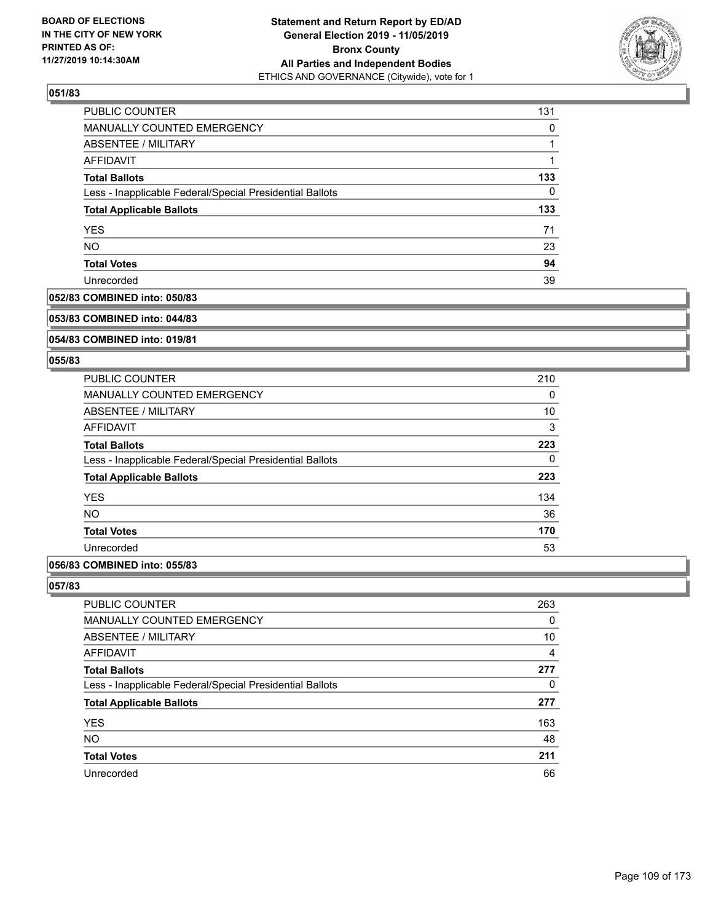### 051/83

| | |
|---|---|
| PUBLIC COUNTER | 131 |
| MANUALLY COUNTED EMERGENCY | 0 |
| ABSENTEE / MILITARY | 1 |
| AFFIDAVIT | 1 |
| **Total Ballots** | **133** |
| Less - Inapplicable Federal/Special Presidential Ballots | 0 |
| **Total Applicable Ballots** | **133** |
| YES | 71 |
| NO | 23 |
| **Total Votes** | **94** |
| Unrecorded | 39 |

### 052/83 COMBINED into: 050/83

### 053/83 COMBINED into: 044/83

### 054/83 COMBINED into: 019/81

### 055/83

| | |
|---|---|
| PUBLIC COUNTER | 210 |
| MANUALLY COUNTED EMERGENCY | 0 |
| ABSENTEE / MILITARY | 10 |
| AFFIDAVIT | 3 |
| **Total Ballots** | **223** |
| Less - Inapplicable Federal/Special Presidential Ballots | 0 |
| **Total Applicable Ballots** | **223** |
| YES | 134 |
| NO | 36 |
| **Total Votes** | **170** |
| Unrecorded | 53 |

### 056/83 COMBINED into: 055/83

### 057/83

| | |
|---|---|
| PUBLIC COUNTER | 263 |
| MANUALLY COUNTED EMERGENCY | 0 |
| ABSENTEE / MILITARY | 10 |
| AFFIDAVIT | 4 |
| **Total Ballots** | **277** |
| Less - Inapplicable Federal/Special Presidential Ballots | 0 |
| **Total Applicable Ballots** | **277** |
| YES | 163 |
| NO | 48 |
| **Total Votes** | **211** |
| Unrecorded | 66 |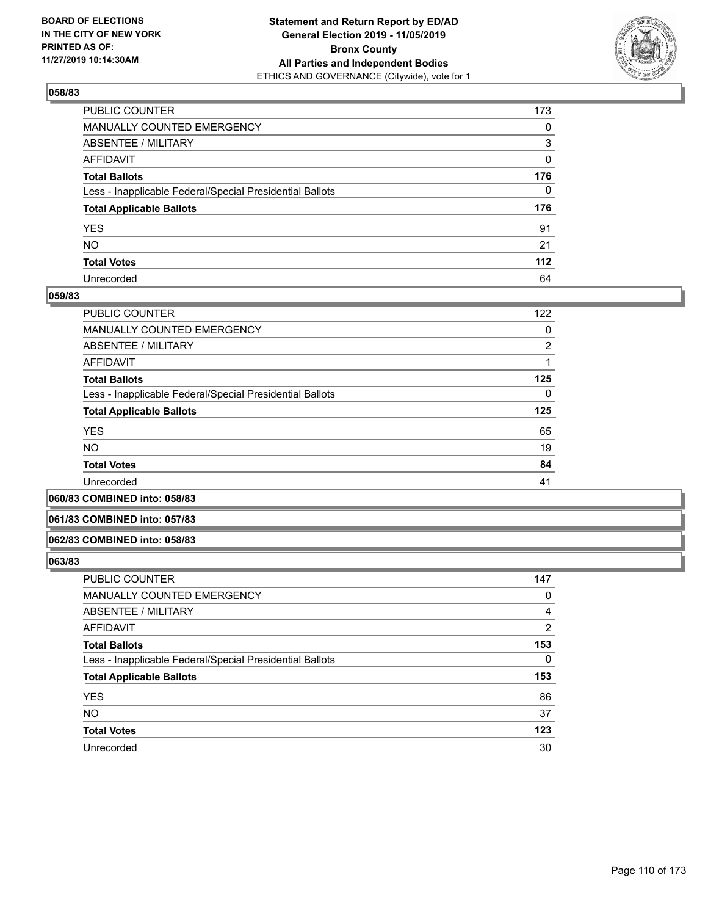**BOARD OF ELECTIONS IN THE CITY OF NEW YORK PRINTED AS OF: 11/27/2019 10:14:30AM**

**Statement and Return Report by ED/AD General Election 2019 - 11/05/2019 Bronx County All Parties and Independent Bodies**
ETHICS AND GOVERNANCE (Citywide), vote for 1

### 058/83

| | |
|---|---|
| PUBLIC COUNTER | 173 |
| MANUALLY COUNTED EMERGENCY | 0 |
| ABSENTEE / MILITARY | 3 |
| AFFIDAVIT | 0 |
| **Total Ballots** | **176** |
| Less - Inapplicable Federal/Special Presidential Ballots | 0 |
| **Total Applicable Ballots** | **176** |
| YES | 91 |
| NO | 21 |
| **Total Votes** | **112** |
| Unrecorded | 64 |

### 059/83

| | |
|---|---|
| PUBLIC COUNTER | 122 |
| MANUALLY COUNTED EMERGENCY | 0 |
| ABSENTEE / MILITARY | 2 |
| AFFIDAVIT | 1 |
| **Total Ballots** | **125** |
| Less - Inapplicable Federal/Special Presidential Ballots | 0 |
| **Total Applicable Ballots** | **125** |
| YES | 65 |
| NO | 19 |
| **Total Votes** | **84** |
| Unrecorded | 41 |

### 060/83 COMBINED into: 058/83

### 061/83 COMBINED into: 057/83

### 062/83 COMBINED into: 058/83

### 063/83

| | |
|---|---|
| PUBLIC COUNTER | 147 |
| MANUALLY COUNTED EMERGENCY | 0 |
| ABSENTEE / MILITARY | 4 |
| AFFIDAVIT | 2 |
| **Total Ballots** | **153** |
| Less - Inapplicable Federal/Special Presidential Ballots | 0 |
| **Total Applicable Ballots** | **153** |
| YES | 86 |
| NO | 37 |
| **Total Votes** | **123** |
| Unrecorded | 30 |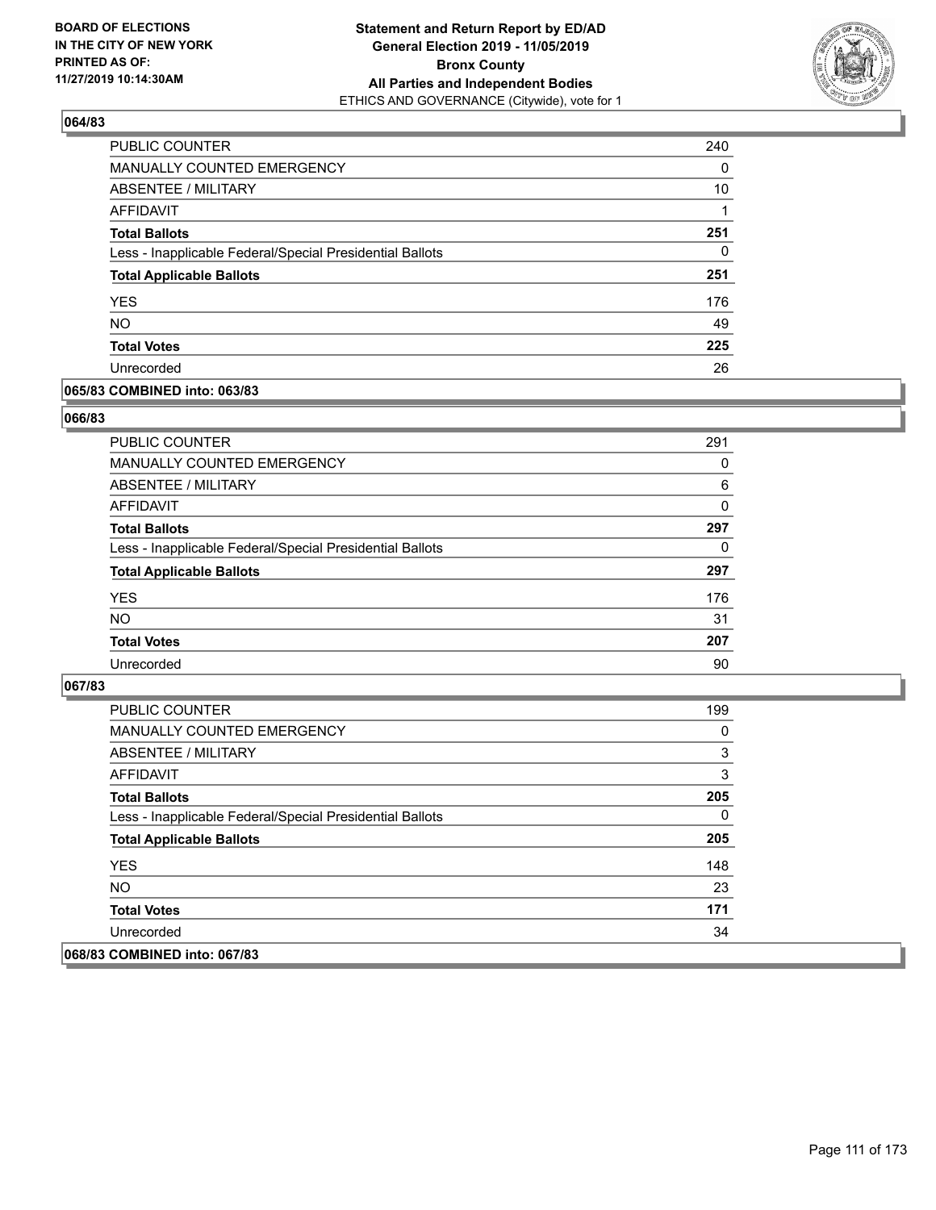# Statement and Return Report by ED/AD
## General Election 2019 - 11/05/2019
## Bronx County
## All Parties and Independent Bodies
ETHICS AND GOVERNANCE (Citywide), vote for 1

BOARD OF ELECTIONS IN THE CITY OF NEW YORK PRINTED AS OF: 11/27/2019 10:14:30AM

### 064/83

| | |
|---|---|
| PUBLIC COUNTER | 240 |
| MANUALLY COUNTED EMERGENCY | 0 |
| ABSENTEE / MILITARY | 10 |
| AFFIDAVIT | 1 |
| **Total Ballots** | **251** |
| Less - Inapplicable Federal/Special Presidential Ballots | 0 |
| **Total Applicable Ballots** | **251** |
| YES | 176 |
| NO | 49 |
| **Total Votes** | **225** |
| Unrecorded | 26 |

### 065/83 COMBINED into: 063/83

### 066/83

| | |
|---|---|
| PUBLIC COUNTER | 291 |
| MANUALLY COUNTED EMERGENCY | 0 |
| ABSENTEE / MILITARY | 6 |
| AFFIDAVIT | 0 |
| **Total Ballots** | **297** |
| Less - Inapplicable Federal/Special Presidential Ballots | 0 |
| **Total Applicable Ballots** | **297** |
| YES | 176 |
| NO | 31 |
| **Total Votes** | **207** |
| Unrecorded | 90 |

### 067/83

| | |
|---|---|
| PUBLIC COUNTER | 199 |
| MANUALLY COUNTED EMERGENCY | 0 |
| ABSENTEE / MILITARY | 3 |
| AFFIDAVIT | 3 |
| **Total Ballots** | **205** |
| Less - Inapplicable Federal/Special Presidential Ballots | 0 |
| **Total Applicable Ballots** | **205** |
| YES | 148 |
| NO | 23 |
| **Total Votes** | **171** |
| Unrecorded | 34 |

### 068/83 COMBINED into: 067/83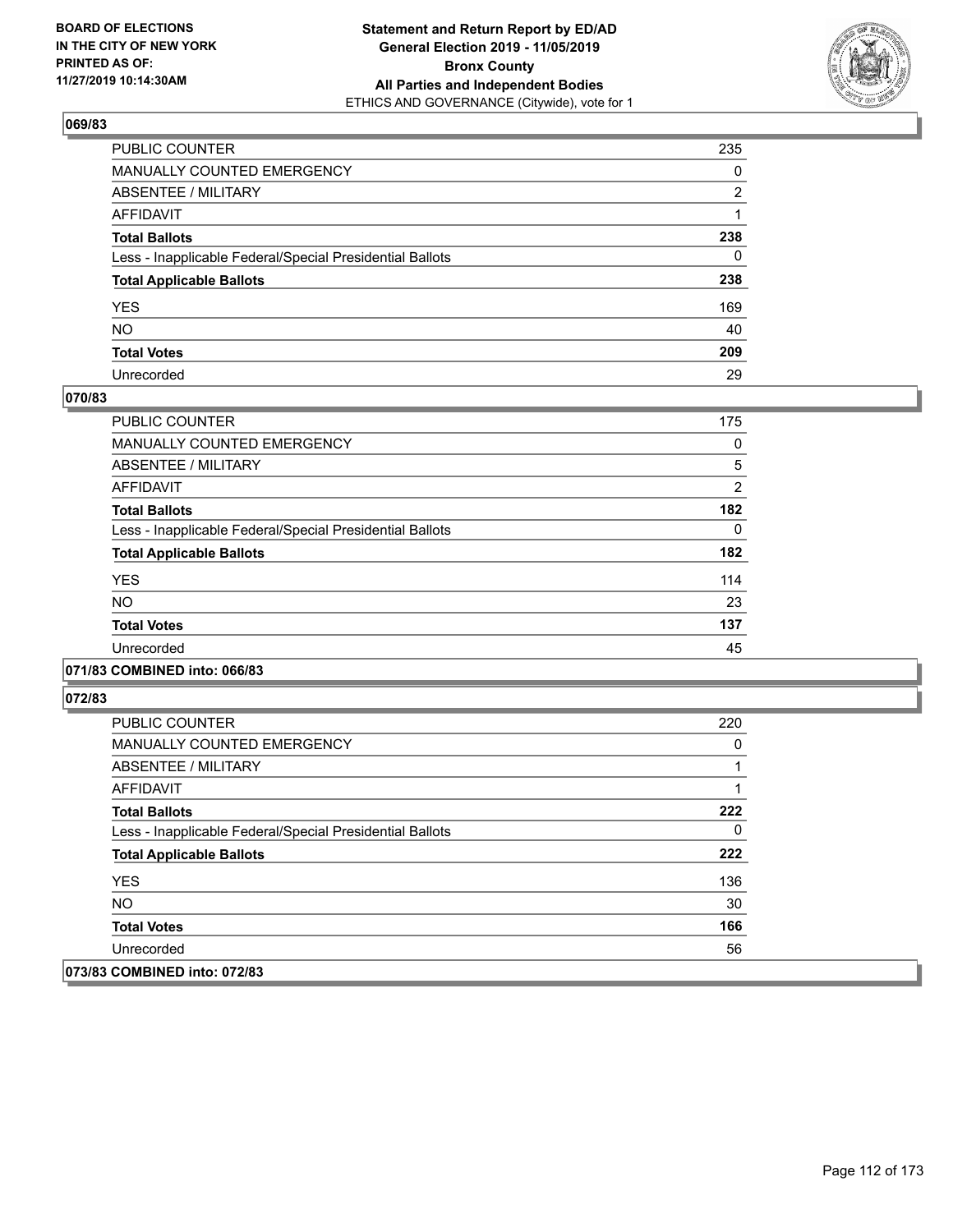**BOARD OF ELECTIONS IN THE CITY OF NEW YORK PRINTED AS OF: 11/27/2019 10:14:30AM**

**Statement and Return Report by ED/AD General Election 2019 - 11/05/2019 Bronx County All Parties and Independent Bodies**
ETHICS AND GOVERNANCE (Citywide), vote for 1

### 069/83

| | |
|---|---|
| PUBLIC COUNTER | 235 |
| MANUALLY COUNTED EMERGENCY | 0 |
| ABSENTEE / MILITARY | 2 |
| AFFIDAVIT | 1 |
| **Total Ballots** | **238** |
| Less - Inapplicable Federal/Special Presidential Ballots | 0 |
| **Total Applicable Ballots** | **238** |
| YES | 169 |
| NO | 40 |
| **Total Votes** | **209** |
| Unrecorded | 29 |

### 070/83

| | |
|---|---|
| PUBLIC COUNTER | 175 |
| MANUALLY COUNTED EMERGENCY | 0 |
| ABSENTEE / MILITARY | 5 |
| AFFIDAVIT | 2 |
| **Total Ballots** | **182** |
| Less - Inapplicable Federal/Special Presidential Ballots | 0 |
| **Total Applicable Ballots** | **182** |
| YES | 114 |
| NO | 23 |
| **Total Votes** | **137** |
| Unrecorded | 45 |

### 071/83 COMBINED into: 066/83

### 072/83

| | |
|---|---|
| PUBLIC COUNTER | 220 |
| MANUALLY COUNTED EMERGENCY | 0 |
| ABSENTEE / MILITARY | 1 |
| AFFIDAVIT | 1 |
| **Total Ballots** | **222** |
| Less - Inapplicable Federal/Special Presidential Ballots | 0 |
| **Total Applicable Ballots** | **222** |
| YES | 136 |
| NO | 30 |
| **Total Votes** | **166** |
| Unrecorded | 56 |

### 073/83 COMBINED into: 072/83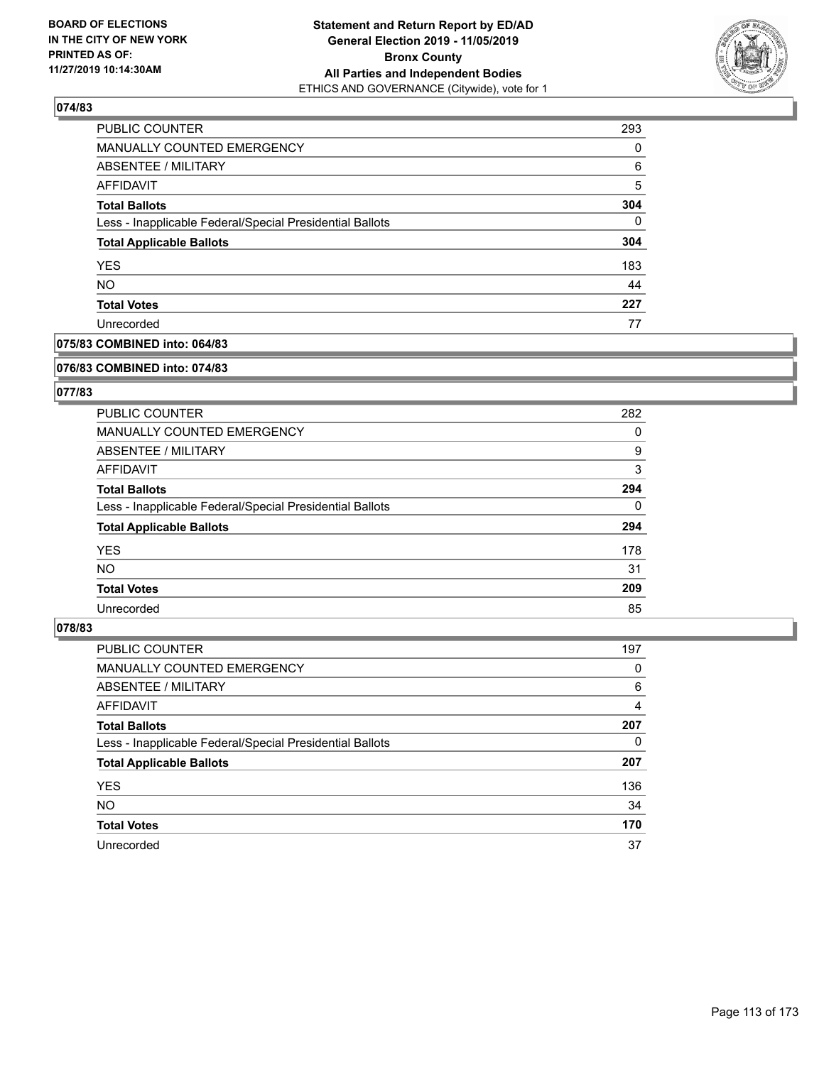**BOARD OF ELECTIONS IN THE CITY OF NEW YORK PRINTED AS OF: 11/27/2019 10:14:30AM**

**Statement and Return Report by ED/AD General Election 2019 - 11/05/2019 Bronx County All Parties and Independent Bodies**
ETHICS AND GOVERNANCE (Citywide), vote for 1

### 074/83

| | |
|---|---|
| PUBLIC COUNTER | 293 |
| MANUALLY COUNTED EMERGENCY | 0 |
| ABSENTEE / MILITARY | 6 |
| AFFIDAVIT | 5 |
| **Total Ballots** | **304** |
| Less - Inapplicable Federal/Special Presidential Ballots | 0 |
| **Total Applicable Ballots** | **304** |
| YES | 183 |
| NO | 44 |
| **Total Votes** | **227** |
| Unrecorded | 77 |

### 075/83 COMBINED into: 064/83

### 076/83 COMBINED into: 074/83

### 077/83

| | |
|---|---|
| PUBLIC COUNTER | 282 |
| MANUALLY COUNTED EMERGENCY | 0 |
| ABSENTEE / MILITARY | 9 |
| AFFIDAVIT | 3 |
| **Total Ballots** | **294** |
| Less - Inapplicable Federal/Special Presidential Ballots | 0 |
| **Total Applicable Ballots** | **294** |
| YES | 178 |
| NO | 31 |
| **Total Votes** | **209** |
| Unrecorded | 85 |

### 078/83

| | |
|---|---|
| PUBLIC COUNTER | 197 |
| MANUALLY COUNTED EMERGENCY | 0 |
| ABSENTEE / MILITARY | 6 |
| AFFIDAVIT | 4 |
| **Total Ballots** | **207** |
| Less - Inapplicable Federal/Special Presidential Ballots | 0 |
| **Total Applicable Ballots** | **207** |
| YES | 136 |
| NO | 34 |
| **Total Votes** | **170** |
| Unrecorded | 37 |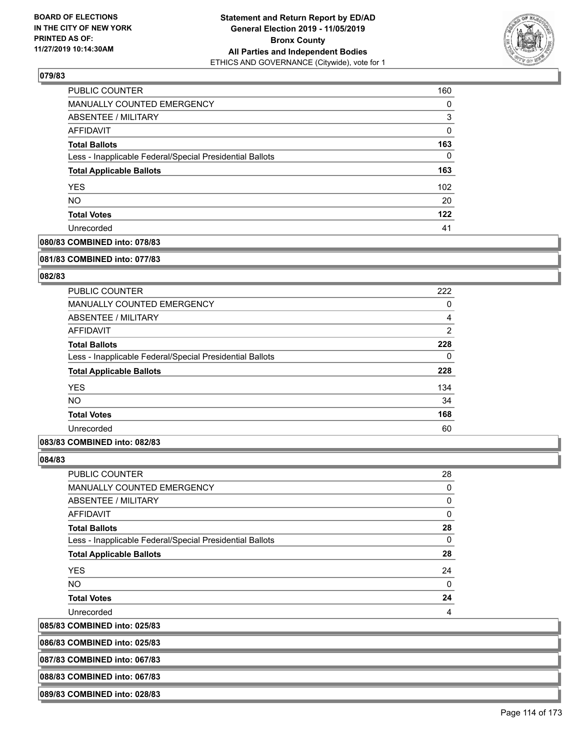**079/83**

| | |
|---|---|
| PUBLIC COUNTER | 160 |
| MANUALLY COUNTED EMERGENCY | 0 |
| ABSENTEE / MILITARY | 3 |
| AFFIDAVIT | 0 |
| **Total Ballots** | **163** |
| Less - Inapplicable Federal/Special Presidential Ballots | 0 |
| **Total Applicable Ballots** | **163** |
| YES | 102 |
| NO | 20 |
| **Total Votes** | **122** |
| Unrecorded | 41 |

**080/83 COMBINED into: 078/83**

**081/83 COMBINED into: 077/83**

**082/83**

| | |
|---|---|
| PUBLIC COUNTER | 222 |
| MANUALLY COUNTED EMERGENCY | 0 |
| ABSENTEE / MILITARY | 4 |
| AFFIDAVIT | 2 |
| **Total Ballots** | **228** |
| Less - Inapplicable Federal/Special Presidential Ballots | 0 |
| **Total Applicable Ballots** | **228** |
| YES | 134 |
| NO | 34 |
| **Total Votes** | **168** |
| Unrecorded | 60 |

**083/83 COMBINED into: 082/83**

**084/83**

| | |
|---|---|
| PUBLIC COUNTER | 28 |
| MANUALLY COUNTED EMERGENCY | 0 |
| ABSENTEE / MILITARY | 0 |
| AFFIDAVIT | 0 |
| **Total Ballots** | **28** |
| Less - Inapplicable Federal/Special Presidential Ballots | 0 |
| **Total Applicable Ballots** | **28** |
| YES | 24 |
| NO | 0 |
| **Total Votes** | **24** |
| Unrecorded | 4 |

**085/83 COMBINED into: 025/83**

**086/83 COMBINED into: 025/83**

**087/83 COMBINED into: 067/83**

**088/83 COMBINED into: 067/83**

**089/83 COMBINED into: 028/83**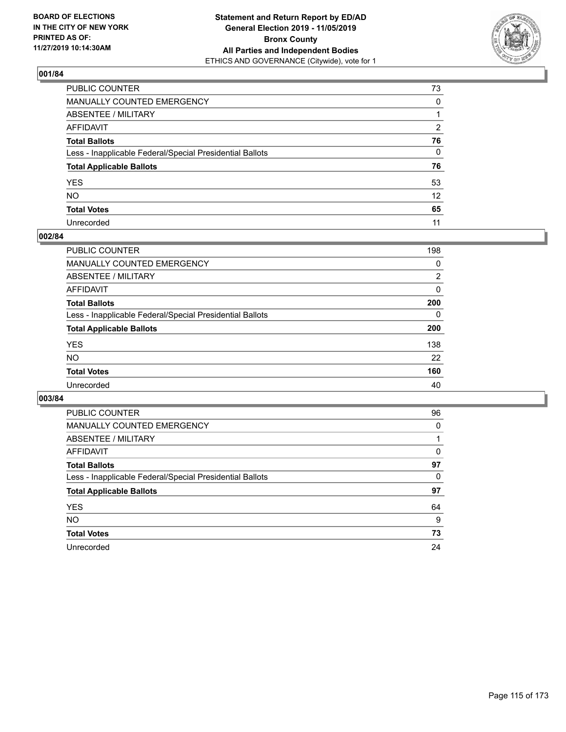BOARD OF ELECTIONS
IN THE CITY OF NEW YORK
PRINTED AS OF:
11/27/2019 10:14:30AM

**Statement and Return Report by ED/AD**
**General Election 2019 - 11/05/2019**
**Bronx County**
**All Parties and Independent Bodies**
ETHICS AND GOVERNANCE (Citywide), vote for 1

## 001/84

| | |
|---|---|
| PUBLIC COUNTER | 73 |
| MANUALLY COUNTED EMERGENCY | 0 |
| ABSENTEE / MILITARY | 1 |
| AFFIDAVIT | 2 |
| **Total Ballots** | **76** |
| Less - Inapplicable Federal/Special Presidential Ballots | 0 |
| **Total Applicable Ballots** | **76** |
| YES | 53 |
| NO | 12 |
| **Total Votes** | **65** |
| Unrecorded | 11 |

## 002/84

| | |
|---|---|
| PUBLIC COUNTER | 198 |
| MANUALLY COUNTED EMERGENCY | 0 |
| ABSENTEE / MILITARY | 2 |
| AFFIDAVIT | 0 |
| **Total Ballots** | **200** |
| Less - Inapplicable Federal/Special Presidential Ballots | 0 |
| **Total Applicable Ballots** | **200** |
| YES | 138 |
| NO | 22 |
| **Total Votes** | **160** |
| Unrecorded | 40 |

## 003/84

| | |
|---|---|
| PUBLIC COUNTER | 96 |
| MANUALLY COUNTED EMERGENCY | 0 |
| ABSENTEE / MILITARY | 1 |
| AFFIDAVIT | 0 |
| **Total Ballots** | **97** |
| Less - Inapplicable Federal/Special Presidential Ballots | 0 |
| **Total Applicable Ballots** | **97** |
| YES | 64 |
| NO | 9 |
| **Total Votes** | **73** |
| Unrecorded | 24 |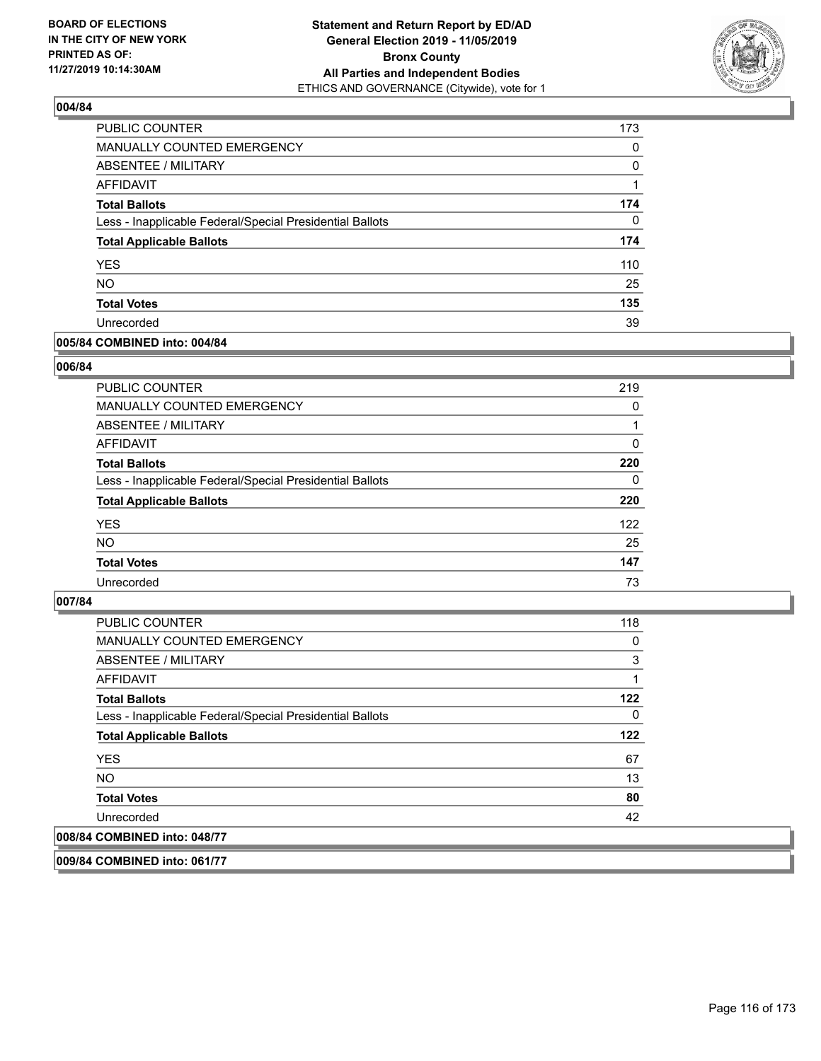**Statement and Return Report by ED/AD**
**General Election 2019 - 11/05/2019**
**Bronx County**
**All Parties and Independent Bodies**
ETHICS AND GOVERNANCE (Citywide), vote for 1

BOARD OF ELECTIONS IN THE CITY OF NEW YORK PRINTED AS OF: 11/27/2019 10:14:30AM

## 004/84

| | |
|---|---|
| PUBLIC COUNTER | 173 |
| MANUALLY COUNTED EMERGENCY | 0 |
| ABSENTEE / MILITARY | 0 |
| AFFIDAVIT | 1 |
| **Total Ballots** | **174** |
| Less - Inapplicable Federal/Special Presidential Ballots | 0 |
| **Total Applicable Ballots** | **174** |
| YES | 110 |
| NO | 25 |
| **Total Votes** | **135** |
| Unrecorded | 39 |

## 005/84 COMBINED into: 004/84

## 006/84

| | |
|---|---|
| PUBLIC COUNTER | 219 |
| MANUALLY COUNTED EMERGENCY | 0 |
| ABSENTEE / MILITARY | 1 |
| AFFIDAVIT | 0 |
| **Total Ballots** | **220** |
| Less - Inapplicable Federal/Special Presidential Ballots | 0 |
| **Total Applicable Ballots** | **220** |
| YES | 122 |
| NO | 25 |
| **Total Votes** | **147** |
| Unrecorded | 73 |

## 007/84

| | |
|---|---|
| PUBLIC COUNTER | 118 |
| MANUALLY COUNTED EMERGENCY | 0 |
| ABSENTEE / MILITARY | 3 |
| AFFIDAVIT | 1 |
| **Total Ballots** | **122** |
| Less - Inapplicable Federal/Special Presidential Ballots | 0 |
| **Total Applicable Ballots** | **122** |
| YES | 67 |
| NO | 13 |
| **Total Votes** | **80** |
| Unrecorded | 42 |

## 008/84 COMBINED into: 048/77

## 009/84 COMBINED into: 061/77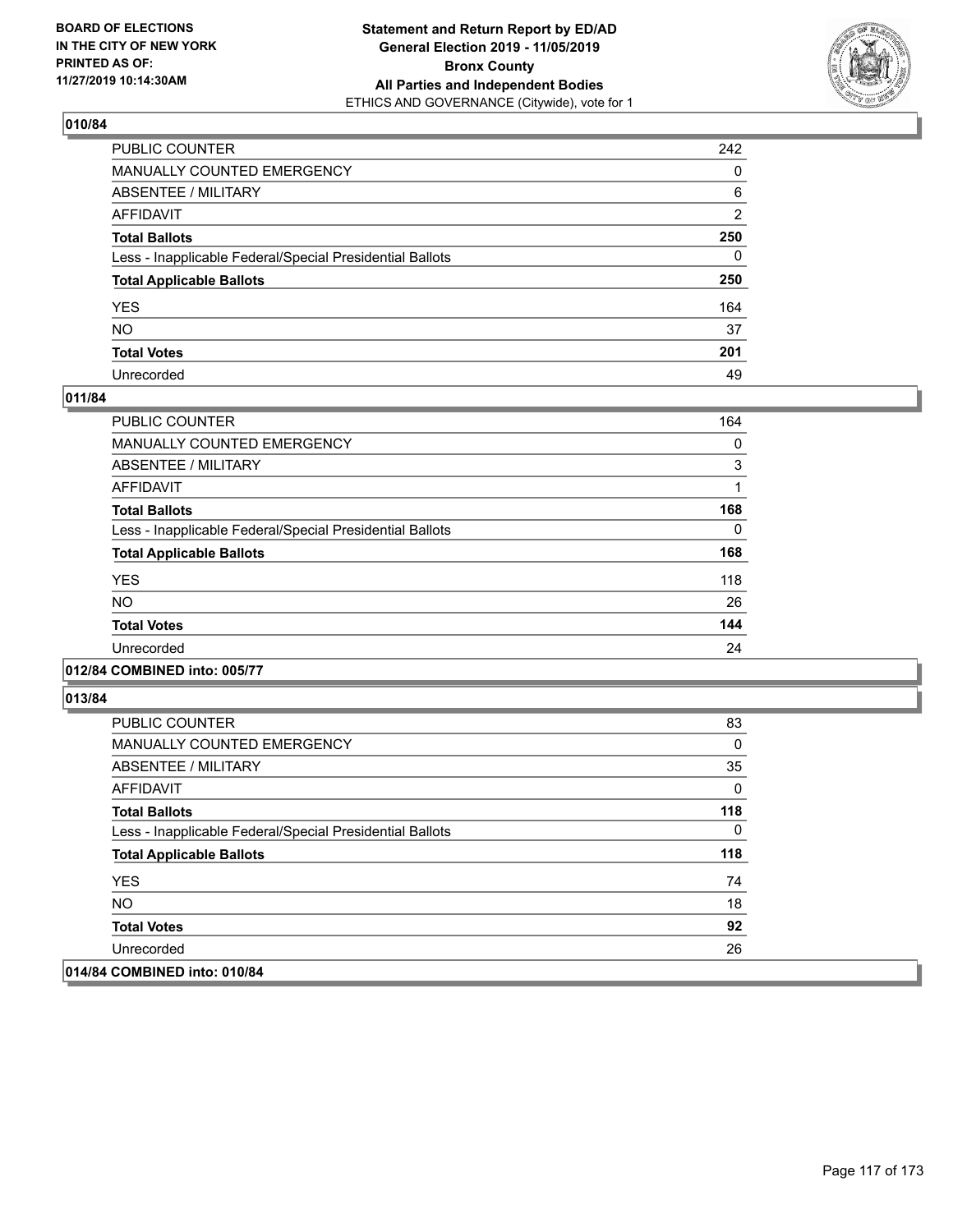**BOARD OF ELECTIONS IN THE CITY OF NEW YORK PRINTED AS OF: 11/27/2019 10:14:30AM**

**Statement and Return Report by ED/AD General Election 2019 - 11/05/2019 Bronx County All Parties and Independent Bodies**
ETHICS AND GOVERNANCE (Citywide), vote for 1

### 010/84

| | |
|---|---|
| PUBLIC COUNTER | 242 |
| MANUALLY COUNTED EMERGENCY | 0 |
| ABSENTEE / MILITARY | 6 |
| AFFIDAVIT | 2 |
| **Total Ballots** | **250** |
| Less - Inapplicable Federal/Special Presidential Ballots | 0 |
| **Total Applicable Ballots** | **250** |
| YES | 164 |
| NO | 37 |
| **Total Votes** | **201** |
| Unrecorded | 49 |

### 011/84

| | |
|---|---|
| PUBLIC COUNTER | 164 |
| MANUALLY COUNTED EMERGENCY | 0 |
| ABSENTEE / MILITARY | 3 |
| AFFIDAVIT | 1 |
| **Total Ballots** | **168** |
| Less - Inapplicable Federal/Special Presidential Ballots | 0 |
| **Total Applicable Ballots** | **168** |
| YES | 118 |
| NO | 26 |
| **Total Votes** | **144** |
| Unrecorded | 24 |

### 012/84 COMBINED into: 005/77

### 013/84

| | |
|---|---|
| PUBLIC COUNTER | 83 |
| MANUALLY COUNTED EMERGENCY | 0 |
| ABSENTEE / MILITARY | 35 |
| AFFIDAVIT | 0 |
| **Total Ballots** | **118** |
| Less - Inapplicable Federal/Special Presidential Ballots | 0 |
| **Total Applicable Ballots** | **118** |
| YES | 74 |
| NO | 18 |
| **Total Votes** | **92** |
| Unrecorded | 26 |

### 014/84 COMBINED into: 010/84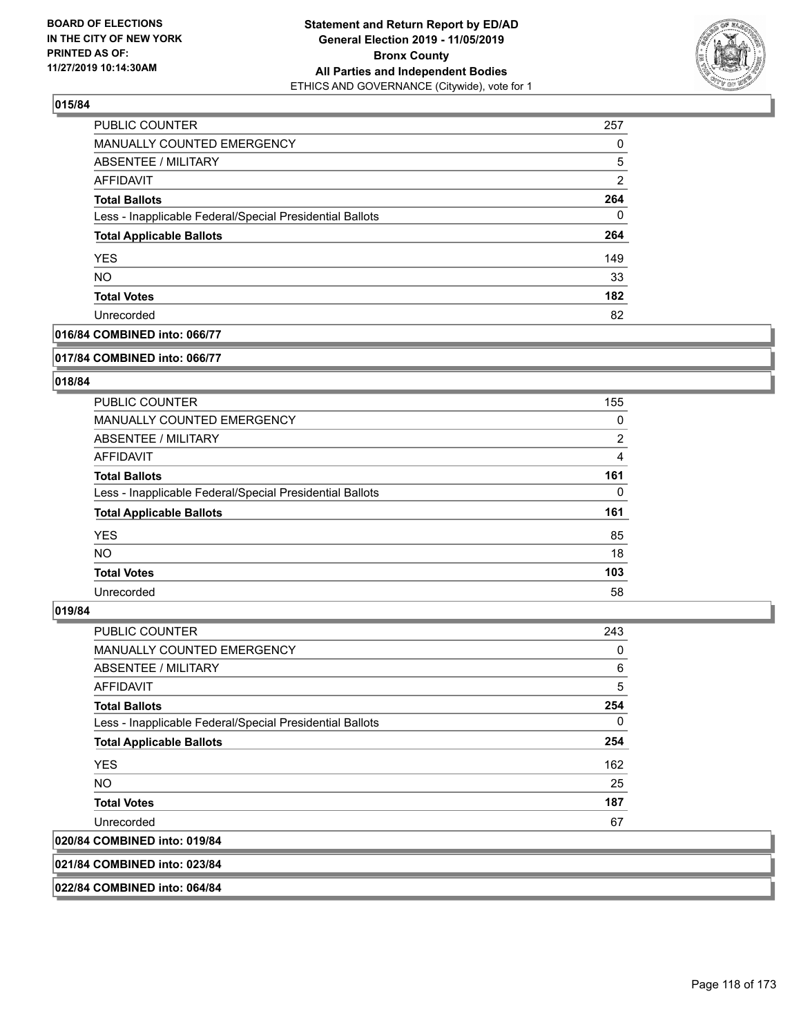## 015/84

| | |
|---|---|
| PUBLIC COUNTER | 257 |
| MANUALLY COUNTED EMERGENCY | 0 |
| ABSENTEE / MILITARY | 5 |
| AFFIDAVIT | 2 |
| **Total Ballots** | **264** |
| Less - Inapplicable Federal/Special Presidential Ballots | 0 |
| **Total Applicable Ballots** | **264** |
| YES | 149 |
| NO | 33 |
| **Total Votes** | **182** |
| Unrecorded | 82 |

## 016/84 COMBINED into: 066/77

## 017/84 COMBINED into: 066/77

## 018/84

| | |
|---|---|
| PUBLIC COUNTER | 155 |
| MANUALLY COUNTED EMERGENCY | 0 |
| ABSENTEE / MILITARY | 2 |
| AFFIDAVIT | 4 |
| **Total Ballots** | **161** |
| Less - Inapplicable Federal/Special Presidential Ballots | 0 |
| **Total Applicable Ballots** | **161** |
| YES | 85 |
| NO | 18 |
| **Total Votes** | **103** |
| Unrecorded | 58 |

## 019/84

| | |
|---|---|
| PUBLIC COUNTER | 243 |
| MANUALLY COUNTED EMERGENCY | 0 |
| ABSENTEE / MILITARY | 6 |
| AFFIDAVIT | 5 |
| **Total Ballots** | **254** |
| Less - Inapplicable Federal/Special Presidential Ballots | 0 |
| **Total Applicable Ballots** | **254** |
| YES | 162 |
| NO | 25 |
| **Total Votes** | **187** |
| Unrecorded | 67 |

## 020/84 COMBINED into: 019/84

## 021/84 COMBINED into: 023/84

## 022/84 COMBINED into: 064/84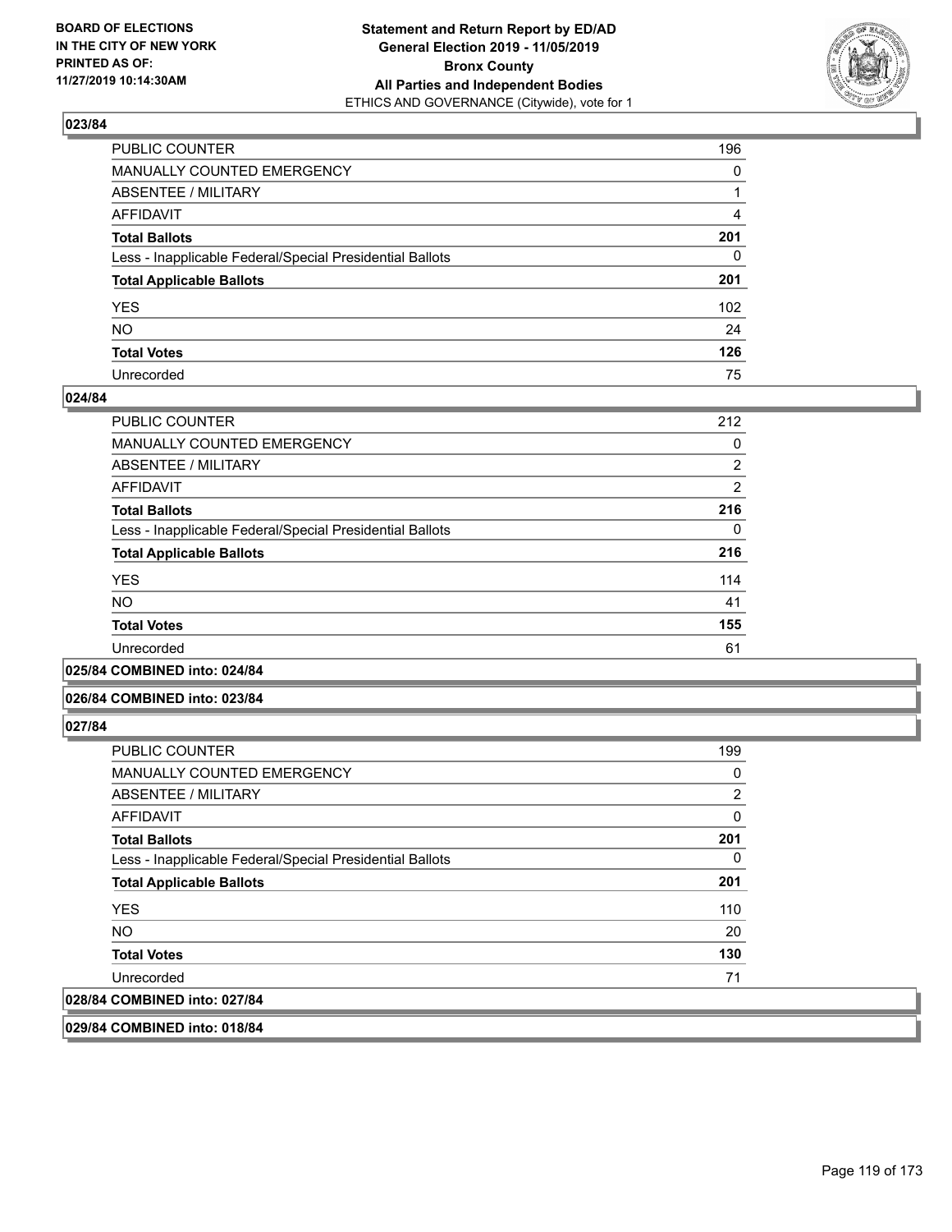**BOARD OF ELECTIONS IN THE CITY OF NEW YORK PRINTED AS OF: 11/27/2019 10:14:30AM**

**Statement and Return Report by ED/AD General Election 2019 - 11/05/2019 Bronx County All Parties and Independent Bodies**
ETHICS AND GOVERNANCE (Citywide), vote for 1

## 023/84

| | |
|---|---|
| PUBLIC COUNTER | 196 |
| MANUALLY COUNTED EMERGENCY | 0 |
| ABSENTEE / MILITARY | 1 |
| AFFIDAVIT | 4 |
| **Total Ballots** | **201** |
| Less - Inapplicable Federal/Special Presidential Ballots | 0 |
| **Total Applicable Ballots** | **201** |
| YES | 102 |
| NO | 24 |
| **Total Votes** | **126** |
| Unrecorded | 75 |

## 024/84

| | |
|---|---|
| PUBLIC COUNTER | 212 |
| MANUALLY COUNTED EMERGENCY | 0 |
| ABSENTEE / MILITARY | 2 |
| AFFIDAVIT | 2 |
| **Total Ballots** | **216** |
| Less - Inapplicable Federal/Special Presidential Ballots | 0 |
| **Total Applicable Ballots** | **216** |
| YES | 114 |
| NO | 41 |
| **Total Votes** | **155** |
| Unrecorded | 61 |

## 025/84 COMBINED into: 024/84

## 026/84 COMBINED into: 023/84

## 027/84

| | |
|---|---|
| PUBLIC COUNTER | 199 |
| MANUALLY COUNTED EMERGENCY | 0 |
| ABSENTEE / MILITARY | 2 |
| AFFIDAVIT | 0 |
| **Total Ballots** | **201** |
| Less - Inapplicable Federal/Special Presidential Ballots | 0 |
| **Total Applicable Ballots** | **201** |
| YES | 110 |
| NO | 20 |
| **Total Votes** | **130** |
| Unrecorded | 71 |

## 028/84 COMBINED into: 027/84

## 029/84 COMBINED into: 018/84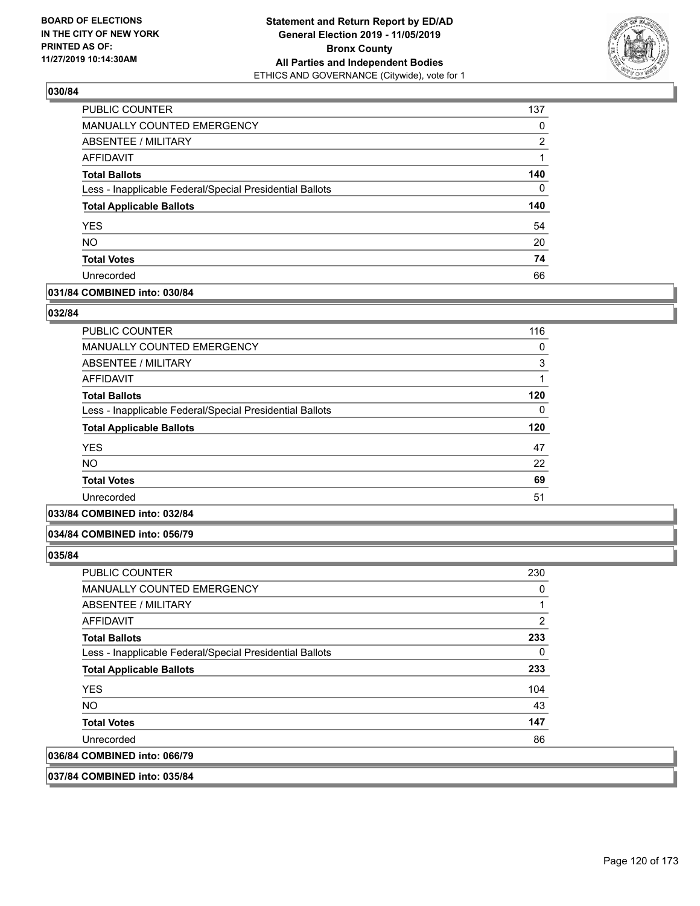### 030/84

| | |
|---|---|
| PUBLIC COUNTER | 137 |
| MANUALLY COUNTED EMERGENCY | 0 |
| ABSENTEE / MILITARY | 2 |
| AFFIDAVIT | 1 |
| **Total Ballots** | **140** |
| Less - Inapplicable Federal/Special Presidential Ballots | 0 |
| **Total Applicable Ballots** | **140** |
| YES | 54 |
| NO | 20 |
| **Total Votes** | **74** |
| Unrecorded | 66 |

### 031/84 COMBINED into: 030/84

### 032/84

| | |
|---|---|
| PUBLIC COUNTER | 116 |
| MANUALLY COUNTED EMERGENCY | 0 |
| ABSENTEE / MILITARY | 3 |
| AFFIDAVIT | 1 |
| **Total Ballots** | **120** |
| Less - Inapplicable Federal/Special Presidential Ballots | 0 |
| **Total Applicable Ballots** | **120** |
| YES | 47 |
| NO | 22 |
| **Total Votes** | **69** |
| Unrecorded | 51 |

### 033/84 COMBINED into: 032/84

### 034/84 COMBINED into: 056/79

### 035/84

| | |
|---|---|
| PUBLIC COUNTER | 230 |
| MANUALLY COUNTED EMERGENCY | 0 |
| ABSENTEE / MILITARY | 1 |
| AFFIDAVIT | 2 |
| **Total Ballots** | **233** |
| Less - Inapplicable Federal/Special Presidential Ballots | 0 |
| **Total Applicable Ballots** | **233** |
| YES | 104 |
| NO | 43 |
| **Total Votes** | **147** |
| Unrecorded | 86 |

### 036/84 COMBINED into: 066/79

### 037/84 COMBINED into: 035/84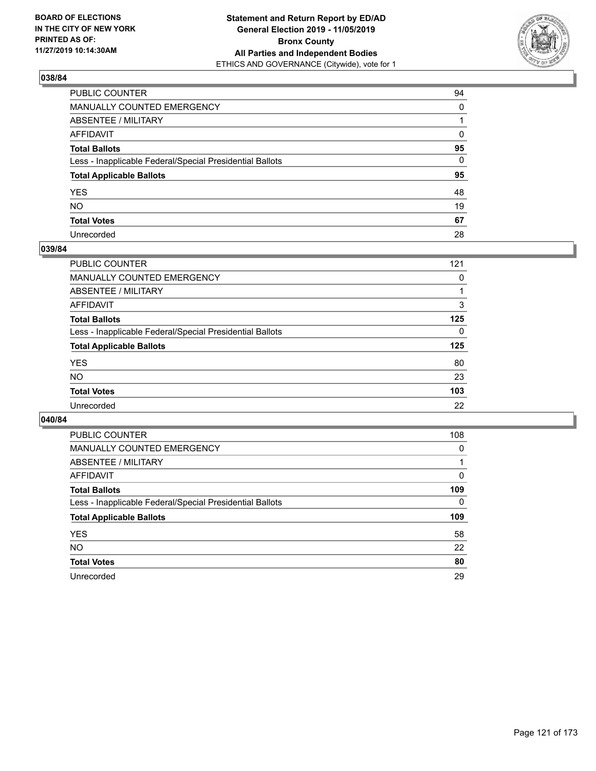BOARD OF ELECTIONS
IN THE CITY OF NEW YORK
PRINTED AS OF:
11/27/2019 10:14:30AM

**Statement and Return Report by ED/AD**
**General Election 2019 - 11/05/2019**
**Bronx County**
**All Parties and Independent Bodies**
ETHICS AND GOVERNANCE (Citywide), vote for 1

## 038/84

| | |
|---|---|
| PUBLIC COUNTER | 94 |
| MANUALLY COUNTED EMERGENCY | 0 |
| ABSENTEE / MILITARY | 1 |
| AFFIDAVIT | 0 |
| **Total Ballots** | **95** |
| Less - Inapplicable Federal/Special Presidential Ballots | 0 |
| **Total Applicable Ballots** | **95** |
| YES | 48 |
| NO | 19 |
| **Total Votes** | **67** |
| Unrecorded | 28 |

## 039/84

| | |
|---|---|
| PUBLIC COUNTER | 121 |
| MANUALLY COUNTED EMERGENCY | 0 |
| ABSENTEE / MILITARY | 1 |
| AFFIDAVIT | 3 |
| **Total Ballots** | **125** |
| Less - Inapplicable Federal/Special Presidential Ballots | 0 |
| **Total Applicable Ballots** | **125** |
| YES | 80 |
| NO | 23 |
| **Total Votes** | **103** |
| Unrecorded | 22 |

## 040/84

| | |
|---|---|
| PUBLIC COUNTER | 108 |
| MANUALLY COUNTED EMERGENCY | 0 |
| ABSENTEE / MILITARY | 1 |
| AFFIDAVIT | 0 |
| **Total Ballots** | **109** |
| Less - Inapplicable Federal/Special Presidential Ballots | 0 |
| **Total Applicable Ballots** | **109** |
| YES | 58 |
| NO | 22 |
| **Total Votes** | **80** |
| Unrecorded | 29 |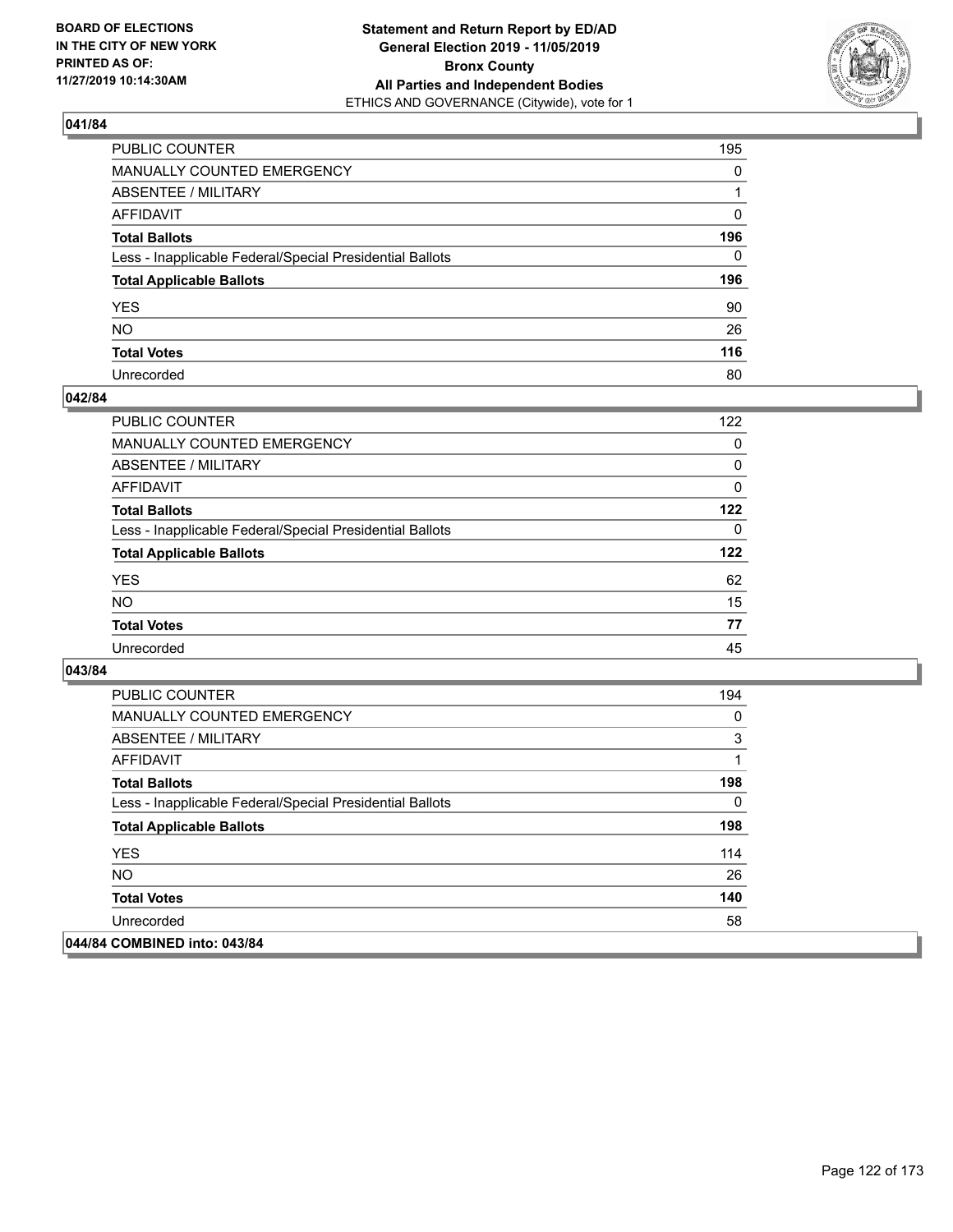## 041/84

| | |
|---|---|
| PUBLIC COUNTER | 195 |
| MANUALLY COUNTED EMERGENCY | 0 |
| ABSENTEE / MILITARY | 1 |
| AFFIDAVIT | 0 |
| **Total Ballots** | **196** |
| Less - Inapplicable Federal/Special Presidential Ballots | 0 |
| **Total Applicable Ballots** | **196** |
| YES | 90 |
| NO | 26 |
| **Total Votes** | **116** |
| Unrecorded | 80 |

## 042/84

| | |
|---|---|
| PUBLIC COUNTER | 122 |
| MANUALLY COUNTED EMERGENCY | 0 |
| ABSENTEE / MILITARY | 0 |
| AFFIDAVIT | 0 |
| **Total Ballots** | **122** |
| Less - Inapplicable Federal/Special Presidential Ballots | 0 |
| **Total Applicable Ballots** | **122** |
| YES | 62 |
| NO | 15 |
| **Total Votes** | **77** |
| Unrecorded | 45 |

## 043/84

| | |
|---|---|
| PUBLIC COUNTER | 194 |
| MANUALLY COUNTED EMERGENCY | 0 |
| ABSENTEE / MILITARY | 3 |
| AFFIDAVIT | 1 |
| **Total Ballots** | **198** |
| Less - Inapplicable Federal/Special Presidential Ballots | 0 |
| **Total Applicable Ballots** | **198** |
| YES | 114 |
| NO | 26 |
| **Total Votes** | **140** |
| Unrecorded | 58 |

## 044/84 COMBINED into: 043/84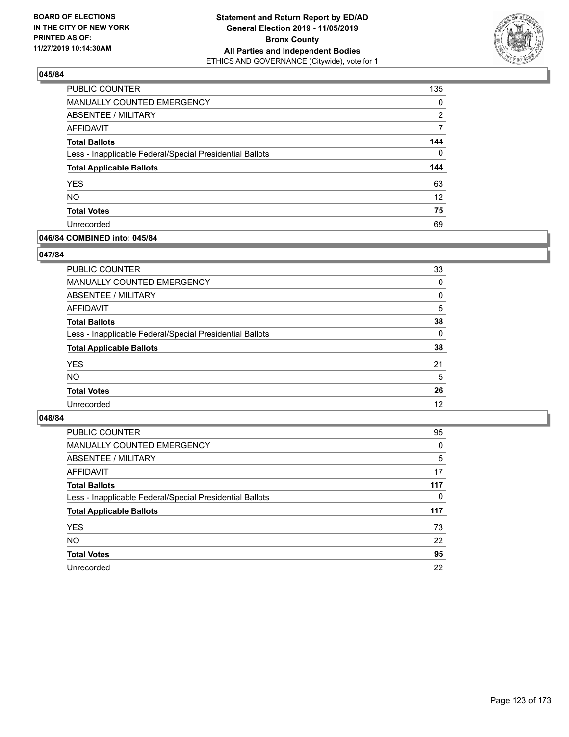### 045/84

| | |
|---|---|
| PUBLIC COUNTER | 135 |
| MANUALLY COUNTED EMERGENCY | 0 |
| ABSENTEE / MILITARY | 2 |
| AFFIDAVIT | 7 |
| **Total Ballots** | **144** |
| Less - Inapplicable Federal/Special Presidential Ballots | 0 |
| **Total Applicable Ballots** | **144** |
| YES | 63 |
| NO | 12 |
| **Total Votes** | **75** |
| Unrecorded | 69 |

### 046/84 COMBINED into: 045/84

### 047/84

| | |
|---|---|
| PUBLIC COUNTER | 33 |
| MANUALLY COUNTED EMERGENCY | 0 |
| ABSENTEE / MILITARY | 0 |
| AFFIDAVIT | 5 |
| **Total Ballots** | **38** |
| Less - Inapplicable Federal/Special Presidential Ballots | 0 |
| **Total Applicable Ballots** | **38** |
| YES | 21 |
| NO | 5 |
| **Total Votes** | **26** |
| Unrecorded | 12 |

### 048/84

| | |
|---|---|
| PUBLIC COUNTER | 95 |
| MANUALLY COUNTED EMERGENCY | 0 |
| ABSENTEE / MILITARY | 5 |
| AFFIDAVIT | 17 |
| **Total Ballots** | **117** |
| Less - Inapplicable Federal/Special Presidential Ballots | 0 |
| **Total Applicable Ballots** | **117** |
| YES | 73 |
| NO | 22 |
| **Total Votes** | **95** |
| Unrecorded | 22 |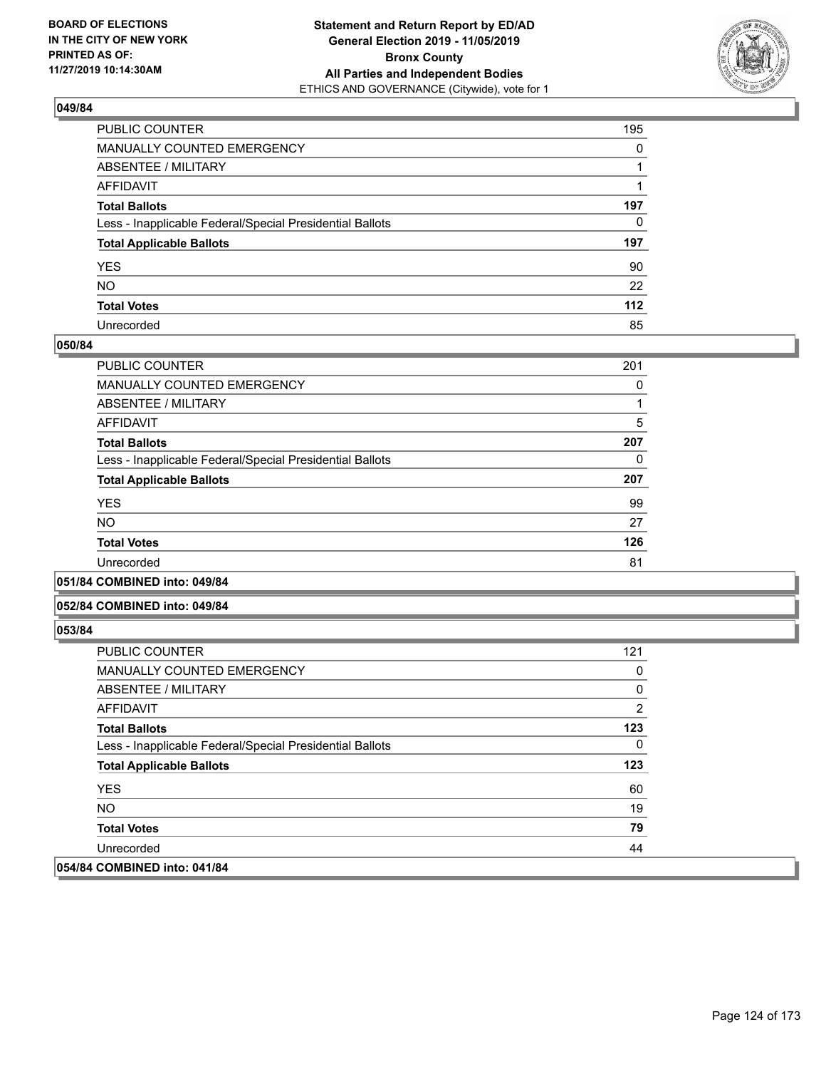## 049/84

| | |
|---|---|
| PUBLIC COUNTER | 195 |
| MANUALLY COUNTED EMERGENCY | 0 |
| ABSENTEE / MILITARY | 1 |
| AFFIDAVIT | 1 |
| **Total Ballots** | **197** |
| Less - Inapplicable Federal/Special Presidential Ballots | 0 |
| **Total Applicable Ballots** | **197** |
| YES | 90 |
| NO | 22 |
| **Total Votes** | **112** |
| Unrecorded | 85 |

## 050/84

| | |
|---|---|
| PUBLIC COUNTER | 201 |
| MANUALLY COUNTED EMERGENCY | 0 |
| ABSENTEE / MILITARY | 1 |
| AFFIDAVIT | 5 |
| **Total Ballots** | **207** |
| Less - Inapplicable Federal/Special Presidential Ballots | 0 |
| **Total Applicable Ballots** | **207** |
| YES | 99 |
| NO | 27 |
| **Total Votes** | **126** |
| Unrecorded | 81 |

## 051/84 COMBINED into: 049/84

## 052/84 COMBINED into: 049/84

## 053/84

| | |
|---|---|
| PUBLIC COUNTER | 121 |
| MANUALLY COUNTED EMERGENCY | 0 |
| ABSENTEE / MILITARY | 0 |
| AFFIDAVIT | 2 |
| **Total Ballots** | **123** |
| Less - Inapplicable Federal/Special Presidential Ballots | 0 |
| **Total Applicable Ballots** | **123** |
| YES | 60 |
| NO | 19 |
| **Total Votes** | **79** |
| Unrecorded | 44 |

## 054/84 COMBINED into: 041/84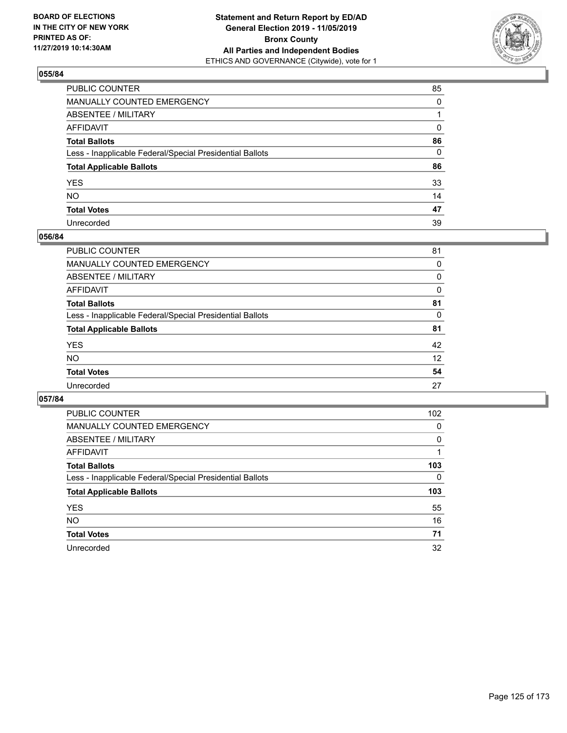**BOARD OF ELECTIONS IN THE CITY OF NEW YORK PRINTED AS OF: 11/27/2019 10:14:30AM**

**Statement and Return Report by ED/AD General Election 2019 - 11/05/2019 Bronx County All Parties and Independent Bodies**
ETHICS AND GOVERNANCE (Citywide), vote for 1

### 055/84

| | |
|---|---|
| PUBLIC COUNTER | 85 |
| MANUALLY COUNTED EMERGENCY | 0 |
| ABSENTEE / MILITARY | 1 |
| AFFIDAVIT | 0 |
| **Total Ballots** | **86** |
| Less - Inapplicable Federal/Special Presidential Ballots | 0 |
| **Total Applicable Ballots** | **86** |
| YES | 33 |
| NO | 14 |
| **Total Votes** | **47** |
| Unrecorded | 39 |

### 056/84

| | |
|---|---|
| PUBLIC COUNTER | 81 |
| MANUALLY COUNTED EMERGENCY | 0 |
| ABSENTEE / MILITARY | 0 |
| AFFIDAVIT | 0 |
| **Total Ballots** | **81** |
| Less - Inapplicable Federal/Special Presidential Ballots | 0 |
| **Total Applicable Ballots** | **81** |
| YES | 42 |
| NO | 12 |
| **Total Votes** | **54** |
| Unrecorded | 27 |

### 057/84

| | |
|---|---|
| PUBLIC COUNTER | 102 |
| MANUALLY COUNTED EMERGENCY | 0 |
| ABSENTEE / MILITARY | 0 |
| AFFIDAVIT | 1 |
| **Total Ballots** | **103** |
| Less - Inapplicable Federal/Special Presidential Ballots | 0 |
| **Total Applicable Ballots** | **103** |
| YES | 55 |
| NO | 16 |
| **Total Votes** | **71** |
| Unrecorded | 32 |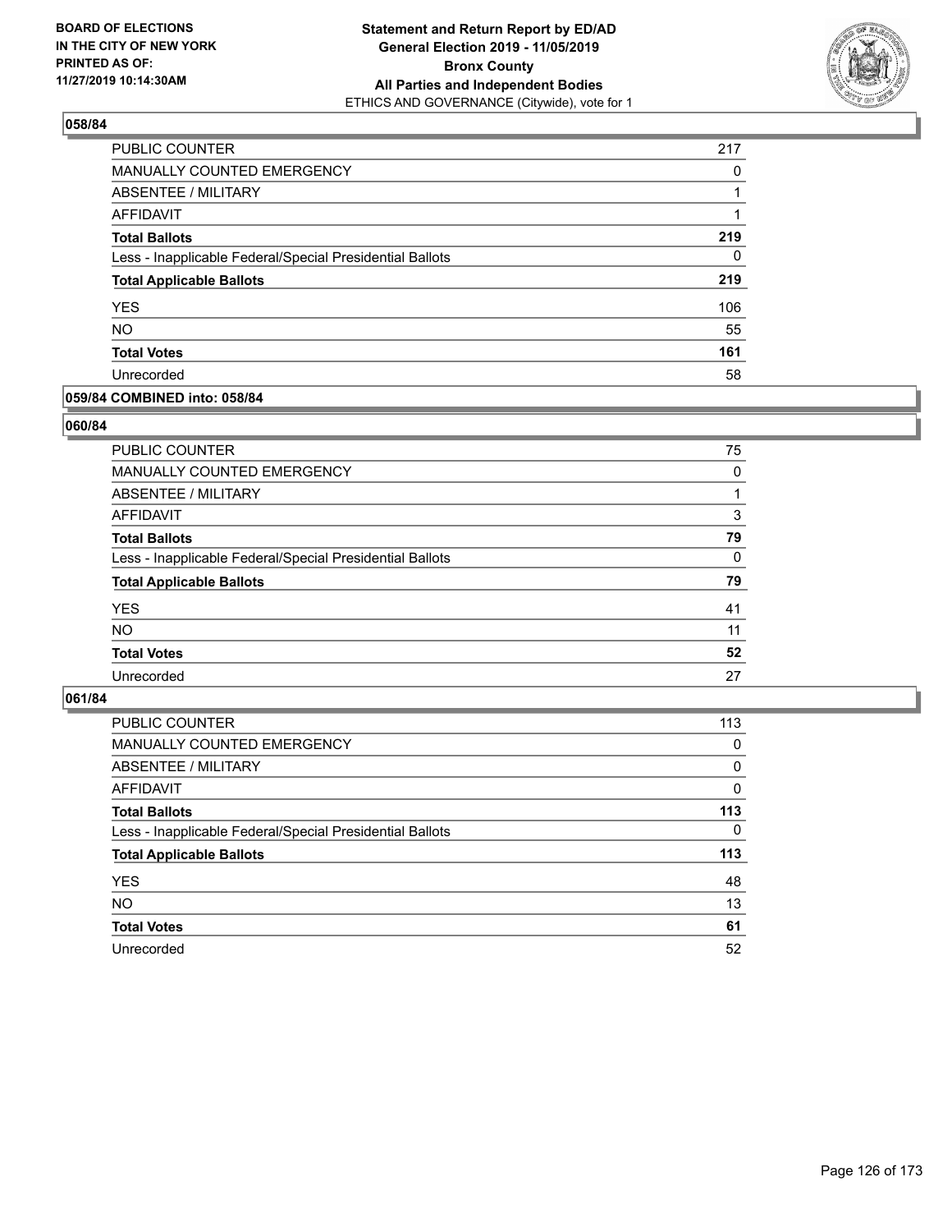BOARD OF ELECTIONS
IN THE CITY OF NEW YORK
PRINTED AS OF:
11/27/2019 10:14:30AM

**Statement and Return Report by ED/AD**
**General Election 2019 - 11/05/2019**
**Bronx County**
**All Parties and Independent Bodies**
ETHICS AND GOVERNANCE (Citywide), vote for 1

## 058/84

| | |
|---|---|
| PUBLIC COUNTER | 217 |
| MANUALLY COUNTED EMERGENCY | 0 |
| ABSENTEE / MILITARY | 1 |
| AFFIDAVIT | 1 |
| **Total Ballots** | **219** |
| Less - Inapplicable Federal/Special Presidential Ballots | 0 |
| **Total Applicable Ballots** | **219** |
| YES | 106 |
| NO | 55 |
| **Total Votes** | **161** |
| Unrecorded | 58 |

## 059/84 COMBINED into: 058/84

## 060/84

| | |
|---|---|
| PUBLIC COUNTER | 75 |
| MANUALLY COUNTED EMERGENCY | 0 |
| ABSENTEE / MILITARY | 1 |
| AFFIDAVIT | 3 |
| **Total Ballots** | **79** |
| Less - Inapplicable Federal/Special Presidential Ballots | 0 |
| **Total Applicable Ballots** | **79** |
| YES | 41 |
| NO | 11 |
| **Total Votes** | **52** |
| Unrecorded | 27 |

## 061/84

| | |
|---|---|
| PUBLIC COUNTER | 113 |
| MANUALLY COUNTED EMERGENCY | 0 |
| ABSENTEE / MILITARY | 0 |
| AFFIDAVIT | 0 |
| **Total Ballots** | **113** |
| Less - Inapplicable Federal/Special Presidential Ballots | 0 |
| **Total Applicable Ballots** | **113** |
| YES | 48 |
| NO | 13 |
| **Total Votes** | **61** |
| Unrecorded | 52 |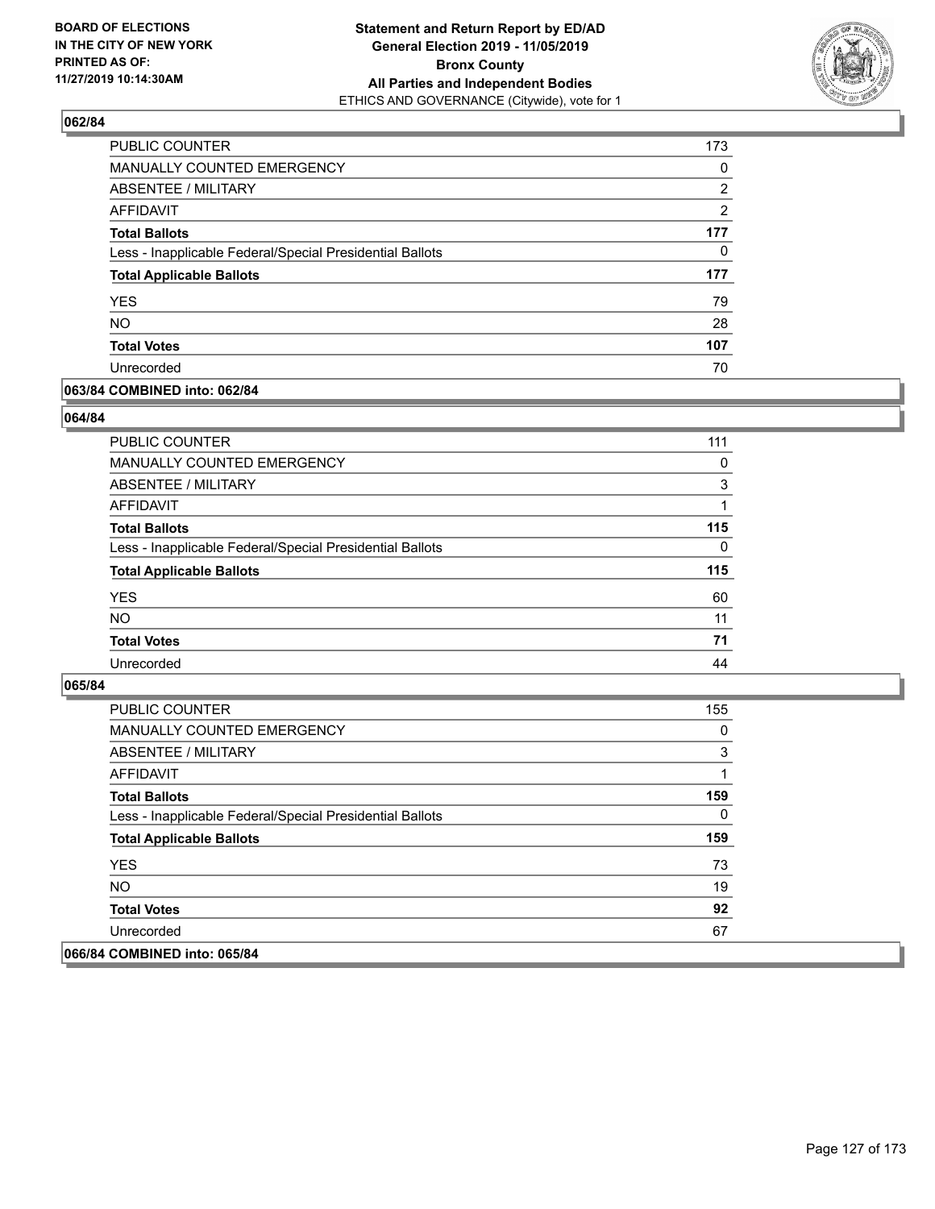## 062/84

| | |
|---|---|
| PUBLIC COUNTER | 173 |
| MANUALLY COUNTED EMERGENCY | 0 |
| ABSENTEE / MILITARY | 2 |
| AFFIDAVIT | 2 |
| **Total Ballots** | **177** |
| Less - Inapplicable Federal/Special Presidential Ballots | 0 |
| **Total Applicable Ballots** | **177** |
| YES | 79 |
| NO | 28 |
| **Total Votes** | **107** |
| Unrecorded | 70 |

## 063/84 COMBINED into: 062/84

## 064/84

| | |
|---|---|
| PUBLIC COUNTER | 111 |
| MANUALLY COUNTED EMERGENCY | 0 |
| ABSENTEE / MILITARY | 3 |
| AFFIDAVIT | 1 |
| **Total Ballots** | **115** |
| Less - Inapplicable Federal/Special Presidential Ballots | 0 |
| **Total Applicable Ballots** | **115** |
| YES | 60 |
| NO | 11 |
| **Total Votes** | **71** |
| Unrecorded | 44 |

## 065/84

| | |
|---|---|
| PUBLIC COUNTER | 155 |
| MANUALLY COUNTED EMERGENCY | 0 |
| ABSENTEE / MILITARY | 3 |
| AFFIDAVIT | 1 |
| **Total Ballots** | **159** |
| Less - Inapplicable Federal/Special Presidential Ballots | 0 |
| **Total Applicable Ballots** | **159** |
| YES | 73 |
| NO | 19 |
| **Total Votes** | **92** |
| Unrecorded | 67 |

## 066/84 COMBINED into: 065/84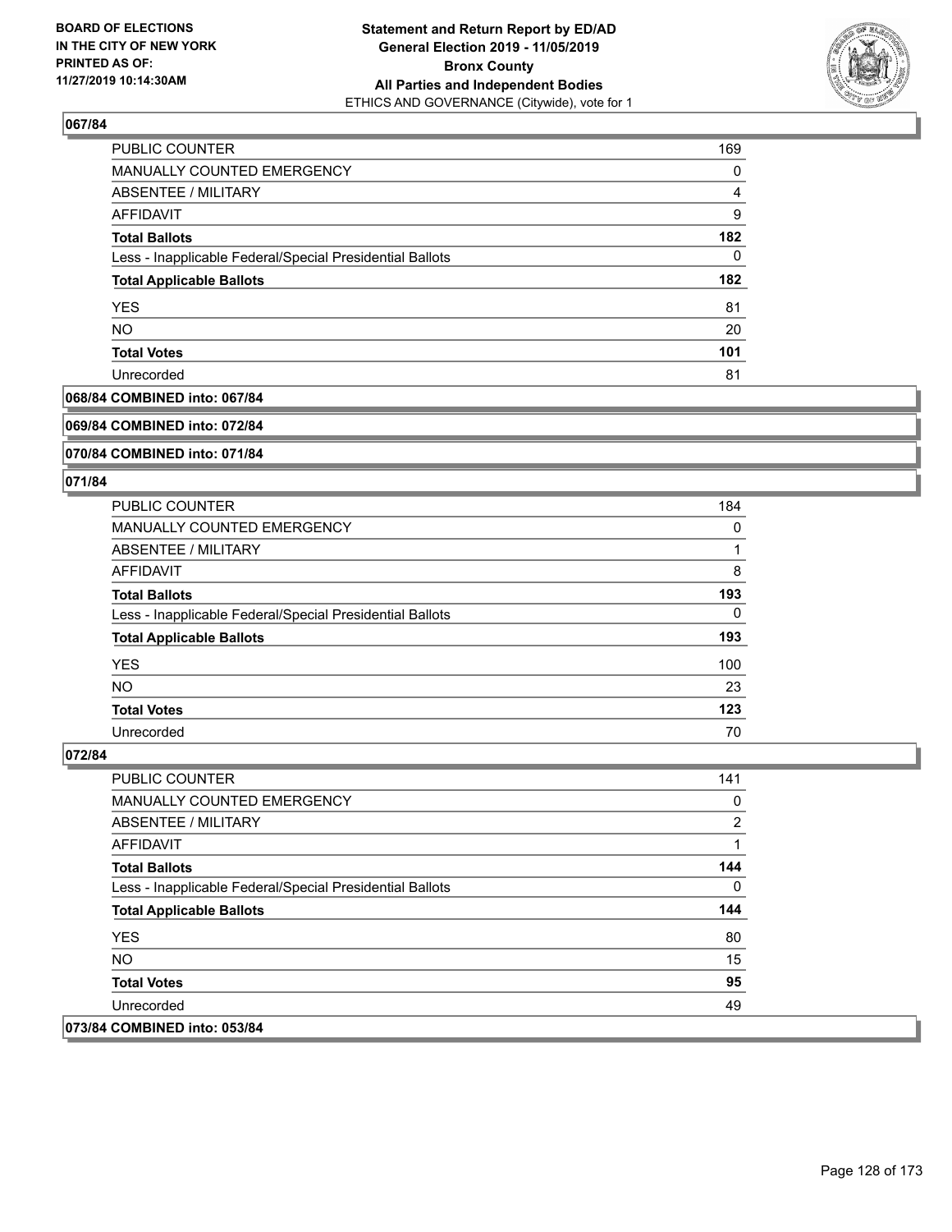**Statement and Return Report by ED/AD**
**General Election 2019 - 11/05/2019**
**Bronx County**
**All Parties and Independent Bodies**
ETHICS AND GOVERNANCE (Citywide), vote for 1

BOARD OF ELECTIONS IN THE CITY OF NEW YORK PRINTED AS OF: 11/27/2019 10:14:30AM

### 067/84

| | |
|---|---|
| PUBLIC COUNTER | 169 |
| MANUALLY COUNTED EMERGENCY | 0 |
| ABSENTEE / MILITARY | 4 |
| AFFIDAVIT | 9 |
| **Total Ballots** | **182** |
| Less - Inapplicable Federal/Special Presidential Ballots | 0 |
| **Total Applicable Ballots** | **182** |
| YES | 81 |
| NO | 20 |
| **Total Votes** | **101** |
| Unrecorded | 81 |

**068/84 COMBINED into: 067/84**

**069/84 COMBINED into: 072/84**

**070/84 COMBINED into: 071/84**

### 071/84

| | |
|---|---|
| PUBLIC COUNTER | 184 |
| MANUALLY COUNTED EMERGENCY | 0 |
| ABSENTEE / MILITARY | 1 |
| AFFIDAVIT | 8 |
| **Total Ballots** | **193** |
| Less - Inapplicable Federal/Special Presidential Ballots | 0 |
| **Total Applicable Ballots** | **193** |
| YES | 100 |
| NO | 23 |
| **Total Votes** | **123** |
| Unrecorded | 70 |

### 072/84

| | |
|---|---|
| PUBLIC COUNTER | 141 |
| MANUALLY COUNTED EMERGENCY | 0 |
| ABSENTEE / MILITARY | 2 |
| AFFIDAVIT | 1 |
| **Total Ballots** | **144** |
| Less - Inapplicable Federal/Special Presidential Ballots | 0 |
| **Total Applicable Ballots** | **144** |
| YES | 80 |
| NO | 15 |
| **Total Votes** | **95** |
| Unrecorded | 49 |

**073/84 COMBINED into: 053/84**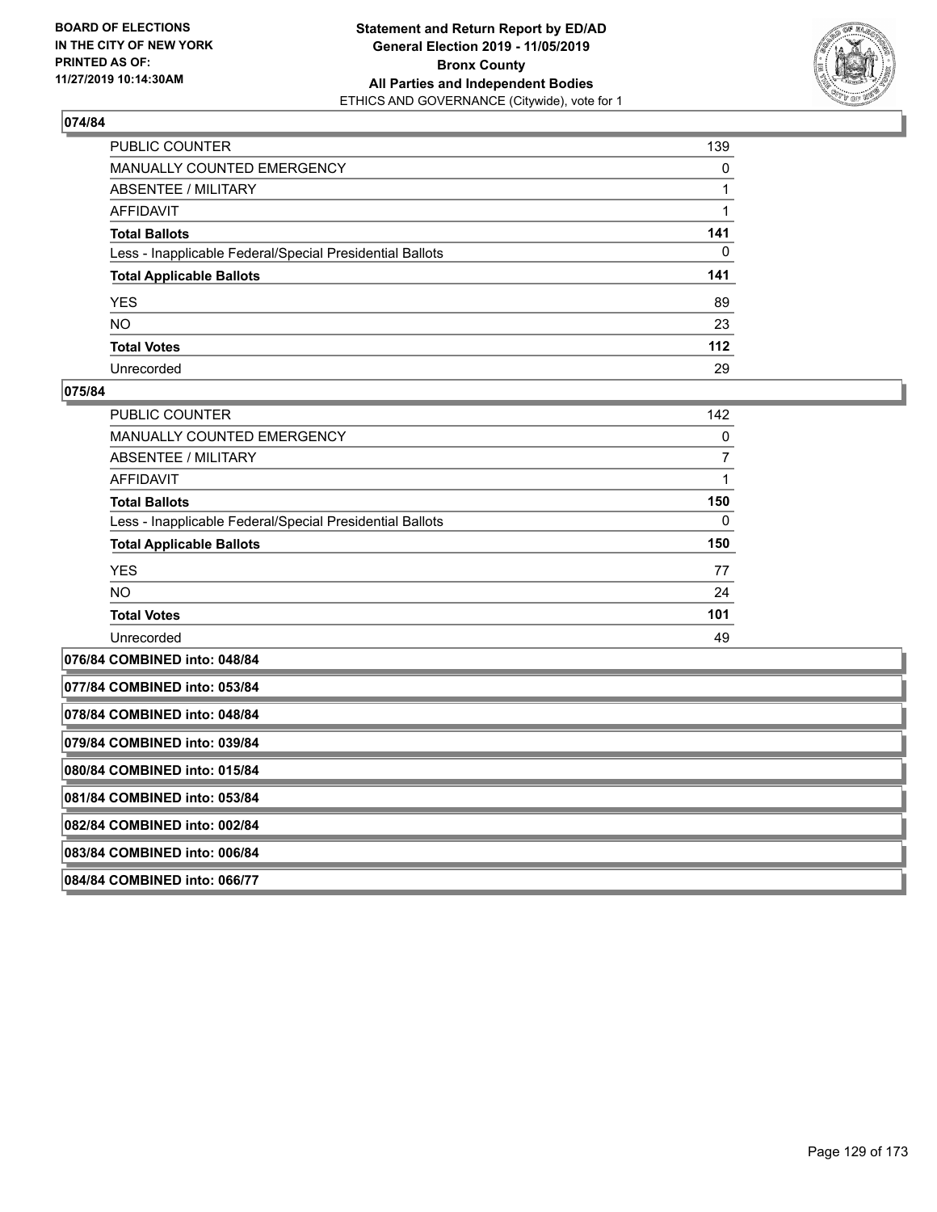### 074/84

| | |
|---|---|
| PUBLIC COUNTER | 139 |
| MANUALLY COUNTED EMERGENCY | 0 |
| ABSENTEE / MILITARY | 1 |
| AFFIDAVIT | 1 |
| **Total Ballots** | **141** |
| Less - Inapplicable Federal/Special Presidential Ballots | 0 |
| **Total Applicable Ballots** | **141** |
| YES | 89 |
| NO | 23 |
| **Total Votes** | **112** |
| Unrecorded | 29 |

### 075/84

| | |
|---|---|
| PUBLIC COUNTER | 142 |
| MANUALLY COUNTED EMERGENCY | 0 |
| ABSENTEE / MILITARY | 7 |
| AFFIDAVIT | 1 |
| **Total Ballots** | **150** |
| Less - Inapplicable Federal/Special Presidential Ballots | 0 |
| **Total Applicable Ballots** | **150** |
| YES | 77 |
| NO | 24 |
| **Total Votes** | **101** |
| Unrecorded | 49 |

### 076/84 COMBINED into: 048/84

### 077/84 COMBINED into: 053/84

### 078/84 COMBINED into: 048/84

### 079/84 COMBINED into: 039/84

### 080/84 COMBINED into: 015/84

### 081/84 COMBINED into: 053/84

### 082/84 COMBINED into: 002/84

### 083/84 COMBINED into: 006/84

### 084/84 COMBINED into: 066/77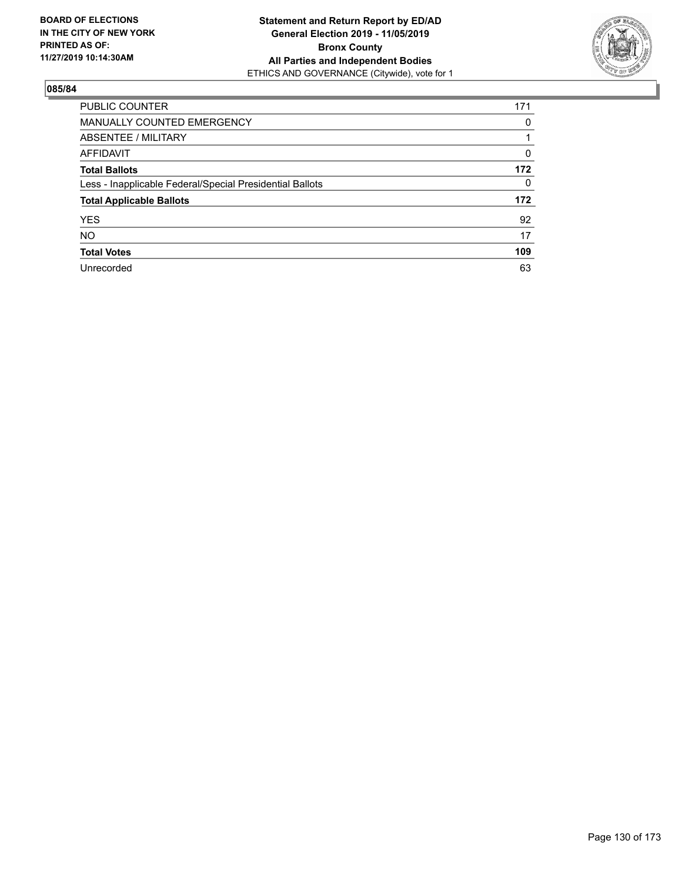BOARD OF ELECTIONS
IN THE CITY OF NEW YORK
PRINTED AS OF:
11/27/2019 10:14:30AM

**Statement and Return Report by ED/AD**
**General Election 2019 - 11/05/2019**
**Bronx County**
**All Parties and Independent Bodies**
ETHICS AND GOVERNANCE (Citywide), vote for 1

**085/84**

| | |
|---|---|
| PUBLIC COUNTER | 171 |
| MANUALLY COUNTED EMERGENCY | 0 |
| ABSENTEE / MILITARY | 1 |
| AFFIDAVIT | 0 |
| **Total Ballots** | **172** |
| Less - Inapplicable Federal/Special Presidential Ballots | 0 |
| **Total Applicable Ballots** | **172** |
| YES | 92 |
| NO | 17 |
| **Total Votes** | **109** |
| Unrecorded | 63 |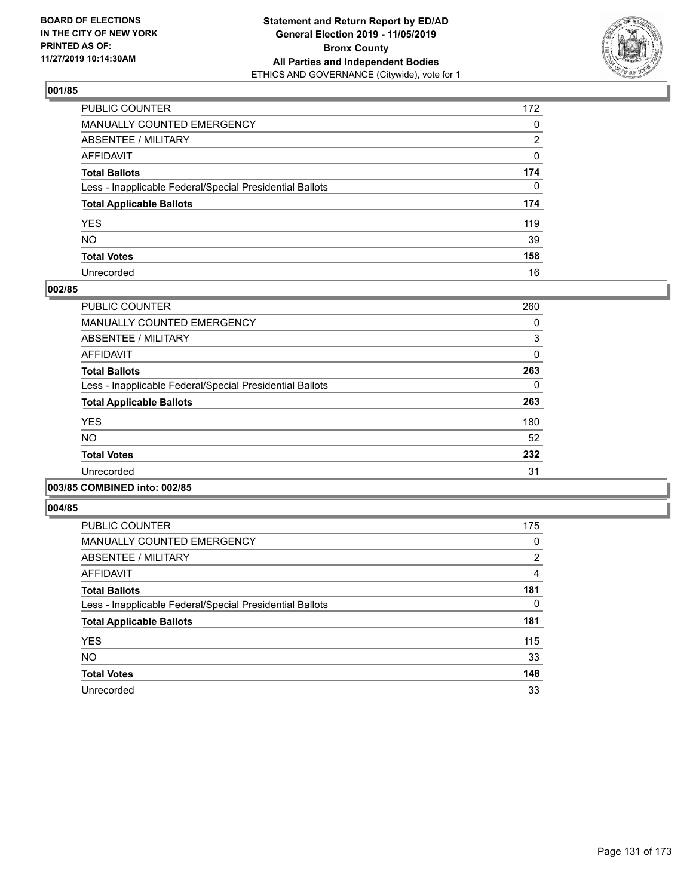**BOARD OF ELECTIONS IN THE CITY OF NEW YORK PRINTED AS OF: 11/27/2019 10:14:30AM**

**Statement and Return Report by ED/AD General Election 2019 - 11/05/2019 Bronx County All Parties and Independent Bodies**
ETHICS AND GOVERNANCE (Citywide), vote for 1

### 001/85

| | |
|---|---|
| PUBLIC COUNTER | 172 |
| MANUALLY COUNTED EMERGENCY | 0 |
| ABSENTEE / MILITARY | 2 |
| AFFIDAVIT | 0 |
| **Total Ballots** | **174** |
| Less - Inapplicable Federal/Special Presidential Ballots | 0 |
| **Total Applicable Ballots** | **174** |
| YES | 119 |
| NO | 39 |
| **Total Votes** | **158** |
| Unrecorded | 16 |

### 002/85

| | |
|---|---|
| PUBLIC COUNTER | 260 |
| MANUALLY COUNTED EMERGENCY | 0 |
| ABSENTEE / MILITARY | 3 |
| AFFIDAVIT | 0 |
| **Total Ballots** | **263** |
| Less - Inapplicable Federal/Special Presidential Ballots | 0 |
| **Total Applicable Ballots** | **263** |
| YES | 180 |
| NO | 52 |
| **Total Votes** | **232** |
| Unrecorded | 31 |

### 003/85 COMBINED into: 002/85

### 004/85

| | |
|---|---|
| PUBLIC COUNTER | 175 |
| MANUALLY COUNTED EMERGENCY | 0 |
| ABSENTEE / MILITARY | 2 |
| AFFIDAVIT | 4 |
| **Total Ballots** | **181** |
| Less - Inapplicable Federal/Special Presidential Ballots | 0 |
| **Total Applicable Ballots** | **181** |
| YES | 115 |
| NO | 33 |
| **Total Votes** | **148** |
| Unrecorded | 33 |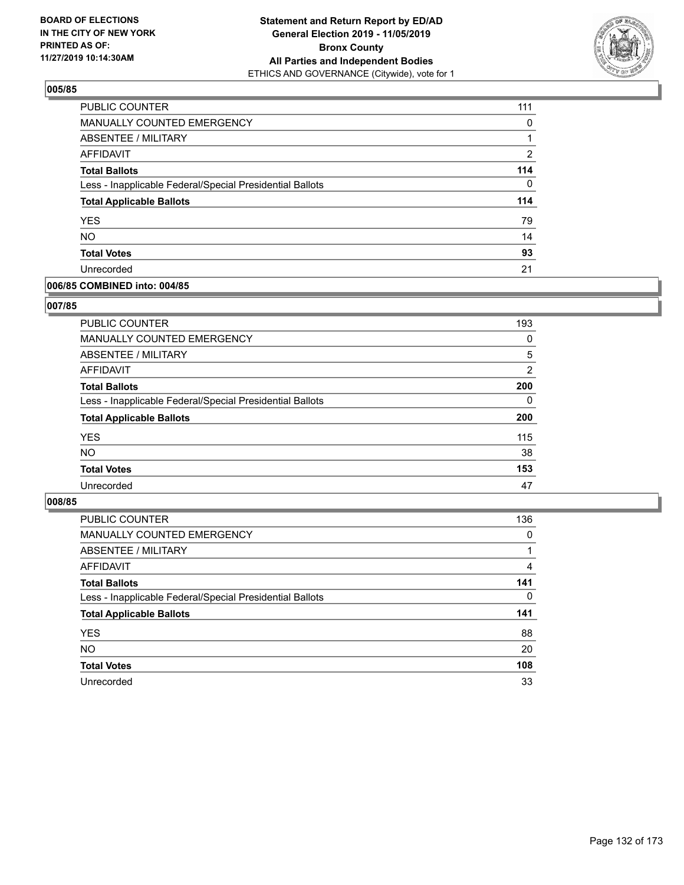### 005/85

| | |
|---|---|
| PUBLIC COUNTER | 111 |
| MANUALLY COUNTED EMERGENCY | 0 |
| ABSENTEE / MILITARY | 1 |
| AFFIDAVIT | 2 |
| **Total Ballots** | **114** |
| Less - Inapplicable Federal/Special Presidential Ballots | 0 |
| **Total Applicable Ballots** | **114** |
| YES | 79 |
| NO | 14 |
| **Total Votes** | **93** |
| Unrecorded | 21 |

### 006/85 COMBINED into: 004/85

### 007/85

| | |
|---|---|
| PUBLIC COUNTER | 193 |
| MANUALLY COUNTED EMERGENCY | 0 |
| ABSENTEE / MILITARY | 5 |
| AFFIDAVIT | 2 |
| **Total Ballots** | **200** |
| Less - Inapplicable Federal/Special Presidential Ballots | 0 |
| **Total Applicable Ballots** | **200** |
| YES | 115 |
| NO | 38 |
| **Total Votes** | **153** |
| Unrecorded | 47 |

### 008/85

| | |
|---|---|
| PUBLIC COUNTER | 136 |
| MANUALLY COUNTED EMERGENCY | 0 |
| ABSENTEE / MILITARY | 1 |
| AFFIDAVIT | 4 |
| **Total Ballots** | **141** |
| Less - Inapplicable Federal/Special Presidential Ballots | 0 |
| **Total Applicable Ballots** | **141** |
| YES | 88 |
| NO | 20 |
| **Total Votes** | **108** |
| Unrecorded | 33 |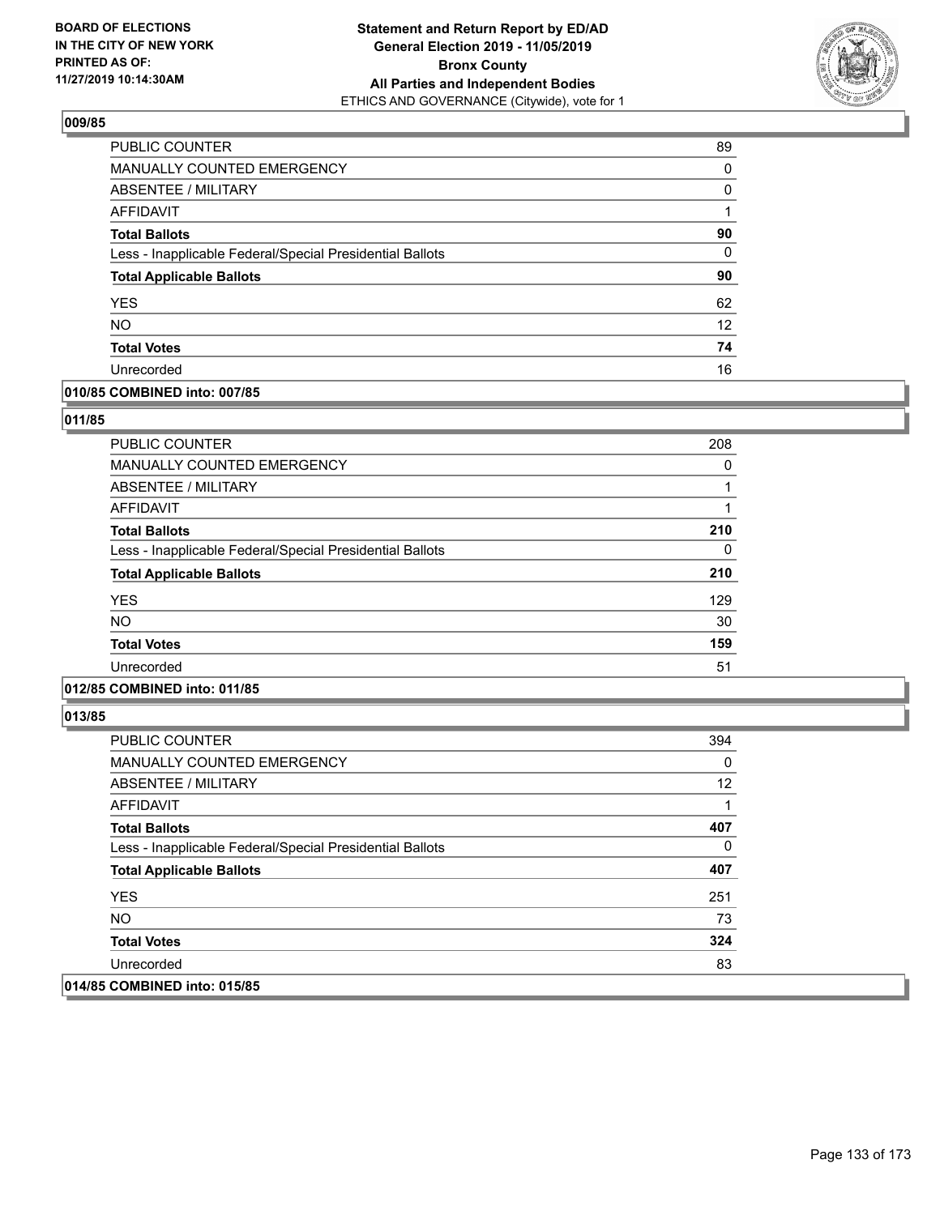## 009/85

| | |
|---|---|
| PUBLIC COUNTER | 89 |
| MANUALLY COUNTED EMERGENCY | 0 |
| ABSENTEE / MILITARY | 0 |
| AFFIDAVIT | 1 |
| **Total Ballots** | **90** |
| Less - Inapplicable Federal/Special Presidential Ballots | 0 |
| **Total Applicable Ballots** | **90** |
| YES | 62 |
| NO | 12 |
| **Total Votes** | **74** |
| Unrecorded | 16 |

## 010/85 COMBINED into: 007/85

## 011/85

| | |
|---|---|
| PUBLIC COUNTER | 208 |
| MANUALLY COUNTED EMERGENCY | 0 |
| ABSENTEE / MILITARY | 1 |
| AFFIDAVIT | 1 |
| **Total Ballots** | **210** |
| Less - Inapplicable Federal/Special Presidential Ballots | 0 |
| **Total Applicable Ballots** | **210** |
| YES | 129 |
| NO | 30 |
| **Total Votes** | **159** |
| Unrecorded | 51 |

## 012/85 COMBINED into: 011/85

## 013/85

| | |
|---|---|
| PUBLIC COUNTER | 394 |
| MANUALLY COUNTED EMERGENCY | 0 |
| ABSENTEE / MILITARY | 12 |
| AFFIDAVIT | 1 |
| **Total Ballots** | **407** |
| Less - Inapplicable Federal/Special Presidential Ballots | 0 |
| **Total Applicable Ballots** | **407** |
| YES | 251 |
| NO | 73 |
| **Total Votes** | **324** |
| Unrecorded | 83 |

## 014/85 COMBINED into: 015/85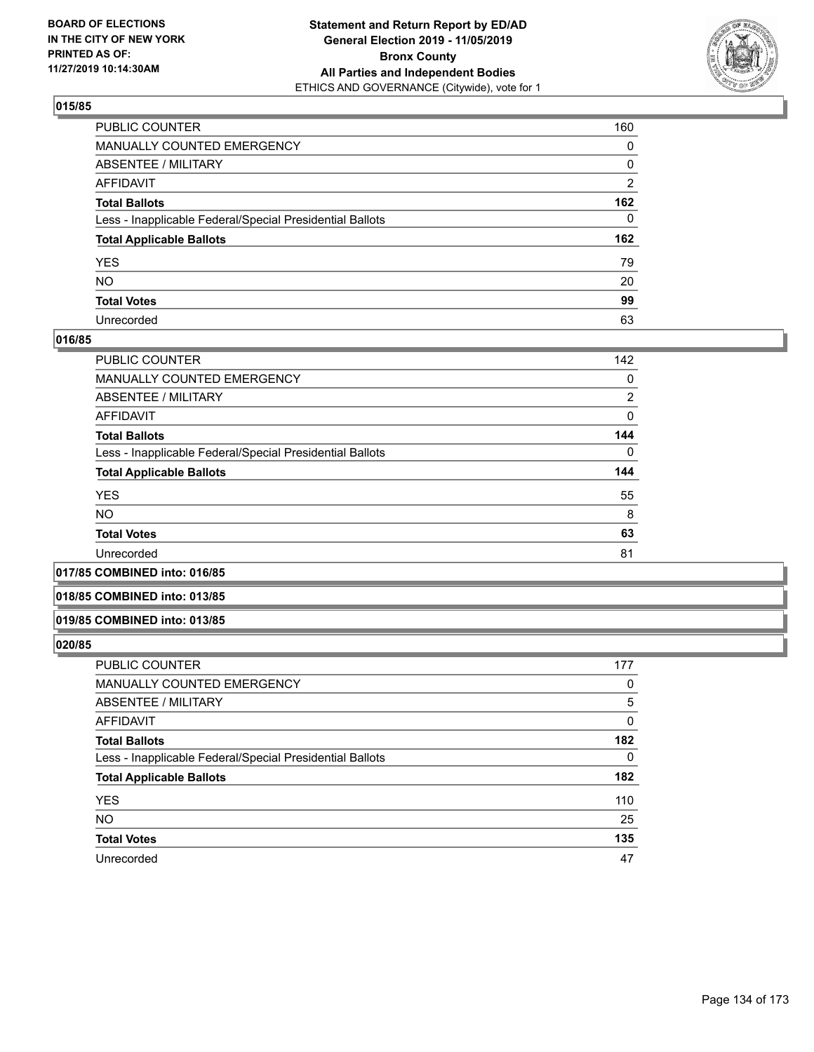**015/85**

| | |
|---|---|
| PUBLIC COUNTER | 160 |
| MANUALLY COUNTED EMERGENCY | 0 |
| ABSENTEE / MILITARY | 0 |
| AFFIDAVIT | 2 |
| **Total Ballots** | **162** |
| Less - Inapplicable Federal/Special Presidential Ballots | 0 |
| **Total Applicable Ballots** | **162** |
| YES | 79 |
| NO | 20 |
| **Total Votes** | **99** |
| Unrecorded | 63 |

**016/85**

| | |
|---|---|
| PUBLIC COUNTER | 142 |
| MANUALLY COUNTED EMERGENCY | 0 |
| ABSENTEE / MILITARY | 2 |
| AFFIDAVIT | 0 |
| **Total Ballots** | **144** |
| Less - Inapplicable Federal/Special Presidential Ballots | 0 |
| **Total Applicable Ballots** | **144** |
| YES | 55 |
| NO | 8 |
| **Total Votes** | **63** |
| Unrecorded | 81 |

**017/85 COMBINED into: 016/85**

**018/85 COMBINED into: 013/85**

**019/85 COMBINED into: 013/85**

**020/85**

| | |
|---|---|
| PUBLIC COUNTER | 177 |
| MANUALLY COUNTED EMERGENCY | 0 |
| ABSENTEE / MILITARY | 5 |
| AFFIDAVIT | 0 |
| **Total Ballots** | **182** |
| Less - Inapplicable Federal/Special Presidential Ballots | 0 |
| **Total Applicable Ballots** | **182** |
| YES | 110 |
| NO | 25 |
| **Total Votes** | **135** |
| Unrecorded | 47 |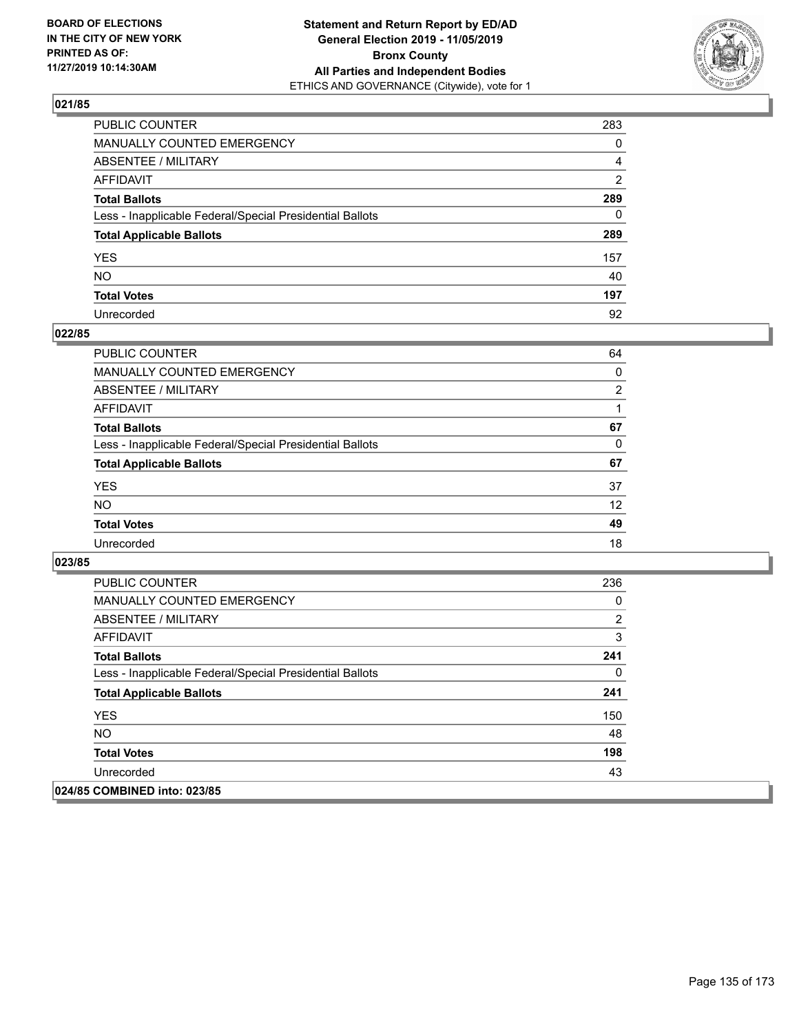BOARD OF ELECTIONS
IN THE CITY OF NEW YORK
PRINTED AS OF:
11/27/2019 10:14:30AM

**Statement and Return Report by ED/AD**
**General Election 2019 - 11/05/2019**
**Bronx County**
**All Parties and Independent Bodies**
ETHICS AND GOVERNANCE (Citywide), vote for 1

## 021/85

| | |
|---|---|
| PUBLIC COUNTER | 283 |
| MANUALLY COUNTED EMERGENCY | 0 |
| ABSENTEE / MILITARY | 4 |
| AFFIDAVIT | 2 |
| **Total Ballots** | **289** |
| Less - Inapplicable Federal/Special Presidential Ballots | 0 |
| **Total Applicable Ballots** | **289** |
| YES | 157 |
| NO | 40 |
| **Total Votes** | **197** |
| Unrecorded | 92 |

## 022/85

| | |
|---|---|
| PUBLIC COUNTER | 64 |
| MANUALLY COUNTED EMERGENCY | 0 |
| ABSENTEE / MILITARY | 2 |
| AFFIDAVIT | 1 |
| **Total Ballots** | **67** |
| Less - Inapplicable Federal/Special Presidential Ballots | 0 |
| **Total Applicable Ballots** | **67** |
| YES | 37 |
| NO | 12 |
| **Total Votes** | **49** |
| Unrecorded | 18 |

## 023/85

| | |
|---|---|
| PUBLIC COUNTER | 236 |
| MANUALLY COUNTED EMERGENCY | 0 |
| ABSENTEE / MILITARY | 2 |
| AFFIDAVIT | 3 |
| **Total Ballots** | **241** |
| Less - Inapplicable Federal/Special Presidential Ballots | 0 |
| **Total Applicable Ballots** | **241** |
| YES | 150 |
| NO | 48 |
| **Total Votes** | **198** |
| Unrecorded | 43 |

## 024/85 COMBINED into: 023/85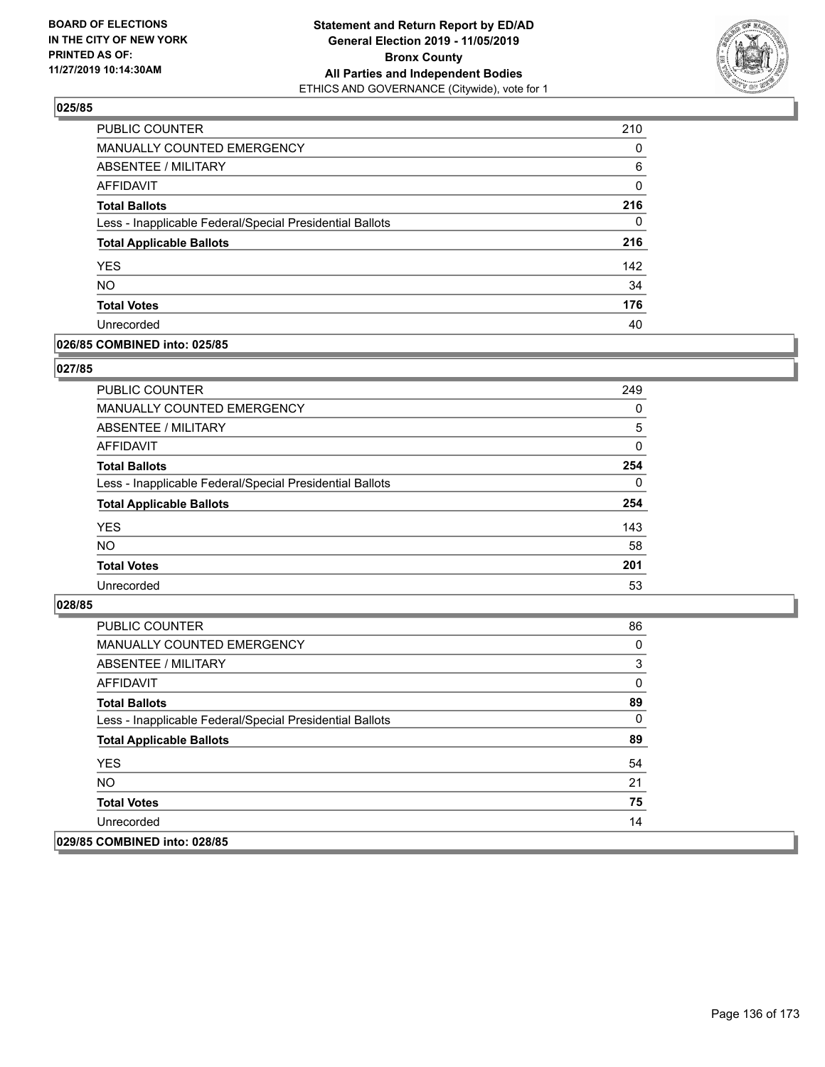### 025/85

| | |
|---|---|
| PUBLIC COUNTER | 210 |
| MANUALLY COUNTED EMERGENCY | 0 |
| ABSENTEE / MILITARY | 6 |
| AFFIDAVIT | 0 |
| **Total Ballots** | **216** |
| Less - Inapplicable Federal/Special Presidential Ballots | 0 |
| **Total Applicable Ballots** | **216** |
| YES | 142 |
| NO | 34 |
| **Total Votes** | **176** |
| Unrecorded | 40 |

### 026/85 COMBINED into: 025/85

### 027/85

| | |
|---|---|
| PUBLIC COUNTER | 249 |
| MANUALLY COUNTED EMERGENCY | 0 |
| ABSENTEE / MILITARY | 5 |
| AFFIDAVIT | 0 |
| **Total Ballots** | **254** |
| Less - Inapplicable Federal/Special Presidential Ballots | 0 |
| **Total Applicable Ballots** | **254** |
| YES | 143 |
| NO | 58 |
| **Total Votes** | **201** |
| Unrecorded | 53 |

### 028/85

| | |
|---|---|
| PUBLIC COUNTER | 86 |
| MANUALLY COUNTED EMERGENCY | 0 |
| ABSENTEE / MILITARY | 3 |
| AFFIDAVIT | 0 |
| **Total Ballots** | **89** |
| Less - Inapplicable Federal/Special Presidential Ballots | 0 |
| **Total Applicable Ballots** | **89** |
| YES | 54 |
| NO | 21 |
| **Total Votes** | **75** |
| Unrecorded | 14 |

### 029/85 COMBINED into: 028/85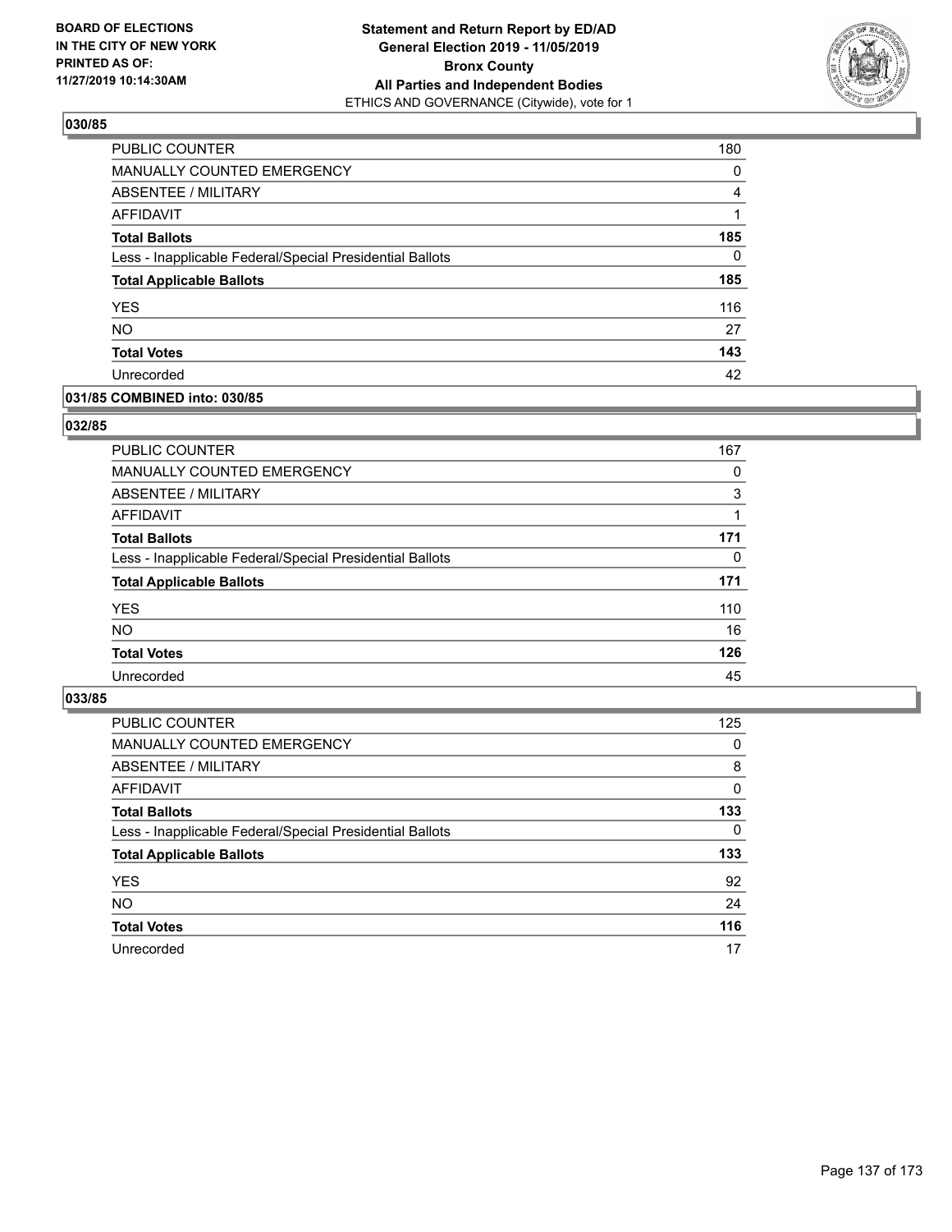### 030/85

| | |
|---|---|
| PUBLIC COUNTER | 180 |
| MANUALLY COUNTED EMERGENCY | 0 |
| ABSENTEE / MILITARY | 4 |
| AFFIDAVIT | 1 |
| **Total Ballots** | **185** |
| Less - Inapplicable Federal/Special Presidential Ballots | 0 |
| **Total Applicable Ballots** | **185** |
| YES | 116 |
| NO | 27 |
| **Total Votes** | **143** |
| Unrecorded | 42 |

### 031/85 COMBINED into: 030/85

### 032/85

| | |
|---|---|
| PUBLIC COUNTER | 167 |
| MANUALLY COUNTED EMERGENCY | 0 |
| ABSENTEE / MILITARY | 3 |
| AFFIDAVIT | 1 |
| **Total Ballots** | **171** |
| Less - Inapplicable Federal/Special Presidential Ballots | 0 |
| **Total Applicable Ballots** | **171** |
| YES | 110 |
| NO | 16 |
| **Total Votes** | **126** |
| Unrecorded | 45 |

### 033/85

| | |
|---|---|
| PUBLIC COUNTER | 125 |
| MANUALLY COUNTED EMERGENCY | 0 |
| ABSENTEE / MILITARY | 8 |
| AFFIDAVIT | 0 |
| **Total Ballots** | **133** |
| Less - Inapplicable Federal/Special Presidential Ballots | 0 |
| **Total Applicable Ballots** | **133** |
| YES | 92 |
| NO | 24 |
| **Total Votes** | **116** |
| Unrecorded | 17 |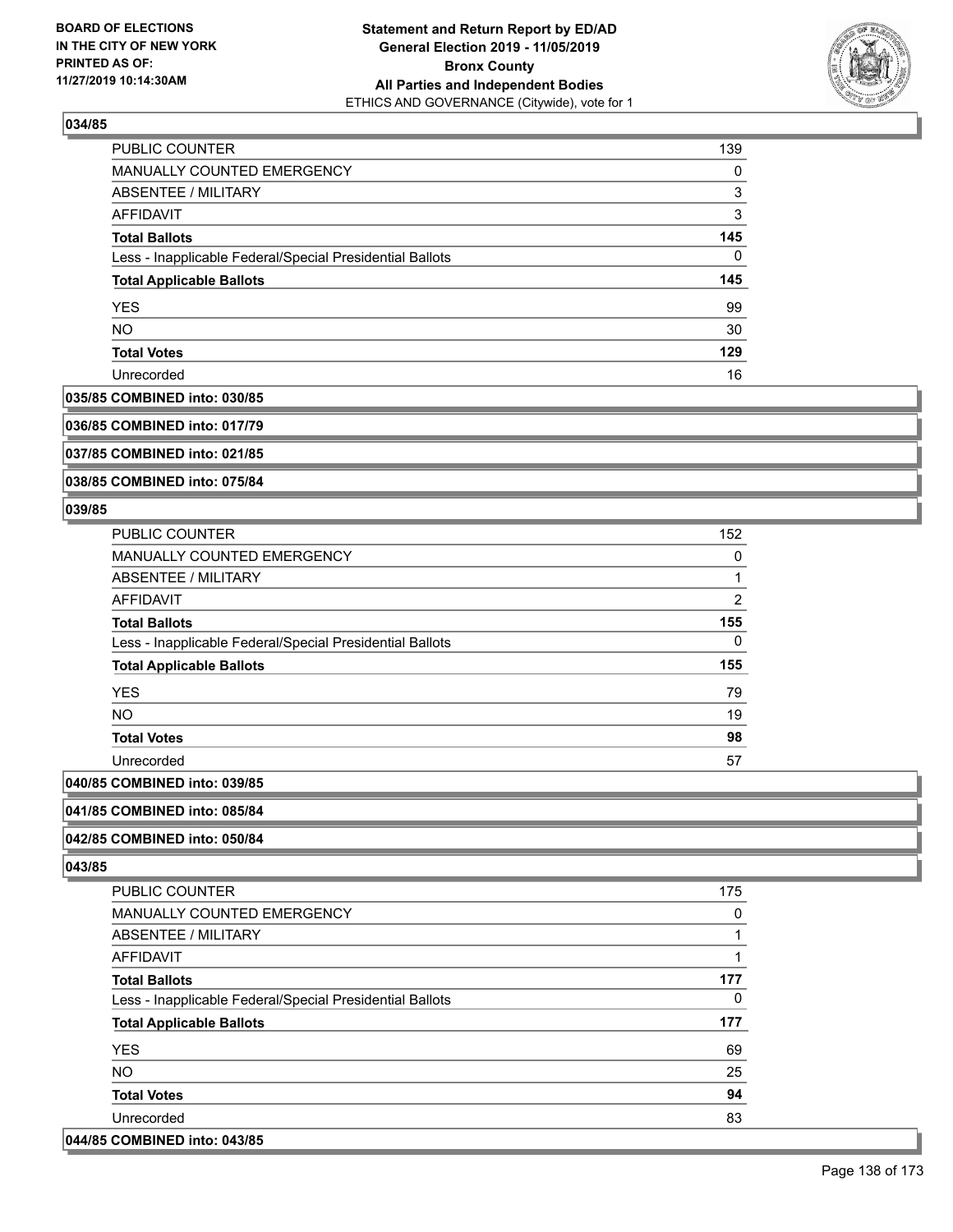### 034/85

| | |
|---|---|
| PUBLIC COUNTER | 139 |
| MANUALLY COUNTED EMERGENCY | 0 |
| ABSENTEE / MILITARY | 3 |
| AFFIDAVIT | 3 |
| **Total Ballots** | **145** |
| Less - Inapplicable Federal/Special Presidential Ballots | 0 |
| **Total Applicable Ballots** | **145** |
| YES | 99 |
| NO | 30 |
| **Total Votes** | **129** |
| Unrecorded | 16 |

### 035/85 COMBINED into: 030/85

### 036/85 COMBINED into: 017/79

### 037/85 COMBINED into: 021/85

### 038/85 COMBINED into: 075/84

### 039/85

| | |
|---|---|
| PUBLIC COUNTER | 152 |
| MANUALLY COUNTED EMERGENCY | 0 |
| ABSENTEE / MILITARY | 1 |
| AFFIDAVIT | 2 |
| **Total Ballots** | **155** |
| Less - Inapplicable Federal/Special Presidential Ballots | 0 |
| **Total Applicable Ballots** | **155** |
| YES | 79 |
| NO | 19 |
| **Total Votes** | **98** |
| Unrecorded | 57 |

### 040/85 COMBINED into: 039/85

### 041/85 COMBINED into: 085/84

### 042/85 COMBINED into: 050/84

### 043/85

| | |
|---|---|
| PUBLIC COUNTER | 175 |
| MANUALLY COUNTED EMERGENCY | 0 |
| ABSENTEE / MILITARY | 1 |
| AFFIDAVIT | 1 |
| **Total Ballots** | **177** |
| Less - Inapplicable Federal/Special Presidential Ballots | 0 |
| **Total Applicable Ballots** | **177** |
| YES | 69 |
| NO | 25 |
| **Total Votes** | **94** |
| Unrecorded | 83 |

### 044/85 COMBINED into: 043/85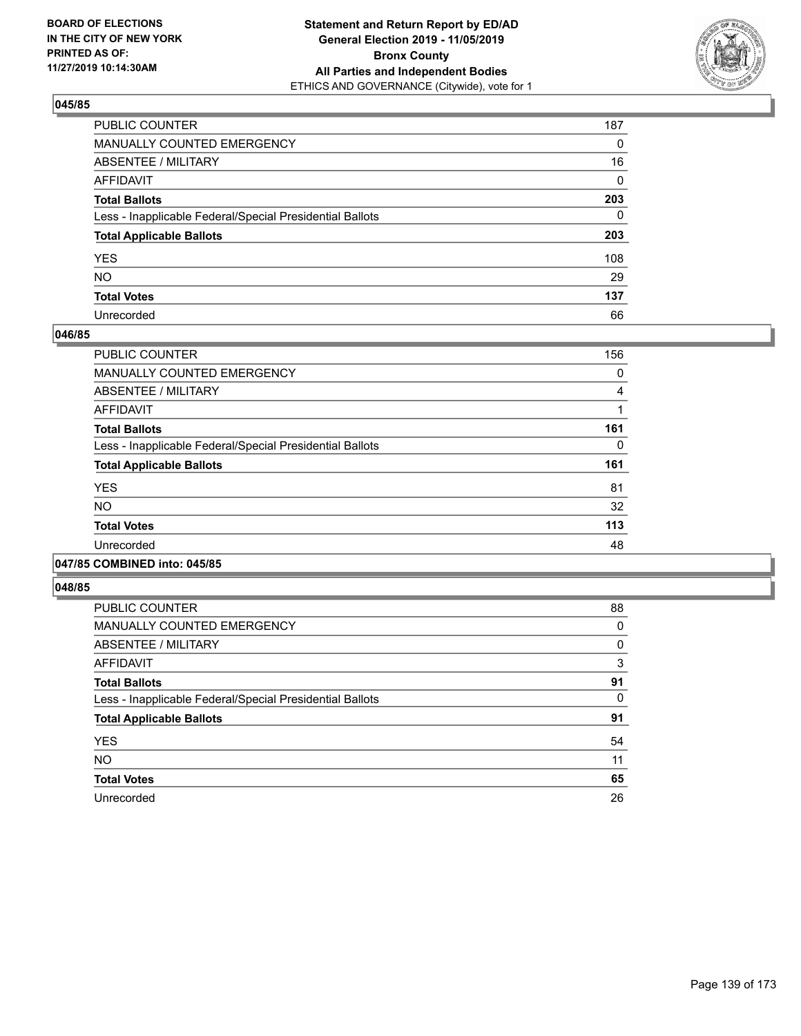**BOARD OF ELECTIONS IN THE CITY OF NEW YORK PRINTED AS OF: 11/27/2019 10:14:30AM**

**Statement and Return Report by ED/AD General Election 2019 - 11/05/2019 Bronx County All Parties and Independent Bodies**
ETHICS AND GOVERNANCE (Citywide), vote for 1

### 045/85

| | |
|---|---|
| PUBLIC COUNTER | 187 |
| MANUALLY COUNTED EMERGENCY | 0 |
| ABSENTEE / MILITARY | 16 |
| AFFIDAVIT | 0 |
| **Total Ballots** | **203** |
| Less - Inapplicable Federal/Special Presidential Ballots | 0 |
| **Total Applicable Ballots** | **203** |
| YES | 108 |
| NO | 29 |
| **Total Votes** | **137** |
| Unrecorded | 66 |

### 046/85

| | |
|---|---|
| PUBLIC COUNTER | 156 |
| MANUALLY COUNTED EMERGENCY | 0 |
| ABSENTEE / MILITARY | 4 |
| AFFIDAVIT | 1 |
| **Total Ballots** | **161** |
| Less - Inapplicable Federal/Special Presidential Ballots | 0 |
| **Total Applicable Ballots** | **161** |
| YES | 81 |
| NO | 32 |
| **Total Votes** | **113** |
| Unrecorded | 48 |

### 047/85 COMBINED into: 045/85

### 048/85

| | |
|---|---|
| PUBLIC COUNTER | 88 |
| MANUALLY COUNTED EMERGENCY | 0 |
| ABSENTEE / MILITARY | 0 |
| AFFIDAVIT | 3 |
| **Total Ballots** | **91** |
| Less - Inapplicable Federal/Special Presidential Ballots | 0 |
| **Total Applicable Ballots** | **91** |
| YES | 54 |
| NO | 11 |
| **Total Votes** | **65** |
| Unrecorded | 26 |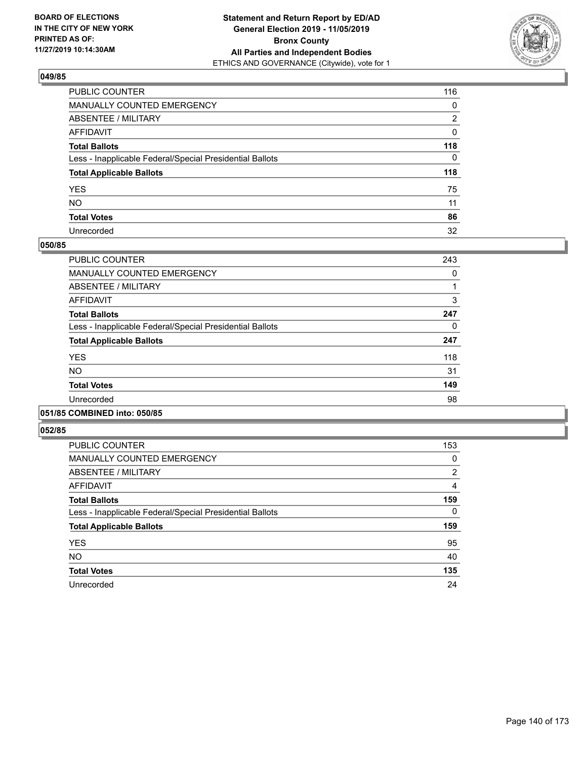**BOARD OF ELECTIONS IN THE CITY OF NEW YORK PRINTED AS OF: 11/27/2019 10:14:30AM**

**Statement and Return Report by ED/AD General Election 2019 - 11/05/2019 Bronx County All Parties and Independent Bodies**
ETHICS AND GOVERNANCE (Citywide), vote for 1

### 049/85

| | |
|---|---|
| PUBLIC COUNTER | 116 |
| MANUALLY COUNTED EMERGENCY | 0 |
| ABSENTEE / MILITARY | 2 |
| AFFIDAVIT | 0 |
| **Total Ballots** | **118** |
| Less - Inapplicable Federal/Special Presidential Ballots | 0 |
| **Total Applicable Ballots** | **118** |
| YES | 75 |
| NO | 11 |
| **Total Votes** | **86** |
| Unrecorded | 32 |

### 050/85

| | |
|---|---|
| PUBLIC COUNTER | 243 |
| MANUALLY COUNTED EMERGENCY | 0 |
| ABSENTEE / MILITARY | 1 |
| AFFIDAVIT | 3 |
| **Total Ballots** | **247** |
| Less - Inapplicable Federal/Special Presidential Ballots | 0 |
| **Total Applicable Ballots** | **247** |
| YES | 118 |
| NO | 31 |
| **Total Votes** | **149** |
| Unrecorded | 98 |

### 051/85 COMBINED into: 050/85

### 052/85

| | |
|---|---|
| PUBLIC COUNTER | 153 |
| MANUALLY COUNTED EMERGENCY | 0 |
| ABSENTEE / MILITARY | 2 |
| AFFIDAVIT | 4 |
| **Total Ballots** | **159** |
| Less - Inapplicable Federal/Special Presidential Ballots | 0 |
| **Total Applicable Ballots** | **159** |
| YES | 95 |
| NO | 40 |
| **Total Votes** | **135** |
| Unrecorded | 24 |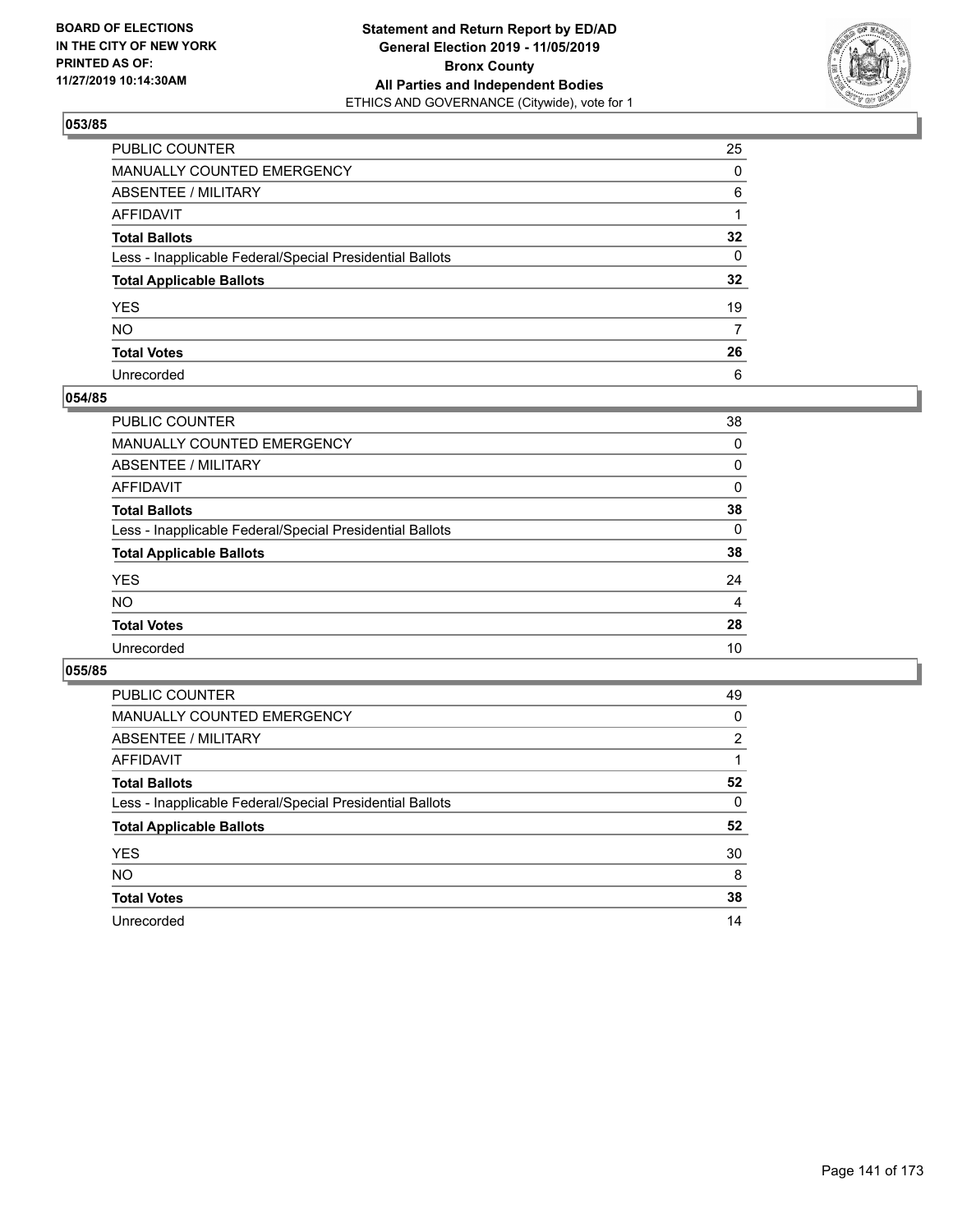**BOARD OF ELECTIONS IN THE CITY OF NEW YORK PRINTED AS OF: 11/27/2019 10:14:30AM**

**Statement and Return Report by ED/AD General Election 2019 - 11/05/2019 Bronx County All Parties and Independent Bodies**
ETHICS AND GOVERNANCE (Citywide), vote for 1

## 053/85

| | |
|---|---|
| PUBLIC COUNTER | 25 |
| MANUALLY COUNTED EMERGENCY | 0 |
| ABSENTEE / MILITARY | 6 |
| AFFIDAVIT | 1 |
| **Total Ballots** | **32** |
| Less - Inapplicable Federal/Special Presidential Ballots | 0 |
| **Total Applicable Ballots** | **32** |
| YES | 19 |
| NO | 7 |
| **Total Votes** | **26** |
| Unrecorded | 6 |

## 054/85

| | |
|---|---|
| PUBLIC COUNTER | 38 |
| MANUALLY COUNTED EMERGENCY | 0 |
| ABSENTEE / MILITARY | 0 |
| AFFIDAVIT | 0 |
| **Total Ballots** | **38** |
| Less - Inapplicable Federal/Special Presidential Ballots | 0 |
| **Total Applicable Ballots** | **38** |
| YES | 24 |
| NO | 4 |
| **Total Votes** | **28** |
| Unrecorded | 10 |

## 055/85

| | |
|---|---|
| PUBLIC COUNTER | 49 |
| MANUALLY COUNTED EMERGENCY | 0 |
| ABSENTEE / MILITARY | 2 |
| AFFIDAVIT | 1 |
| **Total Ballots** | **52** |
| Less - Inapplicable Federal/Special Presidential Ballots | 0 |
| **Total Applicable Ballots** | **52** |
| YES | 30 |
| NO | 8 |
| **Total Votes** | **38** |
| Unrecorded | 14 |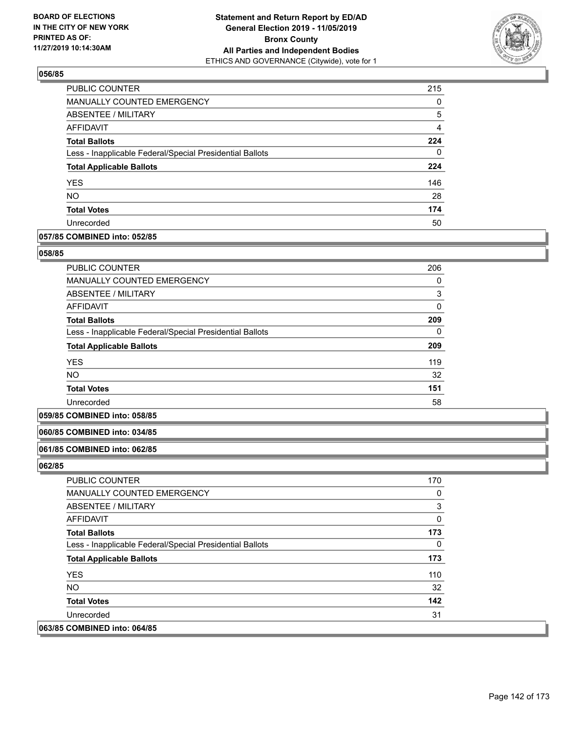### 056/85

| | |
|---|---|
| PUBLIC COUNTER | 215 |
| MANUALLY COUNTED EMERGENCY | 0 |
| ABSENTEE / MILITARY | 5 |
| AFFIDAVIT | 4 |
| **Total Ballots** | **224** |
| Less - Inapplicable Federal/Special Presidential Ballots | 0 |
| **Total Applicable Ballots** | **224** |
| YES | 146 |
| NO | 28 |
| **Total Votes** | **174** |
| Unrecorded | 50 |

### 057/85 COMBINED into: 052/85

### 058/85

| | |
|---|---|
| PUBLIC COUNTER | 206 |
| MANUALLY COUNTED EMERGENCY | 0 |
| ABSENTEE / MILITARY | 3 |
| AFFIDAVIT | 0 |
| **Total Ballots** | **209** |
| Less - Inapplicable Federal/Special Presidential Ballots | 0 |
| **Total Applicable Ballots** | **209** |
| YES | 119 |
| NO | 32 |
| **Total Votes** | **151** |
| Unrecorded | 58 |

### 059/85 COMBINED into: 058/85

### 060/85 COMBINED into: 034/85

### 061/85 COMBINED into: 062/85

### 062/85

| | |
|---|---|
| PUBLIC COUNTER | 170 |
| MANUALLY COUNTED EMERGENCY | 0 |
| ABSENTEE / MILITARY | 3 |
| AFFIDAVIT | 0 |
| **Total Ballots** | **173** |
| Less - Inapplicable Federal/Special Presidential Ballots | 0 |
| **Total Applicable Ballots** | **173** |
| YES | 110 |
| NO | 32 |
| **Total Votes** | **142** |
| Unrecorded | 31 |

### 063/85 COMBINED into: 064/85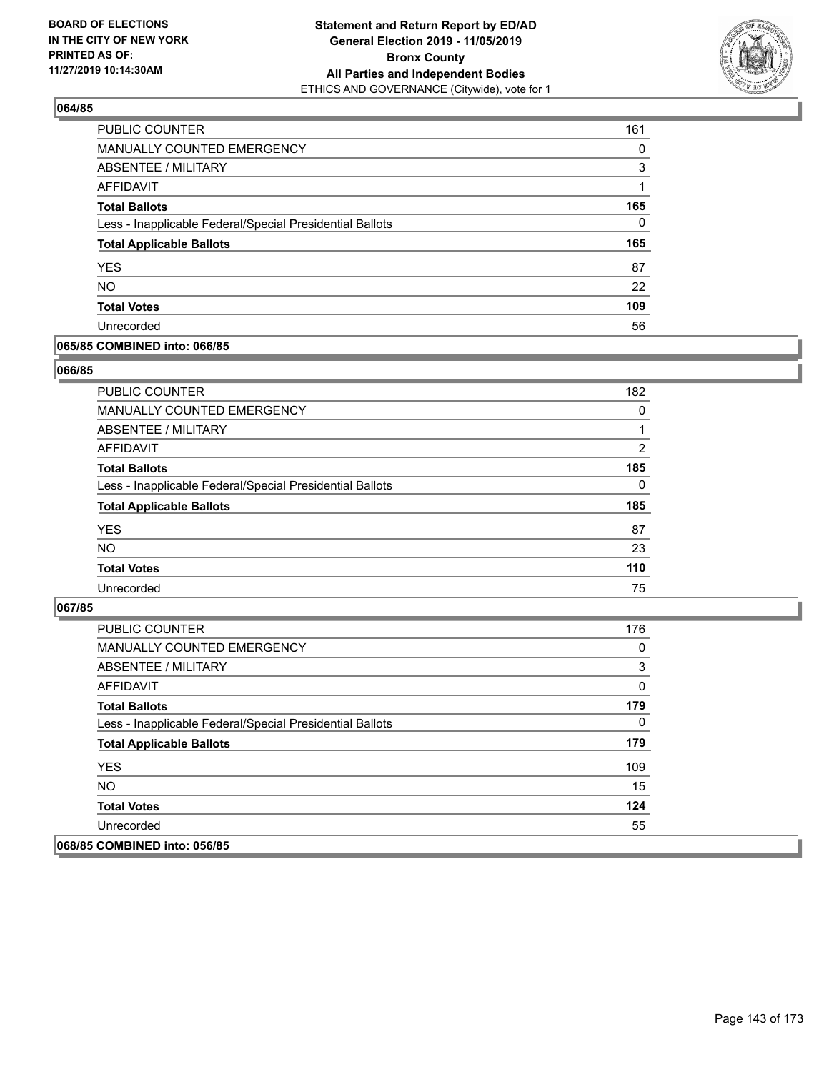### 064/85

| | |
|---|---|
| PUBLIC COUNTER | 161 |
| MANUALLY COUNTED EMERGENCY | 0 |
| ABSENTEE / MILITARY | 3 |
| AFFIDAVIT | 1 |
| **Total Ballots** | **165** |
| Less - Inapplicable Federal/Special Presidential Ballots | 0 |
| **Total Applicable Ballots** | **165** |
| YES | 87 |
| NO | 22 |
| **Total Votes** | **109** |
| Unrecorded | 56 |

### 065/85 COMBINED into: 066/85

### 066/85

| | |
|---|---|
| PUBLIC COUNTER | 182 |
| MANUALLY COUNTED EMERGENCY | 0 |
| ABSENTEE / MILITARY | 1 |
| AFFIDAVIT | 2 |
| **Total Ballots** | **185** |
| Less - Inapplicable Federal/Special Presidential Ballots | 0 |
| **Total Applicable Ballots** | **185** |
| YES | 87 |
| NO | 23 |
| **Total Votes** | **110** |
| Unrecorded | 75 |

### 067/85

| | |
|---|---|
| PUBLIC COUNTER | 176 |
| MANUALLY COUNTED EMERGENCY | 0 |
| ABSENTEE / MILITARY | 3 |
| AFFIDAVIT | 0 |
| **Total Ballots** | **179** |
| Less - Inapplicable Federal/Special Presidential Ballots | 0 |
| **Total Applicable Ballots** | **179** |
| YES | 109 |
| NO | 15 |
| **Total Votes** | **124** |
| Unrecorded | 55 |

### 068/85 COMBINED into: 056/85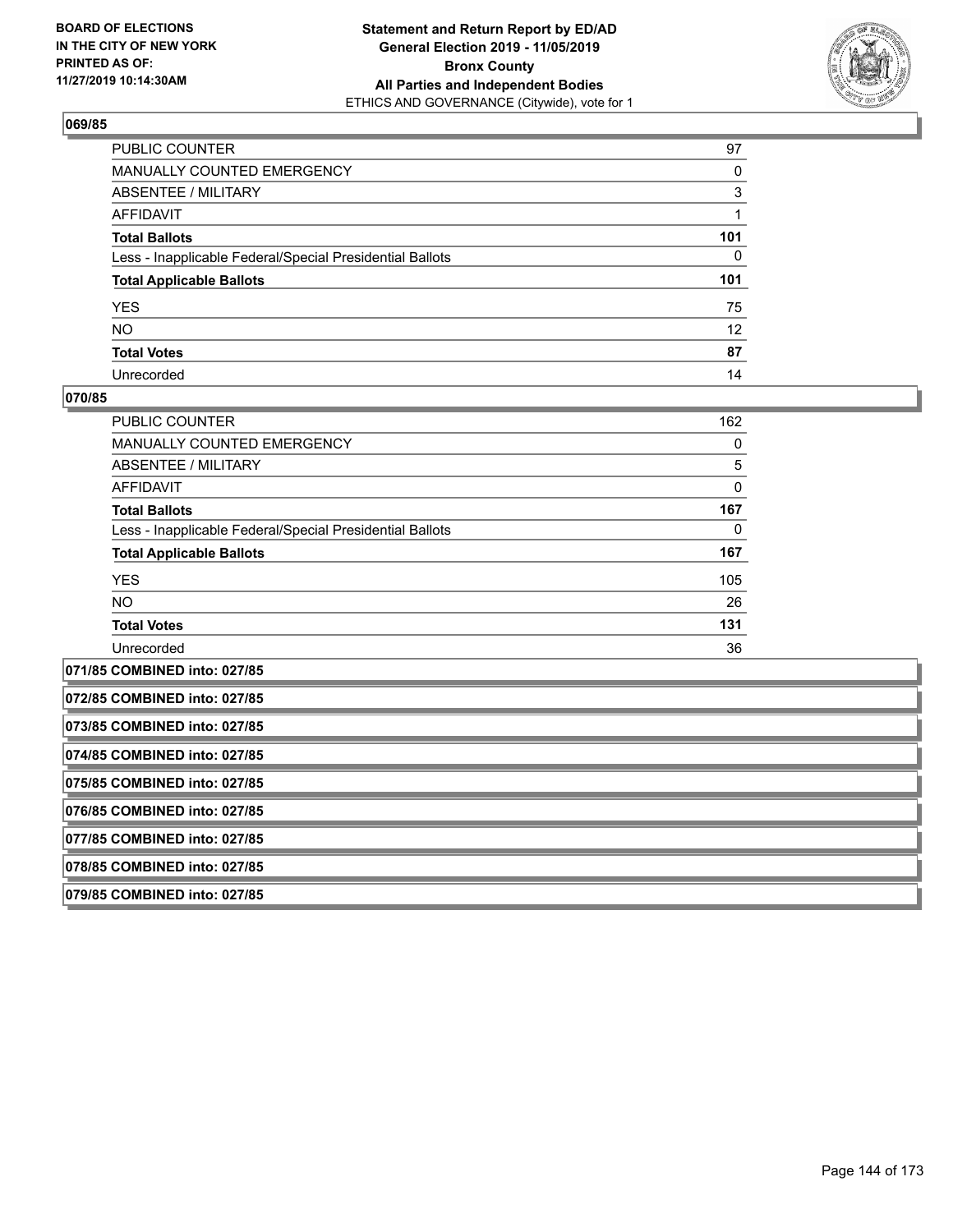### 069/85

| | |
|---|---|
| PUBLIC COUNTER | 97 |
| MANUALLY COUNTED EMERGENCY | 0 |
| ABSENTEE / MILITARY | 3 |
| AFFIDAVIT | 1 |
| **Total Ballots** | **101** |
| Less - Inapplicable Federal/Special Presidential Ballots | 0 |
| **Total Applicable Ballots** | **101** |
| YES | 75 |
| NO | 12 |
| **Total Votes** | **87** |
| Unrecorded | 14 |

### 070/85

| | |
|---|---|
| PUBLIC COUNTER | 162 |
| MANUALLY COUNTED EMERGENCY | 0 |
| ABSENTEE / MILITARY | 5 |
| AFFIDAVIT | 0 |
| **Total Ballots** | **167** |
| Less - Inapplicable Federal/Special Presidential Ballots | 0 |
| **Total Applicable Ballots** | **167** |
| YES | 105 |
| NO | 26 |
| **Total Votes** | **131** |
| Unrecorded | 36 |

### 071/85 COMBINED into: 027/85

### 072/85 COMBINED into: 027/85

### 073/85 COMBINED into: 027/85

### 074/85 COMBINED into: 027/85

### 075/85 COMBINED into: 027/85

### 076/85 COMBINED into: 027/85

### 077/85 COMBINED into: 027/85

### 078/85 COMBINED into: 027/85

### 079/85 COMBINED into: 027/85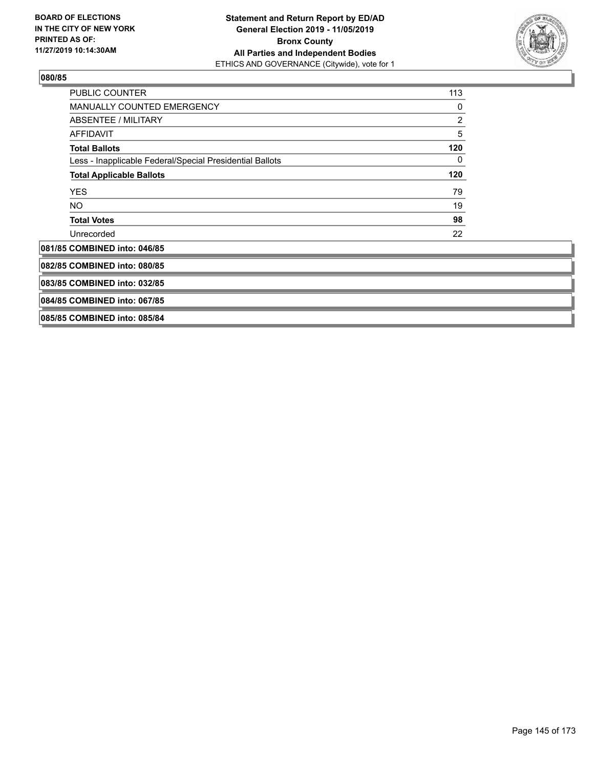## 080/85

| | |
|---|---|
| PUBLIC COUNTER | 113 |
| MANUALLY COUNTED EMERGENCY | 0 |
| ABSENTEE / MILITARY | 2 |
| AFFIDAVIT | 5 |
| **Total Ballots** | **120** |
| Less - Inapplicable Federal/Special Presidential Ballots | 0 |
| **Total Applicable Ballots** | **120** |
| YES | 79 |
| NO | 19 |
| **Total Votes** | **98** |
| Unrecorded | 22 |

## 081/85 COMBINED into: 046/85

## 082/85 COMBINED into: 080/85

## 083/85 COMBINED into: 032/85

## 084/85 COMBINED into: 067/85

## 085/85 COMBINED into: 085/84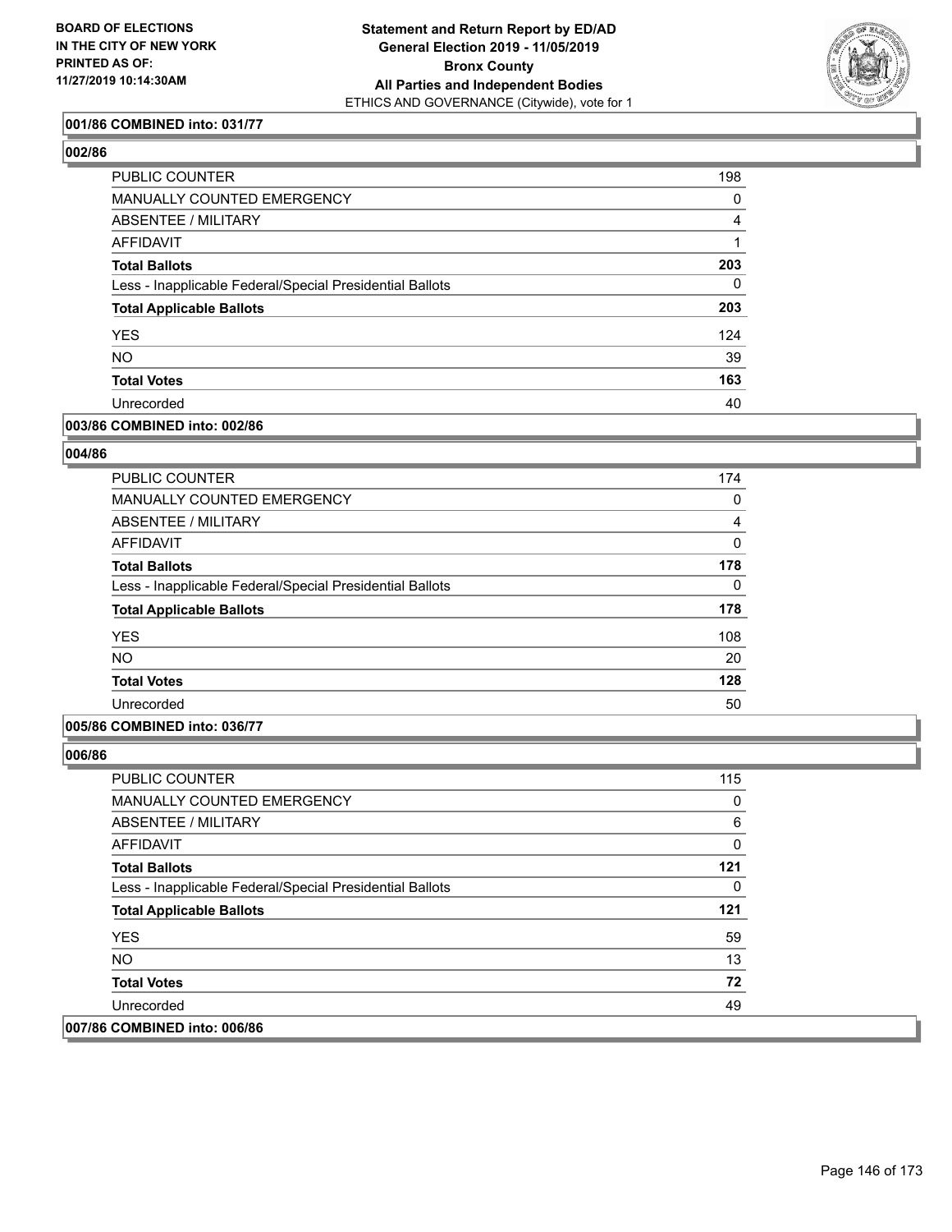**001/86 COMBINED into: 031/77**

**002/86**

| | |
|---|---|
| PUBLIC COUNTER | 198 |
| MANUALLY COUNTED EMERGENCY | 0 |
| ABSENTEE / MILITARY | 4 |
| AFFIDAVIT | 1 |
| **Total Ballots** | **203** |
| Less - Inapplicable Federal/Special Presidential Ballots | 0 |
| **Total Applicable Ballots** | **203** |
| YES | 124 |
| NO | 39 |
| **Total Votes** | **163** |
| Unrecorded | 40 |

**003/86 COMBINED into: 002/86**

**004/86**

| | |
|---|---|
| PUBLIC COUNTER | 174 |
| MANUALLY COUNTED EMERGENCY | 0 |
| ABSENTEE / MILITARY | 4 |
| AFFIDAVIT | 0 |
| **Total Ballots** | **178** |
| Less - Inapplicable Federal/Special Presidential Ballots | 0 |
| **Total Applicable Ballots** | **178** |
| YES | 108 |
| NO | 20 |
| **Total Votes** | **128** |
| Unrecorded | 50 |

**005/86 COMBINED into: 036/77**

**006/86**

| | |
|---|---|
| PUBLIC COUNTER | 115 |
| MANUALLY COUNTED EMERGENCY | 0 |
| ABSENTEE / MILITARY | 6 |
| AFFIDAVIT | 0 |
| **Total Ballots** | **121** |
| Less - Inapplicable Federal/Special Presidential Ballots | 0 |
| **Total Applicable Ballots** | **121** |
| YES | 59 |
| NO | 13 |
| **Total Votes** | **72** |
| Unrecorded | 49 |

**007/86 COMBINED into: 006/86**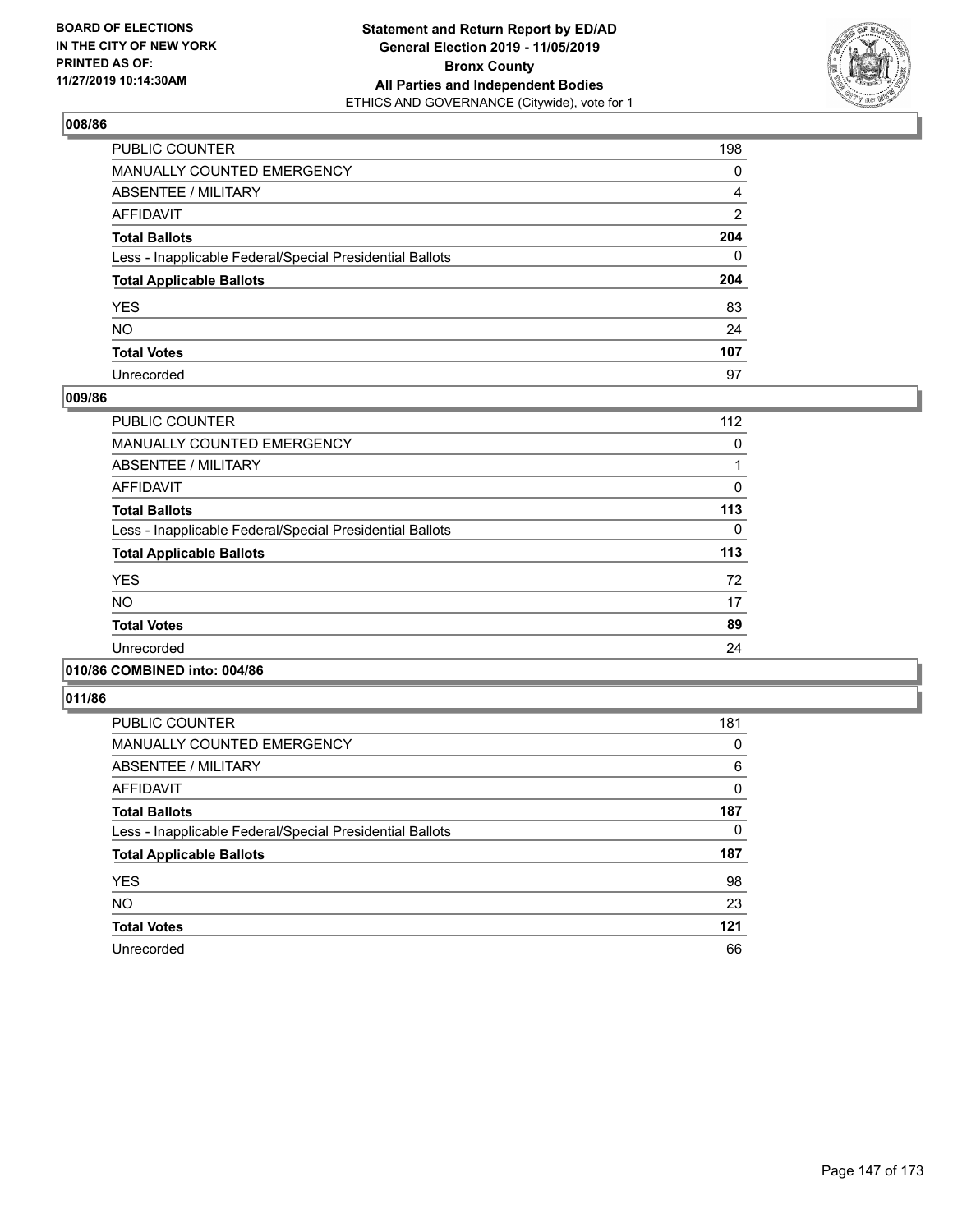## 008/86

| | |
|---|---|
| PUBLIC COUNTER | 198 |
| MANUALLY COUNTED EMERGENCY | 0 |
| ABSENTEE / MILITARY | 4 |
| AFFIDAVIT | 2 |
| **Total Ballots** | **204** |
| Less - Inapplicable Federal/Special Presidential Ballots | 0 |
| **Total Applicable Ballots** | **204** |
| YES | 83 |
| NO | 24 |
| **Total Votes** | **107** |
| Unrecorded | 97 |

## 009/86

| | |
|---|---|
| PUBLIC COUNTER | 112 |
| MANUALLY COUNTED EMERGENCY | 0 |
| ABSENTEE / MILITARY | 1 |
| AFFIDAVIT | 0 |
| **Total Ballots** | **113** |
| Less - Inapplicable Federal/Special Presidential Ballots | 0 |
| **Total Applicable Ballots** | **113** |
| YES | 72 |
| NO | 17 |
| **Total Votes** | **89** |
| Unrecorded | 24 |

## 010/86 COMBINED into: 004/86

## 011/86

| | |
|---|---|
| PUBLIC COUNTER | 181 |
| MANUALLY COUNTED EMERGENCY | 0 |
| ABSENTEE / MILITARY | 6 |
| AFFIDAVIT | 0 |
| **Total Ballots** | **187** |
| Less - Inapplicable Federal/Special Presidential Ballots | 0 |
| **Total Applicable Ballots** | **187** |
| YES | 98 |
| NO | 23 |
| **Total Votes** | **121** |
| Unrecorded | 66 |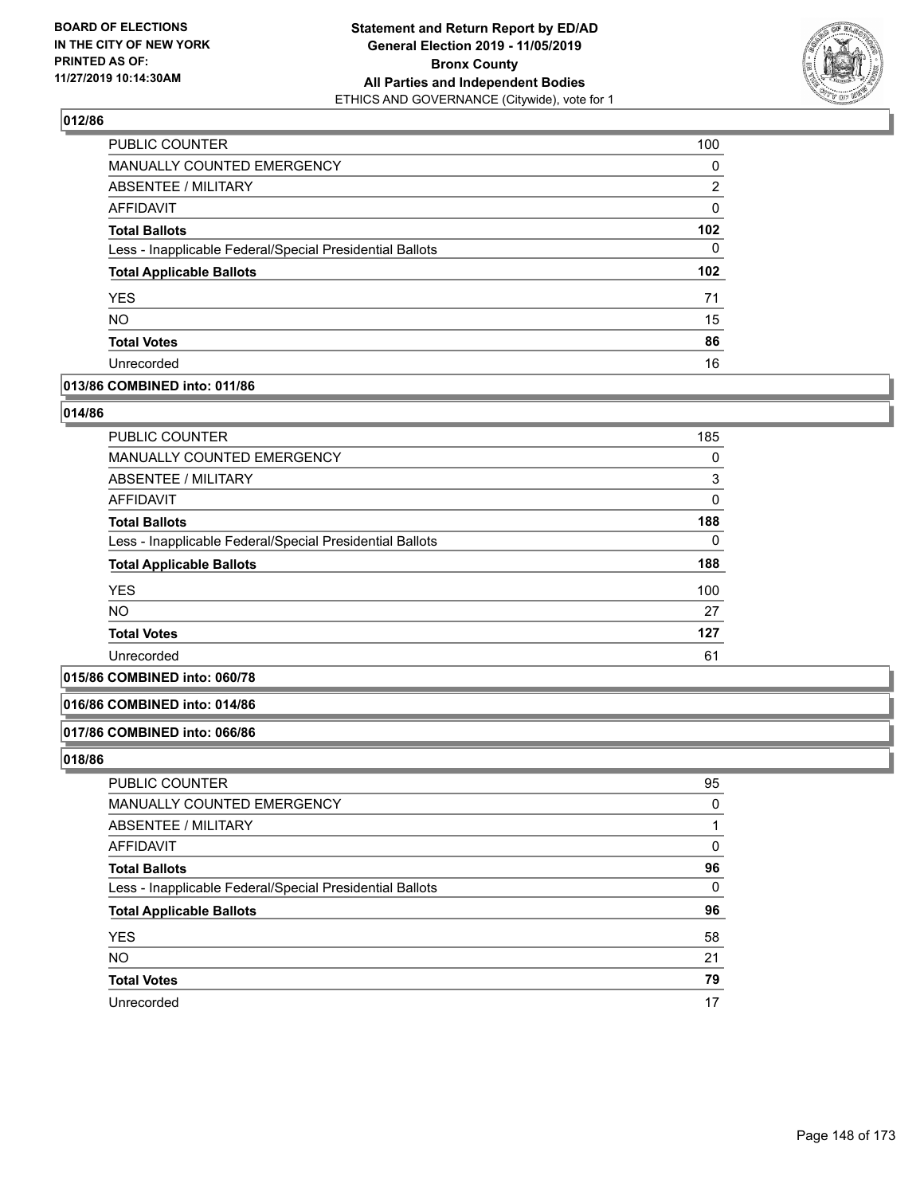### 012/86

| | |
|---|---|
| PUBLIC COUNTER | 100 |
| MANUALLY COUNTED EMERGENCY | 0 |
| ABSENTEE / MILITARY | 2 |
| AFFIDAVIT | 0 |
| **Total Ballots** | **102** |
| Less - Inapplicable Federal/Special Presidential Ballots | 0 |
| **Total Applicable Ballots** | **102** |
| YES | 71 |
| NO | 15 |
| **Total Votes** | **86** |
| Unrecorded | 16 |

### 013/86 COMBINED into: 011/86

### 014/86

| | |
|---|---|
| PUBLIC COUNTER | 185 |
| MANUALLY COUNTED EMERGENCY | 0 |
| ABSENTEE / MILITARY | 3 |
| AFFIDAVIT | 0 |
| **Total Ballots** | **188** |
| Less - Inapplicable Federal/Special Presidential Ballots | 0 |
| **Total Applicable Ballots** | **188** |
| YES | 100 |
| NO | 27 |
| **Total Votes** | **127** |
| Unrecorded | 61 |

### 015/86 COMBINED into: 060/78

### 016/86 COMBINED into: 014/86

### 017/86 COMBINED into: 066/86

### 018/86

| | |
|---|---|
| PUBLIC COUNTER | 95 |
| MANUALLY COUNTED EMERGENCY | 0 |
| ABSENTEE / MILITARY | 1 |
| AFFIDAVIT | 0 |
| **Total Ballots** | **96** |
| Less - Inapplicable Federal/Special Presidential Ballots | 0 |
| **Total Applicable Ballots** | **96** |
| YES | 58 |
| NO | 21 |
| **Total Votes** | **79** |
| Unrecorded | 17 |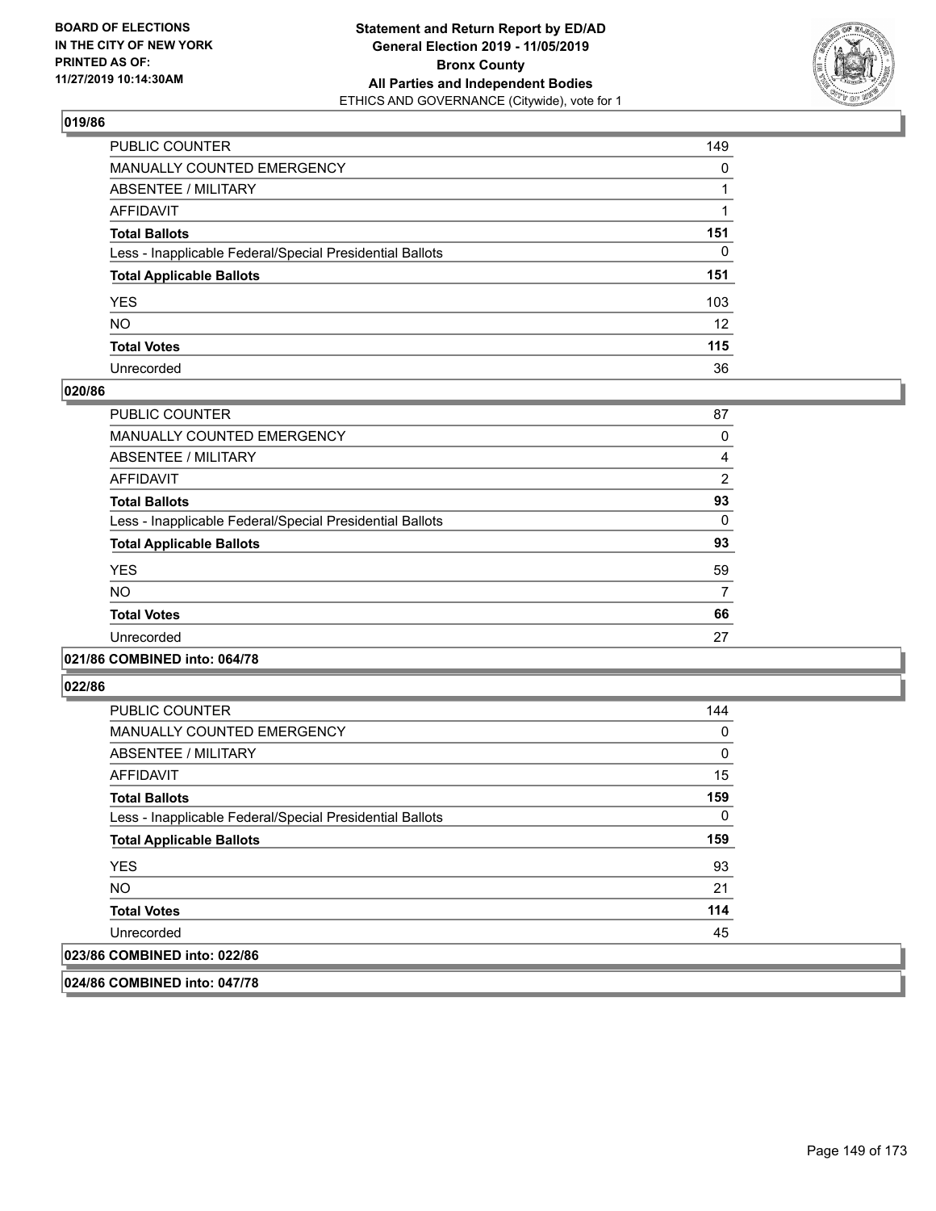## 019/86

| | |
|---|---|
| PUBLIC COUNTER | 149 |
| MANUALLY COUNTED EMERGENCY | 0 |
| ABSENTEE / MILITARY | 1 |
| AFFIDAVIT | 1 |
| **Total Ballots** | **151** |
| Less - Inapplicable Federal/Special Presidential Ballots | 0 |
| **Total Applicable Ballots** | **151** |
| YES | 103 |
| NO | 12 |
| **Total Votes** | **115** |
| Unrecorded | 36 |

## 020/86

| | |
|---|---|
| PUBLIC COUNTER | 87 |
| MANUALLY COUNTED EMERGENCY | 0 |
| ABSENTEE / MILITARY | 4 |
| AFFIDAVIT | 2 |
| **Total Ballots** | **93** |
| Less - Inapplicable Federal/Special Presidential Ballots | 0 |
| **Total Applicable Ballots** | **93** |
| YES | 59 |
| NO | 7 |
| **Total Votes** | **66** |
| Unrecorded | 27 |

## 021/86 COMBINED into: 064/78

## 022/86

| | |
|---|---|
| PUBLIC COUNTER | 144 |
| MANUALLY COUNTED EMERGENCY | 0 |
| ABSENTEE / MILITARY | 0 |
| AFFIDAVIT | 15 |
| **Total Ballots** | **159** |
| Less - Inapplicable Federal/Special Presidential Ballots | 0 |
| **Total Applicable Ballots** | **159** |
| YES | 93 |
| NO | 21 |
| **Total Votes** | **114** |
| Unrecorded | 45 |

## 023/86 COMBINED into: 022/86

## 024/86 COMBINED into: 047/78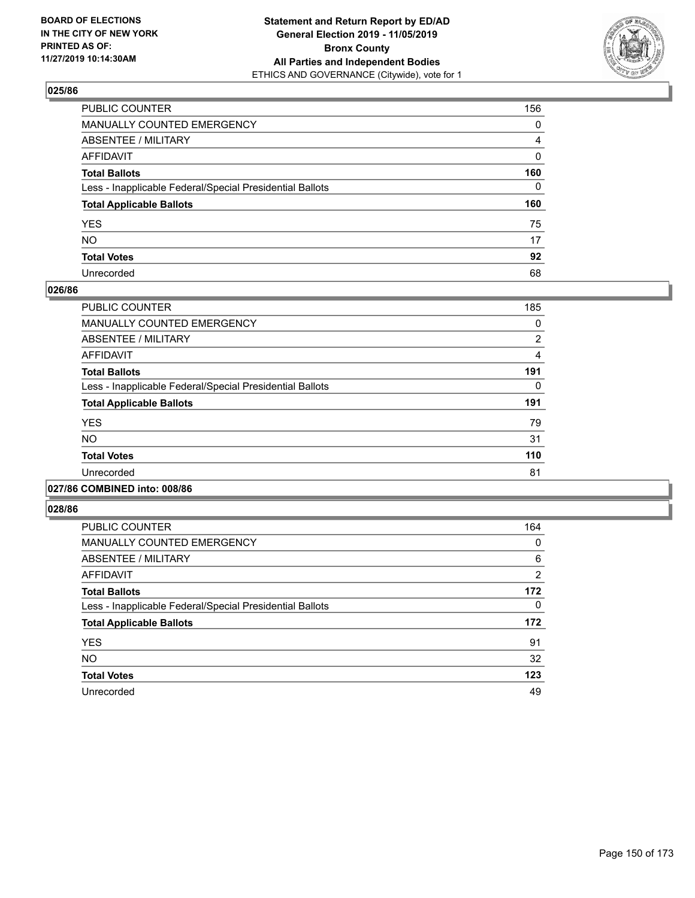### 025/86

| | |
|---|---|
| PUBLIC COUNTER | 156 |
| MANUALLY COUNTED EMERGENCY | 0 |
| ABSENTEE / MILITARY | 4 |
| AFFIDAVIT | 0 |
| **Total Ballots** | **160** |
| Less - Inapplicable Federal/Special Presidential Ballots | 0 |
| **Total Applicable Ballots** | **160** |
| YES | 75 |
| NO | 17 |
| **Total Votes** | **92** |
| Unrecorded | 68 |

### 026/86

| | |
|---|---|
| PUBLIC COUNTER | 185 |
| MANUALLY COUNTED EMERGENCY | 0 |
| ABSENTEE / MILITARY | 2 |
| AFFIDAVIT | 4 |
| **Total Ballots** | **191** |
| Less - Inapplicable Federal/Special Presidential Ballots | 0 |
| **Total Applicable Ballots** | **191** |
| YES | 79 |
| NO | 31 |
| **Total Votes** | **110** |
| Unrecorded | 81 |

### 027/86 COMBINED into: 008/86

### 028/86

| | |
|---|---|
| PUBLIC COUNTER | 164 |
| MANUALLY COUNTED EMERGENCY | 0 |
| ABSENTEE / MILITARY | 6 |
| AFFIDAVIT | 2 |
| **Total Ballots** | **172** |
| Less - Inapplicable Federal/Special Presidential Ballots | 0 |
| **Total Applicable Ballots** | **172** |
| YES | 91 |
| NO | 32 |
| **Total Votes** | **123** |
| Unrecorded | 49 |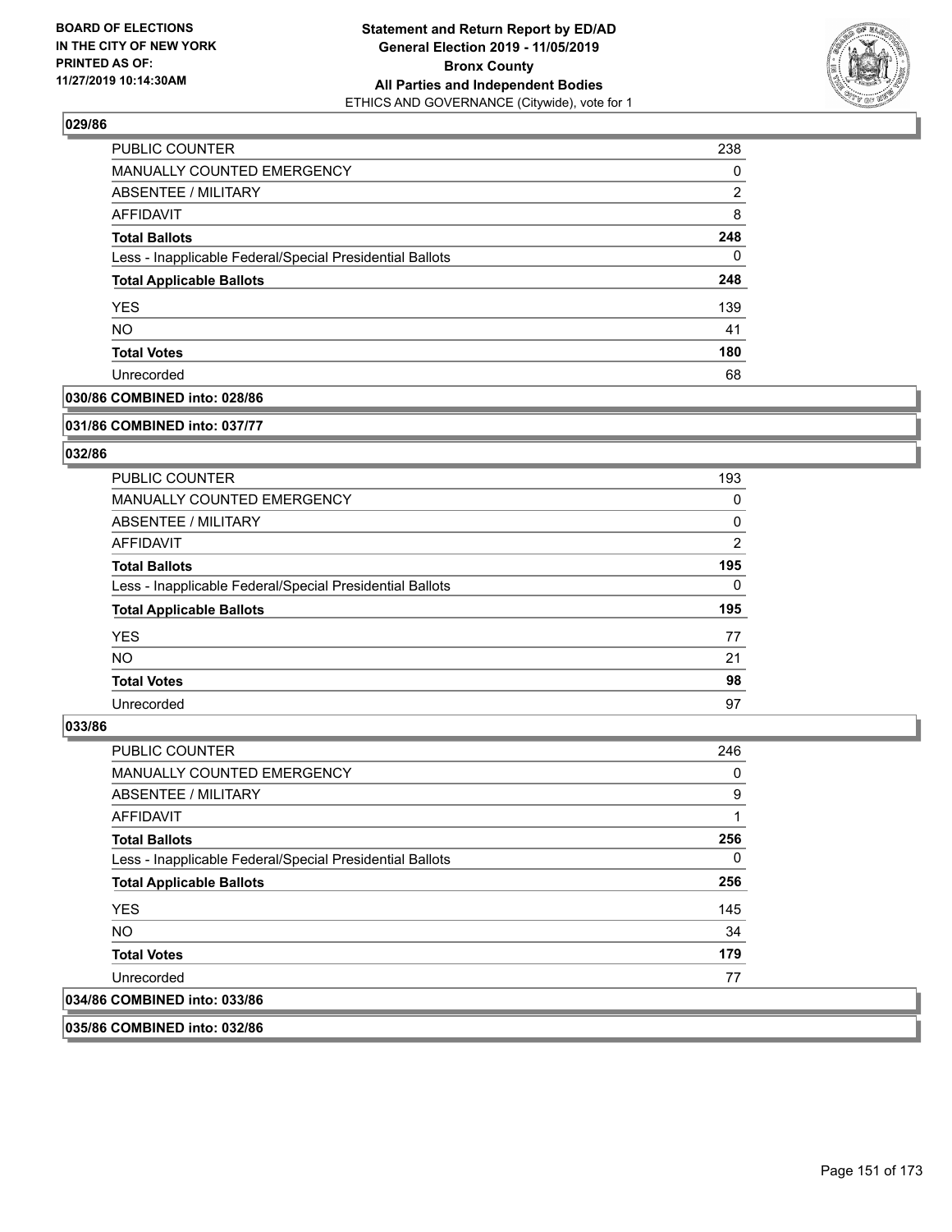## 029/86

| | |
|---|---|
| PUBLIC COUNTER | 238 |
| MANUALLY COUNTED EMERGENCY | 0 |
| ABSENTEE / MILITARY | 2 |
| AFFIDAVIT | 8 |
| **Total Ballots** | **248** |
| Less - Inapplicable Federal/Special Presidential Ballots | 0 |
| **Total Applicable Ballots** | **248** |
| YES | 139 |
| NO | 41 |
| **Total Votes** | **180** |
| Unrecorded | 68 |

**030/86 COMBINED into: 028/86**

**031/86 COMBINED into: 037/77**

## 032/86

| | |
|---|---|
| PUBLIC COUNTER | 193 |
| MANUALLY COUNTED EMERGENCY | 0 |
| ABSENTEE / MILITARY | 0 |
| AFFIDAVIT | 2 |
| **Total Ballots** | **195** |
| Less - Inapplicable Federal/Special Presidential Ballots | 0 |
| **Total Applicable Ballots** | **195** |
| YES | 77 |
| NO | 21 |
| **Total Votes** | **98** |
| Unrecorded | 97 |

## 033/86

| | |
|---|---|
| PUBLIC COUNTER | 246 |
| MANUALLY COUNTED EMERGENCY | 0 |
| ABSENTEE / MILITARY | 9 |
| AFFIDAVIT | 1 |
| **Total Ballots** | **256** |
| Less - Inapplicable Federal/Special Presidential Ballots | 0 |
| **Total Applicable Ballots** | **256** |
| YES | 145 |
| NO | 34 |
| **Total Votes** | **179** |
| Unrecorded | 77 |

**034/86 COMBINED into: 033/86**

**035/86 COMBINED into: 032/86**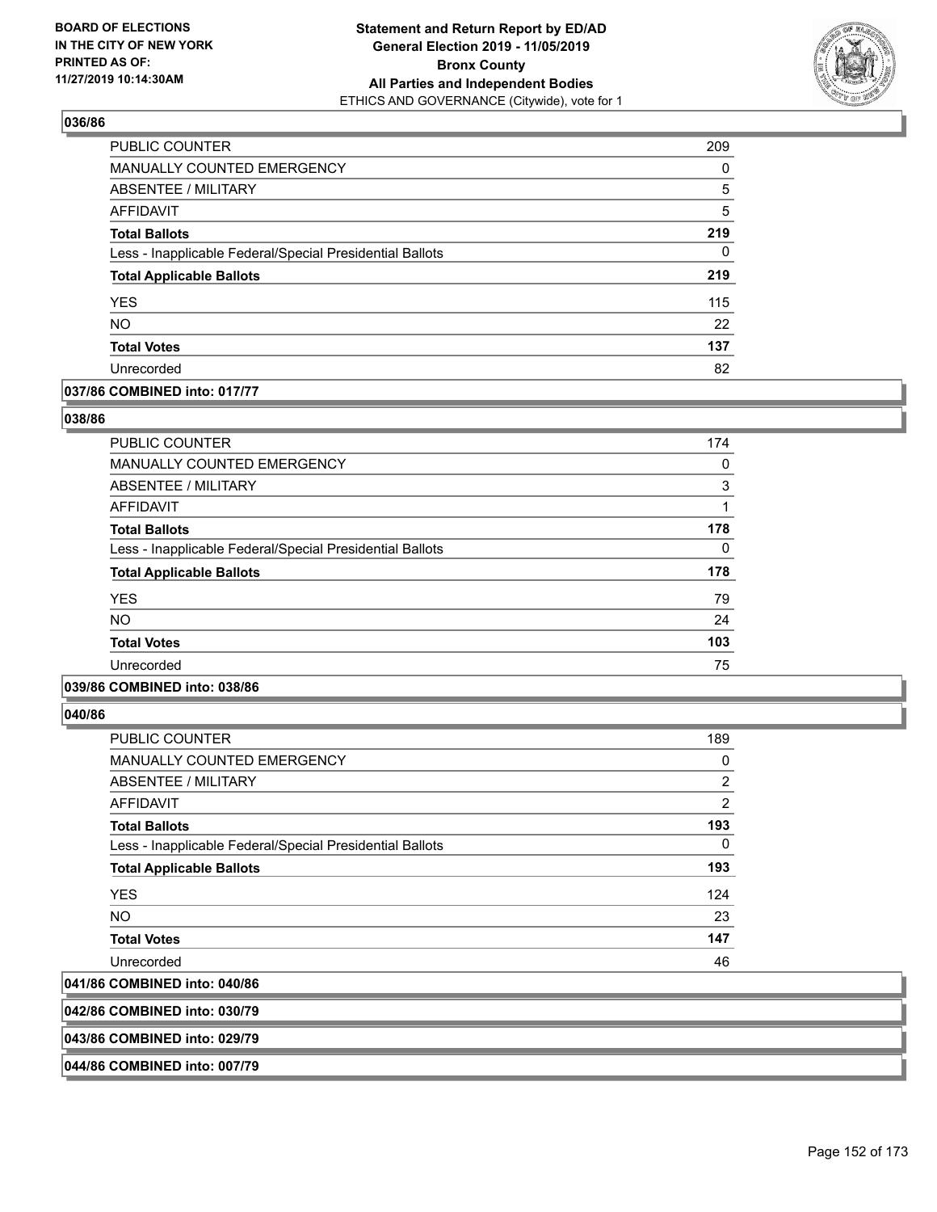### 036/86

| | |
|---|---|
| PUBLIC COUNTER | 209 |
| MANUALLY COUNTED EMERGENCY | 0 |
| ABSENTEE / MILITARY | 5 |
| AFFIDAVIT | 5 |
| **Total Ballots** | **219** |
| Less - Inapplicable Federal/Special Presidential Ballots | 0 |
| **Total Applicable Ballots** | **219** |
| YES | 115 |
| NO | 22 |
| **Total Votes** | **137** |
| Unrecorded | 82 |

### 037/86 COMBINED into: 017/77

### 038/86

| | |
|---|---|
| PUBLIC COUNTER | 174 |
| MANUALLY COUNTED EMERGENCY | 0 |
| ABSENTEE / MILITARY | 3 |
| AFFIDAVIT | 1 |
| **Total Ballots** | **178** |
| Less - Inapplicable Federal/Special Presidential Ballots | 0 |
| **Total Applicable Ballots** | **178** |
| YES | 79 |
| NO | 24 |
| **Total Votes** | **103** |
| Unrecorded | 75 |

### 039/86 COMBINED into: 038/86

### 040/86

| | |
|---|---|
| PUBLIC COUNTER | 189 |
| MANUALLY COUNTED EMERGENCY | 0 |
| ABSENTEE / MILITARY | 2 |
| AFFIDAVIT | 2 |
| **Total Ballots** | **193** |
| Less - Inapplicable Federal/Special Presidential Ballots | 0 |
| **Total Applicable Ballots** | **193** |
| YES | 124 |
| NO | 23 |
| **Total Votes** | **147** |
| Unrecorded | 46 |

### 041/86 COMBINED into: 040/86

### 042/86 COMBINED into: 030/79

### 043/86 COMBINED into: 029/79

### 044/86 COMBINED into: 007/79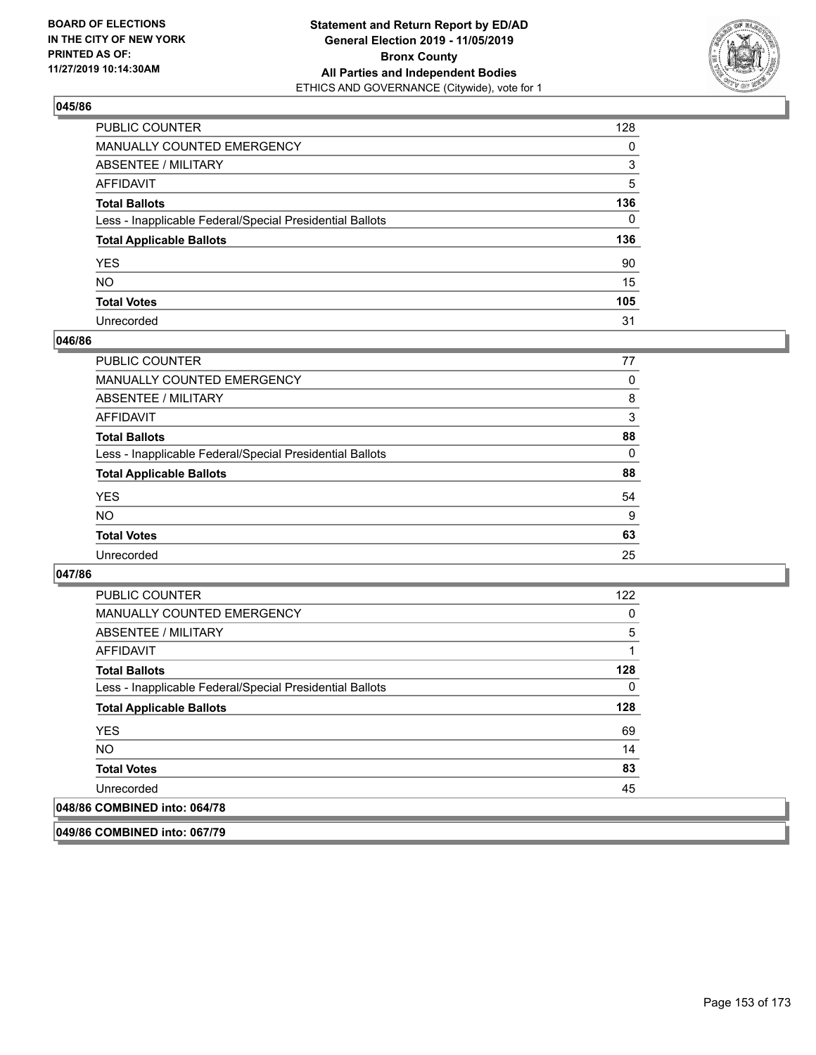**BOARD OF ELECTIONS IN THE CITY OF NEW YORK PRINTED AS OF: 11/27/2019 10:14:30AM**

**Statement and Return Report by ED/AD General Election 2019 - 11/05/2019 Bronx County All Parties and Independent Bodies**
ETHICS AND GOVERNANCE (Citywide), vote for 1

### 045/86

| | |
|---|---|
| PUBLIC COUNTER | 128 |
| MANUALLY COUNTED EMERGENCY | 0 |
| ABSENTEE / MILITARY | 3 |
| AFFIDAVIT | 5 |
| **Total Ballots** | **136** |
| Less - Inapplicable Federal/Special Presidential Ballots | 0 |
| **Total Applicable Ballots** | **136** |
| YES | 90 |
| NO | 15 |
| **Total Votes** | **105** |
| Unrecorded | 31 |

### 046/86

| | |
|---|---|
| PUBLIC COUNTER | 77 |
| MANUALLY COUNTED EMERGENCY | 0 |
| ABSENTEE / MILITARY | 8 |
| AFFIDAVIT | 3 |
| **Total Ballots** | **88** |
| Less - Inapplicable Federal/Special Presidential Ballots | 0 |
| **Total Applicable Ballots** | **88** |
| YES | 54 |
| NO | 9 |
| **Total Votes** | **63** |
| Unrecorded | 25 |

### 047/86

| | |
|---|---|
| PUBLIC COUNTER | 122 |
| MANUALLY COUNTED EMERGENCY | 0 |
| ABSENTEE / MILITARY | 5 |
| AFFIDAVIT | 1 |
| **Total Ballots** | **128** |
| Less - Inapplicable Federal/Special Presidential Ballots | 0 |
| **Total Applicable Ballots** | **128** |
| YES | 69 |
| NO | 14 |
| **Total Votes** | **83** |
| Unrecorded | 45 |

### 048/86 COMBINED into: 064/78

### 049/86 COMBINED into: 067/79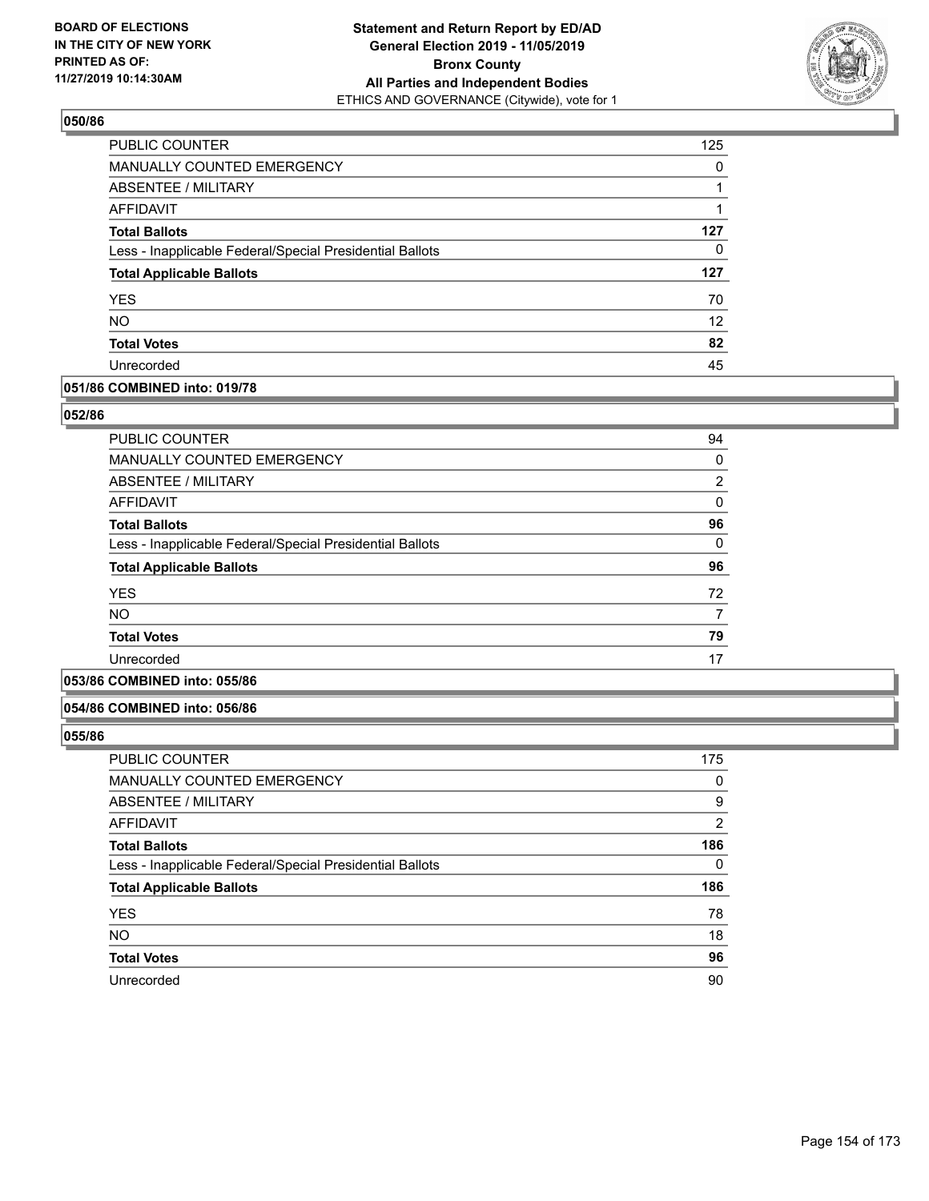## 050/86

| | |
|---|---|
| PUBLIC COUNTER | 125 |
| MANUALLY COUNTED EMERGENCY | 0 |
| ABSENTEE / MILITARY | 1 |
| AFFIDAVIT | 1 |
| **Total Ballots** | **127** |
| Less - Inapplicable Federal/Special Presidential Ballots | 0 |
| **Total Applicable Ballots** | **127** |
| YES | 70 |
| NO | 12 |
| **Total Votes** | **82** |
| Unrecorded | 45 |

## 051/86 COMBINED into: 019/78

## 052/86

| | |
|---|---|
| PUBLIC COUNTER | 94 |
| MANUALLY COUNTED EMERGENCY | 0 |
| ABSENTEE / MILITARY | 2 |
| AFFIDAVIT | 0 |
| **Total Ballots** | **96** |
| Less - Inapplicable Federal/Special Presidential Ballots | 0 |
| **Total Applicable Ballots** | **96** |
| YES | 72 |
| NO | 7 |
| **Total Votes** | **79** |
| Unrecorded | 17 |

## 053/86 COMBINED into: 055/86

## 054/86 COMBINED into: 056/86

## 055/86

| | |
|---|---|
| PUBLIC COUNTER | 175 |
| MANUALLY COUNTED EMERGENCY | 0 |
| ABSENTEE / MILITARY | 9 |
| AFFIDAVIT | 2 |
| **Total Ballots** | **186** |
| Less - Inapplicable Federal/Special Presidential Ballots | 0 |
| **Total Applicable Ballots** | **186** |
| YES | 78 |
| NO | 18 |
| **Total Votes** | **96** |
| Unrecorded | 90 |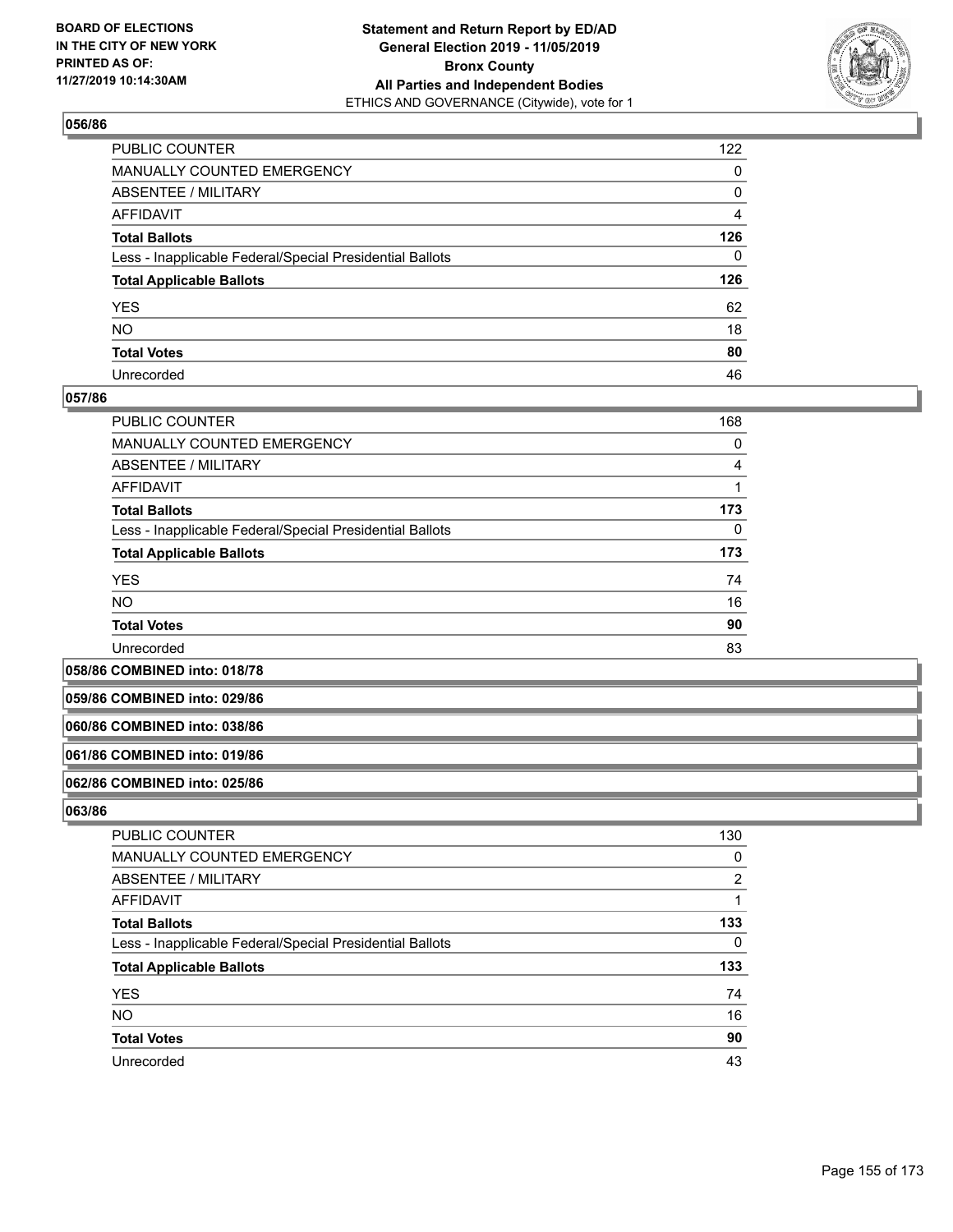### 056/86

| | |
|---|---|
| PUBLIC COUNTER | 122 |
| MANUALLY COUNTED EMERGENCY | 0 |
| ABSENTEE / MILITARY | 0 |
| AFFIDAVIT | 4 |
| **Total Ballots** | **126** |
| Less - Inapplicable Federal/Special Presidential Ballots | 0 |
| **Total Applicable Ballots** | **126** |
| YES | 62 |
| NO | 18 |
| **Total Votes** | **80** |
| Unrecorded | 46 |

### 057/86

| | |
|---|---|
| PUBLIC COUNTER | 168 |
| MANUALLY COUNTED EMERGENCY | 0 |
| ABSENTEE / MILITARY | 4 |
| AFFIDAVIT | 1 |
| **Total Ballots** | **173** |
| Less - Inapplicable Federal/Special Presidential Ballots | 0 |
| **Total Applicable Ballots** | **173** |
| YES | 74 |
| NO | 16 |
| **Total Votes** | **90** |
| Unrecorded | 83 |

### 058/86 COMBINED into: 018/78

### 059/86 COMBINED into: 029/86

### 060/86 COMBINED into: 038/86

### 061/86 COMBINED into: 019/86

### 062/86 COMBINED into: 025/86

### 063/86

| | |
|---|---|
| PUBLIC COUNTER | 130 |
| MANUALLY COUNTED EMERGENCY | 0 |
| ABSENTEE / MILITARY | 2 |
| AFFIDAVIT | 1 |
| **Total Ballots** | **133** |
| Less - Inapplicable Federal/Special Presidential Ballots | 0 |
| **Total Applicable Ballots** | **133** |
| YES | 74 |
| NO | 16 |
| **Total Votes** | **90** |
| Unrecorded | 43 |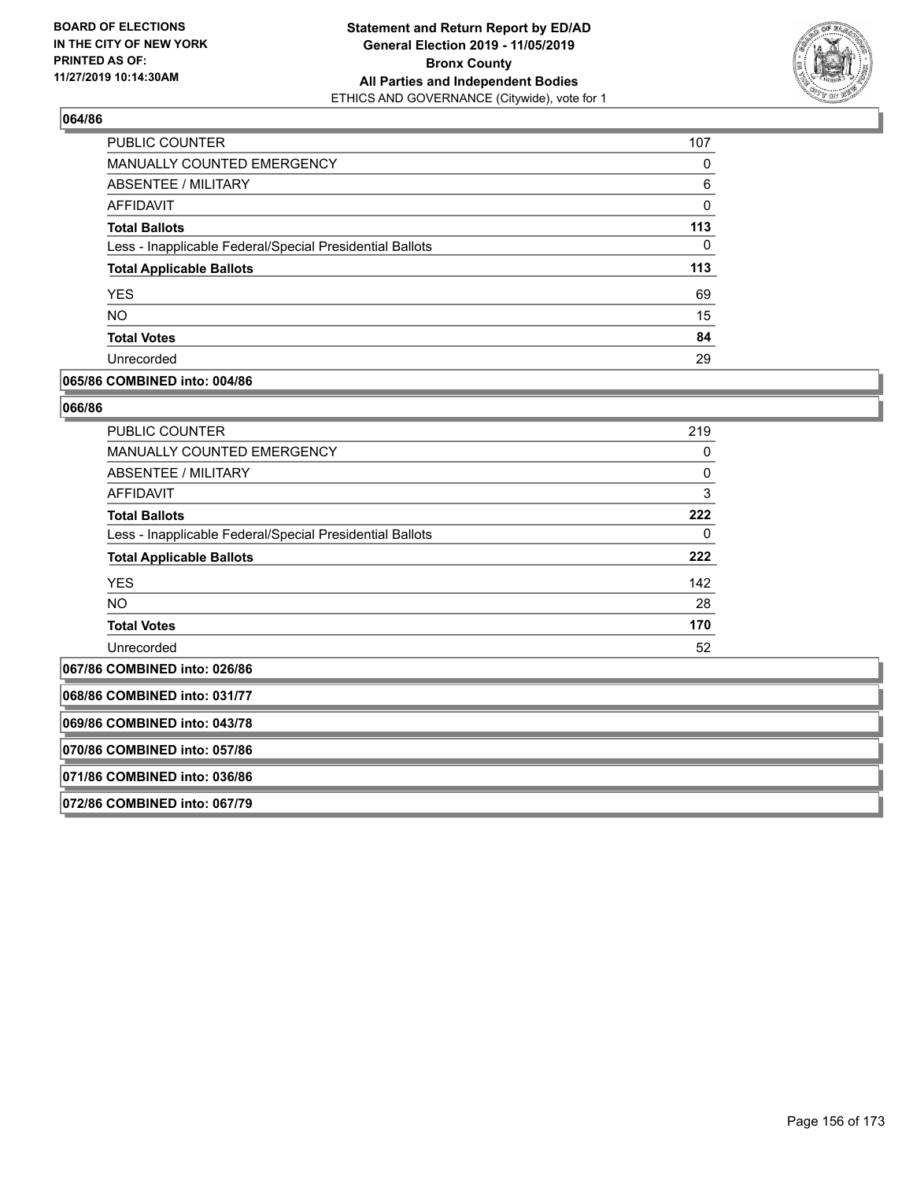## 064/86

| | |
|---|---|
| PUBLIC COUNTER | 107 |
| MANUALLY COUNTED EMERGENCY | 0 |
| ABSENTEE / MILITARY | 6 |
| AFFIDAVIT | 0 |
| **Total Ballots** | **113** |
| Less - Inapplicable Federal/Special Presidential Ballots | 0 |
| **Total Applicable Ballots** | **113** |
| YES | 69 |
| NO | 15 |
| **Total Votes** | **84** |
| Unrecorded | 29 |

## 065/86 COMBINED into: 004/86

## 066/86

| | |
|---|---|
| PUBLIC COUNTER | 219 |
| MANUALLY COUNTED EMERGENCY | 0 |
| ABSENTEE / MILITARY | 0 |
| AFFIDAVIT | 3 |
| **Total Ballots** | **222** |
| Less - Inapplicable Federal/Special Presidential Ballots | 0 |
| **Total Applicable Ballots** | **222** |
| YES | 142 |
| NO | 28 |
| **Total Votes** | **170** |
| Unrecorded | 52 |

## 067/86 COMBINED into: 026/86

## 068/86 COMBINED into: 031/77

## 069/86 COMBINED into: 043/78

## 070/86 COMBINED into: 057/86

## 071/86 COMBINED into: 036/86

## 072/86 COMBINED into: 067/79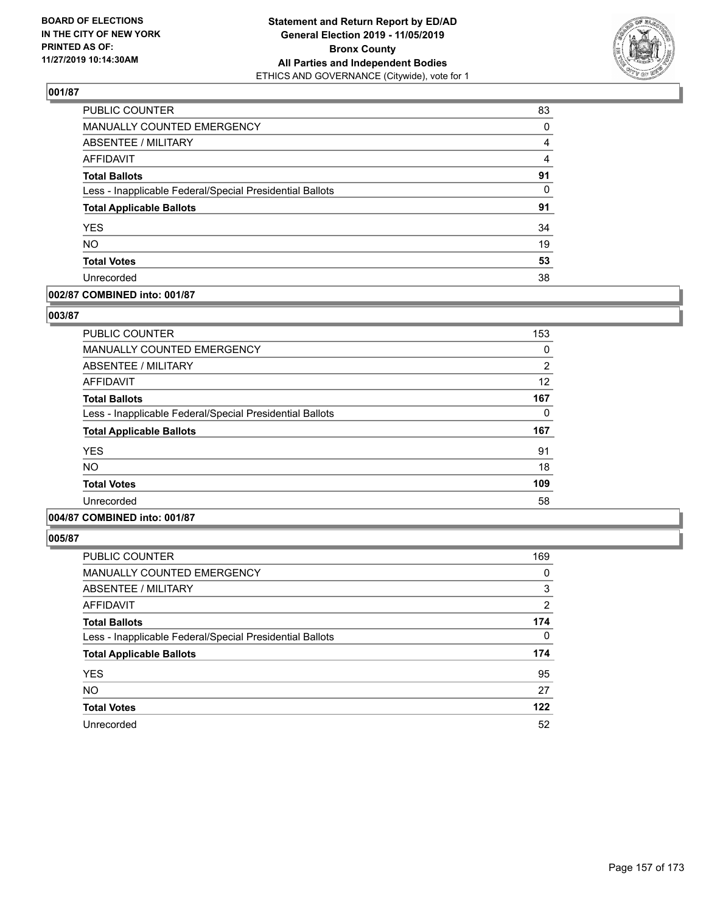**BOARD OF ELECTIONS IN THE CITY OF NEW YORK PRINTED AS OF: 11/27/2019 10:14:30AM**

**Statement and Return Report by ED/AD General Election 2019 - 11/05/2019 Bronx County All Parties and Independent Bodies**

ETHICS AND GOVERNANCE (Citywide), vote for 1

### 001/87

| | |
|---|---|
| PUBLIC COUNTER | 83 |
| MANUALLY COUNTED EMERGENCY | 0 |
| ABSENTEE / MILITARY | 4 |
| AFFIDAVIT | 4 |
| **Total Ballots** | **91** |
| Less - Inapplicable Federal/Special Presidential Ballots | 0 |
| **Total Applicable Ballots** | **91** |
| YES | 34 |
| NO | 19 |
| **Total Votes** | **53** |
| Unrecorded | 38 |

### 002/87 COMBINED into: 001/87

### 003/87

| | |
|---|---|
| PUBLIC COUNTER | 153 |
| MANUALLY COUNTED EMERGENCY | 0 |
| ABSENTEE / MILITARY | 2 |
| AFFIDAVIT | 12 |
| **Total Ballots** | **167** |
| Less - Inapplicable Federal/Special Presidential Ballots | 0 |
| **Total Applicable Ballots** | **167** |
| YES | 91 |
| NO | 18 |
| **Total Votes** | **109** |
| Unrecorded | 58 |

### 004/87 COMBINED into: 001/87

### 005/87

| | |
|---|---|
| PUBLIC COUNTER | 169 |
| MANUALLY COUNTED EMERGENCY | 0 |
| ABSENTEE / MILITARY | 3 |
| AFFIDAVIT | 2 |
| **Total Ballots** | **174** |
| Less - Inapplicable Federal/Special Presidential Ballots | 0 |
| **Total Applicable Ballots** | **174** |
| YES | 95 |
| NO | 27 |
| **Total Votes** | **122** |
| Unrecorded | 52 |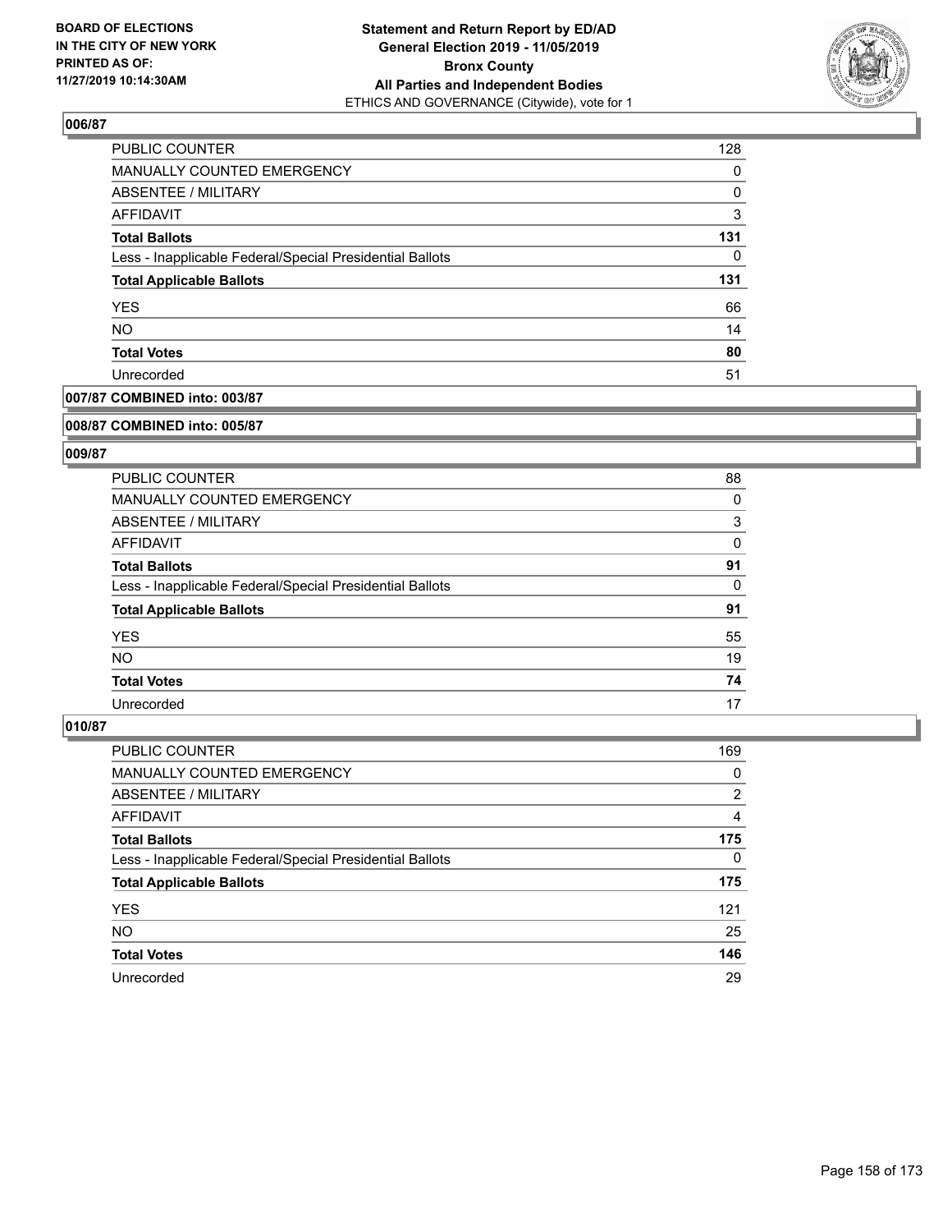## 006/87

| | |
|---|---|
| PUBLIC COUNTER | 128 |
| MANUALLY COUNTED EMERGENCY | 0 |
| ABSENTEE / MILITARY | 0 |
| AFFIDAVIT | 3 |
| **Total Ballots** | **131** |
| Less - Inapplicable Federal/Special Presidential Ballots | 0 |
| **Total Applicable Ballots** | **131** |
| YES | 66 |
| NO | 14 |
| **Total Votes** | **80** |
| Unrecorded | 51 |

## 007/87 COMBINED into: 003/87

## 008/87 COMBINED into: 005/87

## 009/87

| | |
|---|---|
| PUBLIC COUNTER | 88 |
| MANUALLY COUNTED EMERGENCY | 0 |
| ABSENTEE / MILITARY | 3 |
| AFFIDAVIT | 0 |
| **Total Ballots** | **91** |
| Less - Inapplicable Federal/Special Presidential Ballots | 0 |
| **Total Applicable Ballots** | **91** |
| YES | 55 |
| NO | 19 |
| **Total Votes** | **74** |
| Unrecorded | 17 |

## 010/87

| | |
|---|---|
| PUBLIC COUNTER | 169 |
| MANUALLY COUNTED EMERGENCY | 0 |
| ABSENTEE / MILITARY | 2 |
| AFFIDAVIT | 4 |
| **Total Ballots** | **175** |
| Less - Inapplicable Federal/Special Presidential Ballots | 0 |
| **Total Applicable Ballots** | **175** |
| YES | 121 |
| NO | 25 |
| **Total Votes** | **146** |
| Unrecorded | 29 |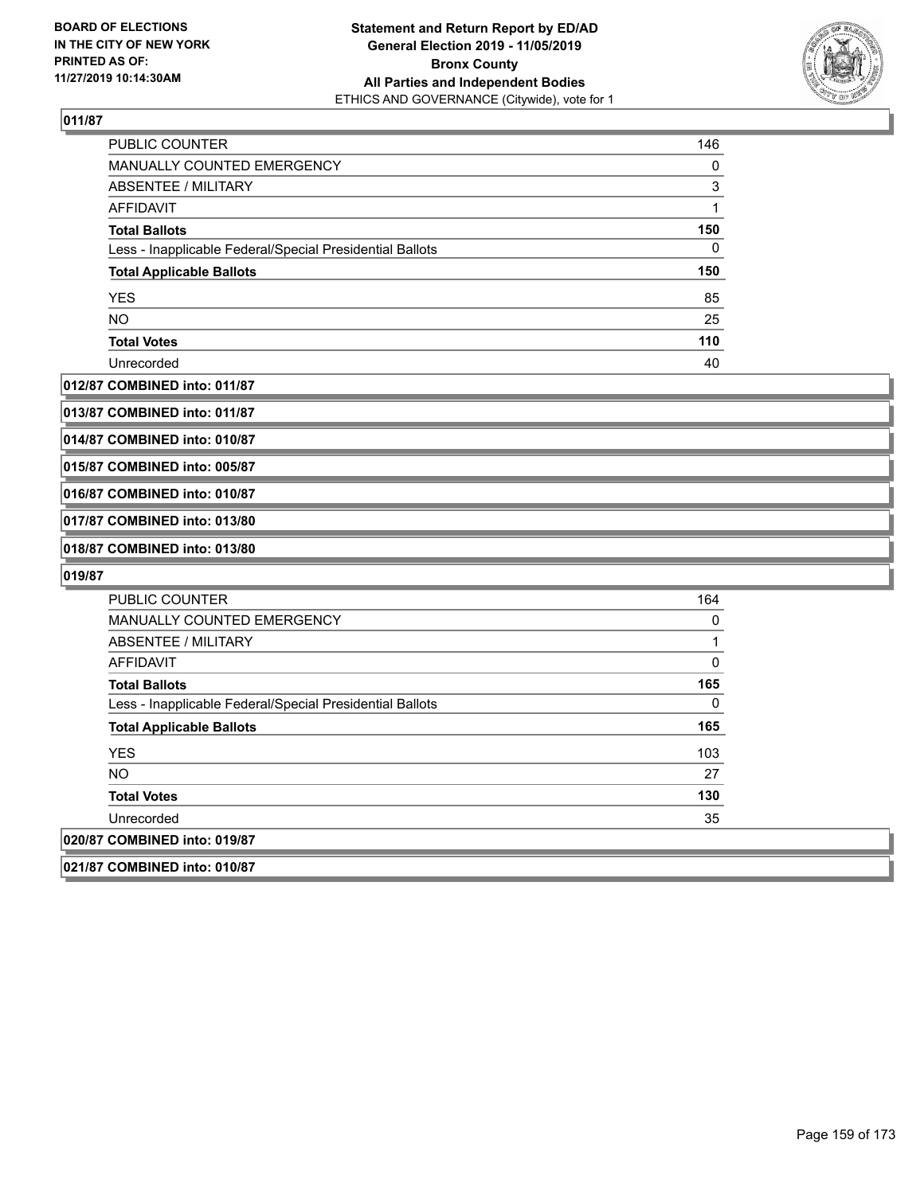### 011/87

| | |
|---|---|
| PUBLIC COUNTER | 146 |
| MANUALLY COUNTED EMERGENCY | 0 |
| ABSENTEE / MILITARY | 3 |
| AFFIDAVIT | 1 |
| **Total Ballots** | **150** |
| Less - Inapplicable Federal/Special Presidential Ballots | 0 |
| **Total Applicable Ballots** | **150** |
| YES | 85 |
| NO | 25 |
| **Total Votes** | **110** |
| Unrecorded | 40 |

### 012/87 COMBINED into: 011/87

### 013/87 COMBINED into: 011/87

### 014/87 COMBINED into: 010/87

### 015/87 COMBINED into: 005/87

### 016/87 COMBINED into: 010/87

### 017/87 COMBINED into: 013/80

### 018/87 COMBINED into: 013/80

### 019/87

| | |
|---|---|
| PUBLIC COUNTER | 164 |
| MANUALLY COUNTED EMERGENCY | 0 |
| ABSENTEE / MILITARY | 1 |
| AFFIDAVIT | 0 |
| **Total Ballots** | **165** |
| Less - Inapplicable Federal/Special Presidential Ballots | 0 |
| **Total Applicable Ballots** | **165** |
| YES | 103 |
| NO | 27 |
| **Total Votes** | **130** |
| Unrecorded | 35 |

### 020/87 COMBINED into: 019/87

### 021/87 COMBINED into: 010/87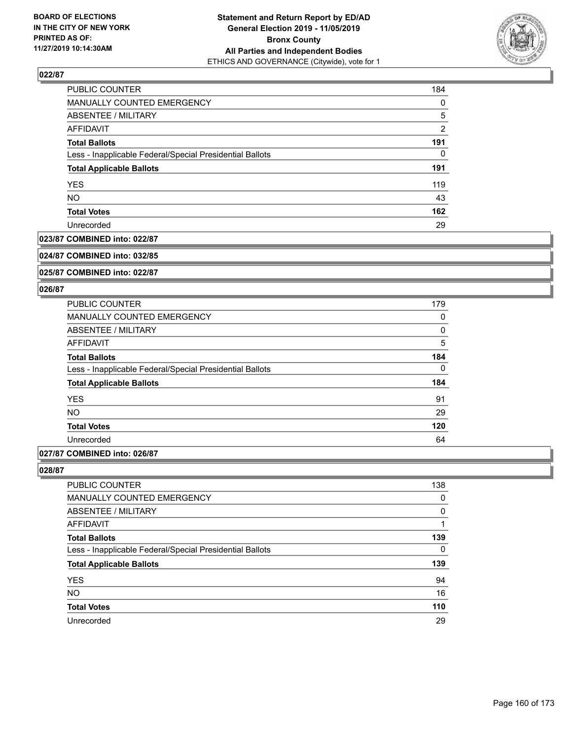### 022/87

| | |
|---|---|
| PUBLIC COUNTER | 184 |
| MANUALLY COUNTED EMERGENCY | 0 |
| ABSENTEE / MILITARY | 5 |
| AFFIDAVIT | 2 |
| **Total Ballots** | **191** |
| Less - Inapplicable Federal/Special Presidential Ballots | 0 |
| **Total Applicable Ballots** | **191** |
| YES | 119 |
| NO | 43 |
| **Total Votes** | **162** |
| Unrecorded | 29 |

### 023/87 COMBINED into: 022/87

### 024/87 COMBINED into: 032/85

### 025/87 COMBINED into: 022/87

### 026/87

| | |
|---|---|
| PUBLIC COUNTER | 179 |
| MANUALLY COUNTED EMERGENCY | 0 |
| ABSENTEE / MILITARY | 0 |
| AFFIDAVIT | 5 |
| **Total Ballots** | **184** |
| Less - Inapplicable Federal/Special Presidential Ballots | 0 |
| **Total Applicable Ballots** | **184** |
| YES | 91 |
| NO | 29 |
| **Total Votes** | **120** |
| Unrecorded | 64 |

### 027/87 COMBINED into: 026/87

### 028/87

| | |
|---|---|
| PUBLIC COUNTER | 138 |
| MANUALLY COUNTED EMERGENCY | 0 |
| ABSENTEE / MILITARY | 0 |
| AFFIDAVIT | 1 |
| **Total Ballots** | **139** |
| Less - Inapplicable Federal/Special Presidential Ballots | 0 |
| **Total Applicable Ballots** | **139** |
| YES | 94 |
| NO | 16 |
| **Total Votes** | **110** |
| Unrecorded | 29 |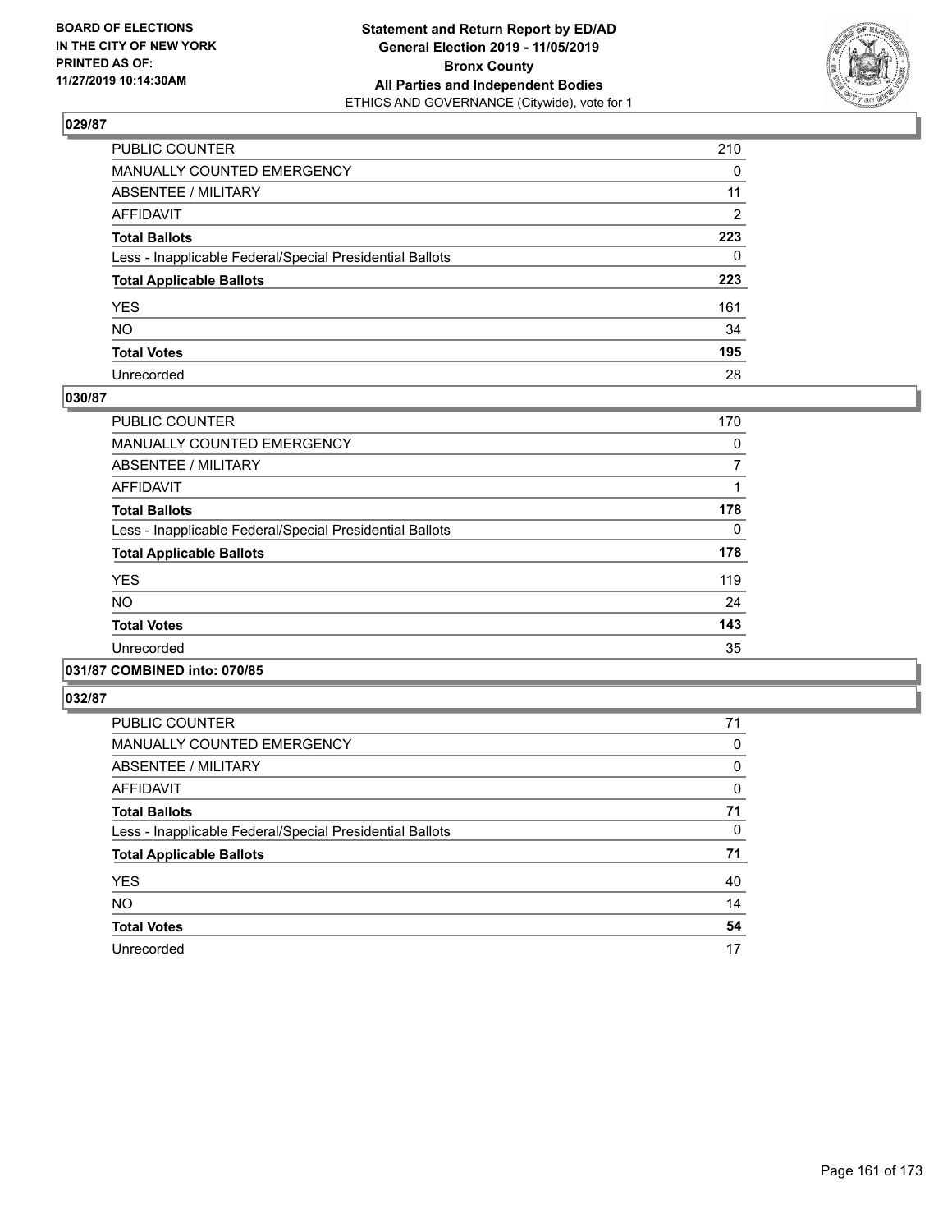**BOARD OF ELECTIONS IN THE CITY OF NEW YORK PRINTED AS OF: 11/27/2019 10:14:30AM**

**Statement and Return Report by ED/AD General Election 2019 - 11/05/2019 Bronx County All Parties and Independent Bodies**
ETHICS AND GOVERNANCE (Citywide), vote for 1

### 029/87

| | |
|---|---|
| PUBLIC COUNTER | 210 |
| MANUALLY COUNTED EMERGENCY | 0 |
| ABSENTEE / MILITARY | 11 |
| AFFIDAVIT | 2 |
| **Total Ballots** | **223** |
| Less - Inapplicable Federal/Special Presidential Ballots | 0 |
| **Total Applicable Ballots** | **223** |
| YES | 161 |
| NO | 34 |
| **Total Votes** | **195** |
| Unrecorded | 28 |

### 030/87

| | |
|---|---|
| PUBLIC COUNTER | 170 |
| MANUALLY COUNTED EMERGENCY | 0 |
| ABSENTEE / MILITARY | 7 |
| AFFIDAVIT | 1 |
| **Total Ballots** | **178** |
| Less - Inapplicable Federal/Special Presidential Ballots | 0 |
| **Total Applicable Ballots** | **178** |
| YES | 119 |
| NO | 24 |
| **Total Votes** | **143** |
| Unrecorded | 35 |

### 031/87 COMBINED into: 070/85

### 032/87

| | |
|---|---|
| PUBLIC COUNTER | 71 |
| MANUALLY COUNTED EMERGENCY | 0 |
| ABSENTEE / MILITARY | 0 |
| AFFIDAVIT | 0 |
| **Total Ballots** | **71** |
| Less - Inapplicable Federal/Special Presidential Ballots | 0 |
| **Total Applicable Ballots** | **71** |
| YES | 40 |
| NO | 14 |
| **Total Votes** | **54** |
| Unrecorded | 17 |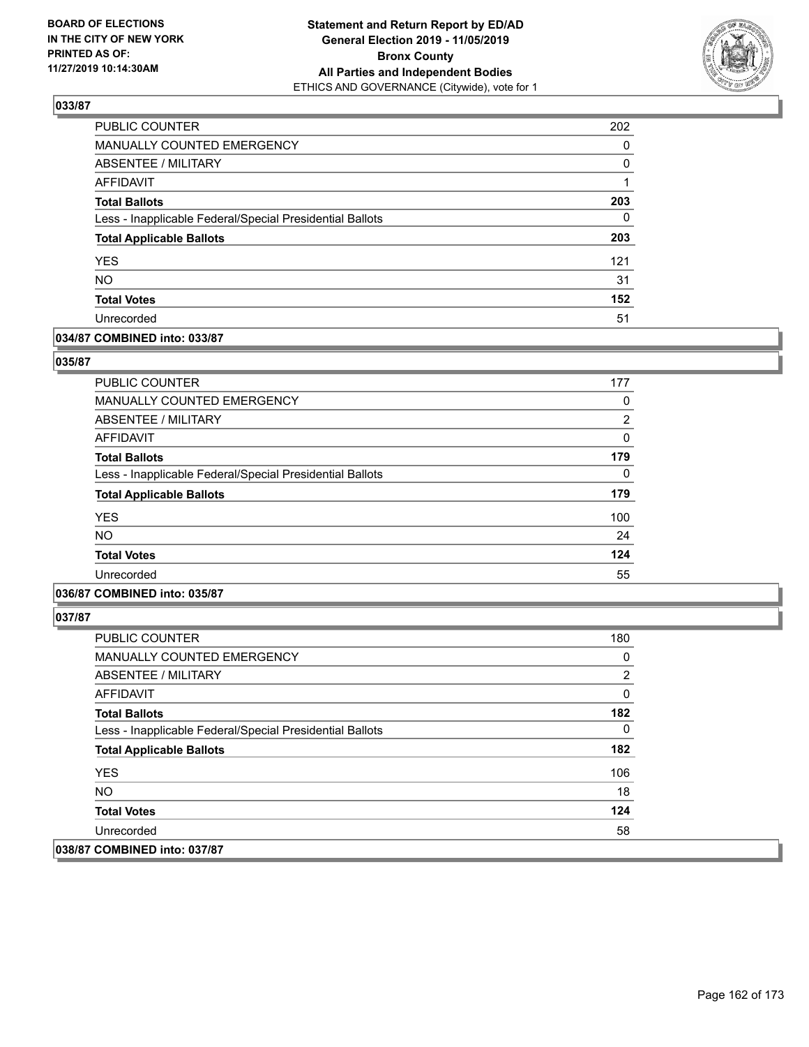## 033/87

| | |
|---|---|
| PUBLIC COUNTER | 202 |
| MANUALLY COUNTED EMERGENCY | 0 |
| ABSENTEE / MILITARY | 0 |
| AFFIDAVIT | 1 |
| **Total Ballots** | **203** |
| Less - Inapplicable Federal/Special Presidential Ballots | 0 |
| **Total Applicable Ballots** | **203** |
| YES | 121 |
| NO | 31 |
| **Total Votes** | **152** |
| Unrecorded | 51 |

**034/87 COMBINED into: 033/87**

## 035/87

| | |
|---|---|
| PUBLIC COUNTER | 177 |
| MANUALLY COUNTED EMERGENCY | 0 |
| ABSENTEE / MILITARY | 2 |
| AFFIDAVIT | 0 |
| **Total Ballots** | **179** |
| Less - Inapplicable Federal/Special Presidential Ballots | 0 |
| **Total Applicable Ballots** | **179** |
| YES | 100 |
| NO | 24 |
| **Total Votes** | **124** |
| Unrecorded | 55 |

**036/87 COMBINED into: 035/87**

## 037/87

| | |
|---|---|
| PUBLIC COUNTER | 180 |
| MANUALLY COUNTED EMERGENCY | 0 |
| ABSENTEE / MILITARY | 2 |
| AFFIDAVIT | 0 |
| **Total Ballots** | **182** |
| Less - Inapplicable Federal/Special Presidential Ballots | 0 |
| **Total Applicable Ballots** | **182** |
| YES | 106 |
| NO | 18 |
| **Total Votes** | **124** |
| Unrecorded | 58 |

**038/87 COMBINED into: 037/87**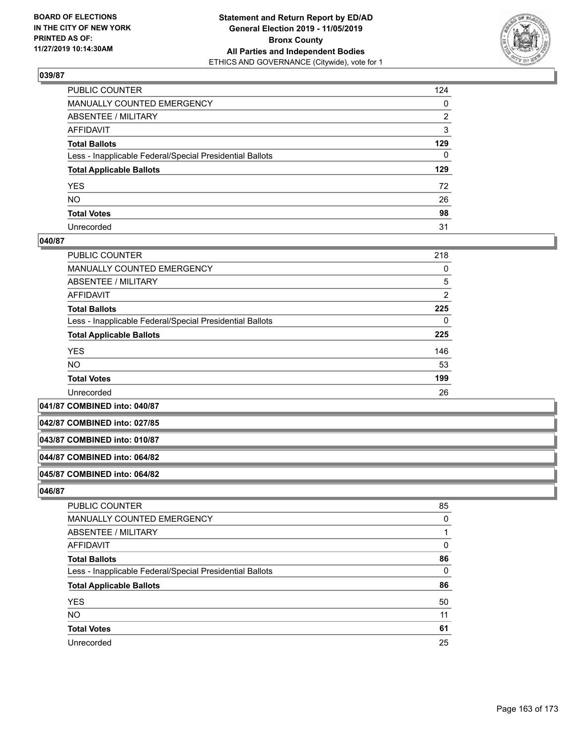## 039/87

| | |
|---|---|
| PUBLIC COUNTER | 124 |
| MANUALLY COUNTED EMERGENCY | 0 |
| ABSENTEE / MILITARY | 2 |
| AFFIDAVIT | 3 |
| **Total Ballots** | **129** |
| Less - Inapplicable Federal/Special Presidential Ballots | 0 |
| **Total Applicable Ballots** | **129** |
| YES | 72 |
| NO | 26 |
| **Total Votes** | **98** |
| Unrecorded | 31 |

## 040/87

| | |
|---|---|
| PUBLIC COUNTER | 218 |
| MANUALLY COUNTED EMERGENCY | 0 |
| ABSENTEE / MILITARY | 5 |
| AFFIDAVIT | 2 |
| **Total Ballots** | **225** |
| Less - Inapplicable Federal/Special Presidential Ballots | 0 |
| **Total Applicable Ballots** | **225** |
| YES | 146 |
| NO | 53 |
| **Total Votes** | **199** |
| Unrecorded | 26 |

## 041/87 COMBINED into: 040/87

## 042/87 COMBINED into: 027/85

## 043/87 COMBINED into: 010/87

## 044/87 COMBINED into: 064/82

## 045/87 COMBINED into: 064/82

## 046/87

| | |
|---|---|
| PUBLIC COUNTER | 85 |
| MANUALLY COUNTED EMERGENCY | 0 |
| ABSENTEE / MILITARY | 1 |
| AFFIDAVIT | 0 |
| **Total Ballots** | **86** |
| Less - Inapplicable Federal/Special Presidential Ballots | 0 |
| **Total Applicable Ballots** | **86** |
| YES | 50 |
| NO | 11 |
| **Total Votes** | **61** |
| Unrecorded | 25 |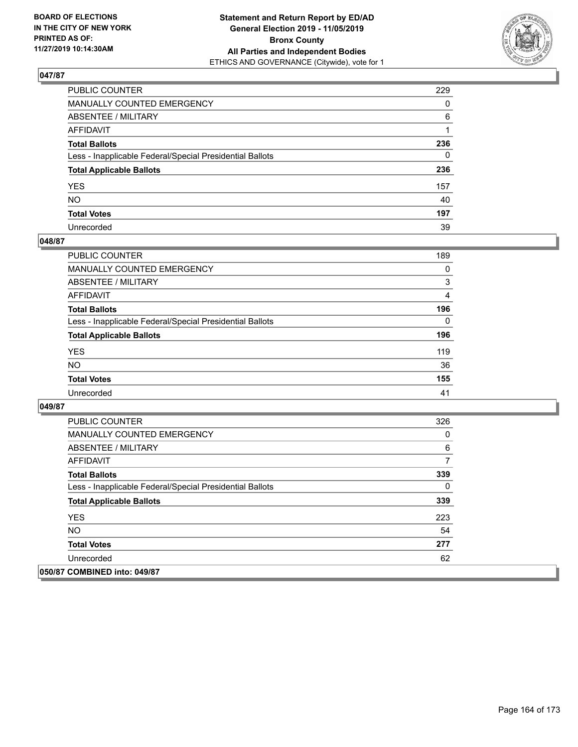## 047/87

| | |
|---|---|
| PUBLIC COUNTER | 229 |
| MANUALLY COUNTED EMERGENCY | 0 |
| ABSENTEE / MILITARY | 6 |
| AFFIDAVIT | 1 |
| **Total Ballots** | **236** |
| Less - Inapplicable Federal/Special Presidential Ballots | 0 |
| **Total Applicable Ballots** | **236** |
| YES | 157 |
| NO | 40 |
| **Total Votes** | **197** |
| Unrecorded | 39 |

## 048/87

| | |
|---|---|
| PUBLIC COUNTER | 189 |
| MANUALLY COUNTED EMERGENCY | 0 |
| ABSENTEE / MILITARY | 3 |
| AFFIDAVIT | 4 |
| **Total Ballots** | **196** |
| Less - Inapplicable Federal/Special Presidential Ballots | 0 |
| **Total Applicable Ballots** | **196** |
| YES | 119 |
| NO | 36 |
| **Total Votes** | **155** |
| Unrecorded | 41 |

## 049/87

| | |
|---|---|
| PUBLIC COUNTER | 326 |
| MANUALLY COUNTED EMERGENCY | 0 |
| ABSENTEE / MILITARY | 6 |
| AFFIDAVIT | 7 |
| **Total Ballots** | **339** |
| Less - Inapplicable Federal/Special Presidential Ballots | 0 |
| **Total Applicable Ballots** | **339** |
| YES | 223 |
| NO | 54 |
| **Total Votes** | **277** |
| Unrecorded | 62 |

## 050/87 COMBINED into: 049/87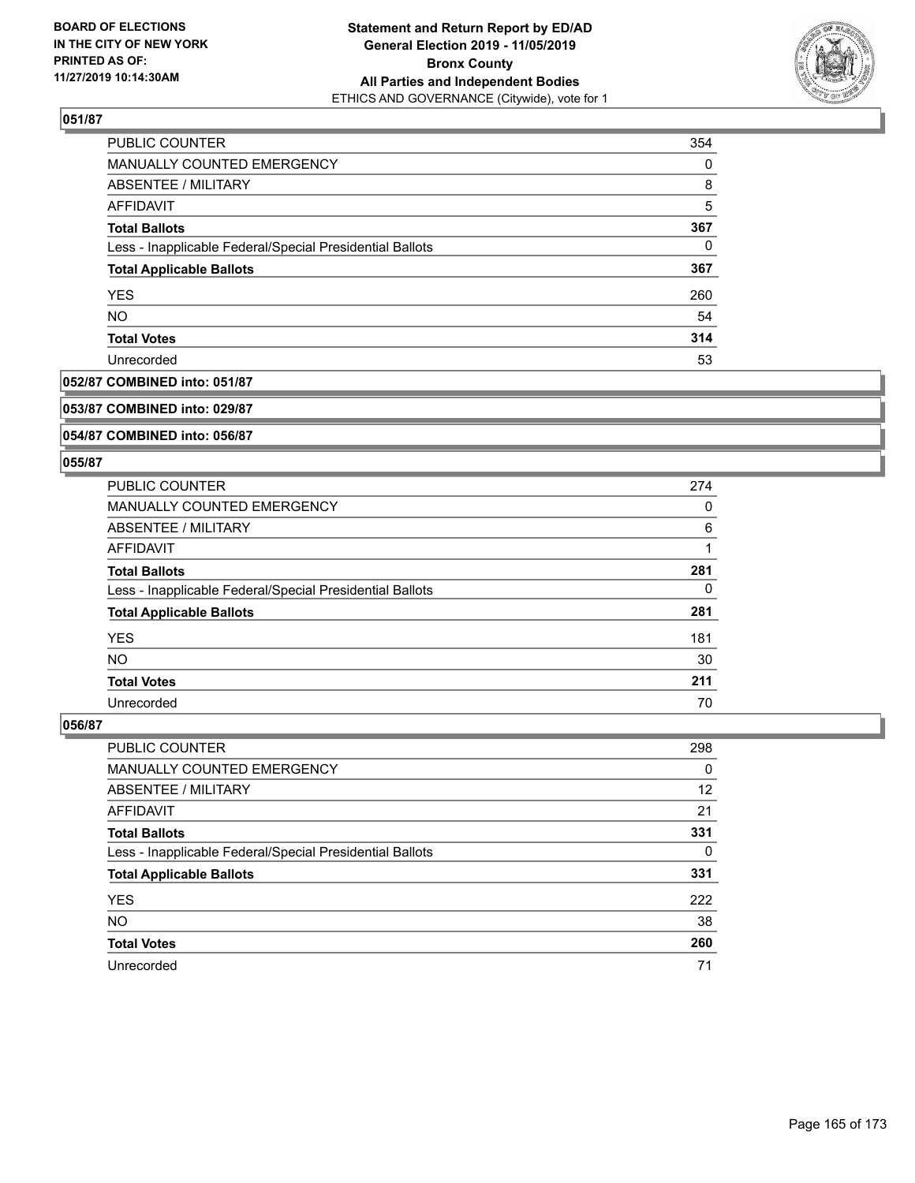## 051/87

| | |
|---|---|
| PUBLIC COUNTER | 354 |
| MANUALLY COUNTED EMERGENCY | 0 |
| ABSENTEE / MILITARY | 8 |
| AFFIDAVIT | 5 |
| **Total Ballots** | **367** |
| Less - Inapplicable Federal/Special Presidential Ballots | 0 |
| **Total Applicable Ballots** | **367** |
| YES | 260 |
| NO | 54 |
| **Total Votes** | **314** |
| Unrecorded | 53 |

## 052/87 COMBINED into: 051/87

## 053/87 COMBINED into: 029/87

## 054/87 COMBINED into: 056/87

## 055/87

| | |
|---|---|
| PUBLIC COUNTER | 274 |
| MANUALLY COUNTED EMERGENCY | 0 |
| ABSENTEE / MILITARY | 6 |
| AFFIDAVIT | 1 |
| **Total Ballots** | **281** |
| Less - Inapplicable Federal/Special Presidential Ballots | 0 |
| **Total Applicable Ballots** | **281** |
| YES | 181 |
| NO | 30 |
| **Total Votes** | **211** |
| Unrecorded | 70 |

## 056/87

| | |
|---|---|
| PUBLIC COUNTER | 298 |
| MANUALLY COUNTED EMERGENCY | 0 |
| ABSENTEE / MILITARY | 12 |
| AFFIDAVIT | 21 |
| **Total Ballots** | **331** |
| Less - Inapplicable Federal/Special Presidential Ballots | 0 |
| **Total Applicable Ballots** | **331** |
| YES | 222 |
| NO | 38 |
| **Total Votes** | **260** |
| Unrecorded | 71 |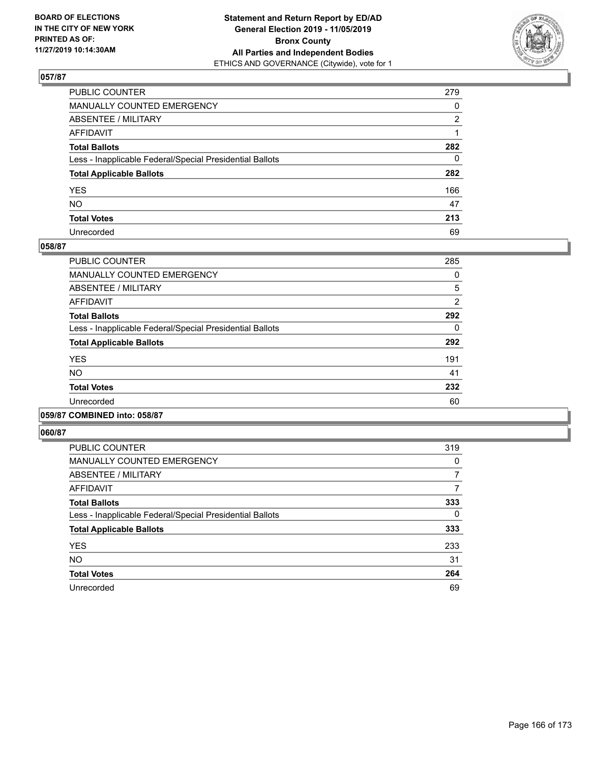**BOARD OF ELECTIONS IN THE CITY OF NEW YORK PRINTED AS OF: 11/27/2019 10:14:30AM**

**Statement and Return Report by ED/AD General Election 2019 - 11/05/2019 Bronx County All Parties and Independent Bodies**
ETHICS AND GOVERNANCE (Citywide), vote for 1

## 057/87

| | |
|---|---|
| PUBLIC COUNTER | 279 |
| MANUALLY COUNTED EMERGENCY | 0 |
| ABSENTEE / MILITARY | 2 |
| AFFIDAVIT | 1 |
| **Total Ballots** | **282** |
| Less - Inapplicable Federal/Special Presidential Ballots | 0 |
| **Total Applicable Ballots** | **282** |
| YES | 166 |
| NO | 47 |
| **Total Votes** | **213** |
| Unrecorded | 69 |

## 058/87

| | |
|---|---|
| PUBLIC COUNTER | 285 |
| MANUALLY COUNTED EMERGENCY | 0 |
| ABSENTEE / MILITARY | 5 |
| AFFIDAVIT | 2 |
| **Total Ballots** | **292** |
| Less - Inapplicable Federal/Special Presidential Ballots | 0 |
| **Total Applicable Ballots** | **292** |
| YES | 191 |
| NO | 41 |
| **Total Votes** | **232** |
| Unrecorded | 60 |

## 059/87 COMBINED into: 058/87

## 060/87

| | |
|---|---|
| PUBLIC COUNTER | 319 |
| MANUALLY COUNTED EMERGENCY | 0 |
| ABSENTEE / MILITARY | 7 |
| AFFIDAVIT | 7 |
| **Total Ballots** | **333** |
| Less - Inapplicable Federal/Special Presidential Ballots | 0 |
| **Total Applicable Ballots** | **333** |
| YES | 233 |
| NO | 31 |
| **Total Votes** | **264** |
| Unrecorded | 69 |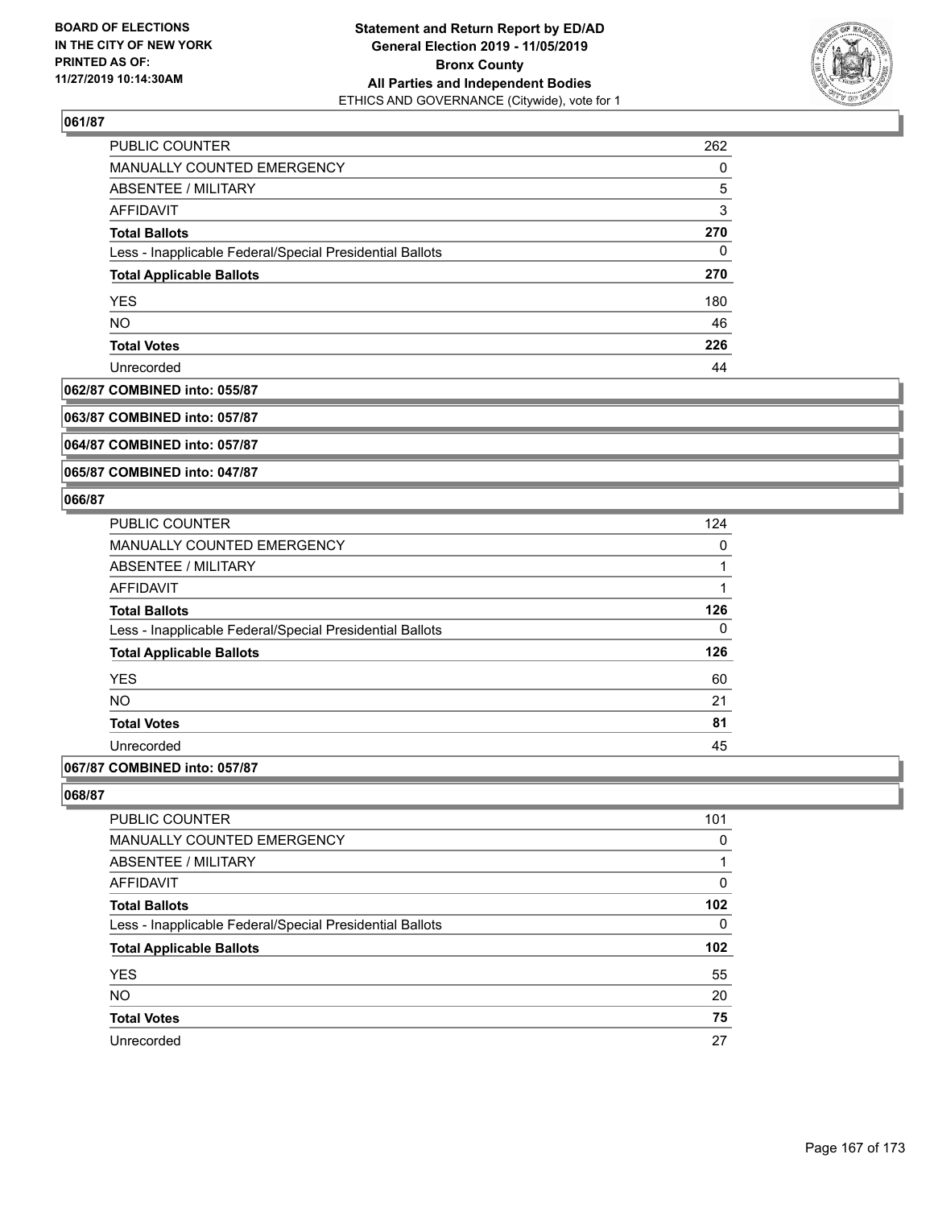### 061/87

| | |
|---|---|
| PUBLIC COUNTER | 262 |
| MANUALLY COUNTED EMERGENCY | 0 |
| ABSENTEE / MILITARY | 5 |
| AFFIDAVIT | 3 |
| **Total Ballots** | **270** |
| Less - Inapplicable Federal/Special Presidential Ballots | 0 |
| **Total Applicable Ballots** | **270** |
| YES | 180 |
| NO | 46 |
| **Total Votes** | **226** |
| Unrecorded | 44 |

### 062/87 COMBINED into: 055/87

### 063/87 COMBINED into: 057/87

### 064/87 COMBINED into: 057/87

### 065/87 COMBINED into: 047/87

### 066/87

| | |
|---|---|
| PUBLIC COUNTER | 124 |
| MANUALLY COUNTED EMERGENCY | 0 |
| ABSENTEE / MILITARY | 1 |
| AFFIDAVIT | 1 |
| **Total Ballots** | **126** |
| Less - Inapplicable Federal/Special Presidential Ballots | 0 |
| **Total Applicable Ballots** | **126** |
| YES | 60 |
| NO | 21 |
| **Total Votes** | **81** |
| Unrecorded | 45 |

### 067/87 COMBINED into: 057/87

### 068/87

| | |
|---|---|
| PUBLIC COUNTER | 101 |
| MANUALLY COUNTED EMERGENCY | 0 |
| ABSENTEE / MILITARY | 1 |
| AFFIDAVIT | 0 |
| **Total Ballots** | **102** |
| Less - Inapplicable Federal/Special Presidential Ballots | 0 |
| **Total Applicable Ballots** | **102** |
| YES | 55 |
| NO | 20 |
| **Total Votes** | **75** |
| Unrecorded | 27 |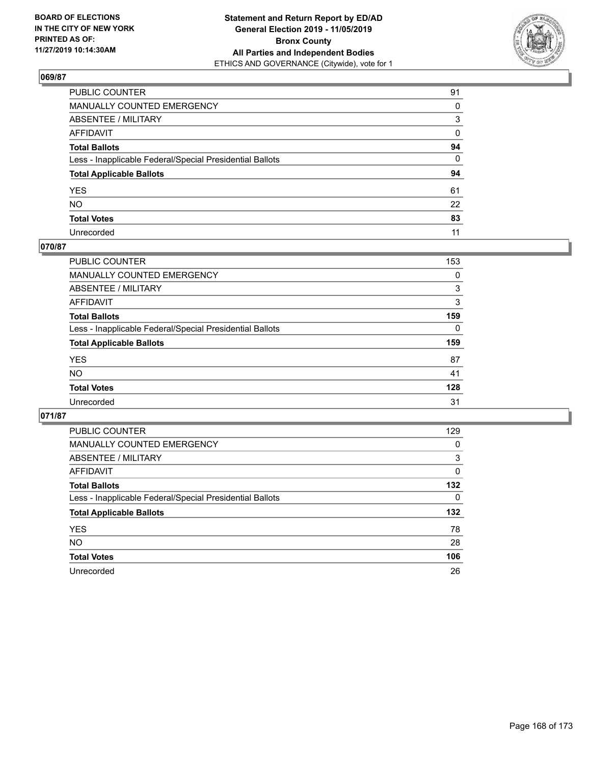## 069/87

| | |
|---|---|
| PUBLIC COUNTER | 91 |
| MANUALLY COUNTED EMERGENCY | 0 |
| ABSENTEE / MILITARY | 3 |
| AFFIDAVIT | 0 |
| **Total Ballots** | **94** |
| Less - Inapplicable Federal/Special Presidential Ballots | 0 |
| **Total Applicable Ballots** | **94** |
| YES | 61 |
| NO | 22 |
| **Total Votes** | **83** |
| Unrecorded | 11 |

## 070/87

| | |
|---|---|
| PUBLIC COUNTER | 153 |
| MANUALLY COUNTED EMERGENCY | 0 |
| ABSENTEE / MILITARY | 3 |
| AFFIDAVIT | 3 |
| **Total Ballots** | **159** |
| Less - Inapplicable Federal/Special Presidential Ballots | 0 |
| **Total Applicable Ballots** | **159** |
| YES | 87 |
| NO | 41 |
| **Total Votes** | **128** |
| Unrecorded | 31 |

## 071/87

| | |
|---|---|
| PUBLIC COUNTER | 129 |
| MANUALLY COUNTED EMERGENCY | 0 |
| ABSENTEE / MILITARY | 3 |
| AFFIDAVIT | 0 |
| **Total Ballots** | **132** |
| Less - Inapplicable Federal/Special Presidential Ballots | 0 |
| **Total Applicable Ballots** | **132** |
| YES | 78 |
| NO | 28 |
| **Total Votes** | **106** |
| Unrecorded | 26 |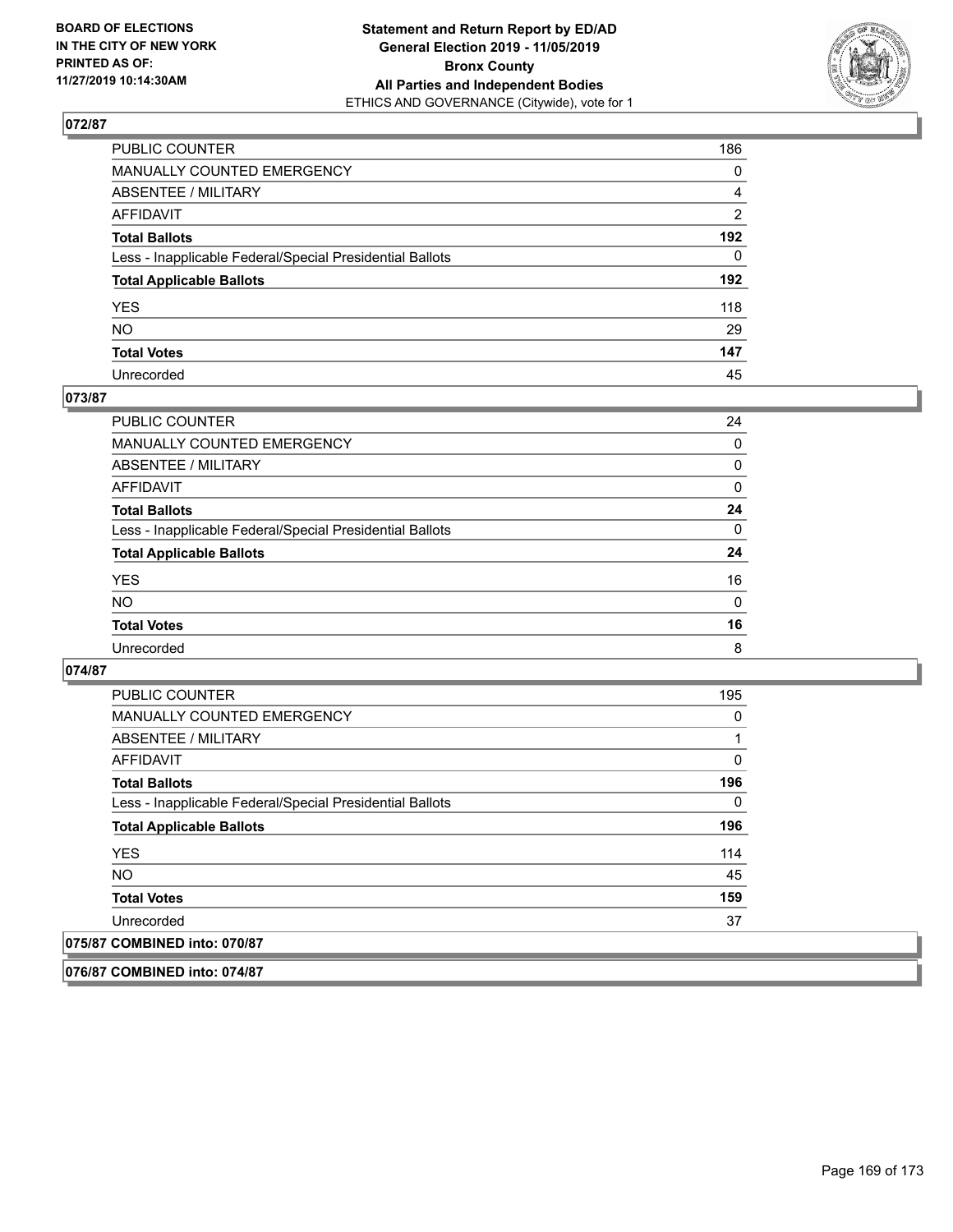**BOARD OF ELECTIONS IN THE CITY OF NEW YORK PRINTED AS OF: 11/27/2019 10:14:30AM**

**Statement and Return Report by ED/AD General Election 2019 - 11/05/2019 Bronx County All Parties and Independent Bodies**

ETHICS AND GOVERNANCE (Citywide), vote for 1

## 072/87

| | |
|---|---|
| PUBLIC COUNTER | 186 |
| MANUALLY COUNTED EMERGENCY | 0 |
| ABSENTEE / MILITARY | 4 |
| AFFIDAVIT | 2 |
| **Total Ballots** | **192** |
| Less - Inapplicable Federal/Special Presidential Ballots | 0 |
| **Total Applicable Ballots** | **192** |
| YES | 118 |
| NO | 29 |
| **Total Votes** | **147** |
| Unrecorded | 45 |

## 073/87

| | |
|---|---|
| PUBLIC COUNTER | 24 |
| MANUALLY COUNTED EMERGENCY | 0 |
| ABSENTEE / MILITARY | 0 |
| AFFIDAVIT | 0 |
| **Total Ballots** | **24** |
| Less - Inapplicable Federal/Special Presidential Ballots | 0 |
| **Total Applicable Ballots** | **24** |
| YES | 16 |
| NO | 0 |
| **Total Votes** | **16** |
| Unrecorded | 8 |

## 074/87

| | |
|---|---|
| PUBLIC COUNTER | 195 |
| MANUALLY COUNTED EMERGENCY | 0 |
| ABSENTEE / MILITARY | 1 |
| AFFIDAVIT | 0 |
| **Total Ballots** | **196** |
| Less - Inapplicable Federal/Special Presidential Ballots | 0 |
| **Total Applicable Ballots** | **196** |
| YES | 114 |
| NO | 45 |
| **Total Votes** | **159** |
| Unrecorded | 37 |

## 075/87 COMBINED into: 070/87

## 076/87 COMBINED into: 074/87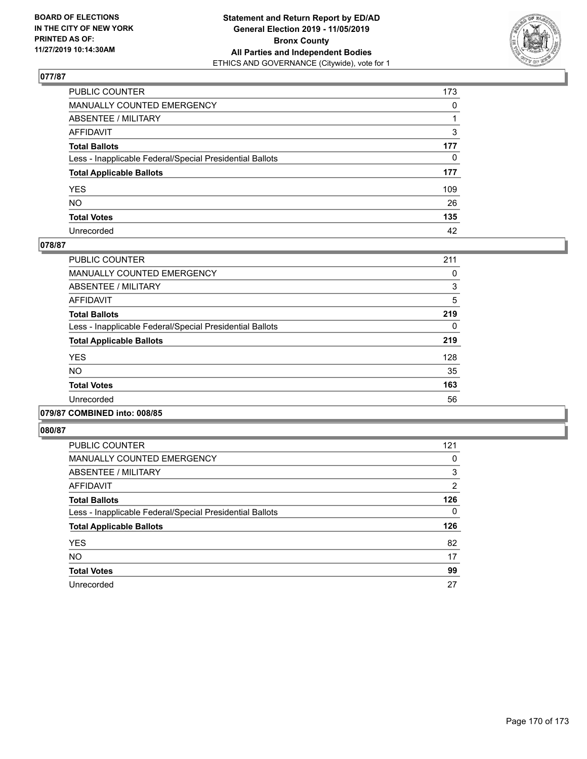### 077/87

| | |
|---|---|
| PUBLIC COUNTER | 173 |
| MANUALLY COUNTED EMERGENCY | 0 |
| ABSENTEE / MILITARY | 1 |
| AFFIDAVIT | 3 |
| **Total Ballots** | **177** |
| Less - Inapplicable Federal/Special Presidential Ballots | 0 |
| **Total Applicable Ballots** | **177** |
| YES | 109 |
| NO | 26 |
| **Total Votes** | **135** |
| Unrecorded | 42 |

### 078/87

| | |
|---|---|
| PUBLIC COUNTER | 211 |
| MANUALLY COUNTED EMERGENCY | 0 |
| ABSENTEE / MILITARY | 3 |
| AFFIDAVIT | 5 |
| **Total Ballots** | **219** |
| Less - Inapplicable Federal/Special Presidential Ballots | 0 |
| **Total Applicable Ballots** | **219** |
| YES | 128 |
| NO | 35 |
| **Total Votes** | **163** |
| Unrecorded | 56 |

### 079/87 COMBINED into: 008/85

### 080/87

| | |
|---|---|
| PUBLIC COUNTER | 121 |
| MANUALLY COUNTED EMERGENCY | 0 |
| ABSENTEE / MILITARY | 3 |
| AFFIDAVIT | 2 |
| **Total Ballots** | **126** |
| Less - Inapplicable Federal/Special Presidential Ballots | 0 |
| **Total Applicable Ballots** | **126** |
| YES | 82 |
| NO | 17 |
| **Total Votes** | **99** |
| Unrecorded | 27 |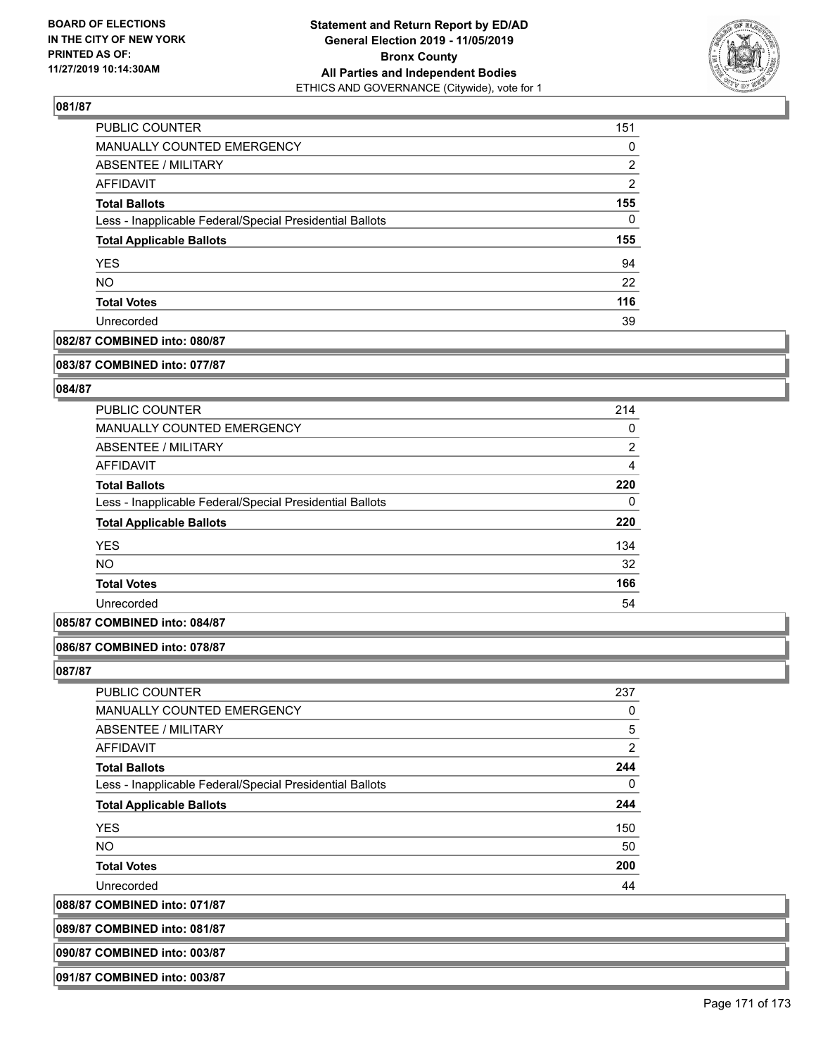## 081/87

| | |
|---|---|
| PUBLIC COUNTER | 151 |
| MANUALLY COUNTED EMERGENCY | 0 |
| ABSENTEE / MILITARY | 2 |
| AFFIDAVIT | 2 |
| **Total Ballots** | **155** |
| Less - Inapplicable Federal/Special Presidential Ballots | 0 |
| **Total Applicable Ballots** | **155** |
| YES | 94 |
| NO | 22 |
| **Total Votes** | **116** |
| Unrecorded | 39 |

## 082/87 COMBINED into: 080/87

## 083/87 COMBINED into: 077/87

## 084/87

| | |
|---|---|
| PUBLIC COUNTER | 214 |
| MANUALLY COUNTED EMERGENCY | 0 |
| ABSENTEE / MILITARY | 2 |
| AFFIDAVIT | 4 |
| **Total Ballots** | **220** |
| Less - Inapplicable Federal/Special Presidential Ballots | 0 |
| **Total Applicable Ballots** | **220** |
| YES | 134 |
| NO | 32 |
| **Total Votes** | **166** |
| Unrecorded | 54 |

## 085/87 COMBINED into: 084/87

## 086/87 COMBINED into: 078/87

## 087/87

| | |
|---|---|
| PUBLIC COUNTER | 237 |
| MANUALLY COUNTED EMERGENCY | 0 |
| ABSENTEE / MILITARY | 5 |
| AFFIDAVIT | 2 |
| **Total Ballots** | **244** |
| Less - Inapplicable Federal/Special Presidential Ballots | 0 |
| **Total Applicable Ballots** | **244** |
| YES | 150 |
| NO | 50 |
| **Total Votes** | **200** |
| Unrecorded | 44 |

## 088/87 COMBINED into: 071/87

## 089/87 COMBINED into: 081/87

## 090/87 COMBINED into: 003/87

## 091/87 COMBINED into: 003/87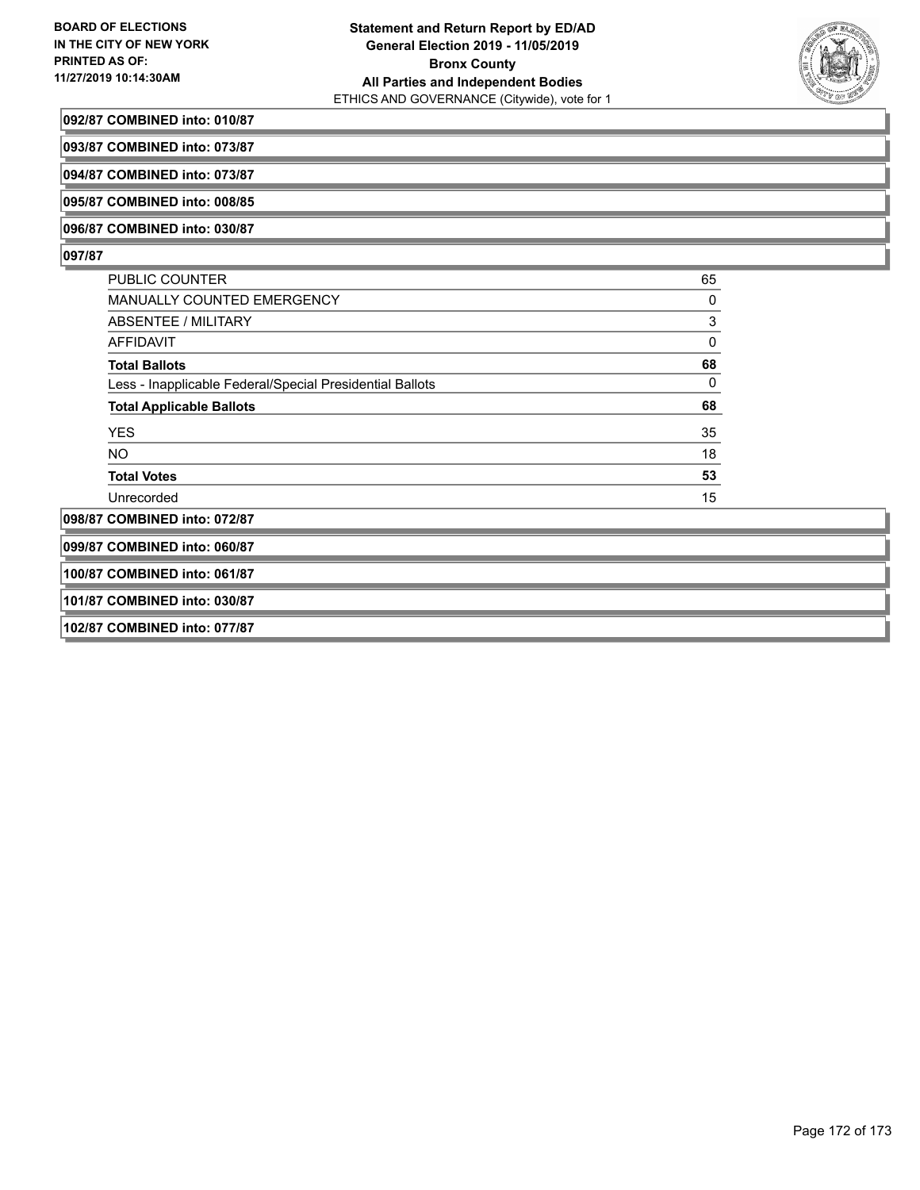**092/87 COMBINED into: 010/87**

**093/87 COMBINED into: 073/87**

**094/87 COMBINED into: 073/87**

**095/87 COMBINED into: 008/85**

**096/87 COMBINED into: 030/87**

**097/87**

| | |
|---|---|
| PUBLIC COUNTER | 65 |
| MANUALLY COUNTED EMERGENCY | 0 |
| ABSENTEE / MILITARY | 3 |
| AFFIDAVIT | 0 |
| **Total Ballots** | **68** |
| Less - Inapplicable Federal/Special Presidential Ballots | 0 |
| **Total Applicable Ballots** | **68** |
| YES | 35 |
| NO | 18 |
| **Total Votes** | **53** |
| Unrecorded | 15 |

**098/87 COMBINED into: 072/87**

**099/87 COMBINED into: 060/87**

**100/87 COMBINED into: 061/87**

**101/87 COMBINED into: 030/87**

**102/87 COMBINED into: 077/87**